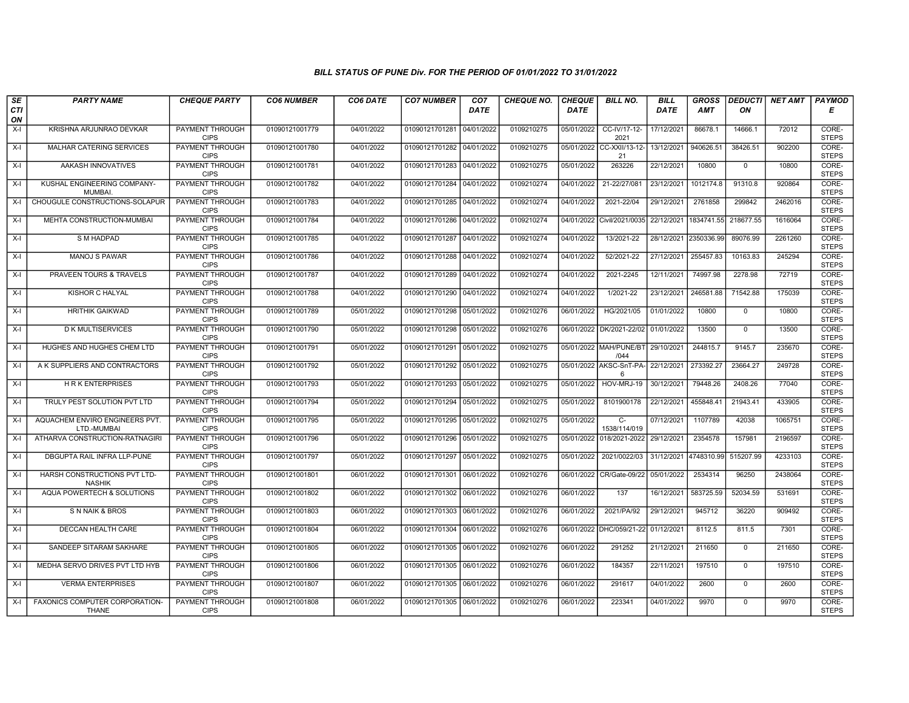# BILL STATUS OF PUNE Div. FOR THE PERIOD OF 01/01/2022 TO 31/01/2022

| SECTION | PARTY NAME | CHEQUE PARTY | CO6 NUMBER | CO6 DATE | CO7 NUMBER | CO7 DATE | CHEQUE NO. | CHEQUE DATE | BILL NO. | BILL DATE | GROSS AMT | DEDUCTION | NET AMT | PAYMODE |
|---|---|---|---|---|---|---|---|---|---|---|---|---|---|---|
| X-I | KRISHNA ARJUNRAO DEVKAR | PAYMENT THROUGH CIPS | 01090121001779 | 04/01/2022 | 01090121701281 | 04/01/2022 | 0109210275 | 05/01/2022 | CC-IV/17-12-2021 | 17/12/2021 | 86678.1 | 14666.1 | 72012 | CORE-STEPS |
| X-I | MALHAR CATERING SERVICES | PAYMENT THROUGH CIPS | 01090121001780 | 04/01/2022 | 01090121701282 | 04/01/2022 | 0109210275 | 05/01/2022 | CC-XXII/13-12-21 | 13/12/2021 | 940626.51 | 38426.51 | 902200 | CORE-STEPS |
| X-I | AAKASH INNOVATIVES | PAYMENT THROUGH CIPS | 01090121001781 | 04/01/2022 | 01090121701283 | 04/01/2022 | 0109210275 | 05/01/2022 | 263226 | 22/12/2021 | 10800 | 0 | 10800 | CORE-STEPS |
| X-I | KUSHAL ENGINEERING COMPANY-MUMBAI. | PAYMENT THROUGH CIPS | 01090121001782 | 04/01/2022 | 01090121701284 | 04/01/2022 | 0109210274 | 04/01/2022 | 21-22/27/081 | 23/12/2021 | 1012174.8 | 91310.8 | 920864 | CORE-STEPS |
| X-I | CHOUGULE CONSTRUCTIONS-SOLAPUR | PAYMENT THROUGH CIPS | 01090121001783 | 04/01/2022 | 01090121701285 | 04/01/2022 | 0109210274 | 04/01/2022 | 2021-22/04 | 29/12/2021 | 2761858 | 299842 | 2462016 | CORE-STEPS |
| X-I | MEHTA CONSTRUCTION-MUMBAI | PAYMENT THROUGH CIPS | 01090121001784 | 04/01/2022 | 01090121701286 | 04/01/2022 | 0109210274 | 04/01/2022 | Civil/2021/0035 | 22/12/2021 | 1834741.55 | 218677.55 | 1616064 | CORE-STEPS |
| X-I | S M HADPAD | PAYMENT THROUGH CIPS | 01090121001785 | 04/01/2022 | 01090121701287 | 04/01/2022 | 0109210274 | 04/01/2022 | 13/2021-22 | 28/12/2021 | 2350336.99 | 89076.99 | 2261260 | CORE-STEPS |
| X-I | MANOJ S PAWAR | PAYMENT THROUGH CIPS | 01090121001786 | 04/01/2022 | 01090121701288 | 04/01/2022 | 0109210274 | 04/01/2022 | 52/2021-22 | 27/12/2021 | 255457.83 | 10163.83 | 245294 | CORE-STEPS |
| X-I | PRAVEEN TOURS & TRAVELS | PAYMENT THROUGH CIPS | 01090121001787 | 04/01/2022 | 01090121701289 | 04/01/2022 | 0109210274 | 04/01/2022 | 2021-2245 | 12/11/2021 | 74997.98 | 2278.98 | 72719 | CORE-STEPS |
| X-I | KISHOR C HALYAL | PAYMENT THROUGH CIPS | 01090121001788 | 04/01/2022 | 01090121701290 | 04/01/2022 | 0109210274 | 04/01/2022 | 1/2021-22 | 23/12/2021 | 246581.88 | 71542.88 | 175039 | CORE-STEPS |
| X-I | HRITHIK GAIKWAD | PAYMENT THROUGH CIPS | 01090121001789 | 05/01/2022 | 01090121701298 | 05/01/2022 | 0109210276 | 06/01/2022 | HG/2021/05 | 01/01/2022 | 10800 | 0 | 10800 | CORE-STEPS |
| X-I | D K MULTISERVICES | PAYMENT THROUGH CIPS | 01090121001790 | 05/01/2022 | 01090121701298 | 05/01/2022 | 0109210276 | 06/01/2022 | DK/2021-22/02 | 01/01/2022 | 13500 | 0 | 13500 | CORE-STEPS |
| X-I | HUGHES AND HUGHES CHEM LTD | PAYMENT THROUGH CIPS | 01090121001791 | 05/01/2022 | 01090121701291 | 05/01/2022 | 0109210275 | 05/01/2022 | MAH/PUNE/BT/044 | 29/10/2021 | 244815.7 | 9145.7 | 235670 | CORE-STEPS |
| X-I | A K SUPPLIERS AND CONTRACTORS | PAYMENT THROUGH CIPS | 01090121001792 | 05/01/2022 | 01090121701292 | 05/01/2022 | 0109210275 | 05/01/2022 | AKSC-SnT-PA-6 | 22/12/2021 | 273392.27 | 23664.27 | 249728 | CORE-STEPS |
| X-I | H R K ENTERPRISES | PAYMENT THROUGH CIPS | 01090121001793 | 05/01/2022 | 01090121701293 | 05/01/2022 | 0109210275 | 05/01/2022 | HOV-MRJ-19 | 30/12/2021 | 79448.26 | 2408.26 | 77040 | CORE-STEPS |
| X-I | TRULY PEST SOLUTION PVT LTD | PAYMENT THROUGH CIPS | 01090121001794 | 05/01/2022 | 01090121701294 | 05/01/2022 | 0109210275 | 05/01/2022 | 8101900178 | 22/12/2021 | 455848.41 | 21943.41 | 433905 | CORE-STEPS |
| X-I | AQUACHEM ENVIRO ENGINEERS PVT. LTD.-MUMBAI | PAYMENT THROUGH CIPS | 01090121001795 | 05/01/2022 | 01090121701295 | 05/01/2022 | 0109210275 | 05/01/2022 | C-1538/114/019 | 07/12/2021 | 1107789 | 42038 | 1065751 | CORE-STEPS |
| X-I | ATHARVA CONSTRUCTION-RATNAGIRI | PAYMENT THROUGH CIPS | 01090121001796 | 05/01/2022 | 01090121701296 | 05/01/2022 | 0109210275 | 05/01/2022 | 018/2021-2022 | 29/12/2021 | 2354578 | 157981 | 2196597 | CORE-STEPS |
| X-I | DBGUPTA RAIL INFRA LLP-PUNE | PAYMENT THROUGH CIPS | 01090121001797 | 05/01/2022 | 01090121701297 | 05/01/2022 | 0109210275 | 05/01/2022 | 2021/0022/03 | 31/12/2021 | 4748310.99 | 515207.99 | 4233103 | CORE-STEPS |
| X-I | HARSH CONSTRUCTIONS PVT LTD-NASHIK | PAYMENT THROUGH CIPS | 01090121001801 | 06/01/2022 | 01090121701301 | 06/01/2022 | 0109210276 | 06/01/2022 | CR/Gate-09/22 | 05/01/2022 | 2534314 | 96250 | 2438064 | CORE-STEPS |
| X-I | AQUA POWERTECH & SOLUTIONS | PAYMENT THROUGH CIPS | 01090121001802 | 06/01/2022 | 01090121701302 | 06/01/2022 | 0109210276 | 06/01/2022 | 137 | 16/12/2021 | 583725.59 | 52034.59 | 531691 | CORE-STEPS |
| X-I | S N NAIK & BROS | PAYMENT THROUGH CIPS | 01090121001803 | 06/01/2022 | 01090121701303 | 06/01/2022 | 0109210276 | 06/01/2022 | 2021/PA/92 | 29/12/2021 | 945712 | 36220 | 909492 | CORE-STEPS |
| X-I | DECCAN HEALTH CARE | PAYMENT THROUGH CIPS | 01090121001804 | 06/01/2022 | 01090121701304 | 06/01/2022 | 0109210276 | 06/01/2022 | DHC/059/21-22 | 01/12/2021 | 8112.5 | 811.5 | 7301 | CORE-STEPS |
| X-I | SANDEEP SITARAM SAKHARE | PAYMENT THROUGH CIPS | 01090121001805 | 06/01/2022 | 01090121701305 | 06/01/2022 | 0109210276 | 06/01/2022 | 291252 | 21/12/2021 | 211650 | 0 | 211650 | CORE-STEPS |
| X-I | MEDHA SERVO DRIVES PVT LTD HYB | PAYMENT THROUGH CIPS | 01090121001806 | 06/01/2022 | 01090121701305 | 06/01/2022 | 0109210276 | 06/01/2022 | 184357 | 22/11/2021 | 197510 | 0 | 197510 | CORE-STEPS |
| X-I | VERMA ENTERPRISES | PAYMENT THROUGH CIPS | 01090121001807 | 06/01/2022 | 01090121701305 | 06/01/2022 | 0109210276 | 06/01/2022 | 291617 | 04/01/2022 | 2600 | 0 | 2600 | CORE-STEPS |
| X-I | FAXONICS COMPUTER CORPORATION-THANE | PAYMENT THROUGH CIPS | 01090121001808 | 06/01/2022 | 01090121701305 | 06/01/2022 | 0109210276 | 06/01/2022 | 223341 | 04/01/2022 | 9970 | 0 | 9970 | CORE-STEPS |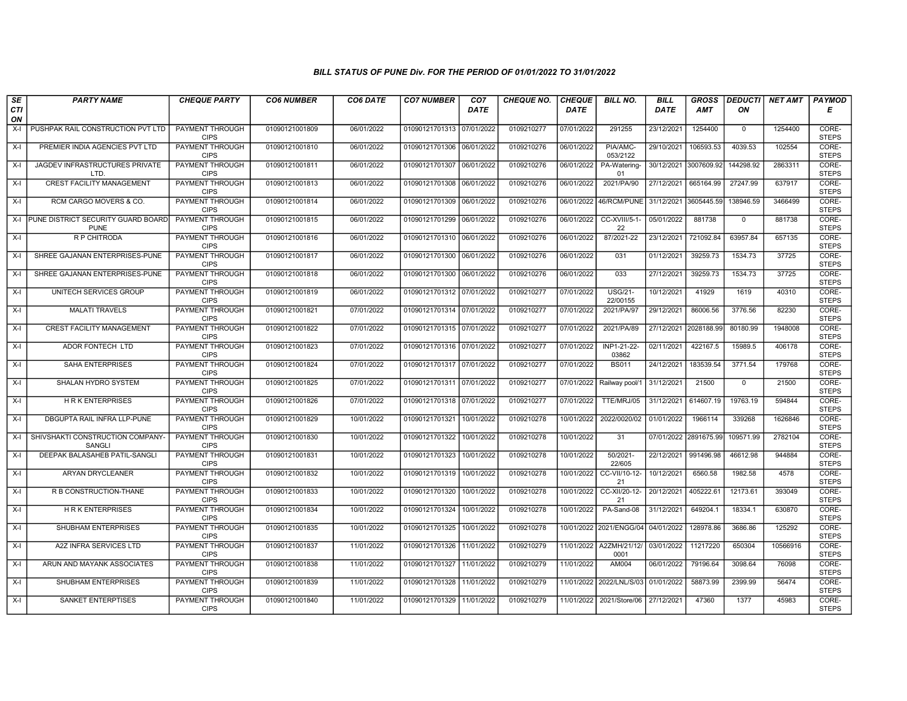# BILL STATUS OF PUNE Div. FOR THE PERIOD OF 01/01/2022 TO 31/01/2022

| SECTION | PARTY NAME | CHEQUE PARTY | CO6 NUMBER | CO6 DATE | CO7 NUMBER | CO7 DATE | CHEQUE NO. | CHEQUE DATE | BILL NO. | BILL DATE | GROSS AMT | DEDUCTION | NET AMT | PAYMODE |
|---|---|---|---|---|---|---|---|---|---|---|---|---|---|---|
| X-I | PUSHPAK RAIL CONSTRUCTION PVT LTD | PAYMENT THROUGH CIPS | 01090121001809 | 06/01/2022 | 01090121701313 | 07/01/2022 | 0109210277 | 07/01/2022 | 291255 | 23/12/2021 | 1254400 | 0 | 1254400 | CORE-STEPS |
| X-I | PREMIER INDIA AGENCIES PVT LTD | PAYMENT THROUGH CIPS | 01090121001810 | 06/01/2022 | 01090121701306 | 06/01/2022 | 0109210276 | 06/01/2022 | PIA/AMC-053/2122 | 29/10/2021 | 106593.53 | 4039.53 | 102554 | CORE-STEPS |
| X-I | JAGDEV INFRASTRUCTURES PRIVATE LTD. | PAYMENT THROUGH CIPS | 01090121001811 | 06/01/2022 | 01090121701307 | 06/01/2022 | 0109210276 | 06/01/2022 | PA-Watering-01 | 30/12/2021 | 3007609.92 | 144298.92 | 2863311 | CORE-STEPS |
| X-I | CREST FACILITY MANAGEMENT | PAYMENT THROUGH CIPS | 01090121001813 | 06/01/2022 | 01090121701308 | 06/01/2022 | 0109210276 | 06/01/2022 | 2021/PA/90 | 27/12/2021 | 665164.99 | 27247.99 | 637917 | CORE-STEPS |
| X-I | RCM CARGO MOVERS & CO. | PAYMENT THROUGH CIPS | 01090121001814 | 06/01/2022 | 01090121701309 | 06/01/2022 | 0109210276 | 06/01/2022 | 46/RCM/PUNE | 31/12/2021 | 3605445.59 | 138946.59 | 3466499 | CORE-STEPS |
| X-I | PUNE DISTRICT SECURITY GUARD BOARD PUNE | PAYMENT THROUGH CIPS | 01090121001815 | 06/01/2022 | 01090121701299 | 06/01/2022 | 0109210276 | 06/01/2022 | CC-XVIII/5-1-22 | 05/01/2022 | 881738 | 0 | 881738 | CORE-STEPS |
| X-I | R P CHITRODA | PAYMENT THROUGH CIPS | 01090121001816 | 06/01/2022 | 01090121701310 | 06/01/2022 | 0109210276 | 06/01/2022 | 87/2021-22 | 23/12/2021 | 721092.84 | 63957.84 | 657135 | CORE-STEPS |
| X-I | SHREE GAJANAN ENTERPRISES-PUNE | PAYMENT THROUGH CIPS | 01090121001817 | 06/01/2022 | 01090121701300 | 06/01/2022 | 0109210276 | 06/01/2022 | 031 | 01/12/2021 | 39259.73 | 1534.73 | 37725 | CORE-STEPS |
| X-I | SHREE GAJANAN ENTERPRISES-PUNE | PAYMENT THROUGH CIPS | 01090121001818 | 06/01/2022 | 01090121701300 | 06/01/2022 | 0109210276 | 06/01/2022 | 033 | 27/12/2021 | 39259.73 | 1534.73 | 37725 | CORE-STEPS |
| X-I | UNITECH SERVICES GROUP | PAYMENT THROUGH CIPS | 01090121001819 | 06/01/2022 | 01090121701312 | 07/01/2022 | 0109210277 | 07/01/2022 | USG/21-22/00155 | 10/12/2021 | 41929 | 1619 | 40310 | CORE-STEPS |
| X-I | MALATI TRAVELS | PAYMENT THROUGH CIPS | 01090121001821 | 07/01/2022 | 01090121701314 | 07/01/2022 | 0109210277 | 07/01/2022 | 2021/PA/97 | 29/12/2021 | 86006.56 | 3776.56 | 82230 | CORE-STEPS |
| X-I | CREST FACILITY MANAGEMENT | PAYMENT THROUGH CIPS | 01090121001822 | 07/01/2022 | 01090121701315 | 07/01/2022 | 0109210277 | 07/01/2022 | 2021/PA/89 | 27/12/2021 | 2028188.99 | 80180.99 | 1948008 | CORE-STEPS |
| X-I | ADOR FONTECH LTD | PAYMENT THROUGH CIPS | 01090121001823 | 07/01/2022 | 01090121701316 | 07/01/2022 | 0109210277 | 07/01/2022 | INP1-21-22-03862 | 02/11/2021 | 422167.5 | 15989.5 | 406178 | CORE-STEPS |
| X-I | SAHA ENTERPRISES | PAYMENT THROUGH CIPS | 01090121001824 | 07/01/2022 | 01090121701317 | 07/01/2022 | 0109210277 | 07/01/2022 | BS011 | 24/12/2021 | 183539.54 | 3771.54 | 179768 | CORE-STEPS |
| X-I | SHALAN HYDRO SYSTEM | PAYMENT THROUGH CIPS | 01090121001825 | 07/01/2022 | 01090121701311 | 07/01/2022 | 0109210277 | 07/01/2022 | Railway pool/1 | 31/12/2021 | 21500 | 0 | 21500 | CORE-STEPS |
| X-I | H R K ENTERPRISES | PAYMENT THROUGH CIPS | 01090121001826 | 07/01/2022 | 01090121701318 | 07/01/2022 | 0109210277 | 07/01/2022 | TTE/MRJ/05 | 31/12/2021 | 614607.19 | 19763.19 | 594844 | CORE-STEPS |
| X-I | DBGUPTA RAIL INFRA LLP-PUNE | PAYMENT THROUGH CIPS | 01090121001829 | 10/01/2022 | 01090121701321 | 10/01/2022 | 0109210278 | 10/01/2022 | 2022/0020/02 | 01/01/2022 | 1966114 | 339268 | 1626846 | CORE-STEPS |
| X-I | SHIVSHAKTI CONSTRUCTION COMPANY-SANGLI | PAYMENT THROUGH CIPS | 01090121001830 | 10/01/2022 | 01090121701322 | 10/01/2022 | 0109210278 | 10/01/2022 | 31 | 07/01/2022 | 2891675.99 | 109571.99 | 2782104 | CORE-STEPS |
| X-I | DEEPAK BALASAHEB PATIL-SANGLI | PAYMENT THROUGH CIPS | 01090121001831 | 10/01/2022 | 01090121701323 | 10/01/2022 | 0109210278 | 10/01/2022 | 50/2021-22/605 | 22/12/2021 | 991496.98 | 46612.98 | 944884 | CORE-STEPS |
| X-I | ARYAN DRYCLEANER | PAYMENT THROUGH CIPS | 01090121001832 | 10/01/2022 | 01090121701319 | 10/01/2022 | 0109210278 | 10/01/2022 | CC-VIII/10-12-21 | 10/12/2021 | 6560.58 | 1982.58 | 4578 | CORE-STEPS |
| X-I | R B CONSTRUCTION-THANE | PAYMENT THROUGH CIPS | 01090121001833 | 10/01/2022 | 01090121701320 | 10/01/2022 | 0109210278 | 10/01/2022 | CC-XII/20-12-21 | 20/12/2021 | 405222.61 | 12173.61 | 393049 | CORE-STEPS |
| X-I | H R K ENTERPRISES | PAYMENT THROUGH CIPS | 01090121001834 | 10/01/2022 | 01090121701324 | 10/01/2022 | 0109210278 | 10/01/2022 | PA-Sand-08 | 31/12/2021 | 649204.1 | 18334.1 | 630870 | CORE-STEPS |
| X-I | SHUBHAM ENTERPRISES | PAYMENT THROUGH CIPS | 01090121001835 | 10/01/2022 | 01090121701325 | 10/01/2022 | 0109210278 | 10/01/2022 | 2021/ENGG/04 | 04/01/2022 | 128978.86 | 3686.86 | 125292 | CORE-STEPS |
| X-I | A2Z INFRA SERVICES LTD | PAYMENT THROUGH CIPS | 01090121001837 | 11/01/2022 | 01090121701326 | 11/01/2022 | 0109210279 | 11/01/2022 | A2ZMH/21/12/0001 | 03/01/2022 | 11217220 | 650304 | 10566916 | CORE-STEPS |
| X-I | ARUN AND MAYANK ASSOCIATES | PAYMENT THROUGH CIPS | 01090121001838 | 11/01/2022 | 01090121701327 | 11/01/2022 | 0109210279 | 11/01/2022 | AM004 | 06/01/2022 | 79196.64 | 3098.64 | 76098 | CORE-STEPS |
| X-I | SHUBHAM ENTERPRISES | PAYMENT THROUGH CIPS | 01090121001839 | 11/01/2022 | 01090121701328 | 11/01/2022 | 0109210279 | 11/01/2022 | 2022/LNL/S/03 | 01/01/2022 | 58873.99 | 2399.99 | 56474 | CORE-STEPS |
| X-I | SANKET ENTERPTISES | PAYMENT THROUGH CIPS | 01090121001840 | 11/01/2022 | 01090121701329 | 11/01/2022 | 0109210279 | 11/01/2022 | 2021/Store/06 | 27/12/2021 | 47360 | 1377 | 45983 | CORE-STEPS |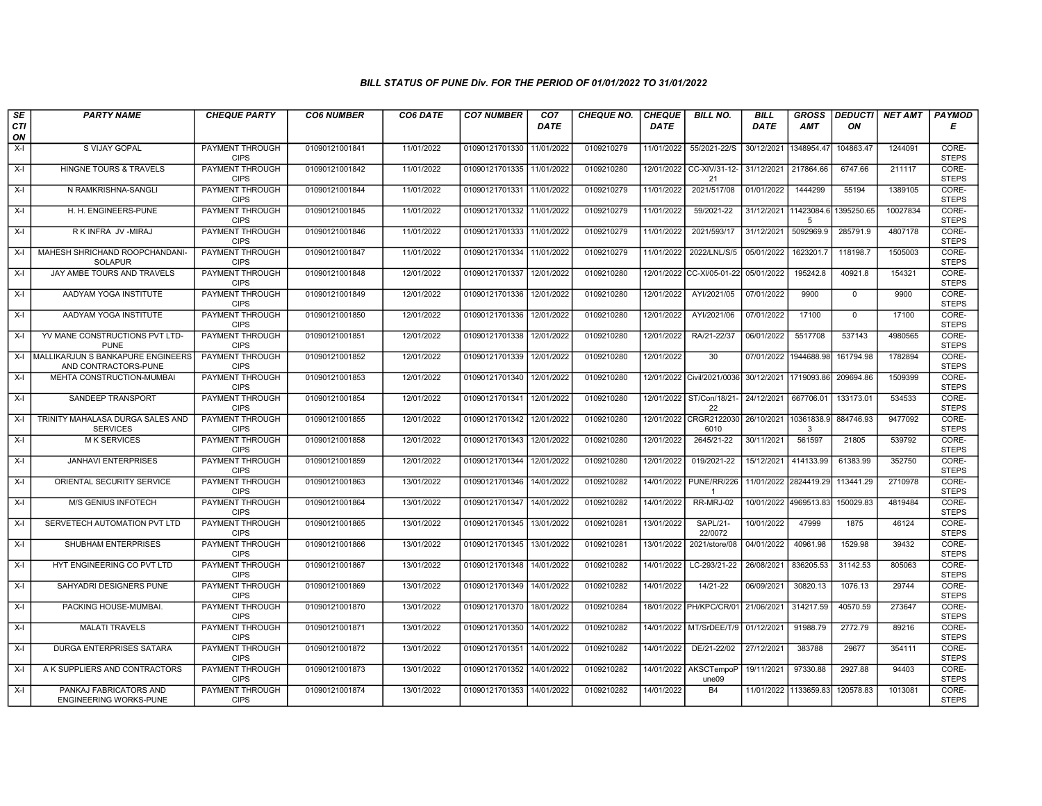*BILL STATUS OF PUNE Div. FOR THE PERIOD OF 01/01/2022 TO 31/01/2022*

| SECTION | PARTY NAME | CHEQUE PARTY | CO6 NUMBER | CO6 DATE | CO7 NUMBER | CO7 DATE | CHEQUE NO. | CHEQUE DATE | BILL NO. | BILL DATE | GROSS AMT | DEDUCTION | NET AMT | PAYMODE |
|---|---|---|---|---|---|---|---|---|---|---|---|---|---|---|
| X-I | S VIJAY GOPAL | PAYMENT THROUGH CIPS | 01090121001841 | 11/01/2022 | 01090121701330 | 11/01/2022 | 0109210279 | 11/01/2022 | 55/2021-22/S | 30/12/2021 | 1348954.47 | 104863.47 | 1244091 | CORE-STEPS |
| X-I | HINGNE TOURS & TRAVELS | PAYMENT THROUGH CIPS | 01090121001842 | 11/01/2022 | 01090121701335 | 11/01/2022 | 0109210280 | 12/01/2022 | CC-XIV/31-12-21 | 31/12/2021 | 217864.66 | 6747.66 | 211117 | CORE-STEPS |
| X-I | N RAMKRISHNA-SANGLI | PAYMENT THROUGH CIPS | 01090121001844 | 11/01/2022 | 01090121701331 | 11/01/2022 | 0109210279 | 11/01/2022 | 2021/517/08 | 01/01/2022 | 1444299 | 55194 | 1389105 | CORE-STEPS |
| X-I | H. H. ENGINEERS-PUNE | PAYMENT THROUGH CIPS | 01090121001845 | 11/01/2022 | 01090121701332 | 11/01/2022 | 0109210279 | 11/01/2022 | 59/2021-22 | 31/12/2021 | 11423084.65 | 1395250.65 | 10027834 | CORE-STEPS |
| X-I | R K INFRA JV -MIRAJ | PAYMENT THROUGH CIPS | 01090121001846 | 11/01/2022 | 01090121701333 | 11/01/2022 | 0109210279 | 11/01/2022 | 2021/593/17 | 31/12/2021 | 5092969.9 | 285791.9 | 4807178 | CORE-STEPS |
| X-I | MAHESH SHRICHAND ROOPCHANDANI-SOLAPUR | PAYMENT THROUGH CIPS | 01090121001847 | 11/01/2022 | 01090121701334 | 11/01/2022 | 0109210279 | 11/01/2022 | 2022/LNL/S/5 | 05/01/2022 | 1623201.7 | 118198.7 | 1505003 | CORE-STEPS |
| X-I | JAY AMBE TOURS AND TRAVELS | PAYMENT THROUGH CIPS | 01090121001848 | 12/01/2022 | 01090121701337 | 12/01/2022 | 0109210280 | 12/01/2022 | CC-XI/05-01-22 | 05/01/2022 | 195242.8 | 40921.8 | 154321 | CORE-STEPS |
| X-I | AADYAM YOGA INSTITUTE | PAYMENT THROUGH CIPS | 01090121001849 | 12/01/2022 | 01090121701336 | 12/01/2022 | 0109210280 | 12/01/2022 | AYI/2021/05 | 07/01/2022 | 9900 | 0 | 9900 | CORE-STEPS |
| X-I | AADYAM YOGA INSTITUTE | PAYMENT THROUGH CIPS | 01090121001850 | 12/01/2022 | 01090121701336 | 12/01/2022 | 0109210280 | 12/01/2022 | AYI/2021/06 | 07/01/2022 | 17100 | 0 | 17100 | CORE-STEPS |
| X-I | YV MANE CONSTRUCTIONS PVT LTD-PUNE | PAYMENT THROUGH CIPS | 01090121001851 | 12/01/2022 | 01090121701338 | 12/01/2022 | 0109210280 | 12/01/2022 | RA/21-22/37 | 06/01/2022 | 5517708 | 537143 | 4980565 | CORE-STEPS |
| X-I | MALLIKARJUN S BANKAPURE ENGINEERS AND CONTRACTORS-PUNE | PAYMENT THROUGH CIPS | 01090121001852 | 12/01/2022 | 01090121701339 | 12/01/2022 | 0109210280 | 12/01/2022 | 30 | 07/01/2022 | 1944688.98 | 161794.98 | 1782894 | CORE-STEPS |
| X-I | MEHTA CONSTRUCTION-MUMBAI | PAYMENT THROUGH CIPS | 01090121001853 | 12/01/2022 | 01090121701340 | 12/01/2022 | 0109210280 | 12/01/2022 | Civil/2021/0036 | 30/12/2021 | 1719093.86 | 209694.86 | 1509399 | CORE-STEPS |
| X-I | SANDEEP TRANSPORT | PAYMENT THROUGH CIPS | 01090121001854 | 12/01/2022 | 01090121701341 | 12/01/2022 | 0109210280 | 12/01/2022 | ST/Con/18/21-22 | 24/12/2021 | 667706.01 | 133173.01 | 534533 | CORE-STEPS |
| X-I | TRINITY MAHALASA DURGA SALES AND SERVICES | PAYMENT THROUGH CIPS | 01090121001855 | 12/01/2022 | 01090121701342 | 12/01/2022 | 0109210280 | 12/01/2022 | CRGR21220306010 | 26/10/2021 | 10361838.93 | 884746.93 | 9477092 | CORE-STEPS |
| X-I | M K SERVICES | PAYMENT THROUGH CIPS | 01090121001858 | 12/01/2022 | 01090121701343 | 12/01/2022 | 0109210280 | 12/01/2022 | 2645/21-22 | 30/11/2021 | 561597 | 21805 | 539792 | CORE-STEPS |
| X-I | JANHAVI ENTERPRISES | PAYMENT THROUGH CIPS | 01090121001859 | 12/01/2022 | 01090121701344 | 12/01/2022 | 0109210280 | 12/01/2022 | 019/2021-22 | 15/12/2021 | 414133.99 | 61383.99 | 352750 | CORE-STEPS |
| X-I | ORIENTAL SECURITY SERVICE | PAYMENT THROUGH CIPS | 01090121001863 | 13/01/2022 | 01090121701346 | 14/01/2022 | 0109210282 | 14/01/2022 | PUNE/RR/2261 | 11/01/2022 | 2824419.29 | 113441.29 | 2710978 | CORE-STEPS |
| X-I | M/S GENIUS INFOTECH | PAYMENT THROUGH CIPS | 01090121001864 | 13/01/2022 | 01090121701347 | 14/01/2022 | 0109210282 | 14/01/2022 | RR-MRJ-02 | 10/01/2022 | 4969513.83 | 150029.83 | 4819484 | CORE-STEPS |
| X-I | SERVETECH AUTOMATION PVT LTD | PAYMENT THROUGH CIPS | 01090121001865 | 13/01/2022 | 01090121701345 | 13/01/2022 | 0109210281 | 13/01/2022 | SAPL/21-22/0072 | 10/01/2022 | 47999 | 1875 | 46124 | CORE-STEPS |
| X-I | SHUBHAM ENTERPRISES | PAYMENT THROUGH CIPS | 01090121001866 | 13/01/2022 | 01090121701345 | 13/01/2022 | 0109210281 | 13/01/2022 | 2021/store/08 | 04/01/2022 | 40961.98 | 1529.98 | 39432 | CORE-STEPS |
| X-I | HYT ENGINEERING CO PVT LTD | PAYMENT THROUGH CIPS | 01090121001867 | 13/01/2022 | 01090121701348 | 14/01/2022 | 0109210282 | 14/01/2022 | LC-293/21-22 | 26/08/2021 | 836205.53 | 31142.53 | 805063 | CORE-STEPS |
| X-I | SAHYADRI DESIGNERS PUNE | PAYMENT THROUGH CIPS | 01090121001869 | 13/01/2022 | 01090121701349 | 14/01/2022 | 0109210282 | 14/01/2022 | 14/21-22 | 06/09/2021 | 30820.13 | 1076.13 | 29744 | CORE-STEPS |
| X-I | PACKING HOUSE-MUMBAI. | PAYMENT THROUGH CIPS | 01090121001870 | 13/01/2022 | 01090121701370 | 18/01/2022 | 0109210284 | 18/01/2022 | PH/KPC/CR/01 | 21/06/2021 | 314217.59 | 40570.59 | 273647 | CORE-STEPS |
| X-I | MALATI TRAVELS | PAYMENT THROUGH CIPS | 01090121001871 | 13/01/2022 | 01090121701350 | 14/01/2022 | 0109210282 | 14/01/2022 | MT/SrDEE/T/9 | 01/12/2021 | 91988.79 | 2772.79 | 89216 | CORE-STEPS |
| X-I | DURGA ENTERPRISES SATARA | PAYMENT THROUGH CIPS | 01090121001872 | 13/01/2022 | 01090121701351 | 14/01/2022 | 0109210282 | 14/01/2022 | DE/21-22/02 | 27/12/2021 | 383788 | 29677 | 354111 | CORE-STEPS |
| X-I | A K SUPPLIERS AND CONTRACTORS | PAYMENT THROUGH CIPS | 01090121001873 | 13/01/2022 | 01090121701352 | 14/01/2022 | 0109210282 | 14/01/2022 | AKSCTempoPune09 | 19/11/2021 | 97330.88 | 2927.88 | 94403 | CORE-STEPS |
| X-I | PANKAJ FABRICATORS AND ENGINEERING WORKS-PUNE | PAYMENT THROUGH CIPS | 01090121001874 | 13/01/2022 | 01090121701353 | 14/01/2022 | 0109210282 | 14/01/2022 | B4 | 11/01/2022 | 1133659.83 | 120578.83 | 1013081 | CORE-STEPS |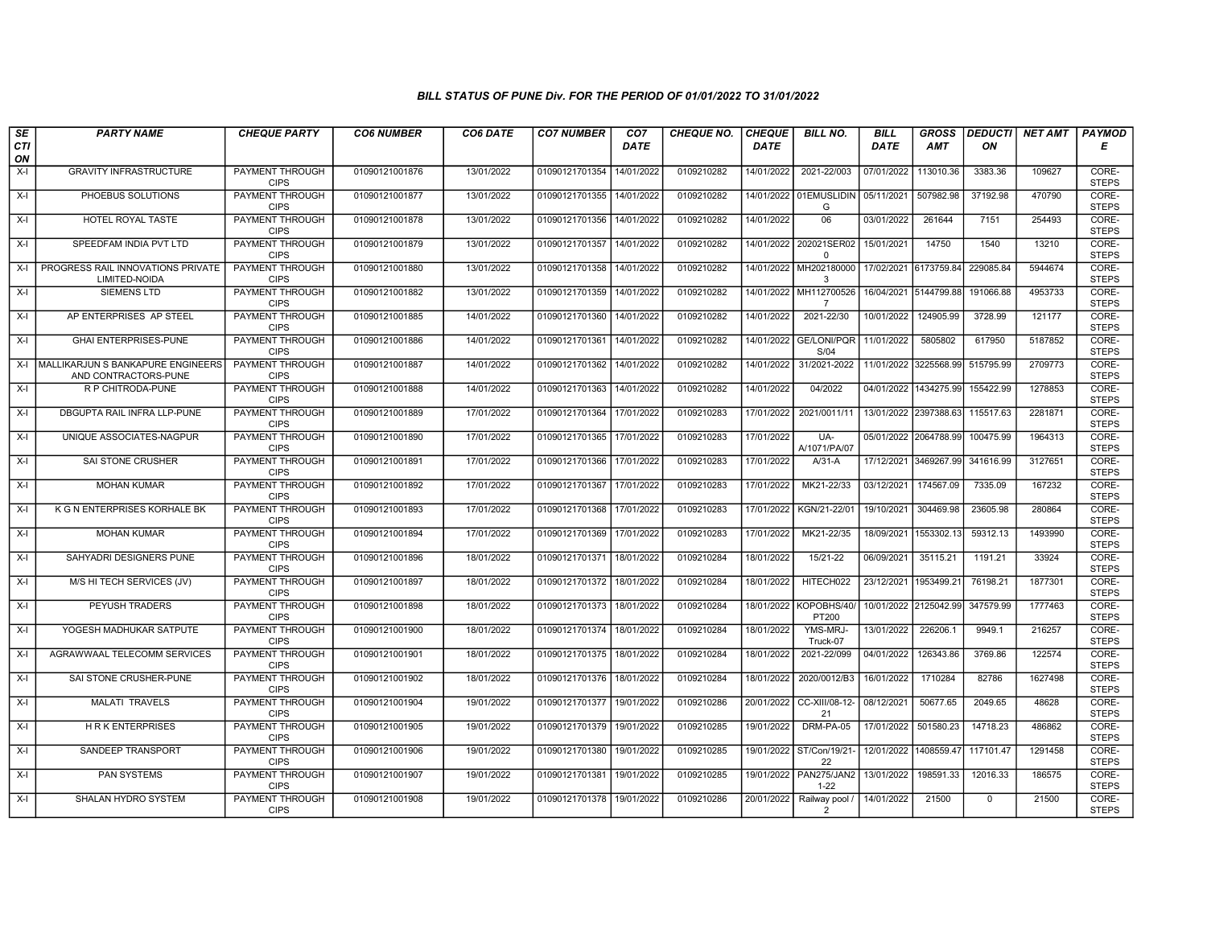# BILL STATUS OF PUNE Div. FOR THE PERIOD OF 01/01/2022 TO 31/01/2022

| SECTION | PARTY NAME | CHEQUE PARTY | CO6 NUMBER | CO6 DATE | CO7 NUMBER | CO7 DATE | CHEQUE NO. | CHEQUE DATE | BILL NO. | BILL DATE | GROSS AMT | DEDUCTION | NET AMT | PAYMODE |
|---|---|---|---|---|---|---|---|---|---|---|---|---|---|---|
| X-I | GRAVITY INFRASTRUCTURE | PAYMENT THROUGH CIPS | 01090121001876 | 13/01/2022 | 01090121701354 | 14/01/2022 | 0109210282 | 14/01/2022 | 2021-22/003 | 07/01/2022 | 113010.36 | 3383.36 | 109627 | CORE-STEPS |
| X-I | PHOEBUS SOLUTIONS | PAYMENT THROUGH CIPS | 01090121001877 | 13/01/2022 | 01090121701355 | 14/01/2022 | 0109210282 | 14/01/2022 | 01EMUSLIDING | 05/11/2021 | 507982.98 | 37192.98 | 470790 | CORE-STEPS |
| X-I | HOTEL ROYAL TASTE | PAYMENT THROUGH CIPS | 01090121001878 | 13/01/2022 | 01090121701356 | 14/01/2022 | 0109210282 | 14/01/2022 | 06 | 03/01/2022 | 261644 | 7151 | 254493 | CORE-STEPS |
| X-I | SPEEDFAM INDIA PVT LTD | PAYMENT THROUGH CIPS | 01090121001879 | 13/01/2022 | 01090121701357 | 14/01/2022 | 0109210282 | 14/01/2022 | 202021SER020 | 15/01/2021 | 14750 | 1540 | 13210 | CORE-STEPS |
| X-I | PROGRESS RAIL INNOVATIONS PRIVATE LIMITED-NOIDA | PAYMENT THROUGH CIPS | 01090121001880 | 13/01/2022 | 01090121701358 | 14/01/2022 | 0109210282 | 14/01/2022 | MH2021800003 | 17/02/2021 | 6173759.84 | 229085.84 | 5944674 | CORE-STEPS |
| X-I | SIEMENS LTD | PAYMENT THROUGH CIPS | 01090121001882 | 13/01/2022 | 01090121701359 | 14/01/2022 | 0109210282 | 14/01/2022 | MH1127005267 | 16/04/2021 | 5144799.88 | 191066.88 | 4953733 | CORE-STEPS |
| X-I | AP ENTERPRISES AP STEEL | PAYMENT THROUGH CIPS | 01090121001885 | 14/01/2022 | 01090121701360 | 14/01/2022 | 0109210282 | 14/01/2022 | 2021-22/30 | 10/01/2022 | 124905.99 | 3728.99 | 121177 | CORE-STEPS |
| X-I | GHAI ENTERPRISES-PUNE | PAYMENT THROUGH CIPS | 01090121001886 | 14/01/2022 | 01090121701361 | 14/01/2022 | 0109210282 | 14/01/2022 | GE/LONI/PQRS/04 | 11/01/2022 | 5805802 | 617950 | 5187852 | CORE-STEPS |
| X-I | MALLIKARJUN S BANKAPURE ENGINEERS AND CONTRACTORS-PUNE | PAYMENT THROUGH CIPS | 01090121001887 | 14/01/2022 | 01090121701362 | 14/01/2022 | 0109210282 | 14/01/2022 | 31/2021-2022 | 11/01/2022 | 3225568.99 | 515795.99 | 2709773 | CORE-STEPS |
| X-I | R P CHITRODA-PUNE | PAYMENT THROUGH CIPS | 01090121001888 | 14/01/2022 | 01090121701363 | 14/01/2022 | 0109210282 | 14/01/2022 | 04/2022 | 04/01/2022 | 1434275.99 | 155422.99 | 1278853 | CORE-STEPS |
| X-I | DBGUPTA RAIL INFRA LLP-PUNE | PAYMENT THROUGH CIPS | 01090121001889 | 17/01/2022 | 01090121701364 | 17/01/2022 | 0109210283 | 17/01/2022 | 2021/0011/11 | 13/01/2022 | 2397388.63 | 115517.63 | 2281871 | CORE-STEPS |
| X-I | UNIQUE ASSOCIATES-NAGPUR | PAYMENT THROUGH CIPS | 01090121001890 | 17/01/2022 | 01090121701365 | 17/01/2022 | 0109210283 | 17/01/2022 | UA-A/1071/PA/07 | 05/01/2022 | 2064788.99 | 100475.99 | 1964313 | CORE-STEPS |
| X-I | SAI STONE CRUSHER | PAYMENT THROUGH CIPS | 01090121001891 | 17/01/2022 | 01090121701366 | 17/01/2022 | 0109210283 | 17/01/2022 | A/31-A | 17/12/2021 | 3469267.99 | 341616.99 | 3127651 | CORE-STEPS |
| X-I | MOHAN KUMAR | PAYMENT THROUGH CIPS | 01090121001892 | 17/01/2022 | 01090121701367 | 17/01/2022 | 0109210283 | 17/01/2022 | MK21-22/33 | 03/12/2021 | 174567.09 | 7335.09 | 167232 | CORE-STEPS |
| X-I | K G N ENTERPRISES KORHALE BK | PAYMENT THROUGH CIPS | 01090121001893 | 17/01/2022 | 01090121701368 | 17/01/2022 | 0109210283 | 17/01/2022 | KGN/21-22/01 | 19/10/2021 | 304469.98 | 23605.98 | 280864 | CORE-STEPS |
| X-I | MOHAN KUMAR | PAYMENT THROUGH CIPS | 01090121001894 | 17/01/2022 | 01090121701369 | 17/01/2022 | 0109210283 | 17/01/2022 | MK21-22/35 | 18/09/2021 | 1553302.13 | 59312.13 | 1493990 | CORE-STEPS |
| X-I | SAHYADRI DESIGNERS PUNE | PAYMENT THROUGH CIPS | 01090121001896 | 18/01/2022 | 01090121701371 | 18/01/2022 | 0109210284 | 18/01/2022 | 15/21-22 | 06/09/2021 | 35115.21 | 1191.21 | 33924 | CORE-STEPS |
| X-I | M/S HI TECH SERVICES (JV) | PAYMENT THROUGH CIPS | 01090121001897 | 18/01/2022 | 01090121701372 | 18/01/2022 | 0109210284 | 18/01/2022 | HITECH022 | 23/12/2021 | 1953499.21 | 76198.21 | 1877301 | CORE-STEPS |
| X-I | PEYUSH TRADERS | PAYMENT THROUGH CIPS | 01090121001898 | 18/01/2022 | 01090121701373 | 18/01/2022 | 0109210284 | 18/01/2022 | KOPOBHS/40/PT200 | 10/01/2022 | 2125042.99 | 347579.99 | 1777463 | CORE-STEPS |
| X-I | YOGESH MADHUKAR SATPUTE | PAYMENT THROUGH CIPS | 01090121001900 | 18/01/2022 | 01090121701374 | 18/01/2022 | 0109210284 | 18/01/2022 | YMS-MRJ-Truck-07 | 13/01/2022 | 226206.1 | 9949.1 | 216257 | CORE-STEPS |
| X-I | AGRAWWAAL TELECOMM SERVICES | PAYMENT THROUGH CIPS | 01090121001901 | 18/01/2022 | 01090121701375 | 18/01/2022 | 0109210284 | 18/01/2022 | 2021-22/099 | 04/01/2022 | 126343.86 | 3769.86 | 122574 | CORE-STEPS |
| X-I | SAI STONE CRUSHER-PUNE | PAYMENT THROUGH CIPS | 01090121001902 | 18/01/2022 | 01090121701376 | 18/01/2022 | 0109210284 | 18/01/2022 | 2020/0012/B3 | 16/01/2022 | 1710284 | 82786 | 1627498 | CORE-STEPS |
| X-I | MALATI TRAVELS | PAYMENT THROUGH CIPS | 01090121001904 | 19/01/2022 | 01090121701377 | 19/01/2022 | 0109210286 | 20/01/2022 | CC-XIII/08-12-21 | 08/12/2021 | 50677.65 | 2049.65 | 48628 | CORE-STEPS |
| X-I | H R K ENTERPRISES | PAYMENT THROUGH CIPS | 01090121001905 | 19/01/2022 | 01090121701379 | 19/01/2022 | 0109210285 | 19/01/2022 | DRM-PA-05 | 17/01/2022 | 501580.23 | 14718.23 | 486862 | CORE-STEPS |
| X-I | SANDEEP TRANSPORT | PAYMENT THROUGH CIPS | 01090121001906 | 19/01/2022 | 01090121701380 | 19/01/2022 | 0109210285 | 19/01/2022 | ST/Con/19/21-22 | 12/01/2022 | 1408559.47 | 117101.47 | 1291458 | CORE-STEPS |
| X-I | PAN SYSTEMS | PAYMENT THROUGH CIPS | 01090121001907 | 19/01/2022 | 01090121701381 | 19/01/2022 | 0109210285 | 19/01/2022 | PAN275/JAN21-22 | 13/01/2022 | 198591.33 | 12016.33 | 186575 | CORE-STEPS |
| X-I | SHALAN HYDRO SYSTEM | PAYMENT THROUGH CIPS | 01090121001908 | 19/01/2022 | 01090121701378 | 19/01/2022 | 0109210286 | 20/01/2022 | Railway pool / 2 | 14/01/2022 | 21500 | 0 | 21500 | CORE-STEPS |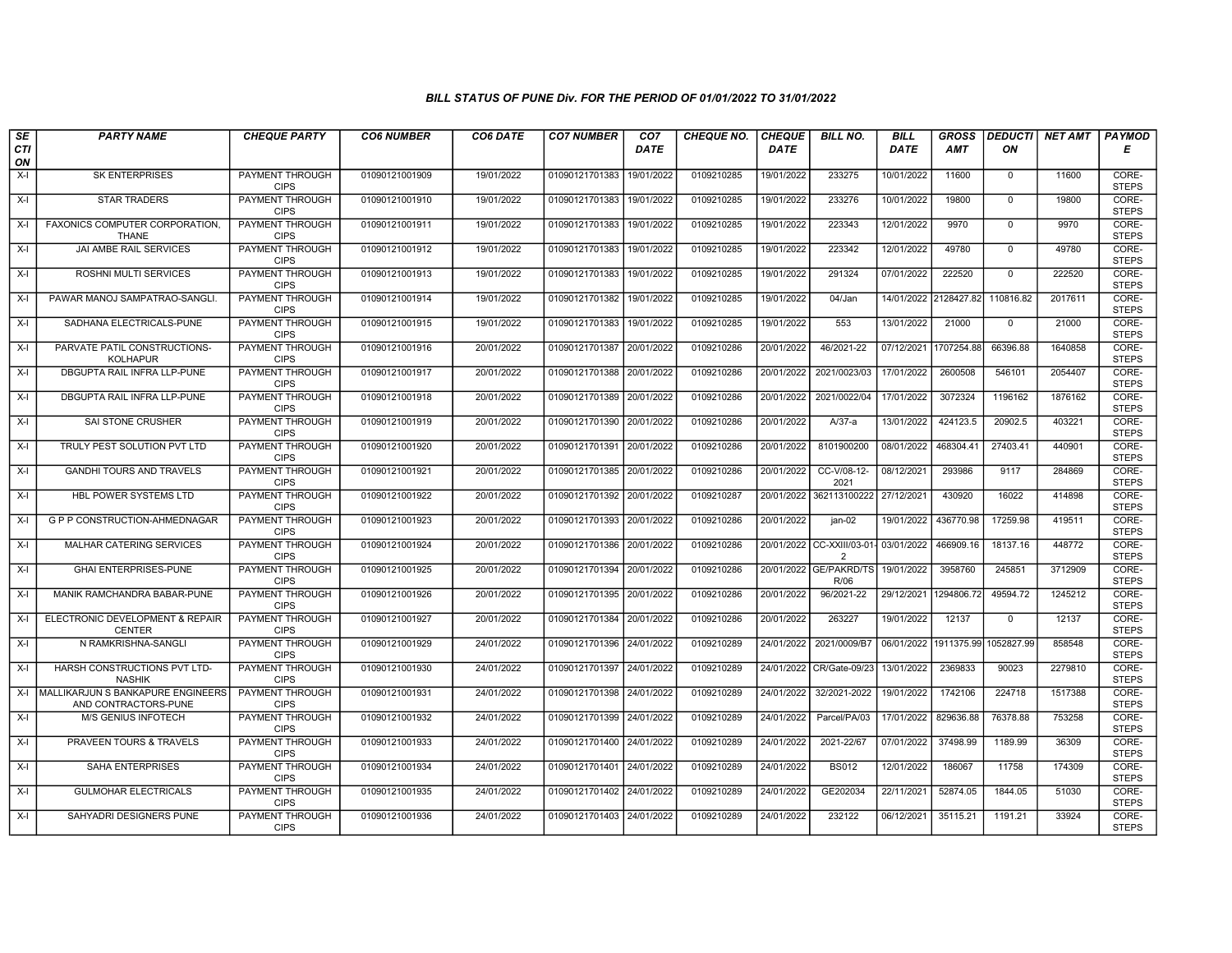## BILL STATUS OF PUNE Div. FOR THE PERIOD OF 01/01/2022 TO 31/01/2022

| SECTION | PARTY NAME | CHEQUE PARTY | CO6 NUMBER | CO6 DATE | CO7 NUMBER | CO7 DATE | CHEQUE NO. | CHEQUE DATE | BILL NO. | BILL DATE | GROSS AMT | DEDUCTION | NET AMT | PAYMODE |
|---|---|---|---|---|---|---|---|---|---|---|---|---|---|---|
| X-I | SK ENTERPRISES | PAYMENT THROUGH CIPS | 01090121001909 | 19/01/2022 | 01090121701383 | 19/01/2022 | 0109210285 | 19/01/2022 | 233275 | 10/01/2022 | 11600 | 0 | 11600 | CORE-STEPS |
| X-I | STAR TRADERS | PAYMENT THROUGH CIPS | 01090121001910 | 19/01/2022 | 01090121701383 | 19/01/2022 | 0109210285 | 19/01/2022 | 233276 | 10/01/2022 | 19800 | 0 | 19800 | CORE-STEPS |
| X-I | FAXONICS COMPUTER CORPORATION, THANE | PAYMENT THROUGH CIPS | 01090121001911 | 19/01/2022 | 01090121701383 | 19/01/2022 | 0109210285 | 19/01/2022 | 223343 | 12/01/2022 | 9970 | 0 | 9970 | CORE-STEPS |
| X-I | JAI AMBE RAIL SERVICES | PAYMENT THROUGH CIPS | 01090121001912 | 19/01/2022 | 01090121701383 | 19/01/2022 | 0109210285 | 19/01/2022 | 223342 | 12/01/2022 | 49780 | 0 | 49780 | CORE-STEPS |
| X-I | ROSHNI MULTI SERVICES | PAYMENT THROUGH CIPS | 01090121001913 | 19/01/2022 | 01090121701383 | 19/01/2022 | 0109210285 | 19/01/2022 | 291324 | 07/01/2022 | 222520 | 0 | 222520 | CORE-STEPS |
| X-I | PAWAR MANOJ SAMPATRAO-SANGLI. | PAYMENT THROUGH CIPS | 01090121001914 | 19/01/2022 | 01090121701382 | 19/01/2022 | 0109210285 | 19/01/2022 | 04/Jan | 14/01/2022 | 2128427.82 | 110816.82 | 2017611 | CORE-STEPS |
| X-I | SADHANA ELECTRICALS-PUNE | PAYMENT THROUGH CIPS | 01090121001915 | 19/01/2022 | 01090121701383 | 19/01/2022 | 0109210285 | 19/01/2022 | 553 | 13/01/2022 | 21000 | 0 | 21000 | CORE-STEPS |
| X-I | PARVATE PATIL CONSTRUCTIONS-KOLHAPUR | PAYMENT THROUGH CIPS | 01090121001916 | 20/01/2022 | 01090121701387 | 20/01/2022 | 0109210286 | 20/01/2022 | 46/2021-22 | 07/12/2021 | 1707254.88 | 66396.88 | 1640858 | CORE-STEPS |
| X-I | DBGUPTA RAIL INFRA LLP-PUNE | PAYMENT THROUGH CIPS | 01090121001917 | 20/01/2022 | 01090121701388 | 20/01/2022 | 0109210286 | 20/01/2022 | 2021/0023/03 | 17/01/2022 | 2600508 | 546101 | 2054407 | CORE-STEPS |
| X-I | DBGUPTA RAIL INFRA LLP-PUNE | PAYMENT THROUGH CIPS | 01090121001918 | 20/01/2022 | 01090121701389 | 20/01/2022 | 0109210286 | 20/01/2022 | 2021/0022/04 | 17/01/2022 | 3072324 | 1196162 | 1876162 | CORE-STEPS |
| X-I | SAI STONE CRUSHER | PAYMENT THROUGH CIPS | 01090121001919 | 20/01/2022 | 01090121701390 | 20/01/2022 | 0109210286 | 20/01/2022 | A/37-a | 13/01/2022 | 424123.5 | 20902.5 | 403221 | CORE-STEPS |
| X-I | TRULY PEST SOLUTION PVT LTD | PAYMENT THROUGH CIPS | 01090121001920 | 20/01/2022 | 01090121701391 | 20/01/2022 | 0109210286 | 20/01/2022 | 8101900200 | 08/01/2022 | 468304.41 | 27403.41 | 440901 | CORE-STEPS |
| X-I | GANDHI TOURS AND TRAVELS | PAYMENT THROUGH CIPS | 01090121001921 | 20/01/2022 | 01090121701385 | 20/01/2022 | 0109210286 | 20/01/2022 | CC-V/08-12-2021 | 08/12/2021 | 293986 | 9117 | 284869 | CORE-STEPS |
| X-I | HBL POWER SYSTEMS LTD | PAYMENT THROUGH CIPS | 01090121001922 | 20/01/2022 | 01090121701392 | 20/01/2022 | 0109210287 | 20/01/2022 | 362113100222 | 27/12/2021 | 430920 | 16022 | 414898 | CORE-STEPS |
| X-I | G P P CONSTRUCTION-AHMEDNAGAR | PAYMENT THROUGH CIPS | 01090121001923 | 20/01/2022 | 01090121701393 | 20/01/2022 | 0109210286 | 20/01/2022 | jan-02 | 19/01/2022 | 436770.98 | 17259.98 | 419511 | CORE-STEPS |
| X-I | MALHAR CATERING SERVICES | PAYMENT THROUGH CIPS | 01090121001924 | 20/01/2022 | 01090121701386 | 20/01/2022 | 0109210286 | 20/01/2022 | CC-XXIII/03-01-2 | 03/01/2022 | 466909.16 | 18137.16 | 448772 | CORE-STEPS |
| X-I | GHAI ENTERPRISES-PUNE | PAYMENT THROUGH CIPS | 01090121001925 | 20/01/2022 | 01090121701394 | 20/01/2022 | 0109210286 | 20/01/2022 | GE/PAKRD/TSR/06 | 19/01/2022 | 3958760 | 245851 | 3712909 | CORE-STEPS |
| X-I | MANIK RAMCHANDRA BABAR-PUNE | PAYMENT THROUGH CIPS | 01090121001926 | 20/01/2022 | 01090121701395 | 20/01/2022 | 0109210286 | 20/01/2022 | 96/2021-22 | 29/12/2021 | 1294806.72 | 49594.72 | 1245212 | CORE-STEPS |
| X-I | ELECTRONIC DEVELOPMENT & REPAIR CENTER | PAYMENT THROUGH CIPS | 01090121001927 | 20/01/2022 | 01090121701384 | 20/01/2022 | 0109210286 | 20/01/2022 | 263227 | 19/01/2022 | 12137 | 0 | 12137 | CORE-STEPS |
| X-I | N RAMKRISHNA-SANGLI | PAYMENT THROUGH CIPS | 01090121001929 | 24/01/2022 | 01090121701396 | 24/01/2022 | 0109210289 | 24/01/2022 | 2021/0009/B7 | 06/01/2022 | 1911375.99 | 1052827.99 | 858548 | CORE-STEPS |
| X-I | HARSH CONSTRUCTIONS PVT LTD-NASHIK | PAYMENT THROUGH CIPS | 01090121001930 | 24/01/2022 | 01090121701397 | 24/01/2022 | 0109210289 | 24/01/2022 | CR/Gate-09/23 | 13/01/2022 | 2369833 | 90023 | 2279810 | CORE-STEPS |
| X-I | MALLIKARJUN S BANKAPURE ENGINEERS AND CONTRACTORS-PUNE | PAYMENT THROUGH CIPS | 01090121001931 | 24/01/2022 | 01090121701398 | 24/01/2022 | 0109210289 | 24/01/2022 | 32/2021-2022 | 19/01/2022 | 1742106 | 224718 | 1517388 | CORE-STEPS |
| X-I | M/S GENIUS INFOTECH | PAYMENT THROUGH CIPS | 01090121001932 | 24/01/2022 | 01090121701399 | 24/01/2022 | 0109210289 | 24/01/2022 | Parcel/PA/03 | 17/01/2022 | 829636.88 | 76378.88 | 753258 | CORE-STEPS |
| X-I | PRAVEEN TOURS & TRAVELS | PAYMENT THROUGH CIPS | 01090121001933 | 24/01/2022 | 01090121701400 | 24/01/2022 | 0109210289 | 24/01/2022 | 2021-22/67 | 07/01/2022 | 37498.99 | 1189.99 | 36309 | CORE-STEPS |
| X-I | SAHA ENTERPRISES | PAYMENT THROUGH CIPS | 01090121001934 | 24/01/2022 | 01090121701401 | 24/01/2022 | 0109210289 | 24/01/2022 | BS012 | 12/01/2022 | 186067 | 11758 | 174309 | CORE-STEPS |
| X-I | GULMOHAR ELECTRICALS | PAYMENT THROUGH CIPS | 01090121001935 | 24/01/2022 | 01090121701402 | 24/01/2022 | 0109210289 | 24/01/2022 | GE202034 | 22/11/2021 | 52874.05 | 1844.05 | 51030 | CORE-STEPS |
| X-I | SAHYADRI DESIGNERS PUNE | PAYMENT THROUGH CIPS | 01090121001936 | 24/01/2022 | 01090121701403 | 24/01/2022 | 0109210289 | 24/01/2022 | 232122 | 06/12/2021 | 35115.21 | 1191.21 | 33924 | CORE-STEPS |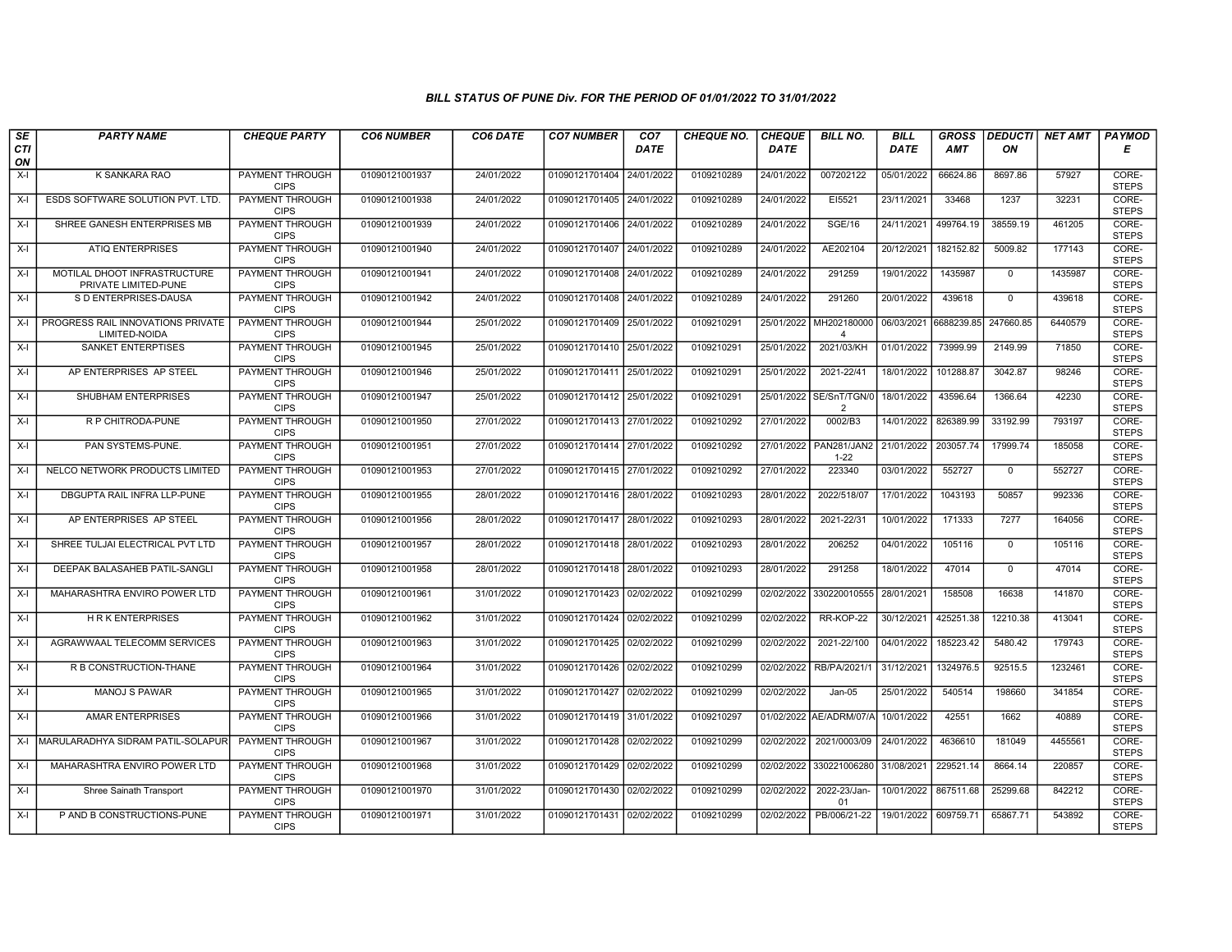# BILL STATUS OF PUNE Div. FOR THE PERIOD OF 01/01/2022 TO 31/01/2022

| SECTION | PARTY NAME | CHEQUE PARTY | CO6 NUMBER | CO6 DATE | CO7 NUMBER | CO7 DATE | CHEQUE NO. | CHEQUE DATE | BILL NO. | BILL DATE | GROSS AMT | DEDUCTION | NET AMT | PAYMODE |
|---|---|---|---|---|---|---|---|---|---|---|---|---|---|---|
| X-I | K SANKARA RAO | PAYMENT THROUGH CIPS | 01090121001937 | 24/01/2022 | 01090121701404 | 24/01/2022 | 0109210289 | 24/01/2022 | 007202122 | 05/01/2022 | 66624.86 | 8697.86 | 57927 | CORE-STEPS |
| X-I | ESDS SOFTWARE SOLUTION PVT. LTD. | PAYMENT THROUGH CIPS | 01090121001938 | 24/01/2022 | 01090121701405 | 24/01/2022 | 0109210289 | 24/01/2022 | EI5521 | 23/11/2021 | 33468 | 1237 | 32231 | CORE-STEPS |
| X-I | SHREE GANESH ENTERPRISES MB | PAYMENT THROUGH CIPS | 01090121001939 | 24/01/2022 | 01090121701406 | 24/01/2022 | 0109210289 | 24/01/2022 | SGE/16 | 24/11/2021 | 499764.19 | 38559.19 | 461205 | CORE-STEPS |
| X-I | ATIQ ENTERPRISES | PAYMENT THROUGH CIPS | 01090121001940 | 24/01/2022 | 01090121701407 | 24/01/2022 | 0109210289 | 24/01/2022 | AE202104 | 20/12/2021 | 182152.82 | 5009.82 | 177143 | CORE-STEPS |
| X-I | MOTILAL DHOOT INFRASTRUCTURE PRIVATE LIMITED-PUNE | PAYMENT THROUGH CIPS | 01090121001941 | 24/01/2022 | 01090121701408 | 24/01/2022 | 0109210289 | 24/01/2022 | 291259 | 19/01/2022 | 1435987 | 0 | 1435987 | CORE-STEPS |
| X-I | S D ENTERPRISES-DAUSA | PAYMENT THROUGH CIPS | 01090121001942 | 24/01/2022 | 01090121701408 | 24/01/2022 | 0109210289 | 24/01/2022 | 291260 | 20/01/2022 | 439618 | 0 | 439618 | CORE-STEPS |
| X-I | PROGRESS RAIL INNOVATIONS PRIVATE LIMITED-NOIDA | PAYMENT THROUGH CIPS | 01090121001944 | 25/01/2022 | 01090121701409 | 25/01/2022 | 0109210291 | 25/01/2022 | MH2021800004 | 06/03/2021 | 6688239.85 | 247660.85 | 6440579 | CORE-STEPS |
| X-I | SANKET ENTERPTISES | PAYMENT THROUGH CIPS | 01090121001945 | 25/01/2022 | 01090121701410 | 25/01/2022 | 0109210291 | 25/01/2022 | 2021/03/KH | 01/01/2022 | 73999.99 | 2149.99 | 71850 | CORE-STEPS |
| X-I | AP ENTERPRISES AP STEEL | PAYMENT THROUGH CIPS | 01090121001946 | 25/01/2022 | 01090121701411 | 25/01/2022 | 0109210291 | 25/01/2022 | 2021-22/41 | 18/01/2022 | 101288.87 | 3042.87 | 98246 | CORE-STEPS |
| X-I | SHUBHAM ENTERPRISES | PAYMENT THROUGH CIPS | 01090121001947 | 25/01/2022 | 01090121701412 | 25/01/2022 | 0109210291 | 25/01/2022 | SE/SnT/TGN/02 | 18/01/2022 | 43596.64 | 1366.64 | 42230 | CORE-STEPS |
| X-I | R P CHITRODA-PUNE | PAYMENT THROUGH CIPS | 01090121001950 | 27/01/2022 | 01090121701413 | 27/01/2022 | 0109210292 | 27/01/2022 | 0002/B3 | 14/01/2022 | 826389.99 | 33192.99 | 793197 | CORE-STEPS |
| X-I | PAN SYSTEMS-PUNE. | PAYMENT THROUGH CIPS | 01090121001951 | 27/01/2022 | 01090121701414 | 27/01/2022 | 0109210292 | 27/01/2022 | PAN281/JAN21-22 | 21/01/2022 | 203057.74 | 17999.74 | 185058 | CORE-STEPS |
| X-I | NELCO NETWORK PRODUCTS LIMITED | PAYMENT THROUGH CIPS | 01090121001953 | 27/01/2022 | 01090121701415 | 27/01/2022 | 0109210292 | 27/01/2022 | 223340 | 03/01/2022 | 552727 | 0 | 552727 | CORE-STEPS |
| X-I | DBGUPTA RAIL INFRA LLP-PUNE | PAYMENT THROUGH CIPS | 01090121001955 | 28/01/2022 | 01090121701416 | 28/01/2022 | 0109210293 | 28/01/2022 | 2022/518/07 | 17/01/2022 | 1043193 | 50857 | 992336 | CORE-STEPS |
| X-I | AP ENTERPRISES AP STEEL | PAYMENT THROUGH CIPS | 01090121001956 | 28/01/2022 | 01090121701417 | 28/01/2022 | 0109210293 | 28/01/2022 | 2021-22/31 | 10/01/2022 | 171333 | 7277 | 164056 | CORE-STEPS |
| X-I | SHREE TULJAI ELECTRICAL PVT LTD | PAYMENT THROUGH CIPS | 01090121001957 | 28/01/2022 | 01090121701418 | 28/01/2022 | 0109210293 | 28/01/2022 | 206252 | 04/01/2022 | 105116 | 0 | 105116 | CORE-STEPS |
| X-I | DEEPAK BALASAHEB PATIL-SANGLI | PAYMENT THROUGH CIPS | 01090121001958 | 28/01/2022 | 01090121701418 | 28/01/2022 | 0109210293 | 28/01/2022 | 291258 | 18/01/2022 | 47014 | 0 | 47014 | CORE-STEPS |
| X-I | MAHARASHTRA ENVIRO POWER LTD | PAYMENT THROUGH CIPS | 01090121001961 | 31/01/2022 | 01090121701423 | 02/02/2022 | 0109210299 | 02/02/2022 | 330220010555 | 28/01/2021 | 158508 | 16638 | 141870 | CORE-STEPS |
| X-I | H R K ENTERPRISES | PAYMENT THROUGH CIPS | 01090121001962 | 31/01/2022 | 01090121701424 | 02/02/2022 | 0109210299 | 02/02/2022 | RR-KOP-22 | 30/12/2021 | 425251.38 | 12210.38 | 413041 | CORE-STEPS |
| X-I | AGRAWWAAL TELECOMM SERVICES | PAYMENT THROUGH CIPS | 01090121001963 | 31/01/2022 | 01090121701425 | 02/02/2022 | 0109210299 | 02/02/2022 | 2021-22/100 | 04/01/2022 | 185223.42 | 5480.42 | 179743 | CORE-STEPS |
| X-I | R B CONSTRUCTION-THANE | PAYMENT THROUGH CIPS | 01090121001964 | 31/01/2022 | 01090121701426 | 02/02/2022 | 0109210299 | 02/02/2022 | RB/PA/2021/1 | 31/12/2021 | 1324976.5 | 92515.5 | 1232461 | CORE-STEPS |
| X-I | MANOJ S PAWAR | PAYMENT THROUGH CIPS | 01090121001965 | 31/01/2022 | 01090121701427 | 02/02/2022 | 0109210299 | 02/02/2022 | Jan-05 | 25/01/2022 | 540514 | 198660 | 341854 | CORE-STEPS |
| X-I | AMAR ENTERPRISES | PAYMENT THROUGH CIPS | 01090121001966 | 31/01/2022 | 01090121701419 | 31/01/2022 | 0109210297 | 01/02/2022 | AE/ADRM/07/A | 10/01/2022 | 42551 | 1662 | 40889 | CORE-STEPS |
| X-I | MARULARADHYA SIDRAM PATIL-SOLAPUR | PAYMENT THROUGH CIPS | 01090121001967 | 31/01/2022 | 01090121701428 | 02/02/2022 | 0109210299 | 02/02/2022 | 2021/0003/09 | 24/01/2022 | 4636610 | 181049 | 4455561 | CORE-STEPS |
| X-I | MAHARASHTRA ENVIRO POWER LTD | PAYMENT THROUGH CIPS | 01090121001968 | 31/01/2022 | 01090121701429 | 02/02/2022 | 0109210299 | 02/02/2022 | 330221006280 | 31/08/2021 | 229521.14 | 8664.14 | 220857 | CORE-STEPS |
| X-I | Shree Sainath Transport | PAYMENT THROUGH CIPS | 01090121001970 | 31/01/2022 | 01090121701430 | 02/02/2022 | 0109210299 | 02/02/2022 | 2022-23/Jan-01 | 10/01/2022 | 867511.68 | 25299.68 | 842212 | CORE-STEPS |
| X-I | P AND B CONSTRUCTIONS-PUNE | PAYMENT THROUGH CIPS | 01090121001971 | 31/01/2022 | 01090121701431 | 02/02/2022 | 0109210299 | 02/02/2022 | PB/006/21-22 | 19/01/2022 | 609759.71 | 65867.71 | 543892 | CORE-STEPS |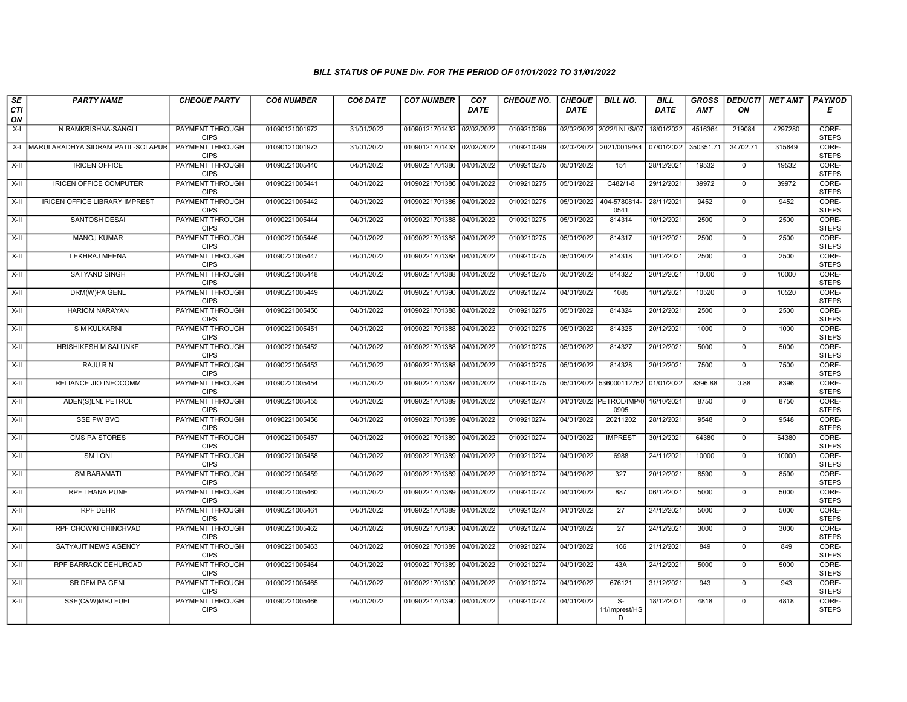### BILL STATUS OF PUNE Div. FOR THE PERIOD OF 01/01/2022 TO 31/01/2022

| SECTION | PARTY NAME | CHEQUE PARTY | CO6 NUMBER | CO6 DATE | CO7 NUMBER | CO7 DATE | CHEQUE NO. | CHEQUE DATE | BILL NO. | BILL DATE | GROSS AMT | DEDUCTION | NET AMT | PAYMODE |
|---|---|---|---|---|---|---|---|---|---|---|---|---|---|---|
| X-I | N RAMKRISHNA-SANGLI | PAYMENT THROUGH CIPS | 01090121001972 | 31/01/2022 | 01090121701432 | 02/02/2022 | 0109210299 | 02/02/2022 | 2022/LNL/S/07 | 18/01/2022 | 4516364 | 219084 | 4297280 | CORE-STEPS |
| X-I | MARULARADHYA SIDRAM PATIL-SOLAPUR | PAYMENT THROUGH CIPS | 01090121001973 | 31/01/2022 | 01090121701433 | 02/02/2022 | 0109210299 | 02/02/2022 | 2021/0019/B4 | 07/01/2022 | 350351.71 | 34702.71 | 315649 | CORE-STEPS |
| X-II | IRICEN OFFICE | PAYMENT THROUGH CIPS | 01090221005440 | 04/01/2022 | 01090221701386 | 04/01/2022 | 0109210275 | 05/01/2022 | 151 | 28/12/2021 | 19532 | 0 | 19532 | CORE-STEPS |
| X-II | IRICEN OFFICE COMPUTER | PAYMENT THROUGH CIPS | 01090221005441 | 04/01/2022 | 01090221701386 | 04/01/2022 | 0109210275 | 05/01/2022 | C482/1-8 | 29/12/2021 | 39972 | 0 | 39972 | CORE-STEPS |
| X-II | IRICEN OFFICE LIBRARY IMPREST | PAYMENT THROUGH CIPS | 01090221005442 | 04/01/2022 | 01090221701386 | 04/01/2022 | 0109210275 | 05/01/2022 | 404-5780814-0541 | 28/11/2021 | 9452 | 0 | 9452 | CORE-STEPS |
| X-II | SANTOSH DESAI | PAYMENT THROUGH CIPS | 01090221005444 | 04/01/2022 | 01090221701388 | 04/01/2022 | 0109210275 | 05/01/2022 | 814314 | 10/12/2021 | 2500 | 0 | 2500 | CORE-STEPS |
| X-II | MANOJ KUMAR | PAYMENT THROUGH CIPS | 01090221005446 | 04/01/2022 | 01090221701388 | 04/01/2022 | 0109210275 | 05/01/2022 | 814317 | 10/12/2021 | 2500 | 0 | 2500 | CORE-STEPS |
| X-II | LEKHRAJ MEENA | PAYMENT THROUGH CIPS | 01090221005447 | 04/01/2022 | 01090221701388 | 04/01/2022 | 0109210275 | 05/01/2022 | 814318 | 10/12/2021 | 2500 | 0 | 2500 | CORE-STEPS |
| X-II | SATYAND SINGH | PAYMENT THROUGH CIPS | 01090221005448 | 04/01/2022 | 01090221701388 | 04/01/2022 | 0109210275 | 05/01/2022 | 814322 | 20/12/2021 | 10000 | 0 | 10000 | CORE-STEPS |
| X-II | DRM(W)PA GENL | PAYMENT THROUGH CIPS | 01090221005449 | 04/01/2022 | 01090221701390 | 04/01/2022 | 0109210274 | 04/01/2022 | 1085 | 10/12/2021 | 10520 | 0 | 10520 | CORE-STEPS |
| X-II | HARIOM NARAYAN | PAYMENT THROUGH CIPS | 01090221005450 | 04/01/2022 | 01090221701388 | 04/01/2022 | 0109210275 | 05/01/2022 | 814324 | 20/12/2021 | 2500 | 0 | 2500 | CORE-STEPS |
| X-II | S M KULKARNI | PAYMENT THROUGH CIPS | 01090221005451 | 04/01/2022 | 01090221701388 | 04/01/2022 | 0109210275 | 05/01/2022 | 814325 | 20/12/2021 | 1000 | 0 | 1000 | CORE-STEPS |
| X-II | HRISHIKESH M SALUNKE | PAYMENT THROUGH CIPS | 01090221005452 | 04/01/2022 | 01090221701388 | 04/01/2022 | 0109210275 | 05/01/2022 | 814327 | 20/12/2021 | 5000 | 0 | 5000 | CORE-STEPS |
| X-II | RAJU R N | PAYMENT THROUGH CIPS | 01090221005453 | 04/01/2022 | 01090221701388 | 04/01/2022 | 0109210275 | 05/01/2022 | 814328 | 20/12/2021 | 7500 | 0 | 7500 | CORE-STEPS |
| X-II | RELIANCE JIO INFOCOMM | PAYMENT THROUGH CIPS | 01090221005454 | 04/01/2022 | 01090221701387 | 04/01/2022 | 0109210275 | 05/01/2022 | 536000112762 | 01/01/2022 | 8396.88 | 0.88 | 8396 | CORE-STEPS |
| X-II | ADEN(S)LNL PETROL | PAYMENT THROUGH CIPS | 01090221005455 | 04/01/2022 | 01090221701389 | 04/01/2022 | 0109210274 | 04/01/2022 | PETROL/IMP/0905 | 16/10/2021 | 8750 | 0 | 8750 | CORE-STEPS |
| X-II | SSE PW BVQ | PAYMENT THROUGH CIPS | 01090221005456 | 04/01/2022 | 01090221701389 | 04/01/2022 | 0109210274 | 04/01/2022 | 20211202 | 28/12/2021 | 9548 | 0 | 9548 | CORE-STEPS |
| X-II | CMS PA STORES | PAYMENT THROUGH CIPS | 01090221005457 | 04/01/2022 | 01090221701389 | 04/01/2022 | 0109210274 | 04/01/2022 | IMPREST | 30/12/2021 | 64380 | 0 | 64380 | CORE-STEPS |
| X-II | SM LONI | PAYMENT THROUGH CIPS | 01090221005458 | 04/01/2022 | 01090221701389 | 04/01/2022 | 0109210274 | 04/01/2022 | 6988 | 24/11/2021 | 10000 | 0 | 10000 | CORE-STEPS |
| X-II | SM BARAMATI | PAYMENT THROUGH CIPS | 01090221005459 | 04/01/2022 | 01090221701389 | 04/01/2022 | 0109210274 | 04/01/2022 | 327 | 20/12/2021 | 8590 | 0 | 8590 | CORE-STEPS |
| X-II | RPF THANA PUNE | PAYMENT THROUGH CIPS | 01090221005460 | 04/01/2022 | 01090221701389 | 04/01/2022 | 0109210274 | 04/01/2022 | 887 | 06/12/2021 | 5000 | 0 | 5000 | CORE-STEPS |
| X-II | RPF DEHR | PAYMENT THROUGH CIPS | 01090221005461 | 04/01/2022 | 01090221701389 | 04/01/2022 | 0109210274 | 04/01/2022 | 27 | 24/12/2021 | 5000 | 0 | 5000 | CORE-STEPS |
| X-II | RPF CHOWKI CHINCHVAD | PAYMENT THROUGH CIPS | 01090221005462 | 04/01/2022 | 01090221701390 | 04/01/2022 | 0109210274 | 04/01/2022 | 27 | 24/12/2021 | 3000 | 0 | 3000 | CORE-STEPS |
| X-II | SATYAJIT NEWS AGENCY | PAYMENT THROUGH CIPS | 01090221005463 | 04/01/2022 | 01090221701389 | 04/01/2022 | 0109210274 | 04/01/2022 | 166 | 21/12/2021 | 849 | 0 | 849 | CORE-STEPS |
| X-II | RPF BARRACK DEHUROAD | PAYMENT THROUGH CIPS | 01090221005464 | 04/01/2022 | 01090221701389 | 04/01/2022 | 0109210274 | 04/01/2022 | 43A | 24/12/2021 | 5000 | 0 | 5000 | CORE-STEPS |
| X-II | SR DFM PA GENL | PAYMENT THROUGH CIPS | 01090221005465 | 04/01/2022 | 01090221701390 | 04/01/2022 | 0109210274 | 04/01/2022 | 676121 | 31/12/2021 | 943 | 0 | 943 | CORE-STEPS |
| X-II | SSE(C&W)MRJ FUEL | PAYMENT THROUGH CIPS | 01090221005466 | 04/01/2022 | 01090221701390 | 04/01/2022 | 0109210274 | 04/01/2022 | S-11/Imprest/HSD | 18/12/2021 | 4818 | 0 | 4818 | CORE-STEPS |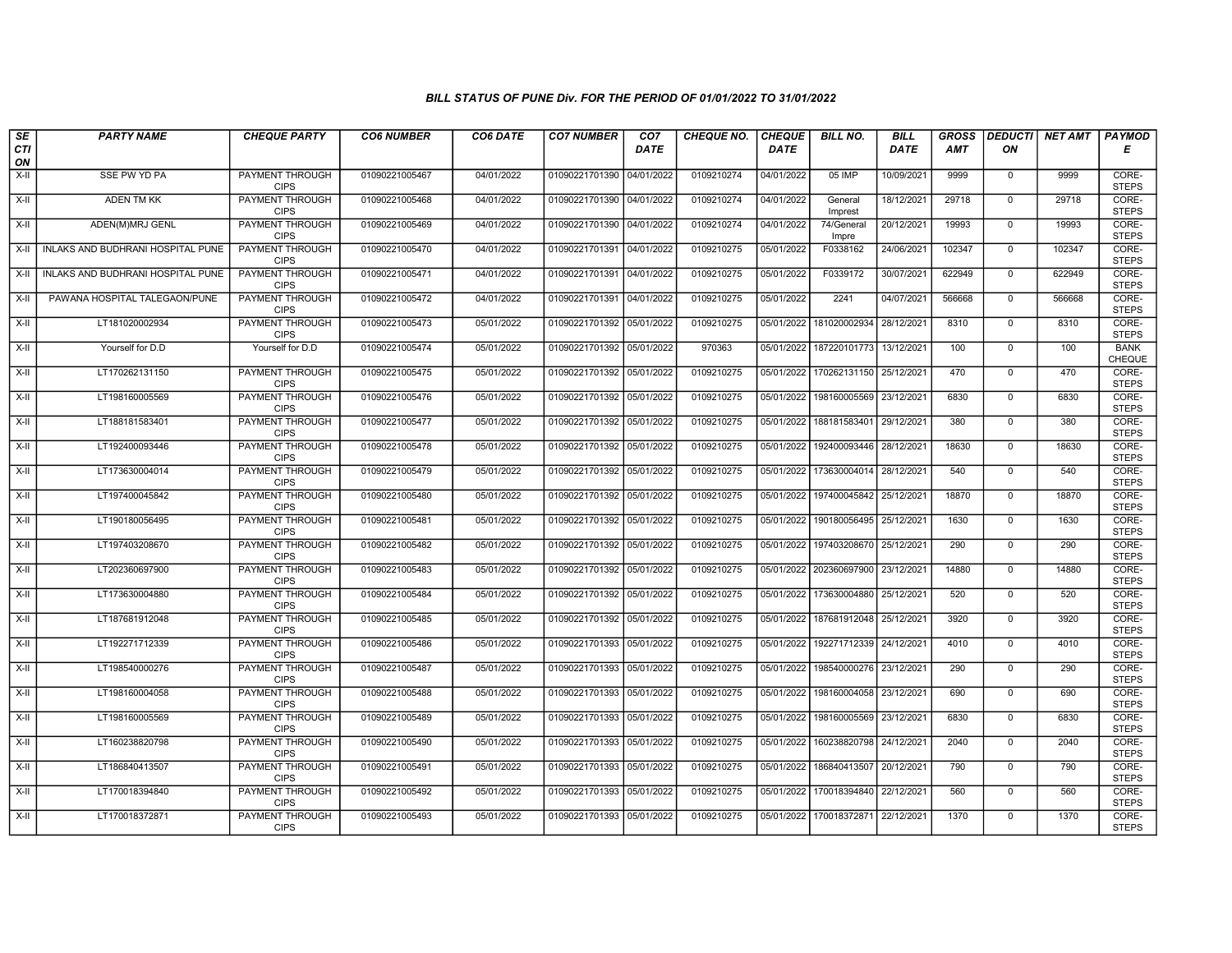# BILL STATUS OF PUNE Div. FOR THE PERIOD OF 01/01/2022 TO 31/01/2022

| SECTION | PARTY NAME | CHEQUE PARTY | CO6 NUMBER | CO6 DATE | CO7 NUMBER | CO7 DATE | CHEQUE NO. | CHEQUE DATE | BILL NO. | BILL DATE | GROSS AMT | DEDUCTION | NET AMT | PAYMODE |
|---|---|---|---|---|---|---|---|---|---|---|---|---|---|---|
| X-II | SSE PW YD PA | PAYMENT THROUGH CIPS | 01090221005467 | 04/01/2022 | 01090221701390 | 04/01/2022 | 0109210274 | 04/01/2022 | 05 IMP | 10/09/2021 | 9999 | 0 | 9999 | CORE-STEPS |
| X-II | ADEN TM KK | PAYMENT THROUGH CIPS | 01090221005468 | 04/01/2022 | 01090221701390 | 04/01/2022 | 0109210274 | 04/01/2022 | General Imprest | 18/12/2021 | 29718 | 0 | 29718 | CORE-STEPS |
| X-II | ADEN(M)MRJ GENL | PAYMENT THROUGH CIPS | 01090221005469 | 04/01/2022 | 01090221701390 | 04/01/2022 | 0109210274 | 04/01/2022 | 74/General Impre | 20/12/2021 | 19993 | 0 | 19993 | CORE-STEPS |
| X-II | INLAKS AND BUDHRANI HOSPITAL PUNE | PAYMENT THROUGH CIPS | 01090221005470 | 04/01/2022 | 01090221701391 | 04/01/2022 | 0109210275 | 05/01/2022 | F0338162 | 24/06/2021 | 102347 | 0 | 102347 | CORE-STEPS |
| X-II | INLAKS AND BUDHRANI HOSPITAL PUNE | PAYMENT THROUGH CIPS | 01090221005471 | 04/01/2022 | 01090221701391 | 04/01/2022 | 0109210275 | 05/01/2022 | F0339172 | 30/07/2021 | 622949 | 0 | 622949 | CORE-STEPS |
| X-II | PAWANA HOSPITAL TALEGAON/PUNE | PAYMENT THROUGH CIPS | 01090221005472 | 04/01/2022 | 01090221701391 | 04/01/2022 | 0109210275 | 05/01/2022 | 2241 | 04/07/2021 | 566668 | 0 | 566668 | CORE-STEPS |
| X-II | LT181020002934 | PAYMENT THROUGH CIPS | 01090221005473 | 05/01/2022 | 01090221701392 | 05/01/2022 | 0109210275 | 05/01/2022 | 181020002934 | 28/12/2021 | 8310 | 0 | 8310 | CORE-STEPS |
| X-II | Yourself for D.D | Yourself for D.D | 01090221005474 | 05/01/2022 | 01090221701392 | 05/01/2022 | 970363 | 05/01/2022 | 187220101773 | 13/12/2021 | 100 | 0 | 100 | BANK CHEQUE |
| X-II | LT170262131150 | PAYMENT THROUGH CIPS | 01090221005475 | 05/01/2022 | 01090221701392 | 05/01/2022 | 0109210275 | 05/01/2022 | 170262131150 | 25/12/2021 | 470 | 0 | 470 | CORE-STEPS |
| X-II | LT198160005569 | PAYMENT THROUGH CIPS | 01090221005476 | 05/01/2022 | 01090221701392 | 05/01/2022 | 0109210275 | 05/01/2022 | 198160005569 | 23/12/2021 | 6830 | 0 | 6830 | CORE-STEPS |
| X-II | LT188181583401 | PAYMENT THROUGH CIPS | 01090221005477 | 05/01/2022 | 01090221701392 | 05/01/2022 | 0109210275 | 05/01/2022 | 188181583401 | 29/12/2021 | 380 | 0 | 380 | CORE-STEPS |
| X-II | LT192400093446 | PAYMENT THROUGH CIPS | 01090221005478 | 05/01/2022 | 01090221701392 | 05/01/2022 | 0109210275 | 05/01/2022 | 192400093446 | 28/12/2021 | 18630 | 0 | 18630 | CORE-STEPS |
| X-II | LT173630004014 | PAYMENT THROUGH CIPS | 01090221005479 | 05/01/2022 | 01090221701392 | 05/01/2022 | 0109210275 | 05/01/2022 | 173630004014 | 28/12/2021 | 540 | 0 | 540 | CORE-STEPS |
| X-II | LT197400045842 | PAYMENT THROUGH CIPS | 01090221005480 | 05/01/2022 | 01090221701392 | 05/01/2022 | 0109210275 | 05/01/2022 | 197400045842 | 25/12/2021 | 18870 | 0 | 18870 | CORE-STEPS |
| X-II | LT190180056495 | PAYMENT THROUGH CIPS | 01090221005481 | 05/01/2022 | 01090221701392 | 05/01/2022 | 0109210275 | 05/01/2022 | 190180056495 | 25/12/2021 | 1630 | 0 | 1630 | CORE-STEPS |
| X-II | LT197403208670 | PAYMENT THROUGH CIPS | 01090221005482 | 05/01/2022 | 01090221701392 | 05/01/2022 | 0109210275 | 05/01/2022 | 197403208670 | 25/12/2021 | 290 | 0 | 290 | CORE-STEPS |
| X-II | LT202360697900 | PAYMENT THROUGH CIPS | 01090221005483 | 05/01/2022 | 01090221701392 | 05/01/2022 | 0109210275 | 05/01/2022 | 202360697900 | 23/12/2021 | 14880 | 0 | 14880 | CORE-STEPS |
| X-II | LT173630004880 | PAYMENT THROUGH CIPS | 01090221005484 | 05/01/2022 | 01090221701392 | 05/01/2022 | 0109210275 | 05/01/2022 | 173630004880 | 25/12/2021 | 520 | 0 | 520 | CORE-STEPS |
| X-II | LT187681912048 | PAYMENT THROUGH CIPS | 01090221005485 | 05/01/2022 | 01090221701392 | 05/01/2022 | 0109210275 | 05/01/2022 | 187681912048 | 25/12/2021 | 3920 | 0 | 3920 | CORE-STEPS |
| X-II | LT192271712339 | PAYMENT THROUGH CIPS | 01090221005486 | 05/01/2022 | 01090221701393 | 05/01/2022 | 0109210275 | 05/01/2022 | 192271712339 | 24/12/2021 | 4010 | 0 | 4010 | CORE-STEPS |
| X-II | LT198540000276 | PAYMENT THROUGH CIPS | 01090221005487 | 05/01/2022 | 01090221701393 | 05/01/2022 | 0109210275 | 05/01/2022 | 198540000276 | 23/12/2021 | 290 | 0 | 290 | CORE-STEPS |
| X-II | LT198160004058 | PAYMENT THROUGH CIPS | 01090221005488 | 05/01/2022 | 01090221701393 | 05/01/2022 | 0109210275 | 05/01/2022 | 198160004058 | 23/12/2021 | 690 | 0 | 690 | CORE-STEPS |
| X-II | LT198160005569 | PAYMENT THROUGH CIPS | 01090221005489 | 05/01/2022 | 01090221701393 | 05/01/2022 | 0109210275 | 05/01/2022 | 198160005569 | 23/12/2021 | 6830 | 0 | 6830 | CORE-STEPS |
| X-II | LT160238820798 | PAYMENT THROUGH CIPS | 01090221005490 | 05/01/2022 | 01090221701393 | 05/01/2022 | 0109210275 | 05/01/2022 | 160238820798 | 24/12/2021 | 2040 | 0 | 2040 | CORE-STEPS |
| X-II | LT186840413507 | PAYMENT THROUGH CIPS | 01090221005491 | 05/01/2022 | 01090221701393 | 05/01/2022 | 0109210275 | 05/01/2022 | 186840413507 | 20/12/2021 | 790 | 0 | 790 | CORE-STEPS |
| X-II | LT170018394840 | PAYMENT THROUGH CIPS | 01090221005492 | 05/01/2022 | 01090221701393 | 05/01/2022 | 0109210275 | 05/01/2022 | 170018394840 | 22/12/2021 | 560 | 0 | 560 | CORE-STEPS |
| X-II | LT170018372871 | PAYMENT THROUGH CIPS | 01090221005493 | 05/01/2022 | 01090221701393 | 05/01/2022 | 0109210275 | 05/01/2022 | 170018372871 | 22/12/2021 | 1370 | 0 | 1370 | CORE-STEPS |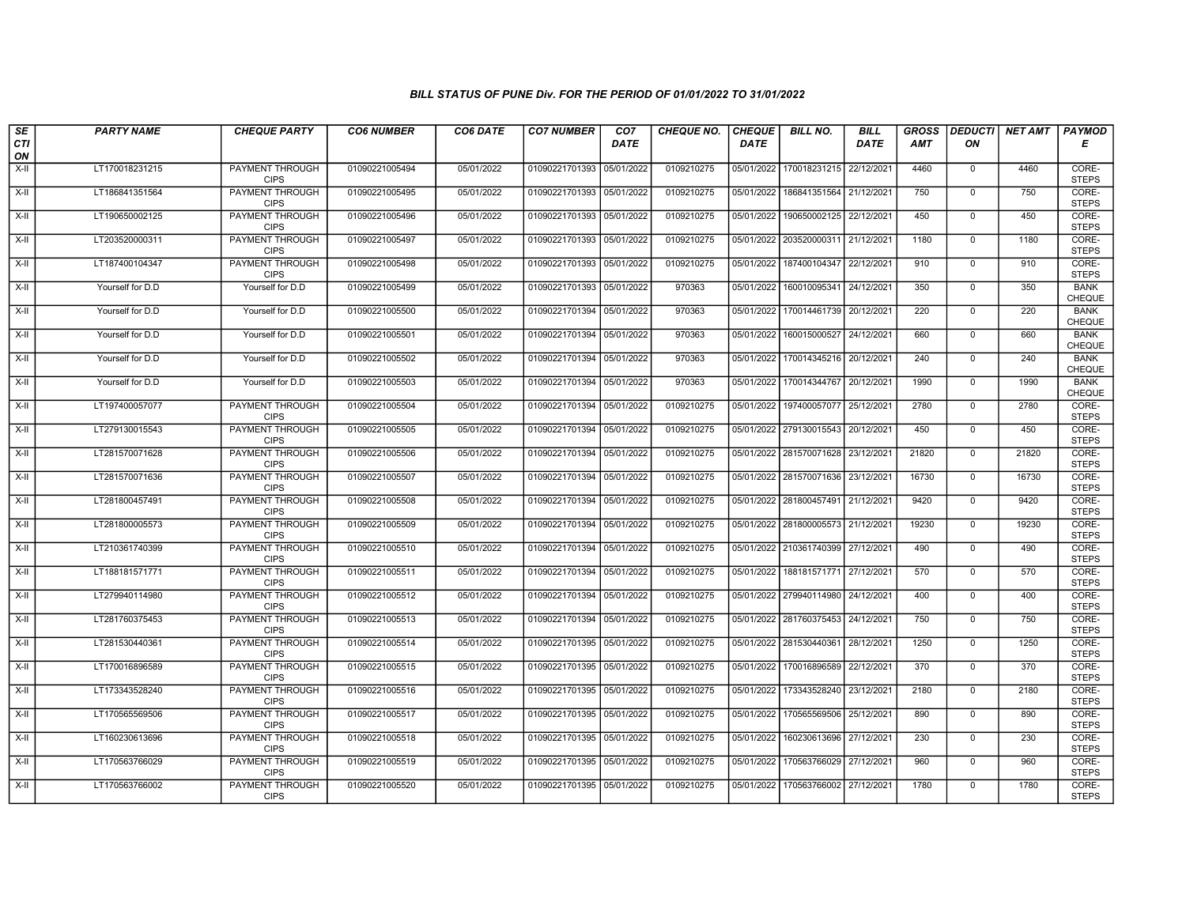### BILL STATUS OF PUNE Div. FOR THE PERIOD OF 01/01/2022 TO 31/01/2022

| SECTION | PARTY NAME | CHEQUE PARTY | CO6 NUMBER | CO6 DATE | CO7 NUMBER | CO7 DATE | CHEQUE NO. | CHEQUE DATE | BILL NO. | BILL DATE | GROSS AMT | DEDUCTION | NET AMT | PAYMODE |
|---|---|---|---|---|---|---|---|---|---|---|---|---|---|---|
| X-II | LT170018231215 | PAYMENT THROUGH CIPS | 01090221005494 | 05/01/2022 | 01090221701393 | 05/01/2022 | 0109210275 | 05/01/2022 | 170018231215 | 22/12/2021 | 4460 | 0 | 4460 | CORE-STEPS |
| X-II | LT186841351564 | PAYMENT THROUGH CIPS | 01090221005495 | 05/01/2022 | 01090221701393 | 05/01/2022 | 0109210275 | 05/01/2022 | 186841351564 | 21/12/2021 | 750 | 0 | 750 | CORE-STEPS |
| X-II | LT190650002125 | PAYMENT THROUGH CIPS | 01090221005496 | 05/01/2022 | 01090221701393 | 05/01/2022 | 0109210275 | 05/01/2022 | 190650002125 | 22/12/2021 | 450 | 0 | 450 | CORE-STEPS |
| X-II | LT203520000311 | PAYMENT THROUGH CIPS | 01090221005497 | 05/01/2022 | 01090221701393 | 05/01/2022 | 0109210275 | 05/01/2022 | 203520000311 | 21/12/2021 | 1180 | 0 | 1180 | CORE-STEPS |
| X-II | LT187400104347 | PAYMENT THROUGH CIPS | 01090221005498 | 05/01/2022 | 01090221701393 | 05/01/2022 | 0109210275 | 05/01/2022 | 187400104347 | 22/12/2021 | 910 | 0 | 910 | CORE-STEPS |
| X-II | Yourself for D.D | Yourself for D.D | 01090221005499 | 05/01/2022 | 01090221701393 | 05/01/2022 | 970363 | 05/01/2022 | 160010095341 | 24/12/2021 | 350 | 0 | 350 | BANK CHEQUE |
| X-II | Yourself for D.D | Yourself for D.D | 01090221005500 | 05/01/2022 | 01090221701394 | 05/01/2022 | 970363 | 05/01/2022 | 170014461739 | 20/12/2021 | 220 | 0 | 220 | BANK CHEQUE |
| X-II | Yourself for D.D | Yourself for D.D | 01090221005501 | 05/01/2022 | 01090221701394 | 05/01/2022 | 970363 | 05/01/2022 | 160015000527 | 24/12/2021 | 660 | 0 | 660 | BANK CHEQUE |
| X-II | Yourself for D.D | Yourself for D.D | 01090221005502 | 05/01/2022 | 01090221701394 | 05/01/2022 | 970363 | 05/01/2022 | 170014345216 | 20/12/2021 | 240 | 0 | 240 | BANK CHEQUE |
| X-II | Yourself for D.D | Yourself for D.D | 01090221005503 | 05/01/2022 | 01090221701394 | 05/01/2022 | 970363 | 05/01/2022 | 170014344767 | 20/12/2021 | 1990 | 0 | 1990 | BANK CHEQUE |
| X-II | LT197400057077 | PAYMENT THROUGH CIPS | 01090221005504 | 05/01/2022 | 01090221701394 | 05/01/2022 | 0109210275 | 05/01/2022 | 197400057077 | 25/12/2021 | 2780 | 0 | 2780 | CORE-STEPS |
| X-II | LT279130015543 | PAYMENT THROUGH CIPS | 01090221005505 | 05/01/2022 | 01090221701394 | 05/01/2022 | 0109210275 | 05/01/2022 | 279130015543 | 20/12/2021 | 450 | 0 | 450 | CORE-STEPS |
| X-II | LT281570071628 | PAYMENT THROUGH CIPS | 01090221005506 | 05/01/2022 | 01090221701394 | 05/01/2022 | 0109210275 | 05/01/2022 | 281570071628 | 23/12/2021 | 21820 | 0 | 21820 | CORE-STEPS |
| X-II | LT281570071636 | PAYMENT THROUGH CIPS | 01090221005507 | 05/01/2022 | 01090221701394 | 05/01/2022 | 0109210275 | 05/01/2022 | 281570071636 | 23/12/2021 | 16730 | 0 | 16730 | CORE-STEPS |
| X-II | LT281800457491 | PAYMENT THROUGH CIPS | 01090221005508 | 05/01/2022 | 01090221701394 | 05/01/2022 | 0109210275 | 05/01/2022 | 281800457491 | 21/12/2021 | 9420 | 0 | 9420 | CORE-STEPS |
| X-II | LT281800005573 | PAYMENT THROUGH CIPS | 01090221005509 | 05/01/2022 | 01090221701394 | 05/01/2022 | 0109210275 | 05/01/2022 | 281800005573 | 21/12/2021 | 19230 | 0 | 19230 | CORE-STEPS |
| X-II | LT210361740399 | PAYMENT THROUGH CIPS | 01090221005510 | 05/01/2022 | 01090221701394 | 05/01/2022 | 0109210275 | 05/01/2022 | 210361740399 | 27/12/2021 | 490 | 0 | 490 | CORE-STEPS |
| X-II | LT188181571771 | PAYMENT THROUGH CIPS | 01090221005511 | 05/01/2022 | 01090221701394 | 05/01/2022 | 0109210275 | 05/01/2022 | 188181571771 | 27/12/2021 | 570 | 0 | 570 | CORE-STEPS |
| X-II | LT279940114980 | PAYMENT THROUGH CIPS | 01090221005512 | 05/01/2022 | 01090221701394 | 05/01/2022 | 0109210275 | 05/01/2022 | 279940114980 | 24/12/2021 | 400 | 0 | 400 | CORE-STEPS |
| X-II | LT281760375453 | PAYMENT THROUGH CIPS | 01090221005513 | 05/01/2022 | 01090221701394 | 05/01/2022 | 0109210275 | 05/01/2022 | 281760375453 | 24/12/2021 | 750 | 0 | 750 | CORE-STEPS |
| X-II | LT281530440361 | PAYMENT THROUGH CIPS | 01090221005514 | 05/01/2022 | 01090221701395 | 05/01/2022 | 0109210275 | 05/01/2022 | 281530440361 | 28/12/2021 | 1250 | 0 | 1250 | CORE-STEPS |
| X-II | LT170016896589 | PAYMENT THROUGH CIPS | 01090221005515 | 05/01/2022 | 01090221701395 | 05/01/2022 | 0109210275 | 05/01/2022 | 170016896589 | 22/12/2021 | 370 | 0 | 370 | CORE-STEPS |
| X-II | LT173343528240 | PAYMENT THROUGH CIPS | 01090221005516 | 05/01/2022 | 01090221701395 | 05/01/2022 | 0109210275 | 05/01/2022 | 173343528240 | 23/12/2021 | 2180 | 0 | 2180 | CORE-STEPS |
| X-II | LT170565569506 | PAYMENT THROUGH CIPS | 01090221005517 | 05/01/2022 | 01090221701395 | 05/01/2022 | 0109210275 | 05/01/2022 | 170565569506 | 25/12/2021 | 890 | 0 | 890 | CORE-STEPS |
| X-II | LT160230613696 | PAYMENT THROUGH CIPS | 01090221005518 | 05/01/2022 | 01090221701395 | 05/01/2022 | 0109210275 | 05/01/2022 | 160230613696 | 27/12/2021 | 230 | 0 | 230 | CORE-STEPS |
| X-II | LT170563766029 | PAYMENT THROUGH CIPS | 01090221005519 | 05/01/2022 | 01090221701395 | 05/01/2022 | 0109210275 | 05/01/2022 | 170563766029 | 27/12/2021 | 960 | 0 | 960 | CORE-STEPS |
| X-II | LT170563766002 | PAYMENT THROUGH CIPS | 01090221005520 | 05/01/2022 | 01090221701395 | 05/01/2022 | 0109210275 | 05/01/2022 | 170563766002 | 27/12/2021 | 1780 | 0 | 1780 | CORE-STEPS |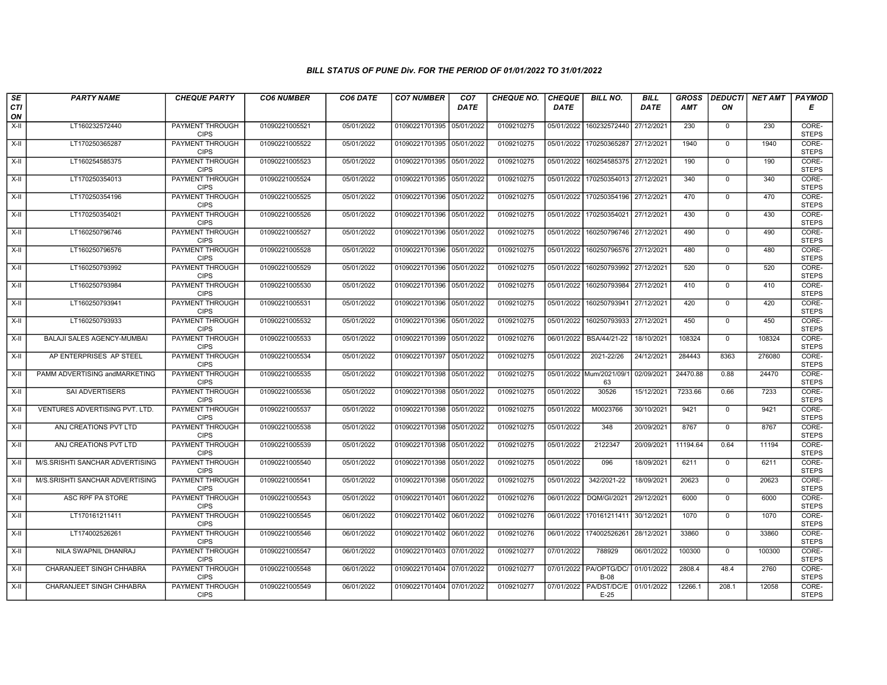# BILL STATUS OF PUNE Div. FOR THE PERIOD OF 01/01/2022 TO 31/01/2022

| SECTION | PARTY NAME | CHEQUE PARTY | CO6 NUMBER | CO6 DATE | CO7 NUMBER | CO7 DATE | CHEQUE NO. | CHEQUE DATE | BILL NO. | BILL DATE | GROSS AMT | DEDUCTION | NET AMT | PAYMODE |
|---|---|---|---|---|---|---|---|---|---|---|---|---|---|---|
| X-II | LT160232572440 | PAYMENT THROUGH CIPS | 01090221005521 | 05/01/2022 | 01090221701395 | 05/01/2022 | 0109210275 | 05/01/2022 | 160232572440 | 27/12/2021 | 230 | 0 | 230 | CORE-STEPS |
| X-II | LT170250365287 | PAYMENT THROUGH CIPS | 01090221005522 | 05/01/2022 | 01090221701395 | 05/01/2022 | 0109210275 | 05/01/2022 | 170250365287 | 27/12/2021 | 1940 | 0 | 1940 | CORE-STEPS |
| X-II | LT160254585375 | PAYMENT THROUGH CIPS | 01090221005523 | 05/01/2022 | 01090221701395 | 05/01/2022 | 0109210275 | 05/01/2022 | 160254585375 | 27/12/2021 | 190 | 0 | 190 | CORE-STEPS |
| X-II | LT170250354013 | PAYMENT THROUGH CIPS | 01090221005524 | 05/01/2022 | 01090221701395 | 05/01/2022 | 0109210275 | 05/01/2022 | 170250354013 | 27/12/2021 | 340 | 0 | 340 | CORE-STEPS |
| X-II | LT170250354196 | PAYMENT THROUGH CIPS | 01090221005525 | 05/01/2022 | 01090221701396 | 05/01/2022 | 0109210275 | 05/01/2022 | 170250354196 | 27/12/2021 | 470 | 0 | 470 | CORE-STEPS |
| X-II | LT170250354021 | PAYMENT THROUGH CIPS | 01090221005526 | 05/01/2022 | 01090221701396 | 05/01/2022 | 0109210275 | 05/01/2022 | 170250354021 | 27/12/2021 | 430 | 0 | 430 | CORE-STEPS |
| X-II | LT160250796746 | PAYMENT THROUGH CIPS | 01090221005527 | 05/01/2022 | 01090221701396 | 05/01/2022 | 0109210275 | 05/01/2022 | 160250796746 | 27/12/2021 | 490 | 0 | 490 | CORE-STEPS |
| X-II | LT160250796576 | PAYMENT THROUGH CIPS | 01090221005528 | 05/01/2022 | 01090221701396 | 05/01/2022 | 0109210275 | 05/01/2022 | 160250796576 | 27/12/2021 | 480 | 0 | 480 | CORE-STEPS |
| X-II | LT160250793992 | PAYMENT THROUGH CIPS | 01090221005529 | 05/01/2022 | 01090221701396 | 05/01/2022 | 0109210275 | 05/01/2022 | 160250793992 | 27/12/2021 | 520 | 0 | 520 | CORE-STEPS |
| X-II | LT160250793984 | PAYMENT THROUGH CIPS | 01090221005530 | 05/01/2022 | 01090221701396 | 05/01/2022 | 0109210275 | 05/01/2022 | 160250793984 | 27/12/2021 | 410 | 0 | 410 | CORE-STEPS |
| X-II | LT160250793941 | PAYMENT THROUGH CIPS | 01090221005531 | 05/01/2022 | 01090221701396 | 05/01/2022 | 0109210275 | 05/01/2022 | 160250793941 | 27/12/2021 | 420 | 0 | 420 | CORE-STEPS |
| X-II | LT160250793933 | PAYMENT THROUGH CIPS | 01090221005532 | 05/01/2022 | 01090221701396 | 05/01/2022 | 0109210275 | 05/01/2022 | 160250793933 | 27/12/2021 | 450 | 0 | 450 | CORE-STEPS |
| X-II | BALAJI SALES AGENCY-MUMBAI | PAYMENT THROUGH CIPS | 01090221005533 | 05/01/2022 | 01090221701399 | 05/01/2022 | 0109210276 | 06/01/2022 | BSA/44/21-22 | 18/10/2021 | 108324 | 0 | 108324 | CORE-STEPS |
| X-II | AP ENTERPRISES AP STEEL | PAYMENT THROUGH CIPS | 01090221005534 | 05/01/2022 | 01090221701397 | 05/01/2022 | 0109210275 | 05/01/2022 | 2021-22/26 | 24/12/2021 | 284443 | 8363 | 276080 | CORE-STEPS |
| X-II | PAMM ADVERTISING andMARKETING | PAYMENT THROUGH CIPS | 01090221005535 | 05/01/2022 | 01090221701398 | 05/01/2022 | 0109210275 | 05/01/2022 | Mum/2021/09/163 | 02/09/2021 | 24470.88 | 0.88 | 24470 | CORE-STEPS |
| X-II | SAI ADVERTISERS | PAYMENT THROUGH CIPS | 01090221005536 | 05/01/2022 | 01090221701398 | 05/01/2022 | 0109210275 | 05/01/2022 | 30526 | 15/12/2021 | 7233.66 | 0.66 | 7233 | CORE-STEPS |
| X-II | VENTURES ADVERTISING PVT. LTD. | PAYMENT THROUGH CIPS | 01090221005537 | 05/01/2022 | 01090221701398 | 05/01/2022 | 0109210275 | 05/01/2022 | M0023766 | 30/10/2021 | 9421 | 0 | 9421 | CORE-STEPS |
| X-II | ANJ CREATIONS PVT LTD | PAYMENT THROUGH CIPS | 01090221005538 | 05/01/2022 | 01090221701398 | 05/01/2022 | 0109210275 | 05/01/2022 | 348 | 20/09/2021 | 8767 | 0 | 8767 | CORE-STEPS |
| X-II | ANJ CREATIONS PVT LTD | PAYMENT THROUGH CIPS | 01090221005539 | 05/01/2022 | 01090221701398 | 05/01/2022 | 0109210275 | 05/01/2022 | 2122347 | 20/09/2021 | 11194.64 | 0.64 | 11194 | CORE-STEPS |
| X-II | M/S.SRISHTI SANCHAR ADVERTISING | PAYMENT THROUGH CIPS | 01090221005540 | 05/01/2022 | 01090221701398 | 05/01/2022 | 0109210275 | 05/01/2022 | 096 | 18/09/2021 | 6211 | 0 | 6211 | CORE-STEPS |
| X-II | M/S.SRISHTI SANCHAR ADVERTISING | PAYMENT THROUGH CIPS | 01090221005541 | 05/01/2022 | 01090221701398 | 05/01/2022 | 0109210275 | 05/01/2022 | 342/2021-22 | 18/09/2021 | 20623 | 0 | 20623 | CORE-STEPS |
| X-II | ASC RPF PA STORE | PAYMENT THROUGH CIPS | 01090221005543 | 05/01/2022 | 01090221701401 | 06/01/2022 | 0109210276 | 06/01/2022 | DQM/GI/2021 | 29/12/2021 | 6000 | 0 | 6000 | CORE-STEPS |
| X-II | LT170161211411 | PAYMENT THROUGH CIPS | 01090221005545 | 06/01/2022 | 01090221701402 | 06/01/2022 | 0109210276 | 06/01/2022 | 170161211411 | 30/12/2021 | 1070 | 0 | 1070 | CORE-STEPS |
| X-II | LT174002526261 | PAYMENT THROUGH CIPS | 01090221005546 | 06/01/2022 | 01090221701402 | 06/01/2022 | 0109210276 | 06/01/2022 | 174002526261 | 28/12/2021 | 33860 | 0 | 33860 | CORE-STEPS |
| X-II | NILA SWAPNIL DHANRAJ | PAYMENT THROUGH CIPS | 01090221005547 | 06/01/2022 | 01090221701403 | 07/01/2022 | 0109210277 | 07/01/2022 | 788929 | 06/01/2022 | 100300 | 0 | 100300 | CORE-STEPS |
| X-II | CHARANJEET SINGH CHHABRA | PAYMENT THROUGH CIPS | 01090221005548 | 06/01/2022 | 01090221701404 | 07/01/2022 | 0109210277 | 07/01/2022 | PA/OPTG/DC/B-08 | 01/01/2022 | 2808.4 | 48.4 | 2760 | CORE-STEPS |
| X-II | CHARANJEET SINGH CHHABRA | PAYMENT THROUGH CIPS | 01090221005549 | 06/01/2022 | 01090221701404 | 07/01/2022 | 0109210277 | 07/01/2022 | PA/DST/DC/E-25 | 01/01/2022 | 12266.1 | 208.1 | 12058 | CORE-STEPS |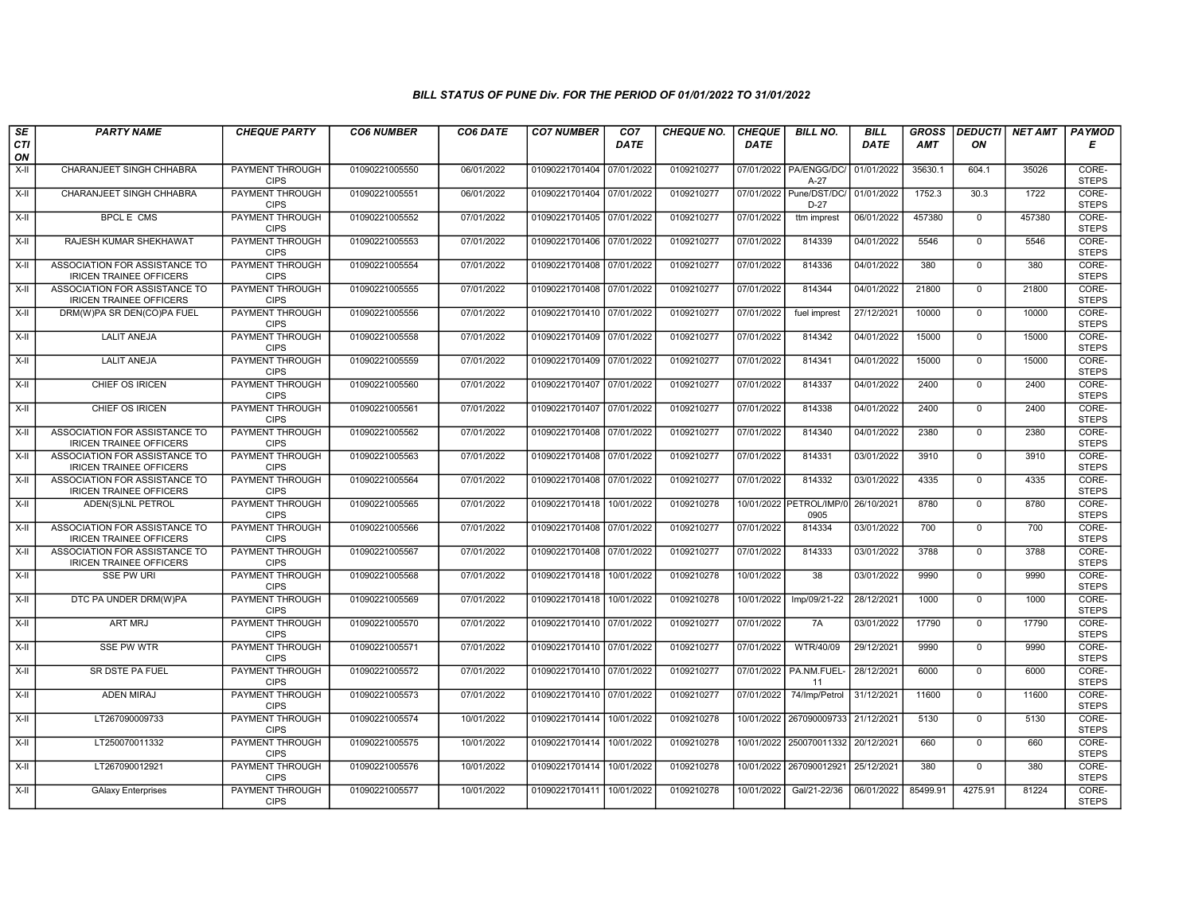### BILL STATUS OF PUNE Div. FOR THE PERIOD OF 01/01/2022 TO 31/01/2022

| SECTION | PARTY NAME | CHEQUE PARTY | CO6 NUMBER | CO6 DATE | CO7 NUMBER | CO7 DATE | CHEQUE NO. | CHEQUE DATE | BILL NO. | BILL DATE | GROSS AMT | DEDUCTION | NET AMT | PAYMODE |
|---|---|---|---|---|---|---|---|---|---|---|---|---|---|---|
| X-II | CHARANJEET SINGH CHHABRA | PAYMENT THROUGH CIPS | 01090221005550 | 06/01/2022 | 01090221701404 | 07/01/2022 | 0109210277 | 07/01/2022 | PA/ENGG/DC/A-27 | 01/01/2022 | 35630.1 | 604.1 | 35026 | CORE-STEPS |
| X-II | CHARANJEET SINGH CHHABRA | PAYMENT THROUGH CIPS | 01090221005551 | 06/01/2022 | 01090221701404 | 07/01/2022 | 0109210277 | 07/01/2022 | Pune/DST/DC/D-27 | 01/01/2022 | 1752.3 | 30.3 | 1722 | CORE-STEPS |
| X-II | BPCL E CMS | PAYMENT THROUGH CIPS | 01090221005552 | 07/01/2022 | 01090221701405 | 07/01/2022 | 0109210277 | 07/01/2022 | ttm imprest | 06/01/2022 | 457380 | 0 | 457380 | CORE-STEPS |
| X-II | RAJESH KUMAR SHEKHAWAT | PAYMENT THROUGH CIPS | 01090221005553 | 07/01/2022 | 01090221701406 | 07/01/2022 | 0109210277 | 07/01/2022 | 814339 | 04/01/2022 | 5546 | 0 | 5546 | CORE-STEPS |
| X-II | ASSOCIATION FOR ASSISTANCE TO IRICEN TRAINEE OFFICERS | PAYMENT THROUGH CIPS | 01090221005554 | 07/01/2022 | 01090221701408 | 07/01/2022 | 0109210277 | 07/01/2022 | 814336 | 04/01/2022 | 380 | 0 | 380 | CORE-STEPS |
| X-II | ASSOCIATION FOR ASSISTANCE TO IRICEN TRAINEE OFFICERS | PAYMENT THROUGH CIPS | 01090221005555 | 07/01/2022 | 01090221701408 | 07/01/2022 | 0109210277 | 07/01/2022 | 814344 | 04/01/2022 | 21800 | 0 | 21800 | CORE-STEPS |
| X-II | DRM(W)PA SR DEN(CO)PA FUEL | PAYMENT THROUGH CIPS | 01090221005556 | 07/01/2022 | 01090221701410 | 07/01/2022 | 0109210277 | 07/01/2022 | fuel imprest | 27/12/2021 | 10000 | 0 | 10000 | CORE-STEPS |
| X-II | LALIT ANEJA | PAYMENT THROUGH CIPS | 01090221005558 | 07/01/2022 | 01090221701409 | 07/01/2022 | 0109210277 | 07/01/2022 | 814342 | 04/01/2022 | 15000 | 0 | 15000 | CORE-STEPS |
| X-II | LALIT ANEJA | PAYMENT THROUGH CIPS | 01090221005559 | 07/01/2022 | 01090221701409 | 07/01/2022 | 0109210277 | 07/01/2022 | 814341 | 04/01/2022 | 15000 | 0 | 15000 | CORE-STEPS |
| X-II | CHIEF OS IRICEN | PAYMENT THROUGH CIPS | 01090221005560 | 07/01/2022 | 01090221701407 | 07/01/2022 | 0109210277 | 07/01/2022 | 814337 | 04/01/2022 | 2400 | 0 | 2400 | CORE-STEPS |
| X-II | CHIEF OS IRICEN | PAYMENT THROUGH CIPS | 01090221005561 | 07/01/2022 | 01090221701407 | 07/01/2022 | 0109210277 | 07/01/2022 | 814338 | 04/01/2022 | 2400 | 0 | 2400 | CORE-STEPS |
| X-II | ASSOCIATION FOR ASSISTANCE TO IRICEN TRAINEE OFFICERS | PAYMENT THROUGH CIPS | 01090221005562 | 07/01/2022 | 01090221701408 | 07/01/2022 | 0109210277 | 07/01/2022 | 814340 | 04/01/2022 | 2380 | 0 | 2380 | CORE-STEPS |
| X-II | ASSOCIATION FOR ASSISTANCE TO IRICEN TRAINEE OFFICERS | PAYMENT THROUGH CIPS | 01090221005563 | 07/01/2022 | 01090221701408 | 07/01/2022 | 0109210277 | 07/01/2022 | 814331 | 03/01/2022 | 3910 | 0 | 3910 | CORE-STEPS |
| X-II | ASSOCIATION FOR ASSISTANCE TO IRICEN TRAINEE OFFICERS | PAYMENT THROUGH CIPS | 01090221005564 | 07/01/2022 | 01090221701408 | 07/01/2022 | 0109210277 | 07/01/2022 | 814332 | 03/01/2022 | 4335 | 0 | 4335 | CORE-STEPS |
| X-II | ADEN(S)LNL PETROL | PAYMENT THROUGH CIPS | 01090221005565 | 07/01/2022 | 01090221701418 | 10/01/2022 | 0109210278 | 10/01/2022 | PETROL/IMP/00905 | 26/10/2021 | 8780 | 0 | 8780 | CORE-STEPS |
| X-II | ASSOCIATION FOR ASSISTANCE TO IRICEN TRAINEE OFFICERS | PAYMENT THROUGH CIPS | 01090221005566 | 07/01/2022 | 01090221701408 | 07/01/2022 | 0109210277 | 07/01/2022 | 814334 | 03/01/2022 | 700 | 0 | 700 | CORE-STEPS |
| X-II | ASSOCIATION FOR ASSISTANCE TO IRICEN TRAINEE OFFICERS | PAYMENT THROUGH CIPS | 01090221005567 | 07/01/2022 | 01090221701408 | 07/01/2022 | 0109210277 | 07/01/2022 | 814333 | 03/01/2022 | 3788 | 0 | 3788 | CORE-STEPS |
| X-II | SSE PW URI | PAYMENT THROUGH CIPS | 01090221005568 | 07/01/2022 | 01090221701418 | 10/01/2022 | 0109210278 | 10/01/2022 | 38 | 03/01/2022 | 9990 | 0 | 9990 | CORE-STEPS |
| X-II | DTC PA UNDER DRM(W)PA | PAYMENT THROUGH CIPS | 01090221005569 | 07/01/2022 | 01090221701418 | 10/01/2022 | 0109210278 | 10/01/2022 | Imp/09/21-22 | 28/12/2021 | 1000 | 0 | 1000 | CORE-STEPS |
| X-II | ART MRJ | PAYMENT THROUGH CIPS | 01090221005570 | 07/01/2022 | 01090221701410 | 07/01/2022 | 0109210277 | 07/01/2022 | 7A | 03/01/2022 | 17790 | 0 | 17790 | CORE-STEPS |
| X-II | SSE PW WTR | PAYMENT THROUGH CIPS | 01090221005571 | 07/01/2022 | 01090221701410 | 07/01/2022 | 0109210277 | 07/01/2022 | WTR/40/09 | 29/12/2021 | 9990 | 0 | 9990 | CORE-STEPS |
| X-II | SR DSTE PA FUEL | PAYMENT THROUGH CIPS | 01090221005572 | 07/01/2022 | 01090221701410 | 07/01/2022 | 0109210277 | 07/01/2022 | PA.NM.FUEL-11 | 28/12/2021 | 6000 | 0 | 6000 | CORE-STEPS |
| X-II | ADEN MIRAJ | PAYMENT THROUGH CIPS | 01090221005573 | 07/01/2022 | 01090221701410 | 07/01/2022 | 0109210277 | 07/01/2022 | 74/Imp/Petrol | 31/12/2021 | 11600 | 0 | 11600 | CORE-STEPS |
| X-II | LT267090009733 | PAYMENT THROUGH CIPS | 01090221005574 | 10/01/2022 | 01090221701414 | 10/01/2022 | 0109210278 | 10/01/2022 | 267090009733 | 21/12/2021 | 5130 | 0 | 5130 | CORE-STEPS |
| X-II | LT250070011332 | PAYMENT THROUGH CIPS | 01090221005575 | 10/01/2022 | 01090221701414 | 10/01/2022 | 0109210278 | 10/01/2022 | 250070011332 | 20/12/2021 | 660 | 0 | 660 | CORE-STEPS |
| X-II | LT267090012921 | PAYMENT THROUGH CIPS | 01090221005576 | 10/01/2022 | 01090221701414 | 10/01/2022 | 0109210278 | 10/01/2022 | 267090012921 | 25/12/2021 | 380 | 0 | 380 | CORE-STEPS |
| X-II | GAlaxy Enterprises | PAYMENT THROUGH CIPS | 01090221005577 | 10/01/2022 | 01090221701411 | 10/01/2022 | 0109210278 | 10/01/2022 | Gal/21-22/36 | 06/01/2022 | 85499.91 | 4275.91 | 81224 | CORE-STEPS |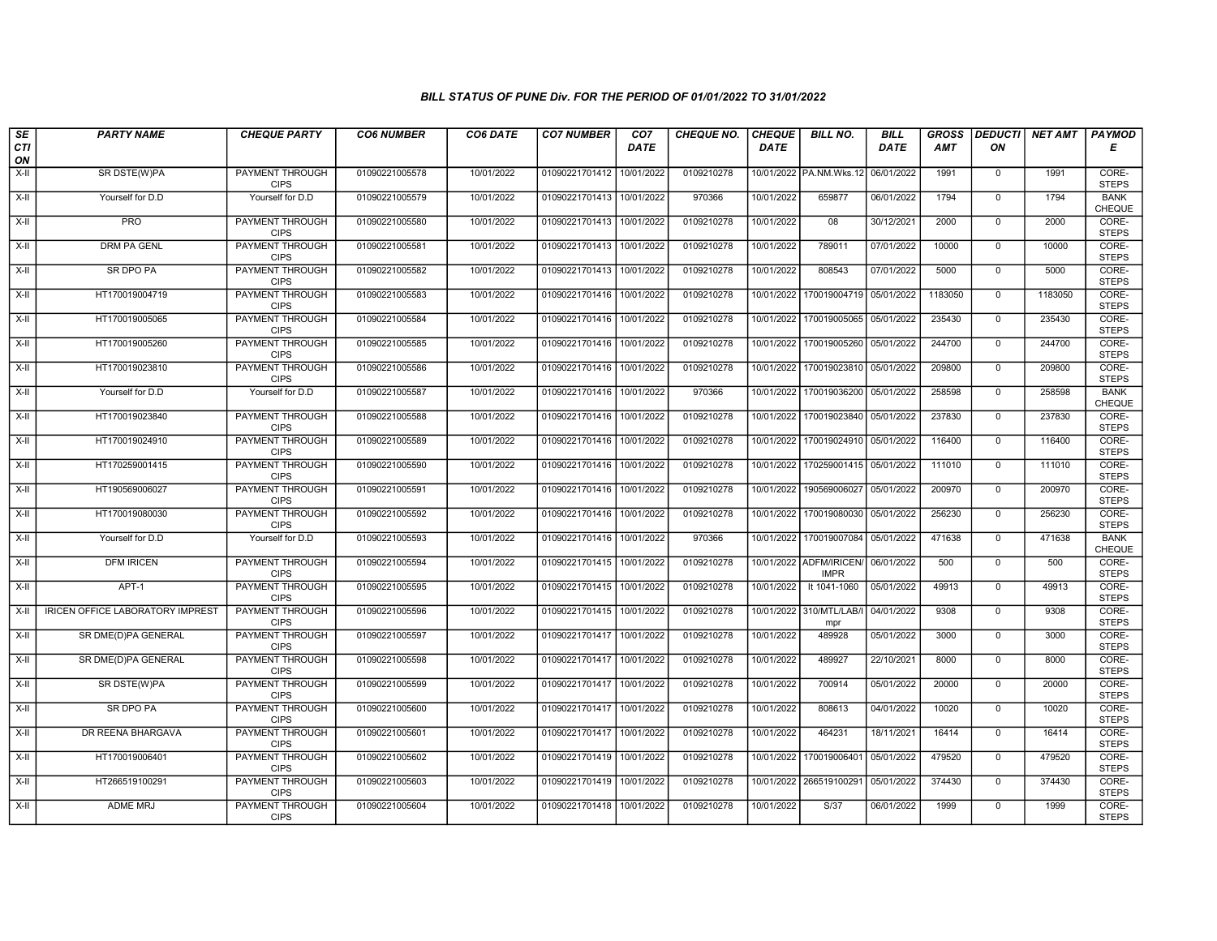### BILL STATUS OF PUNE Div. FOR THE PERIOD OF 01/01/2022 TO 31/01/2022

| SECTION | PARTY NAME | CHEQUE PARTY | CO6 NUMBER | CO6 DATE | CO7 NUMBER | CO7 DATE | CHEQUE NO. | CHEQUE DATE | BILL NO. | BILL DATE | GROSS AMT | DEDUCTION | NET AMT | PAYMODE |
|---|---|---|---|---|---|---|---|---|---|---|---|---|---|---|
| X-II | SR DSTE(W)PA | PAYMENT THROUGH CIPS | 01090221005578 | 10/01/2022 | 01090221701412 | 10/01/2022 | 0109210278 | 10/01/2022 | PA.NM.Wks.12 | 06/01/2022 | 1991 | 0 | 1991 | CORE-STEPS |
| X-II | Yourself for D.D | Yourself for D.D | 01090221005579 | 10/01/2022 | 01090221701413 | 10/01/2022 | 970366 | 10/01/2022 | 659877 | 06/01/2022 | 1794 | 0 | 1794 | BANK CHEQUE |
| X-II | PRO | PAYMENT THROUGH CIPS | 01090221005580 | 10/01/2022 | 01090221701413 | 10/01/2022 | 0109210278 | 10/01/2022 | 08 | 30/12/2021 | 2000 | 0 | 2000 | CORE-STEPS |
| X-II | DRM PA GENL | PAYMENT THROUGH CIPS | 01090221005581 | 10/01/2022 | 01090221701413 | 10/01/2022 | 0109210278 | 10/01/2022 | 789011 | 07/01/2022 | 10000 | 0 | 10000 | CORE-STEPS |
| X-II | SR DPO PA | PAYMENT THROUGH CIPS | 01090221005582 | 10/01/2022 | 01090221701413 | 10/01/2022 | 0109210278 | 10/01/2022 | 808543 | 07/01/2022 | 5000 | 0 | 5000 | CORE-STEPS |
| X-II | HT170019004719 | PAYMENT THROUGH CIPS | 01090221005583 | 10/01/2022 | 01090221701416 | 10/01/2022 | 0109210278 | 10/01/2022 | 170019004719 | 05/01/2022 | 1183050 | 0 | 1183050 | CORE-STEPS |
| X-II | HT170019005065 | PAYMENT THROUGH CIPS | 01090221005584 | 10/01/2022 | 01090221701416 | 10/01/2022 | 0109210278 | 10/01/2022 | 170019005065 | 05/01/2022 | 235430 | 0 | 235430 | CORE-STEPS |
| X-II | HT170019005260 | PAYMENT THROUGH CIPS | 01090221005585 | 10/01/2022 | 01090221701416 | 10/01/2022 | 0109210278 | 10/01/2022 | 170019005260 | 05/01/2022 | 244700 | 0 | 244700 | CORE-STEPS |
| X-II | HT170019023810 | PAYMENT THROUGH CIPS | 01090221005586 | 10/01/2022 | 01090221701416 | 10/01/2022 | 0109210278 | 10/01/2022 | 170019023810 | 05/01/2022 | 209800 | 0 | 209800 | CORE-STEPS |
| X-II | Yourself for D.D | Yourself for D.D | 01090221005587 | 10/01/2022 | 01090221701416 | 10/01/2022 | 970366 | 10/01/2022 | 170019036200 | 05/01/2022 | 258598 | 0 | 258598 | BANK CHEQUE |
| X-II | HT170019023840 | PAYMENT THROUGH CIPS | 01090221005588 | 10/01/2022 | 01090221701416 | 10/01/2022 | 0109210278 | 10/01/2022 | 170019023840 | 05/01/2022 | 237830 | 0 | 237830 | CORE-STEPS |
| X-II | HT170019024910 | PAYMENT THROUGH CIPS | 01090221005589 | 10/01/2022 | 01090221701416 | 10/01/2022 | 0109210278 | 10/01/2022 | 170019024910 | 05/01/2022 | 116400 | 0 | 116400 | CORE-STEPS |
| X-II | HT170259001415 | PAYMENT THROUGH CIPS | 01090221005590 | 10/01/2022 | 01090221701416 | 10/01/2022 | 0109210278 | 10/01/2022 | 170259001415 | 05/01/2022 | 111010 | 0 | 111010 | CORE-STEPS |
| X-II | HT190569006027 | PAYMENT THROUGH CIPS | 01090221005591 | 10/01/2022 | 01090221701416 | 10/01/2022 | 0109210278 | 10/01/2022 | 190569006027 | 05/01/2022 | 200970 | 0 | 200970 | CORE-STEPS |
| X-II | HT170019080030 | PAYMENT THROUGH CIPS | 01090221005592 | 10/01/2022 | 01090221701416 | 10/01/2022 | 0109210278 | 10/01/2022 | 170019080030 | 05/01/2022 | 256230 | 0 | 256230 | CORE-STEPS |
| X-II | Yourself for D.D | Yourself for D.D | 01090221005593 | 10/01/2022 | 01090221701416 | 10/01/2022 | 970366 | 10/01/2022 | 170019007084 | 05/01/2022 | 471638 | 0 | 471638 | BANK CHEQUE |
| X-II | DFM IRICEN | PAYMENT THROUGH CIPS | 01090221005594 | 10/01/2022 | 01090221701415 | 10/01/2022 | 0109210278 | 10/01/2022 | ADFM/IRICEN/IMPR | 06/01/2022 | 500 | 0 | 500 | CORE-STEPS |
| X-II | APT-1 | PAYMENT THROUGH CIPS | 01090221005595 | 10/01/2022 | 01090221701415 | 10/01/2022 | 0109210278 | 10/01/2022 | lt 1041-1060 | 05/01/2022 | 49913 | 0 | 49913 | CORE-STEPS |
| X-II | IRICEN OFFICE LABORATORY IMPREST | PAYMENT THROUGH CIPS | 01090221005596 | 10/01/2022 | 01090221701415 | 10/01/2022 | 0109210278 | 10/01/2022 | 310/MTL/LAB/Impr | 04/01/2022 | 9308 | 0 | 9308 | CORE-STEPS |
| X-II | SR DME(D)PA GENERAL | PAYMENT THROUGH CIPS | 01090221005597 | 10/01/2022 | 01090221701417 | 10/01/2022 | 0109210278 | 10/01/2022 | 489928 | 05/01/2022 | 3000 | 0 | 3000 | CORE-STEPS |
| X-II | SR DME(D)PA GENERAL | PAYMENT THROUGH CIPS | 01090221005598 | 10/01/2022 | 01090221701417 | 10/01/2022 | 0109210278 | 10/01/2022 | 489927 | 22/10/2021 | 8000 | 0 | 8000 | CORE-STEPS |
| X-II | SR DSTE(W)PA | PAYMENT THROUGH CIPS | 01090221005599 | 10/01/2022 | 01090221701417 | 10/01/2022 | 0109210278 | 10/01/2022 | 700914 | 05/01/2022 | 20000 | 0 | 20000 | CORE-STEPS |
| X-II | SR DPO PA | PAYMENT THROUGH CIPS | 01090221005600 | 10/01/2022 | 01090221701417 | 10/01/2022 | 0109210278 | 10/01/2022 | 808613 | 04/01/2022 | 10020 | 0 | 10020 | CORE-STEPS |
| X-II | DR REENA BHARGAVA | PAYMENT THROUGH CIPS | 01090221005601 | 10/01/2022 | 01090221701417 | 10/01/2022 | 0109210278 | 10/01/2022 | 464231 | 18/11/2021 | 16414 | 0 | 16414 | CORE-STEPS |
| X-II | HT170019006401 | PAYMENT THROUGH CIPS | 01090221005602 | 10/01/2022 | 01090221701419 | 10/01/2022 | 0109210278 | 10/01/2022 | 170019006401 | 05/01/2022 | 479520 | 0 | 479520 | CORE-STEPS |
| X-II | HT266519100291 | PAYMENT THROUGH CIPS | 01090221005603 | 10/01/2022 | 01090221701419 | 10/01/2022 | 0109210278 | 10/01/2022 | 266519100291 | 05/01/2022 | 374430 | 0 | 374430 | CORE-STEPS |
| X-II | ADME MRJ | PAYMENT THROUGH CIPS | 01090221005604 | 10/01/2022 | 01090221701418 | 10/01/2022 | 0109210278 | 10/01/2022 | S/37 | 06/01/2022 | 1999 | 0 | 1999 | CORE-STEPS |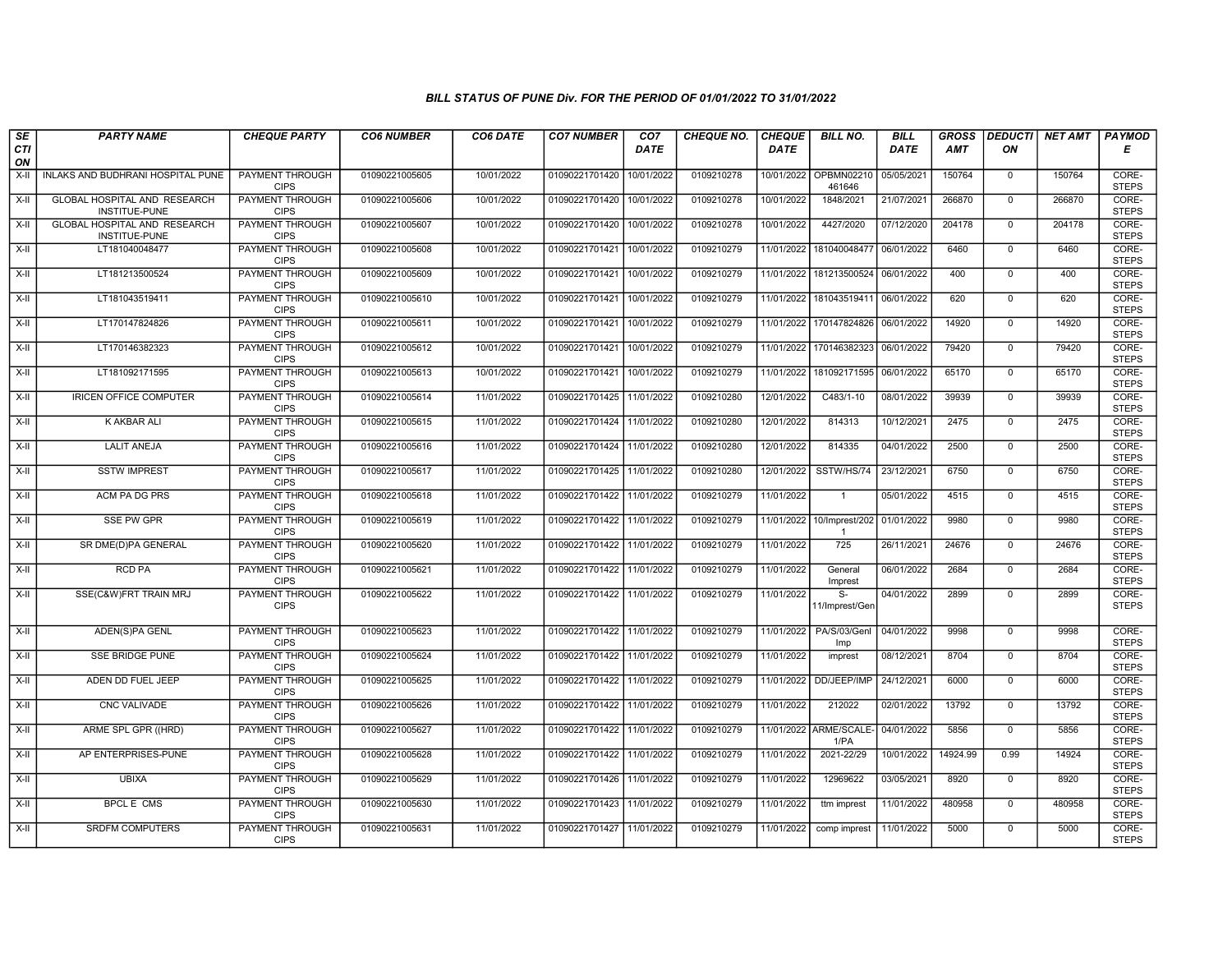### BILL STATUS OF PUNE Div. FOR THE PERIOD OF 01/01/2022 TO 31/01/2022

| SECTION | PARTY NAME | CHEQUE PARTY | CO6 NUMBER | CO6 DATE | CO7 NUMBER | CO7 DATE | CHEQUE NO. | CHEQUE DATE | BILL NO. | BILL DATE | GROSS AMT | DEDUCTION | NET AMT | PAYMODE |
|---|---|---|---|---|---|---|---|---|---|---|---|---|---|---|
| X-II | INLAKS AND BUDHRANI HOSPITAL PUNE | PAYMENT THROUGH CIPS | 01090221005605 | 10/01/2022 | 01090221701420 | 10/01/2022 | 0109210278 | 10/01/2022 | OPBMN02210461646 | 05/05/2021 | 150764 | 0 | 150764 | CORE-STEPS |
| X-II | GLOBAL HOSPITAL AND RESEARCH INSTITUE-PUNE | PAYMENT THROUGH CIPS | 01090221005606 | 10/01/2022 | 01090221701420 | 10/01/2022 | 0109210278 | 10/01/2022 | 1848/2021 | 21/07/2021 | 266870 | 0 | 266870 | CORE-STEPS |
| X-II | GLOBAL HOSPITAL AND RESEARCH INSTITUE-PUNE | PAYMENT THROUGH CIPS | 01090221005607 | 10/01/2022 | 01090221701420 | 10/01/2022 | 0109210278 | 10/01/2022 | 4427/2020 | 07/12/2020 | 204178 | 0 | 204178 | CORE-STEPS |
| X-II | LT181040048477 | PAYMENT THROUGH CIPS | 01090221005608 | 10/01/2022 | 01090221701421 | 10/01/2022 | 0109210279 | 11/01/2022 | 181040048477 | 06/01/2022 | 6460 | 0 | 6460 | CORE-STEPS |
| X-II | LT181213500524 | PAYMENT THROUGH CIPS | 01090221005609 | 10/01/2022 | 01090221701421 | 10/01/2022 | 0109210279 | 11/01/2022 | 181213500524 | 06/01/2022 | 400 | 0 | 400 | CORE-STEPS |
| X-II | LT181043519411 | PAYMENT THROUGH CIPS | 01090221005610 | 10/01/2022 | 01090221701421 | 10/01/2022 | 0109210279 | 11/01/2022 | 181043519411 | 06/01/2022 | 620 | 0 | 620 | CORE-STEPS |
| X-II | LT170147824826 | PAYMENT THROUGH CIPS | 01090221005611 | 10/01/2022 | 01090221701421 | 10/01/2022 | 0109210279 | 11/01/2022 | 170147824826 | 06/01/2022 | 14920 | 0 | 14920 | CORE-STEPS |
| X-II | LT170146382323 | PAYMENT THROUGH CIPS | 01090221005612 | 10/01/2022 | 01090221701421 | 10/01/2022 | 0109210279 | 11/01/2022 | 170146382323 | 06/01/2022 | 79420 | 0 | 79420 | CORE-STEPS |
| X-II | LT181092171595 | PAYMENT THROUGH CIPS | 01090221005613 | 10/01/2022 | 01090221701421 | 10/01/2022 | 0109210279 | 11/01/2022 | 181092171595 | 06/01/2022 | 65170 | 0 | 65170 | CORE-STEPS |
| X-II | IRICEN OFFICE COMPUTER | PAYMENT THROUGH CIPS | 01090221005614 | 11/01/2022 | 01090221701425 | 11/01/2022 | 0109210280 | 12/01/2022 | C483/1-10 | 08/01/2022 | 39939 | 0 | 39939 | CORE-STEPS |
| X-II | K AKBAR ALI | PAYMENT THROUGH CIPS | 01090221005615 | 11/01/2022 | 01090221701424 | 11/01/2022 | 0109210280 | 12/01/2022 | 814313 | 10/12/2021 | 2475 | 0 | 2475 | CORE-STEPS |
| X-II | LALIT ANEJA | PAYMENT THROUGH CIPS | 01090221005616 | 11/01/2022 | 01090221701424 | 11/01/2022 | 0109210280 | 12/01/2022 | 814335 | 04/01/2022 | 2500 | 0 | 2500 | CORE-STEPS |
| X-II | SSTW IMPREST | PAYMENT THROUGH CIPS | 01090221005617 | 11/01/2022 | 01090221701425 | 11/01/2022 | 0109210280 | 12/01/2022 | SSTW/HS/74 | 23/12/2021 | 6750 | 0 | 6750 | CORE-STEPS |
| X-II | ACM PA DG PRS | PAYMENT THROUGH CIPS | 01090221005618 | 11/01/2022 | 01090221701422 | 11/01/2022 | 0109210279 | 11/01/2022 | 1 | 05/01/2022 | 4515 | 0 | 4515 | CORE-STEPS |
| X-II | SSE PW GPR | PAYMENT THROUGH CIPS | 01090221005619 | 11/01/2022 | 01090221701422 | 11/01/2022 | 0109210279 | 11/01/2022 | 10/Imprest/2021 | 01/01/2022 | 9980 | 0 | 9980 | CORE-STEPS |
| X-II | SR DME(D)PA GENERAL | PAYMENT THROUGH CIPS | 01090221005620 | 11/01/2022 | 01090221701422 | 11/01/2022 | 0109210279 | 11/01/2022 | 725 | 26/11/2021 | 24676 | 0 | 24676 | CORE-STEPS |
| X-II | RCD PA | PAYMENT THROUGH CIPS | 01090221005621 | 11/01/2022 | 01090221701422 | 11/01/2022 | 0109210279 | 11/01/2022 | General Imprest | 06/01/2022 | 2684 | 0 | 2684 | CORE-STEPS |
| X-II | SSE(C&W)FRT TRAIN MRJ | PAYMENT THROUGH CIPS | 01090221005622 | 11/01/2022 | 01090221701422 | 11/01/2022 | 0109210279 | 11/01/2022 | S-11/Imprest/Gen | 04/01/2022 | 2899 | 0 | 2899 | CORE-STEPS |
| X-II | ADEN(S)PA GENL | PAYMENT THROUGH CIPS | 01090221005623 | 11/01/2022 | 01090221701422 | 11/01/2022 | 0109210279 | 11/01/2022 | PA/S/03/Genl Imp | 04/01/2022 | 9998 | 0 | 9998 | CORE-STEPS |
| X-II | SSE BRIDGE PUNE | PAYMENT THROUGH CIPS | 01090221005624 | 11/01/2022 | 01090221701422 | 11/01/2022 | 0109210279 | 11/01/2022 | imprest | 08/12/2021 | 8704 | 0 | 8704 | CORE-STEPS |
| X-II | ADEN DD FUEL JEEP | PAYMENT THROUGH CIPS | 01090221005625 | 11/01/2022 | 01090221701422 | 11/01/2022 | 0109210279 | 11/01/2022 | DD/JEEP/IMP | 24/12/2021 | 6000 | 0 | 6000 | CORE-STEPS |
| X-II | CNC VALIVADE | PAYMENT THROUGH CIPS | 01090221005626 | 11/01/2022 | 01090221701422 | 11/01/2022 | 0109210279 | 11/01/2022 | 212022 | 02/01/2022 | 13792 | 0 | 13792 | CORE-STEPS |
| X-II | ARME SPL GPR ((HRD) | PAYMENT THROUGH CIPS | 01090221005627 | 11/01/2022 | 01090221701422 | 11/01/2022 | 0109210279 | 11/01/2022 | ARME/SCALE-1/PA | 04/01/2022 | 5856 | 0 | 5856 | CORE-STEPS |
| X-II | AP ENTERPRISES-PUNE | PAYMENT THROUGH CIPS | 01090221005628 | 11/01/2022 | 01090221701422 | 11/01/2022 | 0109210279 | 11/01/2022 | 2021-22/29 | 10/01/2022 | 14924.99 | 0.99 | 14924 | CORE-STEPS |
| X-II | UBIXA | PAYMENT THROUGH CIPS | 01090221005629 | 11/01/2022 | 01090221701426 | 11/01/2022 | 0109210279 | 11/01/2022 | 12969622 | 03/05/2021 | 8920 | 0 | 8920 | CORE-STEPS |
| X-II | BPCL E CMS | PAYMENT THROUGH CIPS | 01090221005630 | 11/01/2022 | 01090221701423 | 11/01/2022 | 0109210279 | 11/01/2022 | ttm imprest | 11/01/2022 | 480958 | 0 | 480958 | CORE-STEPS |
| X-II | SRDFM COMPUTERS | PAYMENT THROUGH CIPS | 01090221005631 | 11/01/2022 | 01090221701427 | 11/01/2022 | 0109210279 | 11/01/2022 | comp imprest | 11/01/2022 | 5000 | 0 | 5000 | CORE-STEPS |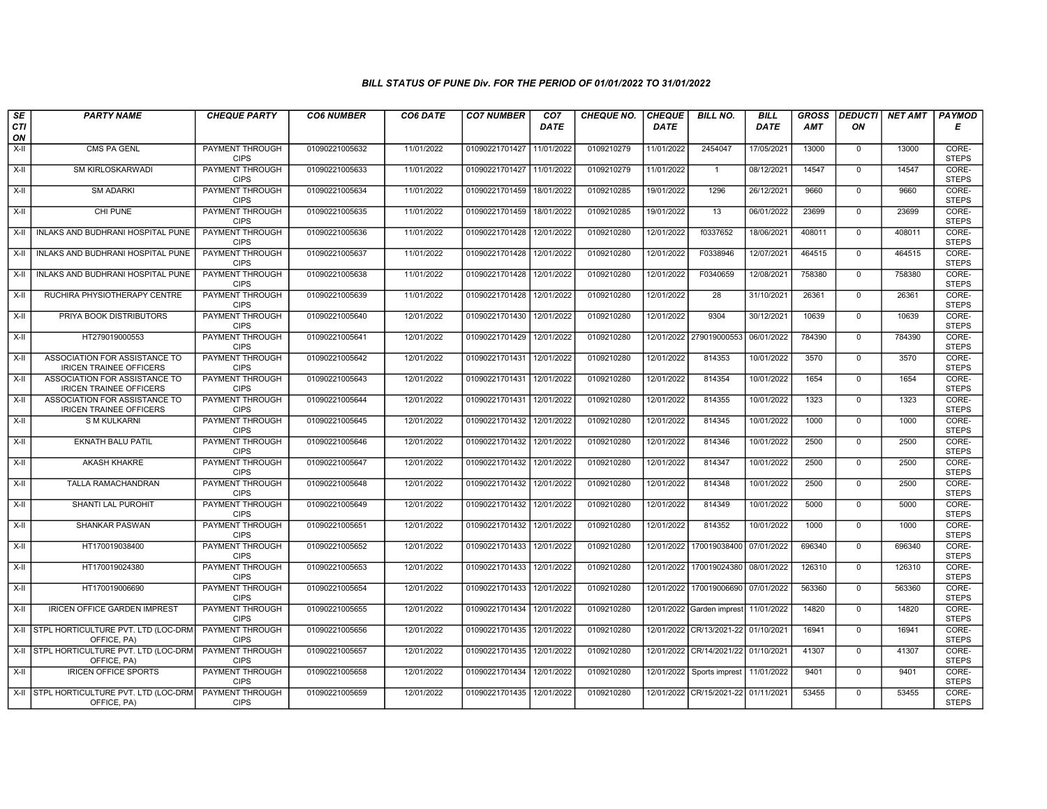*BILL STATUS OF PUNE Div. FOR THE PERIOD OF 01/01/2022 TO 31/01/2022*

| SECTION | PARTY NAME | CHEQUE PARTY | CO6 NUMBER | CO6 DATE | CO7 NUMBER | CO7 DATE | CHEQUE NO. | CHEQUE DATE | BILL NO. | BILL DATE | GROSS AMT | DEDUCTION | NET AMT | PAYMODE |
|---|---|---|---|---|---|---|---|---|---|---|---|---|---|---|
| X-II | CMS PA GENL | PAYMENT THROUGH CIPS | 01090221005632 | 11/01/2022 | 01090221701427 | 11/01/2022 | 0109210279 | 11/01/2022 | 2454047 | 17/05/2021 | 13000 | 0 | 13000 | CORE-STEPS |
| X-II | SM KIRLOSKARWADI | PAYMENT THROUGH CIPS | 01090221005633 | 11/01/2022 | 01090221701427 | 11/01/2022 | 0109210279 | 11/01/2022 | 1 | 08/12/2021 | 14547 | 0 | 14547 | CORE-STEPS |
| X-II | SM ADARKI | PAYMENT THROUGH CIPS | 01090221005634 | 11/01/2022 | 01090221701459 | 18/01/2022 | 0109210285 | 19/01/2022 | 1296 | 26/12/2021 | 9660 | 0 | 9660 | CORE-STEPS |
| X-II | CHI PUNE | PAYMENT THROUGH CIPS | 01090221005635 | 11/01/2022 | 01090221701459 | 18/01/2022 | 0109210285 | 19/01/2022 | 13 | 06/01/2022 | 23699 | 0 | 23699 | CORE-STEPS |
| X-II | INLAKS AND BUDHRANI HOSPITAL PUNE | PAYMENT THROUGH CIPS | 01090221005636 | 11/01/2022 | 01090221701428 | 12/01/2022 | 0109210280 | 12/01/2022 | f0337652 | 18/06/2021 | 408011 | 0 | 408011 | CORE-STEPS |
| X-II | INLAKS AND BUDHRANI HOSPITAL PUNE | PAYMENT THROUGH CIPS | 01090221005637 | 11/01/2022 | 01090221701428 | 12/01/2022 | 0109210280 | 12/01/2022 | F0338946 | 12/07/2021 | 464515 | 0 | 464515 | CORE-STEPS |
| X-II | INLAKS AND BUDHRANI HOSPITAL PUNE | PAYMENT THROUGH CIPS | 01090221005638 | 11/01/2022 | 01090221701428 | 12/01/2022 | 0109210280 | 12/01/2022 | F0340659 | 12/08/2021 | 758380 | 0 | 758380 | CORE-STEPS |
| X-II | RUCHIRA PHYSIOTHERAPY CENTRE | PAYMENT THROUGH CIPS | 01090221005639 | 11/01/2022 | 01090221701428 | 12/01/2022 | 0109210280 | 12/01/2022 | 28 | 31/10/2021 | 26361 | 0 | 26361 | CORE-STEPS |
| X-II | PRIYA BOOK DISTRIBUTORS | PAYMENT THROUGH CIPS | 01090221005640 | 12/01/2022 | 01090221701430 | 12/01/2022 | 0109210280 | 12/01/2022 | 9304 | 30/12/2021 | 10639 | 0 | 10639 | CORE-STEPS |
| X-II | HT279019000553 | PAYMENT THROUGH CIPS | 01090221005641 | 12/01/2022 | 01090221701429 | 12/01/2022 | 0109210280 | 12/01/2022 | 279019000553 | 06/01/2022 | 784390 | 0 | 784390 | CORE-STEPS |
| X-II | ASSOCIATION FOR ASSISTANCE TO IRICEN TRAINEE OFFICERS | PAYMENT THROUGH CIPS | 01090221005642 | 12/01/2022 | 01090221701431 | 12/01/2022 | 0109210280 | 12/01/2022 | 814353 | 10/01/2022 | 3570 | 0 | 3570 | CORE-STEPS |
| X-II | ASSOCIATION FOR ASSISTANCE TO IRICEN TRAINEE OFFICERS | PAYMENT THROUGH CIPS | 01090221005643 | 12/01/2022 | 01090221701431 | 12/01/2022 | 0109210280 | 12/01/2022 | 814354 | 10/01/2022 | 1654 | 0 | 1654 | CORE-STEPS |
| X-II | ASSOCIATION FOR ASSISTANCE TO IRICEN TRAINEE OFFICERS | PAYMENT THROUGH CIPS | 01090221005644 | 12/01/2022 | 01090221701431 | 12/01/2022 | 0109210280 | 12/01/2022 | 814355 | 10/01/2022 | 1323 | 0 | 1323 | CORE-STEPS |
| X-II | S M KULKARNI | PAYMENT THROUGH CIPS | 01090221005645 | 12/01/2022 | 01090221701432 | 12/01/2022 | 0109210280 | 12/01/2022 | 814345 | 10/01/2022 | 1000 | 0 | 1000 | CORE-STEPS |
| X-II | EKNATH BALU PATIL | PAYMENT THROUGH CIPS | 01090221005646 | 12/01/2022 | 01090221701432 | 12/01/2022 | 0109210280 | 12/01/2022 | 814346 | 10/01/2022 | 2500 | 0 | 2500 | CORE-STEPS |
| X-II | AKASH KHAKRE | PAYMENT THROUGH CIPS | 01090221005647 | 12/01/2022 | 01090221701432 | 12/01/2022 | 0109210280 | 12/01/2022 | 814347 | 10/01/2022 | 2500 | 0 | 2500 | CORE-STEPS |
| X-II | TALLA RAMACHANDRAN | PAYMENT THROUGH CIPS | 01090221005648 | 12/01/2022 | 01090221701432 | 12/01/2022 | 0109210280 | 12/01/2022 | 814348 | 10/01/2022 | 2500 | 0 | 2500 | CORE-STEPS |
| X-II | SHANTI LAL PUROHIT | PAYMENT THROUGH CIPS | 01090221005649 | 12/01/2022 | 01090221701432 | 12/01/2022 | 0109210280 | 12/01/2022 | 814349 | 10/01/2022 | 5000 | 0 | 5000 | CORE-STEPS |
| X-II | SHANKAR PASWAN | PAYMENT THROUGH CIPS | 01090221005651 | 12/01/2022 | 01090221701432 | 12/01/2022 | 0109210280 | 12/01/2022 | 814352 | 10/01/2022 | 1000 | 0 | 1000 | CORE-STEPS |
| X-II | HT170019038400 | PAYMENT THROUGH CIPS | 01090221005652 | 12/01/2022 | 01090221701433 | 12/01/2022 | 0109210280 | 12/01/2022 | 170019038400 | 07/01/2022 | 696340 | 0 | 696340 | CORE-STEPS |
| X-II | HT170019024380 | PAYMENT THROUGH CIPS | 01090221005653 | 12/01/2022 | 01090221701433 | 12/01/2022 | 0109210280 | 12/01/2022 | 170019024380 | 08/01/2022 | 126310 | 0 | 126310 | CORE-STEPS |
| X-II | HT170019006690 | PAYMENT THROUGH CIPS | 01090221005654 | 12/01/2022 | 01090221701433 | 12/01/2022 | 0109210280 | 12/01/2022 | 170019006690 | 07/01/2022 | 563360 | 0 | 563360 | CORE-STEPS |
| X-II | IRICEN OFFICE GARDEN IMPREST | PAYMENT THROUGH CIPS | 01090221005655 | 12/01/2022 | 01090221701434 | 12/01/2022 | 0109210280 | 12/01/2022 | Garden imprest | 11/01/2022 | 14820 | 0 | 14820 | CORE-STEPS |
| X-II | STPL HORTICULTURE PVT. LTD (LOC-DRM OFFICE, PA) | PAYMENT THROUGH CIPS | 01090221005656 | 12/01/2022 | 01090221701435 | 12/01/2022 | 0109210280 | 12/01/2022 | CR/13/2021-22 | 01/10/2021 | 16941 | 0 | 16941 | CORE-STEPS |
| X-II | STPL HORTICULTURE PVT. LTD (LOC-DRM OFFICE, PA) | PAYMENT THROUGH CIPS | 01090221005657 | 12/01/2022 | 01090221701435 | 12/01/2022 | 0109210280 | 12/01/2022 | CR/14/2021/22 | 01/10/2021 | 41307 | 0 | 41307 | CORE-STEPS |
| X-II | IRICEN OFFICE SPORTS | PAYMENT THROUGH CIPS | 01090221005658 | 12/01/2022 | 01090221701434 | 12/01/2022 | 0109210280 | 12/01/2022 | Sports imprest | 11/01/2022 | 9401 | 0 | 9401 | CORE-STEPS |
| X-II | STPL HORTICULTURE PVT. LTD (LOC-DRM OFFICE, PA) | PAYMENT THROUGH CIPS | 01090221005659 | 12/01/2022 | 01090221701435 | 12/01/2022 | 0109210280 | 12/01/2022 | CR/15/2021-22 | 01/11/2021 | 53455 | 0 | 53455 | CORE-STEPS |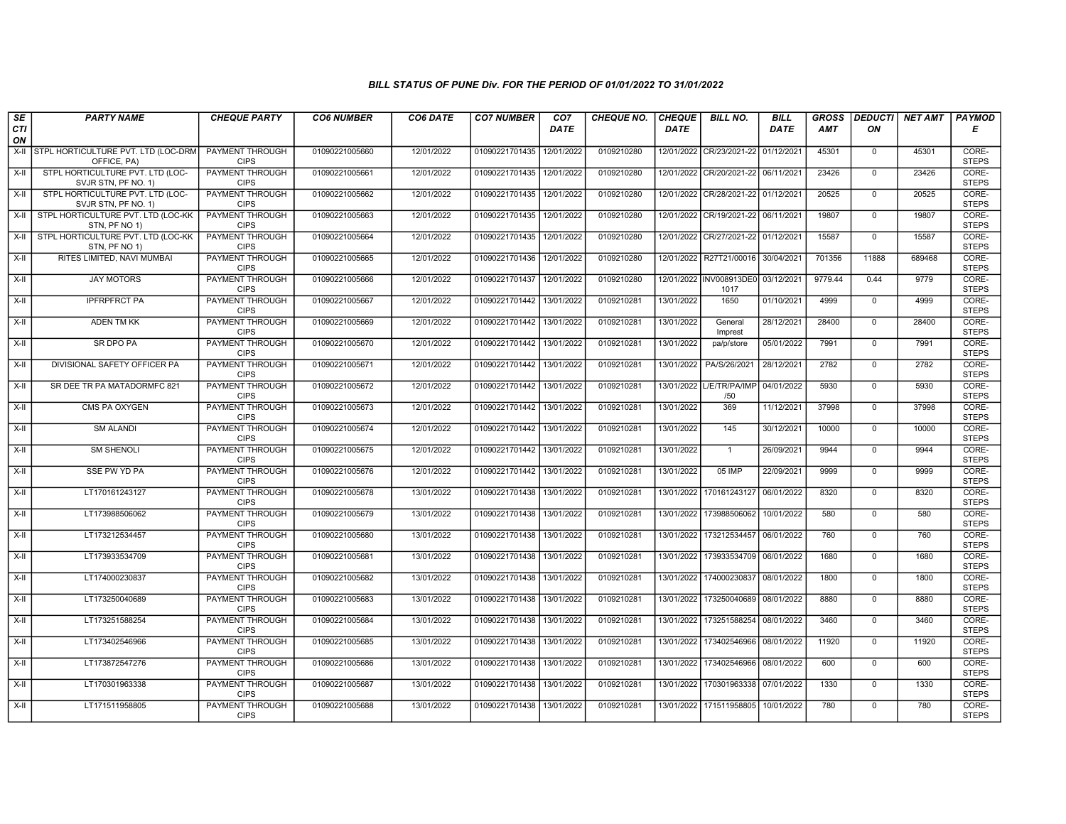## BILL STATUS OF PUNE Div. FOR THE PERIOD OF 01/01/2022 TO 31/01/2022

| SECTION | PARTY NAME | CHEQUE PARTY | CO6 NUMBER | CO6 DATE | CO7 NUMBER | CO7 DATE | CHEQUE NO. | CHEQUE DATE | BILL NO. | BILL DATE | GROSS AMT | DEDUCTION | NET AMT | PAYMODE |
|---|---|---|---|---|---|---|---|---|---|---|---|---|---|---|
| X-II | STPL HORTICULTURE PVT. LTD (LOC-DRM OFFICE, PA) | PAYMENT THROUGH CIPS | 01090221005660 | 12/01/2022 | 01090221701435 | 12/01/2022 | 0109210280 | 12/01/2022 | CR/23/2021-22 | 01/12/2021 | 45301 | 0 | 45301 | CORE-STEPS |
| X-II | STPL HORTICULTURE PVT. LTD (LOC-SVJR STN, PF NO. 1) | PAYMENT THROUGH CIPS | 01090221005661 | 12/01/2022 | 01090221701435 | 12/01/2022 | 0109210280 | 12/01/2022 | CR/20/2021-22 | 06/11/2021 | 23426 | 0 | 23426 | CORE-STEPS |
| X-II | STPL HORTICULTURE PVT. LTD (LOC-SVJR STN, PF NO. 1) | PAYMENT THROUGH CIPS | 01090221005662 | 12/01/2022 | 01090221701435 | 12/01/2022 | 0109210280 | 12/01/2022 | CR/28/2021-22 | 01/12/2021 | 20525 | 0 | 20525 | CORE-STEPS |
| X-II | STPL HORTICULTURE PVT. LTD (LOC-KK STN, PF NO 1) | PAYMENT THROUGH CIPS | 01090221005663 | 12/01/2022 | 01090221701435 | 12/01/2022 | 0109210280 | 12/01/2022 | CR/19/2021-22 | 06/11/2021 | 19807 | 0 | 19807 | CORE-STEPS |
| X-II | STPL HORTICULTURE PVT. LTD (LOC-KK STN, PF NO 1) | PAYMENT THROUGH CIPS | 01090221005664 | 12/01/2022 | 01090221701435 | 12/01/2022 | 0109210280 | 12/01/2022 | CR/27/2021-22 | 01/12/2021 | 15587 | 0 | 15587 | CORE-STEPS |
| X-II | RITES LIMITED, NAVI MUMBAI | PAYMENT THROUGH CIPS | 01090221005665 | 12/01/2022 | 01090221701436 | 12/01/2022 | 0109210280 | 12/01/2022 | R27T21/00016 | 30/04/2021 | 701356 | 11888 | 689468 | CORE-STEPS |
| X-II | JAY MOTORS | PAYMENT THROUGH CIPS | 01090221005666 | 12/01/2022 | 01090221701437 | 12/01/2022 | 0109210280 | 12/01/2022 | INV008913DE01017 | 03/12/2021 | 9779.44 | 0.44 | 9779 | CORE-STEPS |
| X-II | IPFRPFRCT PA | PAYMENT THROUGH CIPS | 01090221005667 | 12/01/2022 | 01090221701442 | 13/01/2022 | 0109210281 | 13/01/2022 | 1650 | 01/10/2021 | 4999 | 0 | 4999 | CORE-STEPS |
| X-II | ADEN TM KK | PAYMENT THROUGH CIPS | 01090221005669 | 12/01/2022 | 01090221701442 | 13/01/2022 | 0109210281 | 13/01/2022 | General Imprest | 28/12/2021 | 28400 | 0 | 28400 | CORE-STEPS |
| X-II | SR DPO PA | PAYMENT THROUGH CIPS | 01090221005670 | 12/01/2022 | 01090221701442 | 13/01/2022 | 0109210281 | 13/01/2022 | pa/p/store | 05/01/2022 | 7991 | 0 | 7991 | CORE-STEPS |
| X-II | DIVISIONAL SAFETY OFFICER PA | PAYMENT THROUGH CIPS | 01090221005671 | 12/01/2022 | 01090221701442 | 13/01/2022 | 0109210281 | 13/01/2022 | PA/S/26/2021 | 28/12/2021 | 2782 | 0 | 2782 | CORE-STEPS |
| X-II | SR DEE TR PA MATADORMFC 821 | PAYMENT THROUGH CIPS | 01090221005672 | 12/01/2022 | 01090221701442 | 13/01/2022 | 0109210281 | 13/01/2022 | L/E/TR/PA/IMP/50 | 04/01/2022 | 5930 | 0 | 5930 | CORE-STEPS |
| X-II | CMS PA OXYGEN | PAYMENT THROUGH CIPS | 01090221005673 | 12/01/2022 | 01090221701442 | 13/01/2022 | 0109210281 | 13/01/2022 | 369 | 11/12/2021 | 37998 | 0 | 37998 | CORE-STEPS |
| X-II | SM ALANDI | PAYMENT THROUGH CIPS | 01090221005674 | 12/01/2022 | 01090221701442 | 13/01/2022 | 0109210281 | 13/01/2022 | 145 | 30/12/2021 | 10000 | 0 | 10000 | CORE-STEPS |
| X-II | SM SHENOLI | PAYMENT THROUGH CIPS | 01090221005675 | 12/01/2022 | 01090221701442 | 13/01/2022 | 0109210281 | 13/01/2022 | 1 | 26/09/2021 | 9944 | 0 | 9944 | CORE-STEPS |
| X-II | SSE PW YD PA | PAYMENT THROUGH CIPS | 01090221005676 | 12/01/2022 | 01090221701442 | 13/01/2022 | 0109210281 | 13/01/2022 | 05 IMP | 22/09/2021 | 9999 | 0 | 9999 | CORE-STEPS |
| X-II | LT170161243127 | PAYMENT THROUGH CIPS | 01090221005678 | 13/01/2022 | 01090221701438 | 13/01/2022 | 0109210281 | 13/01/2022 | 170161243127 | 06/01/2022 | 8320 | 0 | 8320 | CORE-STEPS |
| X-II | LT173988506062 | PAYMENT THROUGH CIPS | 01090221005679 | 13/01/2022 | 01090221701438 | 13/01/2022 | 0109210281 | 13/01/2022 | 173988506062 | 10/01/2022 | 580 | 0 | 580 | CORE-STEPS |
| X-II | LT173212534457 | PAYMENT THROUGH CIPS | 01090221005680 | 13/01/2022 | 01090221701438 | 13/01/2022 | 0109210281 | 13/01/2022 | 173212534457 | 06/01/2022 | 760 | 0 | 760 | CORE-STEPS |
| X-II | LT173933534709 | PAYMENT THROUGH CIPS | 01090221005681 | 13/01/2022 | 01090221701438 | 13/01/2022 | 0109210281 | 13/01/2022 | 173933534709 | 06/01/2022 | 1680 | 0 | 1680 | CORE-STEPS |
| X-II | LT174000230837 | PAYMENT THROUGH CIPS | 01090221005682 | 13/01/2022 | 01090221701438 | 13/01/2022 | 0109210281 | 13/01/2022 | 174000230837 | 08/01/2022 | 1800 | 0 | 1800 | CORE-STEPS |
| X-II | LT173250040689 | PAYMENT THROUGH CIPS | 01090221005683 | 13/01/2022 | 01090221701438 | 13/01/2022 | 0109210281 | 13/01/2022 | 173250040689 | 08/01/2022 | 8880 | 0 | 8880 | CORE-STEPS |
| X-II | LT173251588254 | PAYMENT THROUGH CIPS | 01090221005684 | 13/01/2022 | 01090221701438 | 13/01/2022 | 0109210281 | 13/01/2022 | 173251588254 | 08/01/2022 | 3460 | 0 | 3460 | CORE-STEPS |
| X-II | LT173402546966 | PAYMENT THROUGH CIPS | 01090221005685 | 13/01/2022 | 01090221701438 | 13/01/2022 | 0109210281 | 13/01/2022 | 173402546966 | 08/01/2022 | 11920 | 0 | 11920 | CORE-STEPS |
| X-II | LT173872547276 | PAYMENT THROUGH CIPS | 01090221005686 | 13/01/2022 | 01090221701438 | 13/01/2022 | 0109210281 | 13/01/2022 | 173402546966 | 08/01/2022 | 600 | 0 | 600 | CORE-STEPS |
| X-II | LT170301963338 | PAYMENT THROUGH CIPS | 01090221005687 | 13/01/2022 | 01090221701438 | 13/01/2022 | 0109210281 | 13/01/2022 | 170301963338 | 07/01/2022 | 1330 | 0 | 1330 | CORE-STEPS |
| X-II | LT171511958805 | PAYMENT THROUGH CIPS | 01090221005688 | 13/01/2022 | 01090221701438 | 13/01/2022 | 0109210281 | 13/01/2022 | 171511958805 | 10/01/2022 | 780 | 0 | 780 | CORE-STEPS |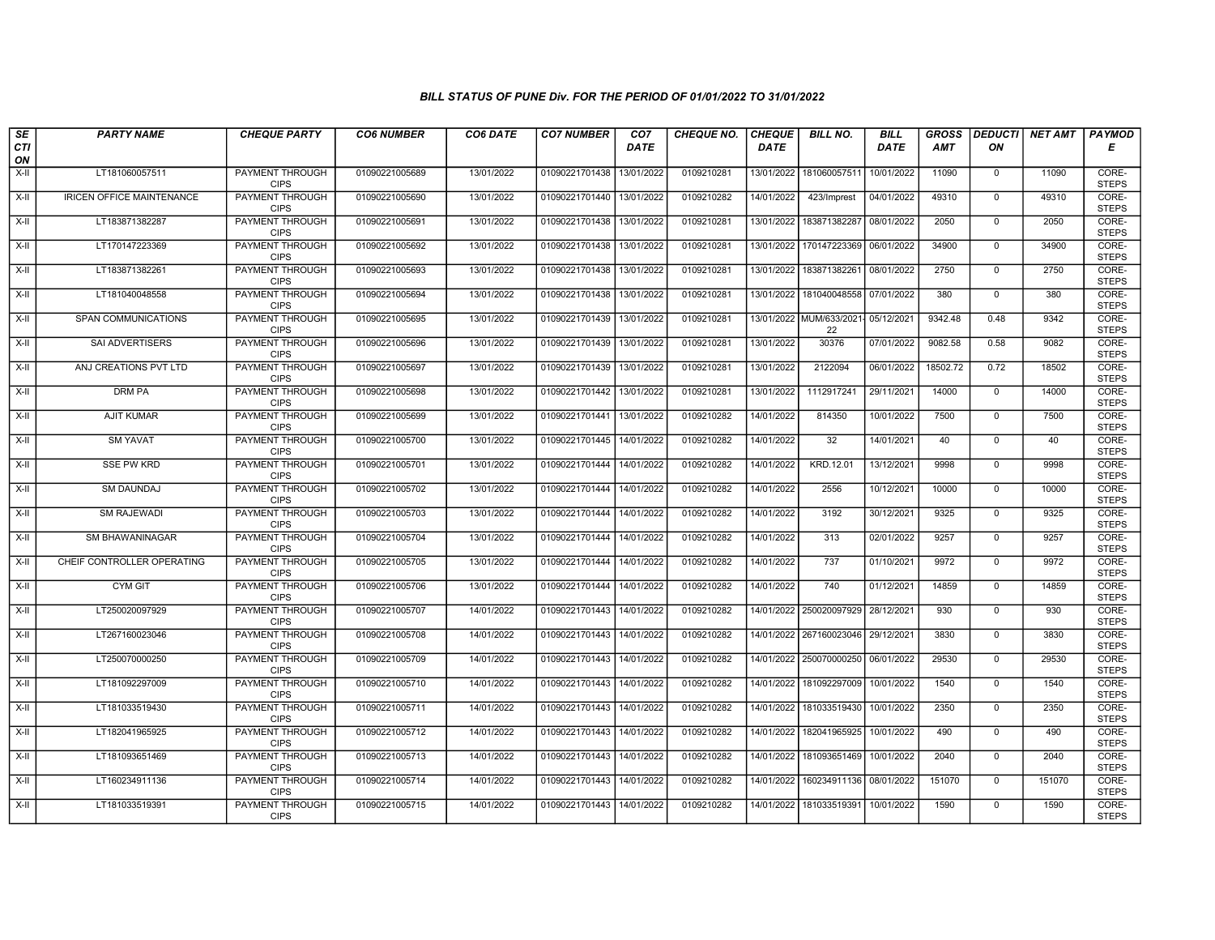*BILL STATUS OF PUNE Div. FOR THE PERIOD OF 01/01/2022 TO 31/01/2022*

| SECTION | PARTY NAME | CHEQUE PARTY | CO6 NUMBER | CO6 DATE | CO7 NUMBER | CO7 DATE | CHEQUE NO. | CHEQUE DATE | BILL NO. | BILL DATE | GROSS AMT | DEDUCTION | NET AMT | PAYMODE |
|---|---|---|---|---|---|---|---|---|---|---|---|---|---|---|
| X-II | LT181060057511 | PAYMENT THROUGH CIPS | 01090221005689 | 13/01/2022 | 01090221701438 | 13/01/2022 | 0109210281 | 13/01/2022 | 181060057511 | 10/01/2022 | 11090 | 0 | 11090 | CORE-STEPS |
| X-II | IRICEN OFFICE MAINTENANCE | PAYMENT THROUGH CIPS | 01090221005690 | 13/01/2022 | 01090221701440 | 13/01/2022 | 0109210282 | 14/01/2022 | 423/Imprest | 04/01/2022 | 49310 | 0 | 49310 | CORE-STEPS |
| X-II | LT183871382287 | PAYMENT THROUGH CIPS | 01090221005691 | 13/01/2022 | 01090221701438 | 13/01/2022 | 0109210281 | 13/01/2022 | 183871382287 | 08/01/2022 | 2050 | 0 | 2050 | CORE-STEPS |
| X-II | LT170147223369 | PAYMENT THROUGH CIPS | 01090221005692 | 13/01/2022 | 01090221701438 | 13/01/2022 | 0109210281 | 13/01/2022 | 170147223369 | 06/01/2022 | 34900 | 0 | 34900 | CORE-STEPS |
| X-II | LT183871382261 | PAYMENT THROUGH CIPS | 01090221005693 | 13/01/2022 | 01090221701438 | 13/01/2022 | 0109210281 | 13/01/2022 | 183871382261 | 08/01/2022 | 2750 | 0 | 2750 | CORE-STEPS |
| X-II | LT181040048558 | PAYMENT THROUGH CIPS | 01090221005694 | 13/01/2022 | 01090221701438 | 13/01/2022 | 0109210281 | 13/01/2022 | 181040048558 | 07/01/2022 | 380 | 0 | 380 | CORE-STEPS |
| X-II | SPAN COMMUNICATIONS | PAYMENT THROUGH CIPS | 01090221005695 | 13/01/2022 | 01090221701439 | 13/01/2022 | 0109210281 | 13/01/2022 | MUM/633/2021-22 | 05/12/2021 | 9342.48 | 0.48 | 9342 | CORE-STEPS |
| X-II | SAI ADVERTISERS | PAYMENT THROUGH CIPS | 01090221005696 | 13/01/2022 | 01090221701439 | 13/01/2022 | 0109210281 | 13/01/2022 | 30376 | 07/01/2022 | 9082.58 | 0.58 | 9082 | CORE-STEPS |
| X-II | ANJ CREATIONS PVT LTD | PAYMENT THROUGH CIPS | 01090221005697 | 13/01/2022 | 01090221701439 | 13/01/2022 | 0109210281 | 13/01/2022 | 2122094 | 06/01/2022 | 18502.72 | 0.72 | 18502 | CORE-STEPS |
| X-II | DRM PA | PAYMENT THROUGH CIPS | 01090221005698 | 13/01/2022 | 01090221701442 | 13/01/2022 | 0109210281 | 13/01/2022 | 1112917241 | 29/11/2021 | 14000 | 0 | 14000 | CORE-STEPS |
| X-II | AJIT KUMAR | PAYMENT THROUGH CIPS | 01090221005699 | 13/01/2022 | 01090221701441 | 13/01/2022 | 0109210282 | 14/01/2022 | 814350 | 10/01/2022 | 7500 | 0 | 7500 | CORE-STEPS |
| X-II | SM YAVAT | PAYMENT THROUGH CIPS | 01090221005700 | 13/01/2022 | 01090221701445 | 14/01/2022 | 0109210282 | 14/01/2022 | 32 | 14/01/2021 | 40 | 0 | 40 | CORE-STEPS |
| X-II | SSE PW KRD | PAYMENT THROUGH CIPS | 01090221005701 | 13/01/2022 | 01090221701444 | 14/01/2022 | 0109210282 | 14/01/2022 | KRD.12.01 | 13/12/2021 | 9998 | 0 | 9998 | CORE-STEPS |
| X-II | SM DAUNDAJ | PAYMENT THROUGH CIPS | 01090221005702 | 13/01/2022 | 01090221701444 | 14/01/2022 | 0109210282 | 14/01/2022 | 2556 | 10/12/2021 | 10000 | 0 | 10000 | CORE-STEPS |
| X-II | SM RAJEWADI | PAYMENT THROUGH CIPS | 01090221005703 | 13/01/2022 | 01090221701444 | 14/01/2022 | 0109210282 | 14/01/2022 | 3192 | 30/12/2021 | 9325 | 0 | 9325 | CORE-STEPS |
| X-II | SM BHAWANINAGAR | PAYMENT THROUGH CIPS | 01090221005704 | 13/01/2022 | 01090221701444 | 14/01/2022 | 0109210282 | 14/01/2022 | 313 | 02/01/2022 | 9257 | 0 | 9257 | CORE-STEPS |
| X-II | CHEIF CONTROLLER OPERATING | PAYMENT THROUGH CIPS | 01090221005705 | 13/01/2022 | 01090221701444 | 14/01/2022 | 0109210282 | 14/01/2022 | 737 | 01/10/2021 | 9972 | 0 | 9972 | CORE-STEPS |
| X-II | CYM GIT | PAYMENT THROUGH CIPS | 01090221005706 | 13/01/2022 | 01090221701444 | 14/01/2022 | 0109210282 | 14/01/2022 | 740 | 01/12/2021 | 14859 | 0 | 14859 | CORE-STEPS |
| X-II | LT250020097929 | PAYMENT THROUGH CIPS | 01090221005707 | 14/01/2022 | 01090221701443 | 14/01/2022 | 0109210282 | 14/01/2022 | 250020097929 | 28/12/2021 | 930 | 0 | 930 | CORE-STEPS |
| X-II | LT267160023046 | PAYMENT THROUGH CIPS | 01090221005708 | 14/01/2022 | 01090221701443 | 14/01/2022 | 0109210282 | 14/01/2022 | 267160023046 | 29/12/2021 | 3830 | 0 | 3830 | CORE-STEPS |
| X-II | LT250070000250 | PAYMENT THROUGH CIPS | 01090221005709 | 14/01/2022 | 01090221701443 | 14/01/2022 | 0109210282 | 14/01/2022 | 250070000250 | 06/01/2022 | 29530 | 0 | 29530 | CORE-STEPS |
| X-II | LT181092297009 | PAYMENT THROUGH CIPS | 01090221005710 | 14/01/2022 | 01090221701443 | 14/01/2022 | 0109210282 | 14/01/2022 | 181092297009 | 10/01/2022 | 1540 | 0 | 1540 | CORE-STEPS |
| X-II | LT181033519430 | PAYMENT THROUGH CIPS | 01090221005711 | 14/01/2022 | 01090221701443 | 14/01/2022 | 0109210282 | 14/01/2022 | 181033519430 | 10/01/2022 | 2350 | 0 | 2350 | CORE-STEPS |
| X-II | LT182041965925 | PAYMENT THROUGH CIPS | 01090221005712 | 14/01/2022 | 01090221701443 | 14/01/2022 | 0109210282 | 14/01/2022 | 182041965925 | 10/01/2022 | 490 | 0 | 490 | CORE-STEPS |
| X-II | LT181093651469 | PAYMENT THROUGH CIPS | 01090221005713 | 14/01/2022 | 01090221701443 | 14/01/2022 | 0109210282 | 14/01/2022 | 181093651469 | 10/01/2022 | 2040 | 0 | 2040 | CORE-STEPS |
| X-II | LT160234911136 | PAYMENT THROUGH CIPS | 01090221005714 | 14/01/2022 | 01090221701443 | 14/01/2022 | 0109210282 | 14/01/2022 | 160234911136 | 08/01/2022 | 151070 | 0 | 151070 | CORE-STEPS |
| X-II | LT181033519391 | PAYMENT THROUGH CIPS | 01090221005715 | 14/01/2022 | 01090221701443 | 14/01/2022 | 0109210282 | 14/01/2022 | 181033519391 | 10/01/2022 | 1590 | 0 | 1590 | CORE-STEPS |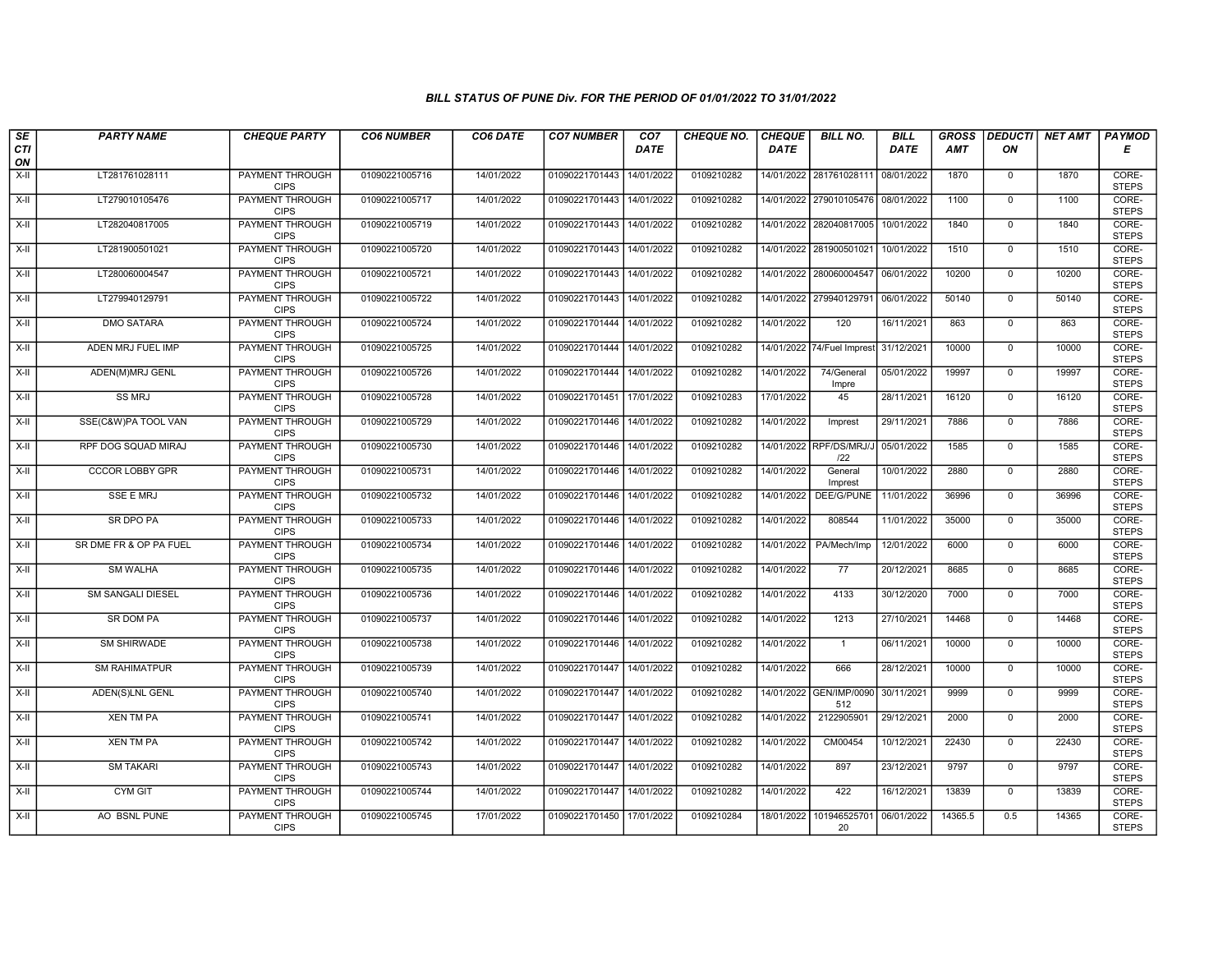### BILL STATUS OF PUNE Div. FOR THE PERIOD OF 01/01/2022 TO 31/01/2022

| SECTION | PARTY NAME | CHEQUE PARTY | CO6 NUMBER | CO6 DATE | CO7 NUMBER | CO7 DATE | CHEQUE NO. | CHEQUE DATE | BILL NO. | BILL DATE | GROSS AMT | DEDUCTION | NET AMT | PAYMODE |
|---|---|---|---|---|---|---|---|---|---|---|---|---|---|---|
| X-II | LT281761028111 | PAYMENT THROUGH CIPS | 01090221005716 | 14/01/2022 | 01090221701443 | 14/01/2022 | 0109210282 | 14/01/2022 | 281761028111 | 08/01/2022 | 1870 | 0 | 1870 | CORE-STEPS |
| X-II | LT279010105476 | PAYMENT THROUGH CIPS | 01090221005717 | 14/01/2022 | 01090221701443 | 14/01/2022 | 0109210282 | 14/01/2022 | 279010105476 | 08/01/2022 | 1100 | 0 | 1100 | CORE-STEPS |
| X-II | LT282040817005 | PAYMENT THROUGH CIPS | 01090221005719 | 14/01/2022 | 01090221701443 | 14/01/2022 | 0109210282 | 14/01/2022 | 282040817005 | 10/01/2022 | 1840 | 0 | 1840 | CORE-STEPS |
| X-II | LT281900501021 | PAYMENT THROUGH CIPS | 01090221005720 | 14/01/2022 | 01090221701443 | 14/01/2022 | 0109210282 | 14/01/2022 | 281900501021 | 10/01/2022 | 1510 | 0 | 1510 | CORE-STEPS |
| X-II | LT280060004547 | PAYMENT THROUGH CIPS | 01090221005721 | 14/01/2022 | 01090221701443 | 14/01/2022 | 0109210282 | 14/01/2022 | 280060004547 | 06/01/2022 | 10200 | 0 | 10200 | CORE-STEPS |
| X-II | LT279940129791 | PAYMENT THROUGH CIPS | 01090221005722 | 14/01/2022 | 01090221701443 | 14/01/2022 | 0109210282 | 14/01/2022 | 279940129791 | 06/01/2022 | 50140 | 0 | 50140 | CORE-STEPS |
| X-II | DMO SATARA | PAYMENT THROUGH CIPS | 01090221005724 | 14/01/2022 | 01090221701444 | 14/01/2022 | 0109210282 | 14/01/2022 | 120 | 16/11/2021 | 863 | 0 | 863 | CORE-STEPS |
| X-II | ADEN MRJ FUEL IMP | PAYMENT THROUGH CIPS | 01090221005725 | 14/01/2022 | 01090221701444 | 14/01/2022 | 0109210282 | 14/01/2022 | 74/Fuel Imprest | 31/12/2021 | 10000 | 0 | 10000 | CORE-STEPS |
| X-II | ADEN(M)MRJ GENL | PAYMENT THROUGH CIPS | 01090221005726 | 14/01/2022 | 01090221701444 | 14/01/2022 | 0109210282 | 14/01/2022 | 74/General Impre | 05/01/2022 | 19997 | 0 | 19997 | CORE-STEPS |
| X-II | SS MRJ | PAYMENT THROUGH CIPS | 01090221005728 | 14/01/2022 | 01090221701451 | 17/01/2022 | 0109210283 | 17/01/2022 | 45 | 28/11/2021 | 16120 | 0 | 16120 | CORE-STEPS |
| X-II | SSE(C&W)PA TOOL VAN | PAYMENT THROUGH CIPS | 01090221005729 | 14/01/2022 | 01090221701446 | 14/01/2022 | 0109210282 | 14/01/2022 | Imprest | 29/11/2021 | 7886 | 0 | 7886 | CORE-STEPS |
| X-II | RPF DOG SQUAD MIRAJ | PAYMENT THROUGH CIPS | 01090221005730 | 14/01/2022 | 01090221701446 | 14/01/2022 | 0109210282 | 14/01/2022 | RPF/DS/MRJ/J/22 | 05/01/2022 | 1585 | 0 | 1585 | CORE-STEPS |
| X-II | CCCOR LOBBY GPR | PAYMENT THROUGH CIPS | 01090221005731 | 14/01/2022 | 01090221701446 | 14/01/2022 | 0109210282 | 14/01/2022 | General Imprest | 10/01/2022 | 2880 | 0 | 2880 | CORE-STEPS |
| X-II | SSE E MRJ | PAYMENT THROUGH CIPS | 01090221005732 | 14/01/2022 | 01090221701446 | 14/01/2022 | 0109210282 | 14/01/2022 | DEE/G/PUNE | 11/01/2022 | 36996 | 0 | 36996 | CORE-STEPS |
| X-II | SR DPO PA | PAYMENT THROUGH CIPS | 01090221005733 | 14/01/2022 | 01090221701446 | 14/01/2022 | 0109210282 | 14/01/2022 | 808544 | 11/01/2022 | 35000 | 0 | 35000 | CORE-STEPS |
| X-II | SR DME FR & OP PA FUEL | PAYMENT THROUGH CIPS | 01090221005734 | 14/01/2022 | 01090221701446 | 14/01/2022 | 0109210282 | 14/01/2022 | PA/Mech/Imp | 12/01/2022 | 6000 | 0 | 6000 | CORE-STEPS |
| X-II | SM WALHA | PAYMENT THROUGH CIPS | 01090221005735 | 14/01/2022 | 01090221701446 | 14/01/2022 | 0109210282 | 14/01/2022 | 77 | 20/12/2021 | 8685 | 0 | 8685 | CORE-STEPS |
| X-II | SM SANGALI DIESEL | PAYMENT THROUGH CIPS | 01090221005736 | 14/01/2022 | 01090221701446 | 14/01/2022 | 0109210282 | 14/01/2022 | 4133 | 30/12/2020 | 7000 | 0 | 7000 | CORE-STEPS |
| X-II | SR DOM PA | PAYMENT THROUGH CIPS | 01090221005737 | 14/01/2022 | 01090221701446 | 14/01/2022 | 0109210282 | 14/01/2022 | 1213 | 27/10/2021 | 14468 | 0 | 14468 | CORE-STEPS |
| X-II | SM SHIRWADE | PAYMENT THROUGH CIPS | 01090221005738 | 14/01/2022 | 01090221701446 | 14/01/2022 | 0109210282 | 14/01/2022 | 1 | 06/11/2021 | 10000 | 0 | 10000 | CORE-STEPS |
| X-II | SM RAHIMATPUR | PAYMENT THROUGH CIPS | 01090221005739 | 14/01/2022 | 01090221701447 | 14/01/2022 | 0109210282 | 14/01/2022 | 666 | 28/12/2021 | 10000 | 0 | 10000 | CORE-STEPS |
| X-II | ADEN(S)LNL GENL | PAYMENT THROUGH CIPS | 01090221005740 | 14/01/2022 | 01090221701447 | 14/01/2022 | 0109210282 | 14/01/2022 | GEN/IMP/0090512 | 30/11/2021 | 9999 | 0 | 9999 | CORE-STEPS |
| X-II | XEN TM PA | PAYMENT THROUGH CIPS | 01090221005741 | 14/01/2022 | 01090221701447 | 14/01/2022 | 0109210282 | 14/01/2022 | 2122905901 | 29/12/2021 | 2000 | 0 | 2000 | CORE-STEPS |
| X-II | XEN TM PA | PAYMENT THROUGH CIPS | 01090221005742 | 14/01/2022 | 01090221701447 | 14/01/2022 | 0109210282 | 14/01/2022 | CM00454 | 10/12/2021 | 22430 | 0 | 22430 | CORE-STEPS |
| X-II | SM TAKARI | PAYMENT THROUGH CIPS | 01090221005743 | 14/01/2022 | 01090221701447 | 14/01/2022 | 0109210282 | 14/01/2022 | 897 | 23/12/2021 | 9797 | 0 | 9797 | CORE-STEPS |
| X-II | CYM GIT | PAYMENT THROUGH CIPS | 01090221005744 | 14/01/2022 | 01090221701447 | 14/01/2022 | 0109210282 | 14/01/2022 | 422 | 16/12/2021 | 13839 | 0 | 13839 | CORE-STEPS |
| X-II | AO BSNL PUNE | PAYMENT THROUGH CIPS | 01090221005745 | 17/01/2022 | 01090221701450 | 17/01/2022 | 0109210284 | 18/01/2022 | 10194652570120 | 06/01/2022 | 14365.5 | 0.5 | 14365 | CORE-STEPS |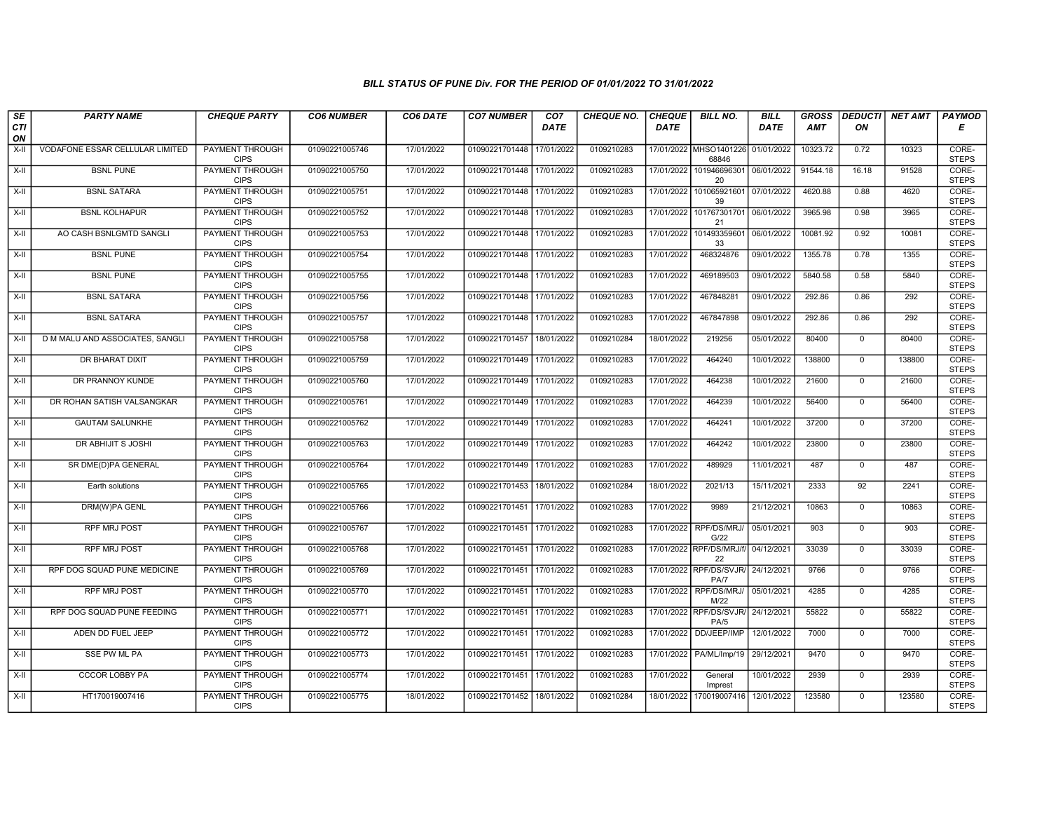# BILL STATUS OF PUNE Div. FOR THE PERIOD OF 01/01/2022 TO 31/01/2022

| SECTION | PARTY NAME | CHEQUE PARTY | CO6 NUMBER | CO6 DATE | CO7 NUMBER | CO7 DATE | CHEQUE NO. | CHEQUE DATE | BILL NO. | BILL DATE | GROSS AMT | DEDUCTION | NET AMT | PAYMODE |
|---|---|---|---|---|---|---|---|---|---|---|---|---|---|---|
| X-II | VODAFONE ESSAR CELLULAR LIMITED | PAYMENT THROUGH CIPS | 01090221005746 | 17/01/2022 | 01090221701448 | 17/01/2022 | 0109210283 | 17/01/2022 | MHSO140122668846 | 01/01/2022 | 10323.72 | 0.72 | 10323 | CORE-STEPS |
| X-II | BSNL PUNE | PAYMENT THROUGH CIPS | 01090221005750 | 17/01/2022 | 01090221701448 | 17/01/2022 | 0109210283 | 17/01/2022 | 10194669630120 | 06/01/2022 | 91544.18 | 16.18 | 91528 | CORE-STEPS |
| X-II | BSNL SATARA | PAYMENT THROUGH CIPS | 01090221005751 | 17/01/2022 | 01090221701448 | 17/01/2022 | 0109210283 | 17/01/2022 | 10106592160139 | 07/01/2022 | 4620.88 | 0.88 | 4620 | CORE-STEPS |
| X-II | BSNL KOLHAPUR | PAYMENT THROUGH CIPS | 01090221005752 | 17/01/2022 | 01090221701448 | 17/01/2022 | 0109210283 | 17/01/2022 | 10176730170121 | 06/01/2022 | 3965.98 | 0.98 | 3965 | CORE-STEPS |
| X-II | AO CASH BSNLGMTD SANGLI | PAYMENT THROUGH CIPS | 01090221005753 | 17/01/2022 | 01090221701448 | 17/01/2022 | 0109210283 | 17/01/2022 | 10149335960133 | 06/01/2022 | 10081.92 | 0.92 | 10081 | CORE-STEPS |
| X-II | BSNL PUNE | PAYMENT THROUGH CIPS | 01090221005754 | 17/01/2022 | 01090221701448 | 17/01/2022 | 0109210283 | 17/01/2022 | 468324876 | 09/01/2022 | 1355.78 | 0.78 | 1355 | CORE-STEPS |
| X-II | BSNL PUNE | PAYMENT THROUGH CIPS | 01090221005755 | 17/01/2022 | 01090221701448 | 17/01/2022 | 0109210283 | 17/01/2022 | 469189503 | 09/01/2022 | 5840.58 | 0.58 | 5840 | CORE-STEPS |
| X-II | BSNL SATARA | PAYMENT THROUGH CIPS | 01090221005756 | 17/01/2022 | 01090221701448 | 17/01/2022 | 0109210283 | 17/01/2022 | 467848281 | 09/01/2022 | 292.86 | 0.86 | 292 | CORE-STEPS |
| X-II | BSNL SATARA | PAYMENT THROUGH CIPS | 01090221005757 | 17/01/2022 | 01090221701448 | 17/01/2022 | 0109210283 | 17/01/2022 | 467847898 | 09/01/2022 | 292.86 | 0.86 | 292 | CORE-STEPS |
| X-II | D M MALU AND ASSOCIATES, SANGLI | PAYMENT THROUGH CIPS | 01090221005758 | 17/01/2022 | 01090221701457 | 18/01/2022 | 0109210284 | 18/01/2022 | 219256 | 05/01/2022 | 80400 | 0 | 80400 | CORE-STEPS |
| X-II | DR BHARAT DIXIT | PAYMENT THROUGH CIPS | 01090221005759 | 17/01/2022 | 01090221701449 | 17/01/2022 | 0109210283 | 17/01/2022 | 464240 | 10/01/2022 | 138800 | 0 | 138800 | CORE-STEPS |
| X-II | DR PRANNOY KUNDE | PAYMENT THROUGH CIPS | 01090221005760 | 17/01/2022 | 01090221701449 | 17/01/2022 | 0109210283 | 17/01/2022 | 464238 | 10/01/2022 | 21600 | 0 | 21600 | CORE-STEPS |
| X-II | DR ROHAN SATISH VALSANGKAR | PAYMENT THROUGH CIPS | 01090221005761 | 17/01/2022 | 01090221701449 | 17/01/2022 | 0109210283 | 17/01/2022 | 464239 | 10/01/2022 | 56400 | 0 | 56400 | CORE-STEPS |
| X-II | GAUTAM SALUNKHE | PAYMENT THROUGH CIPS | 01090221005762 | 17/01/2022 | 01090221701449 | 17/01/2022 | 0109210283 | 17/01/2022 | 464241 | 10/01/2022 | 37200 | 0 | 37200 | CORE-STEPS |
| X-II | DR ABHIJIT S JOSHI | PAYMENT THROUGH CIPS | 01090221005763 | 17/01/2022 | 01090221701449 | 17/01/2022 | 0109210283 | 17/01/2022 | 464242 | 10/01/2022 | 23800 | 0 | 23800 | CORE-STEPS |
| X-II | SR DME(D)PA GENERAL | PAYMENT THROUGH CIPS | 01090221005764 | 17/01/2022 | 01090221701449 | 17/01/2022 | 0109210283 | 17/01/2022 | 489929 | 11/01/2021 | 487 | 0 | 487 | CORE-STEPS |
| X-II | Earth solutions | PAYMENT THROUGH CIPS | 01090221005765 | 17/01/2022 | 01090221701453 | 18/01/2022 | 0109210284 | 18/01/2022 | 2021/13 | 15/11/2021 | 2333 | 92 | 2241 | CORE-STEPS |
| X-II | DRM(W)PA GENL | PAYMENT THROUGH CIPS | 01090221005766 | 17/01/2022 | 01090221701451 | 17/01/2022 | 0109210283 | 17/01/2022 | 9989 | 21/12/2021 | 10863 | 0 | 10863 | CORE-STEPS |
| X-II | RPF MRJ POST | PAYMENT THROUGH CIPS | 01090221005767 | 17/01/2022 | 01090221701451 | 17/01/2022 | 0109210283 | 17/01/2022 | RPF/DS/MRJ/G/22 | 05/01/2021 | 903 | 0 | 903 | CORE-STEPS |
| X-II | RPF MRJ POST | PAYMENT THROUGH CIPS | 01090221005768 | 17/01/2022 | 01090221701451 | 17/01/2022 | 0109210283 | 17/01/2022 | RPF/DS/MRJ/f/22 | 04/12/2021 | 33039 | 0 | 33039 | CORE-STEPS |
| X-II | RPF DOG SQUAD PUNE MEDICINE | PAYMENT THROUGH CIPS | 01090221005769 | 17/01/2022 | 01090221701451 | 17/01/2022 | 0109210283 | 17/01/2022 | RPF/DS/SVJR/PA/7 | 24/12/2021 | 9766 | 0 | 9766 | CORE-STEPS |
| X-II | RPF MRJ POST | PAYMENT THROUGH CIPS | 01090221005770 | 17/01/2022 | 01090221701451 | 17/01/2022 | 0109210283 | 17/01/2022 | RPF/DS/MRJ/M/22 | 05/01/2021 | 4285 | 0 | 4285 | CORE-STEPS |
| X-II | RPF DOG SQUAD PUNE FEEDING | PAYMENT THROUGH CIPS | 01090221005771 | 17/01/2022 | 01090221701451 | 17/01/2022 | 0109210283 | 17/01/2022 | RPF/DS/SVJR/PA/5 | 24/12/2021 | 55822 | 0 | 55822 | CORE-STEPS |
| X-II | ADEN DD FUEL JEEP | PAYMENT THROUGH CIPS | 01090221005772 | 17/01/2022 | 01090221701451 | 17/01/2022 | 0109210283 | 17/01/2022 | DD/JEEP/IMP | 12/01/2022 | 7000 | 0 | 7000 | CORE-STEPS |
| X-II | SSE PW ML PA | PAYMENT THROUGH CIPS | 01090221005773 | 17/01/2022 | 01090221701451 | 17/01/2022 | 0109210283 | 17/01/2022 | PA/ML/Imp/19 | 29/12/2021 | 9470 | 0 | 9470 | CORE-STEPS |
| X-II | CCCOR LOBBY PA | PAYMENT THROUGH CIPS | 01090221005774 | 17/01/2022 | 01090221701451 | 17/01/2022 | 0109210283 | 17/01/2022 | General Imprest | 10/01/2022 | 2939 | 0 | 2939 | CORE-STEPS |
| X-II | HT170019007416 | PAYMENT THROUGH CIPS | 01090221005775 | 18/01/2022 | 01090221701452 | 18/01/2022 | 0109210284 | 18/01/2022 | 170019007416 | 12/01/2022 | 123580 | 0 | 123580 | CORE-STEPS |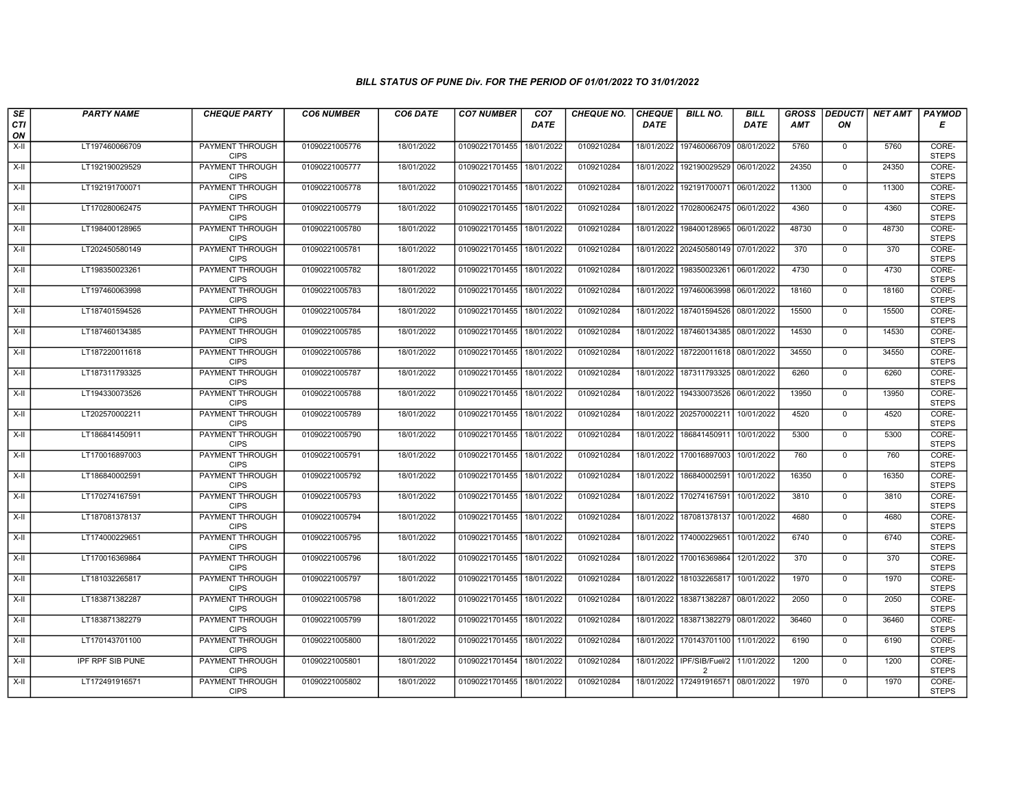# BILL STATUS OF PUNE Div. FOR THE PERIOD OF 01/01/2022 TO 31/01/2022

| SECTION | PARTY NAME | CHEQUE PARTY | CO6 NUMBER | CO6 DATE | CO7 NUMBER | CO7 DATE | CHEQUE NO. | CHEQUE DATE | BILL NO. | BILL DATE | GROSS AMT | DEDUCTION | NET AMT | PAYMODE |
|---|---|---|---|---|---|---|---|---|---|---|---|---|---|---|
| X-II | LT197460066709 | PAYMENT THROUGH CIPS | 01090221005776 | 18/01/2022 | 01090221701455 | 18/01/2022 | 0109210284 | 18/01/2022 | 197460066709 | 08/01/2022 | 5760 | 0 | 5760 | CORE-STEPS |
| X-II | LT192190029529 | PAYMENT THROUGH CIPS | 01090221005777 | 18/01/2022 | 01090221701455 | 18/01/2022 | 0109210284 | 18/01/2022 | 192190029529 | 06/01/2022 | 24350 | 0 | 24350 | CORE-STEPS |
| X-II | LT192191700071 | PAYMENT THROUGH CIPS | 01090221005778 | 18/01/2022 | 01090221701455 | 18/01/2022 | 0109210284 | 18/01/2022 | 192191700071 | 06/01/2022 | 11300 | 0 | 11300 | CORE-STEPS |
| X-II | LT170280062475 | PAYMENT THROUGH CIPS | 01090221005779 | 18/01/2022 | 01090221701455 | 18/01/2022 | 0109210284 | 18/01/2022 | 170280062475 | 06/01/2022 | 4360 | 0 | 4360 | CORE-STEPS |
| X-II | LT198400128965 | PAYMENT THROUGH CIPS | 01090221005780 | 18/01/2022 | 01090221701455 | 18/01/2022 | 0109210284 | 18/01/2022 | 198400128965 | 06/01/2022 | 48730 | 0 | 48730 | CORE-STEPS |
| X-II | LT202450580149 | PAYMENT THROUGH CIPS | 01090221005781 | 18/01/2022 | 01090221701455 | 18/01/2022 | 0109210284 | 18/01/2022 | 202450580149 | 07/01/2022 | 370 | 0 | 370 | CORE-STEPS |
| X-II | LT198350023261 | PAYMENT THROUGH CIPS | 01090221005782 | 18/01/2022 | 01090221701455 | 18/01/2022 | 0109210284 | 18/01/2022 | 198350023261 | 06/01/2022 | 4730 | 0 | 4730 | CORE-STEPS |
| X-II | LT197460063998 | PAYMENT THROUGH CIPS | 01090221005783 | 18/01/2022 | 01090221701455 | 18/01/2022 | 0109210284 | 18/01/2022 | 197460063998 | 06/01/2022 | 18160 | 0 | 18160 | CORE-STEPS |
| X-II | LT187401594526 | PAYMENT THROUGH CIPS | 01090221005784 | 18/01/2022 | 01090221701455 | 18/01/2022 | 0109210284 | 18/01/2022 | 187401594526 | 08/01/2022 | 15500 | 0 | 15500 | CORE-STEPS |
| X-II | LT187460134385 | PAYMENT THROUGH CIPS | 01090221005785 | 18/01/2022 | 01090221701455 | 18/01/2022 | 0109210284 | 18/01/2022 | 187460134385 | 08/01/2022 | 14530 | 0 | 14530 | CORE-STEPS |
| X-II | LT187220011618 | PAYMENT THROUGH CIPS | 01090221005786 | 18/01/2022 | 01090221701455 | 18/01/2022 | 0109210284 | 18/01/2022 | 187220011618 | 08/01/2022 | 34550 | 0 | 34550 | CORE-STEPS |
| X-II | LT187311793325 | PAYMENT THROUGH CIPS | 01090221005787 | 18/01/2022 | 01090221701455 | 18/01/2022 | 0109210284 | 18/01/2022 | 187311793325 | 08/01/2022 | 6260 | 0 | 6260 | CORE-STEPS |
| X-II | LT194330073526 | PAYMENT THROUGH CIPS | 01090221005788 | 18/01/2022 | 01090221701455 | 18/01/2022 | 0109210284 | 18/01/2022 | 194330073526 | 06/01/2022 | 13950 | 0 | 13950 | CORE-STEPS |
| X-II | LT202570002211 | PAYMENT THROUGH CIPS | 01090221005789 | 18/01/2022 | 01090221701455 | 18/01/2022 | 0109210284 | 18/01/2022 | 202570002211 | 10/01/2022 | 4520 | 0 | 4520 | CORE-STEPS |
| X-II | LT186841450911 | PAYMENT THROUGH CIPS | 01090221005790 | 18/01/2022 | 01090221701455 | 18/01/2022 | 0109210284 | 18/01/2022 | 186841450911 | 10/01/2022 | 5300 | 0 | 5300 | CORE-STEPS |
| X-II | LT170016897003 | PAYMENT THROUGH CIPS | 01090221005791 | 18/01/2022 | 01090221701455 | 18/01/2022 | 0109210284 | 18/01/2022 | 170016897003 | 10/01/2022 | 760 | 0 | 760 | CORE-STEPS |
| X-II | LT186840002591 | PAYMENT THROUGH CIPS | 01090221005792 | 18/01/2022 | 01090221701455 | 18/01/2022 | 0109210284 | 18/01/2022 | 186840002591 | 10/01/2022 | 16350 | 0 | 16350 | CORE-STEPS |
| X-II | LT170274167591 | PAYMENT THROUGH CIPS | 01090221005793 | 18/01/2022 | 01090221701455 | 18/01/2022 | 0109210284 | 18/01/2022 | 170274167591 | 10/01/2022 | 3810 | 0 | 3810 | CORE-STEPS |
| X-II | LT187081378137 | PAYMENT THROUGH CIPS | 01090221005794 | 18/01/2022 | 01090221701455 | 18/01/2022 | 0109210284 | 18/01/2022 | 187081378137 | 10/01/2022 | 4680 | 0 | 4680 | CORE-STEPS |
| X-II | LT174000229651 | PAYMENT THROUGH CIPS | 01090221005795 | 18/01/2022 | 01090221701455 | 18/01/2022 | 0109210284 | 18/01/2022 | 174000229651 | 10/01/2022 | 6740 | 0 | 6740 | CORE-STEPS |
| X-II | LT170016369864 | PAYMENT THROUGH CIPS | 01090221005796 | 18/01/2022 | 01090221701455 | 18/01/2022 | 0109210284 | 18/01/2022 | 170016369864 | 12/01/2022 | 370 | 0 | 370 | CORE-STEPS |
| X-II | LT181032265817 | PAYMENT THROUGH CIPS | 01090221005797 | 18/01/2022 | 01090221701455 | 18/01/2022 | 0109210284 | 18/01/2022 | 181032265817 | 10/01/2022 | 1970 | 0 | 1970 | CORE-STEPS |
| X-II | LT183871382287 | PAYMENT THROUGH CIPS | 01090221005798 | 18/01/2022 | 01090221701455 | 18/01/2022 | 0109210284 | 18/01/2022 | 183871382287 | 08/01/2022 | 2050 | 0 | 2050 | CORE-STEPS |
| X-II | LT183871382279 | PAYMENT THROUGH CIPS | 01090221005799 | 18/01/2022 | 01090221701455 | 18/01/2022 | 0109210284 | 18/01/2022 | 183871382279 | 08/01/2022 | 36460 | 0 | 36460 | CORE-STEPS |
| X-II | LT170143701100 | PAYMENT THROUGH CIPS | 01090221005800 | 18/01/2022 | 01090221701455 | 18/01/2022 | 0109210284 | 18/01/2022 | 170143701100 | 11/01/2022 | 6190 | 0 | 6190 | CORE-STEPS |
| X-II | IPF RPF SIB PUNE | PAYMENT THROUGH CIPS | 01090221005801 | 18/01/2022 | 01090221701454 | 18/01/2022 | 0109210284 | 18/01/2022 | IPF/SIB/Fuel/2 2 | 11/01/2022 | 1200 | 0 | 1200 | CORE-STEPS |
| X-II | LT172491916571 | PAYMENT THROUGH CIPS | 01090221005802 | 18/01/2022 | 01090221701455 | 18/01/2022 | 0109210284 | 18/01/2022 | 172491916571 | 08/01/2022 | 1970 | 0 | 1970 | CORE-STEPS |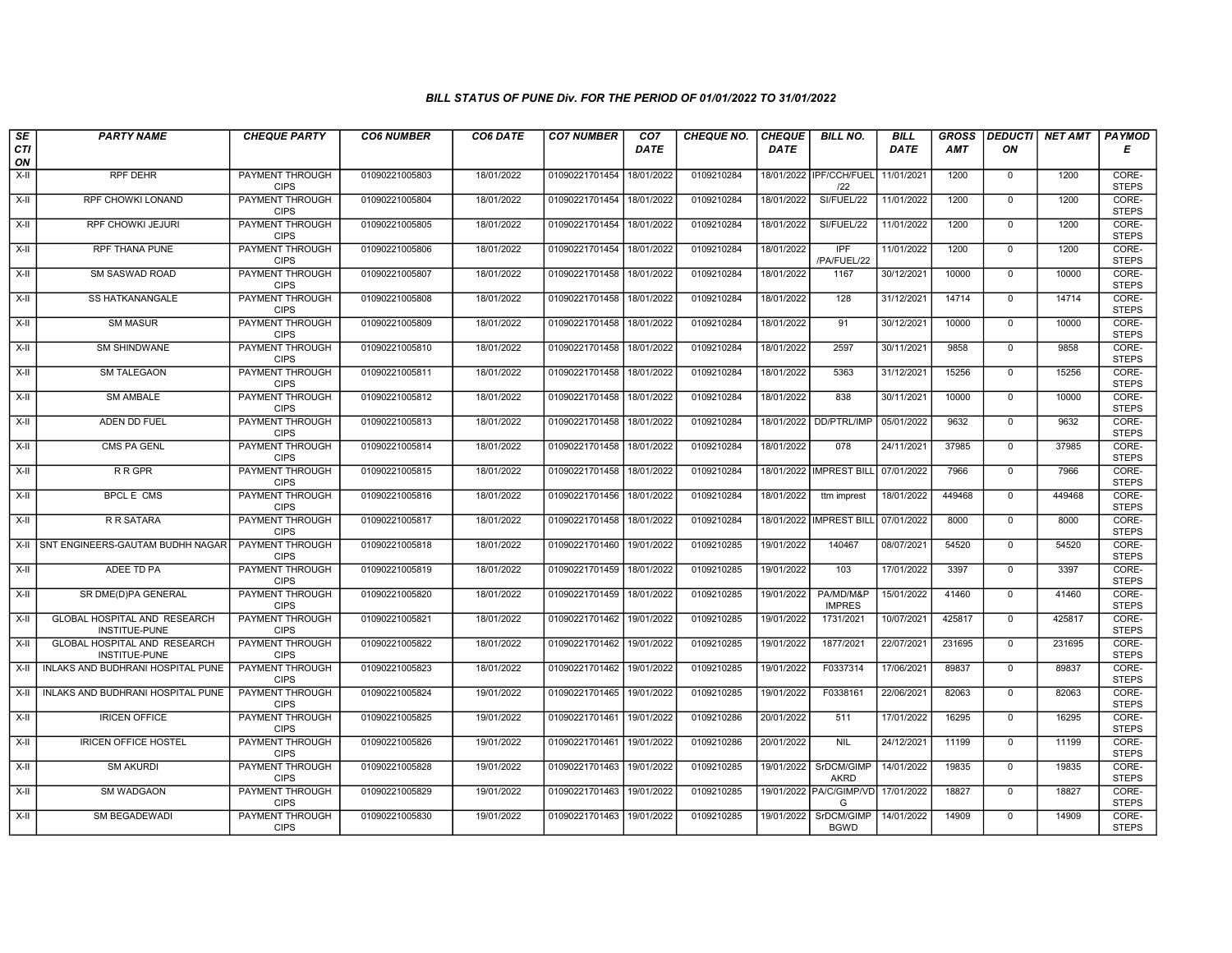### BILL STATUS OF PUNE Div. FOR THE PERIOD OF 01/01/2022 TO 31/01/2022

| SECTION | PARTY NAME | CHEQUE PARTY | CO6 NUMBER | CO6 DATE | CO7 NUMBER | CO7 DATE | CHEQUE NO. | CHEQUE DATE | BILL NO. | BILL DATE | GROSS AMT | DEDUCTION | NET AMT | PAYMODE |
|---|---|---|---|---|---|---|---|---|---|---|---|---|---|---|
| X-II | RPF DEHR | PAYMENT THROUGH CIPS | 01090221005803 | 18/01/2022 | 01090221701454 | 18/01/2022 | 0109210284 | 18/01/2022 | IPF/CCH/FUEL/22 | 11/01/2021 | 1200 | 0 | 1200 | CORE-STEPS |
| X-II | RPF CHOWKI LONAND | PAYMENT THROUGH CIPS | 01090221005804 | 18/01/2022 | 01090221701454 | 18/01/2022 | 0109210284 | 18/01/2022 | SI/FUEL/22 | 11/01/2022 | 1200 | 0 | 1200 | CORE-STEPS |
| X-II | RPF CHOWKI JEJURI | PAYMENT THROUGH CIPS | 01090221005805 | 18/01/2022 | 01090221701454 | 18/01/2022 | 0109210284 | 18/01/2022 | SI/FUEL/22 | 11/01/2022 | 1200 | 0 | 1200 | CORE-STEPS |
| X-II | RPF THANA PUNE | PAYMENT THROUGH CIPS | 01090221005806 | 18/01/2022 | 01090221701454 | 18/01/2022 | 0109210284 | 18/01/2022 | IPF /PA/FUEL/22 | 11/01/2022 | 1200 | 0 | 1200 | CORE-STEPS |
| X-II | SM SASWAD ROAD | PAYMENT THROUGH CIPS | 01090221005807 | 18/01/2022 | 01090221701458 | 18/01/2022 | 0109210284 | 18/01/2022 | 1167 | 30/12/2021 | 10000 | 0 | 10000 | CORE-STEPS |
| X-II | SS HATKANANGALE | PAYMENT THROUGH CIPS | 01090221005808 | 18/01/2022 | 01090221701458 | 18/01/2022 | 0109210284 | 18/01/2022 | 128 | 31/12/2021 | 14714 | 0 | 14714 | CORE-STEPS |
| X-II | SM MASUR | PAYMENT THROUGH CIPS | 01090221005809 | 18/01/2022 | 01090221701458 | 18/01/2022 | 0109210284 | 18/01/2022 | 91 | 30/12/2021 | 10000 | 0 | 10000 | CORE-STEPS |
| X-II | SM SHINDWANE | PAYMENT THROUGH CIPS | 01090221005810 | 18/01/2022 | 01090221701458 | 18/01/2022 | 0109210284 | 18/01/2022 | 2597 | 30/11/2021 | 9858 | 0 | 9858 | CORE-STEPS |
| X-II | SM TALEGAON | PAYMENT THROUGH CIPS | 01090221005811 | 18/01/2022 | 01090221701458 | 18/01/2022 | 0109210284 | 18/01/2022 | 5363 | 31/12/2021 | 15256 | 0 | 15256 | CORE-STEPS |
| X-II | SM AMBALE | PAYMENT THROUGH CIPS | 01090221005812 | 18/01/2022 | 01090221701458 | 18/01/2022 | 0109210284 | 18/01/2022 | 838 | 30/11/2021 | 10000 | 0 | 10000 | CORE-STEPS |
| X-II | ADEN DD FUEL | PAYMENT THROUGH CIPS | 01090221005813 | 18/01/2022 | 01090221701458 | 18/01/2022 | 0109210284 | 18/01/2022 | DD/PTRL/IMP | 05/01/2022 | 9632 | 0 | 9632 | CORE-STEPS |
| X-II | CMS PA GENL | PAYMENT THROUGH CIPS | 01090221005814 | 18/01/2022 | 01090221701458 | 18/01/2022 | 0109210284 | 18/01/2022 | 078 | 24/11/2021 | 37985 | 0 | 37985 | CORE-STEPS |
| X-II | R R GPR | PAYMENT THROUGH CIPS | 01090221005815 | 18/01/2022 | 01090221701458 | 18/01/2022 | 0109210284 | 18/01/2022 | IMPREST BILL | 07/01/2022 | 7966 | 0 | 7966 | CORE-STEPS |
| X-II | BPCL E CMS | PAYMENT THROUGH CIPS | 01090221005816 | 18/01/2022 | 01090221701456 | 18/01/2022 | 0109210284 | 18/01/2022 | ttm imprest | 18/01/2022 | 449468 | 0 | 449468 | CORE-STEPS |
| X-II | R R SATARA | PAYMENT THROUGH CIPS | 01090221005817 | 18/01/2022 | 01090221701458 | 18/01/2022 | 0109210284 | 18/01/2022 | IMPREST BILL | 07/01/2022 | 8000 | 0 | 8000 | CORE-STEPS |
| X-II | SNT ENGINEERS-GAUTAM BUDHH NAGAR | PAYMENT THROUGH CIPS | 01090221005818 | 18/01/2022 | 01090221701460 | 19/01/2022 | 0109210285 | 19/01/2022 | 140467 | 08/07/2021 | 54520 | 0 | 54520 | CORE-STEPS |
| X-II | ADEE TD PA | PAYMENT THROUGH CIPS | 01090221005819 | 18/01/2022 | 01090221701459 | 18/01/2022 | 0109210285 | 19/01/2022 | 103 | 17/01/2022 | 3397 | 0 | 3397 | CORE-STEPS |
| X-II | SR DME(D)PA GENERAL | PAYMENT THROUGH CIPS | 01090221005820 | 18/01/2022 | 01090221701459 | 18/01/2022 | 0109210285 | 19/01/2022 | PA/MD/M&P IMPRES | 15/01/2022 | 41460 | 0 | 41460 | CORE-STEPS |
| X-II | GLOBAL HOSPITAL AND RESEARCH INSTITUE-PUNE | PAYMENT THROUGH CIPS | 01090221005821 | 18/01/2022 | 01090221701462 | 19/01/2022 | 0109210285 | 19/01/2022 | 1731/2021 | 10/07/2021 | 425817 | 0 | 425817 | CORE-STEPS |
| X-II | GLOBAL HOSPITAL AND RESEARCH INSTITUE-PUNE | PAYMENT THROUGH CIPS | 01090221005822 | 18/01/2022 | 01090221701462 | 19/01/2022 | 0109210285 | 19/01/2022 | 1877/2021 | 22/07/2021 | 231695 | 0 | 231695 | CORE-STEPS |
| X-II | INLAKS AND BUDHRANI HOSPITAL PUNE | PAYMENT THROUGH CIPS | 01090221005823 | 18/01/2022 | 01090221701462 | 19/01/2022 | 0109210285 | 19/01/2022 | F0337314 | 17/06/2021 | 89837 | 0 | 89837 | CORE-STEPS |
| X-II | INLAKS AND BUDHRANI HOSPITAL PUNE | PAYMENT THROUGH CIPS | 01090221005824 | 19/01/2022 | 01090221701465 | 19/01/2022 | 0109210285 | 19/01/2022 | F0338161 | 22/06/2021 | 82063 | 0 | 82063 | CORE-STEPS |
| X-II | IRICEN OFFICE | PAYMENT THROUGH CIPS | 01090221005825 | 19/01/2022 | 01090221701461 | 19/01/2022 | 0109210286 | 20/01/2022 | 511 | 17/01/2022 | 16295 | 0 | 16295 | CORE-STEPS |
| X-II | IRICEN OFFICE HOSTEL | PAYMENT THROUGH CIPS | 01090221005826 | 19/01/2022 | 01090221701461 | 19/01/2022 | 0109210286 | 20/01/2022 | NIL | 24/12/2021 | 11199 | 0 | 11199 | CORE-STEPS |
| X-II | SM AKURDI | PAYMENT THROUGH CIPS | 01090221005828 | 19/01/2022 | 01090221701463 | 19/01/2022 | 0109210285 | 19/01/2022 | SrDCM/GIMP AKRD | 14/01/2022 | 19835 | 0 | 19835 | CORE-STEPS |
| X-II | SM WADGAON | PAYMENT THROUGH CIPS | 01090221005829 | 19/01/2022 | 01090221701463 | 19/01/2022 | 0109210285 | 19/01/2022 | PA/C/GIMP/VDG | 17/01/2022 | 18827 | 0 | 18827 | CORE-STEPS |
| X-II | SM BEGADEWADI | PAYMENT THROUGH CIPS | 01090221005830 | 19/01/2022 | 01090221701463 | 19/01/2022 | 0109210285 | 19/01/2022 | SrDCM/GIMP BGWD | 14/01/2022 | 14909 | 0 | 14909 | CORE-STEPS |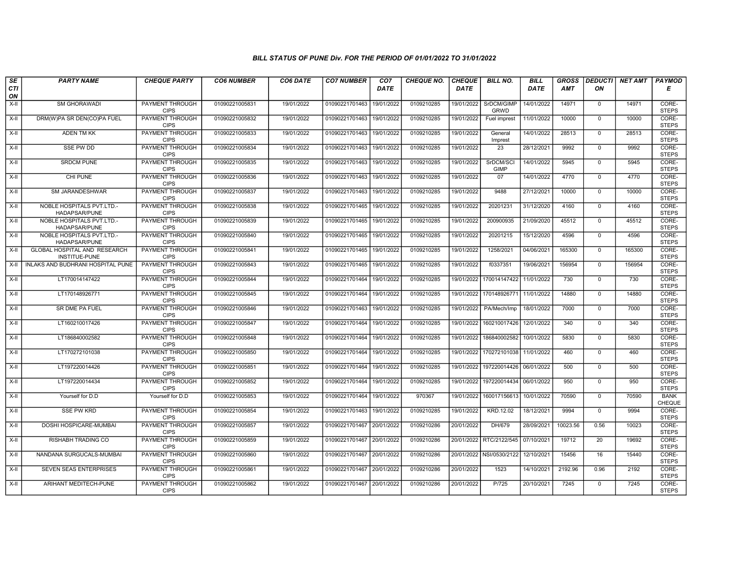# BILL STATUS OF PUNE Div. FOR THE PERIOD OF 01/01/2022 TO 31/01/2022

| SECTION | PARTY NAME | CHEQUE PARTY | CO6 NUMBER | CO6 DATE | CO7 NUMBER | CO7 DATE | CHEQUE NO. | CHEQUE DATE | BILL NO. | BILL DATE | GROSS AMT | DEDUCTION | NET AMT | PAYMODE |
|---|---|---|---|---|---|---|---|---|---|---|---|---|---|---|
| X-II | SM GHORAWADI | PAYMENT THROUGH CIPS | 01090221005831 | 19/01/2022 | 01090221701463 | 19/01/2022 | 0109210285 | 19/01/2022 | SrDCM/GIMP GRWD | 14/01/2022 | 14971 | 0 | 14971 | CORE-STEPS |
| X-II | DRM(W)PA SR DEN(CO)PA FUEL | PAYMENT THROUGH CIPS | 01090221005832 | 19/01/2022 | 01090221701463 | 19/01/2022 | 0109210285 | 19/01/2022 | Fuel imprest | 11/01/2022 | 10000 | 0 | 10000 | CORE-STEPS |
| X-II | ADEN TM KK | PAYMENT THROUGH CIPS | 01090221005833 | 19/01/2022 | 01090221701463 | 19/01/2022 | 0109210285 | 19/01/2022 | General Imprest | 14/01/2022 | 28513 | 0 | 28513 | CORE-STEPS |
| X-II | SSE PW DD | PAYMENT THROUGH CIPS | 01090221005834 | 19/01/2022 | 01090221701463 | 19/01/2022 | 0109210285 | 19/01/2022 | 23 | 28/12/2021 | 9992 | 0 | 9992 | CORE-STEPS |
| X-II | SRDCM PUNE | PAYMENT THROUGH CIPS | 01090221005835 | 19/01/2022 | 01090221701463 | 19/01/2022 | 0109210285 | 19/01/2022 | SrDCM/SCI GIMP | 14/01/2022 | 5945 | 0 | 5945 | CORE-STEPS |
| X-II | CHI PUNE | PAYMENT THROUGH CIPS | 01090221005836 | 19/01/2022 | 01090221701463 | 19/01/2022 | 0109210285 | 19/01/2022 | 07 | 14/01/2022 | 4770 | 0 | 4770 | CORE-STEPS |
| X-II | SM JARANDESHWAR | PAYMENT THROUGH CIPS | 01090221005837 | 19/01/2022 | 01090221701463 | 19/01/2022 | 0109210285 | 19/01/2022 | 9488 | 27/12/2021 | 10000 | 0 | 10000 | CORE-STEPS |
| X-II | NOBLE HOSPITALS PVT.LTD.-HADAPSAR/PUNE | PAYMENT THROUGH CIPS | 01090221005838 | 19/01/2022 | 01090221701465 | 19/01/2022 | 0109210285 | 19/01/2022 | 20201231 | 31/12/2020 | 4160 | 0 | 4160 | CORE-STEPS |
| X-II | NOBLE HOSPITALS PVT.LTD.-HADAPSAR/PUNE | PAYMENT THROUGH CIPS | 01090221005839 | 19/01/2022 | 01090221701465 | 19/01/2022 | 0109210285 | 19/01/2022 | 200900935 | 21/09/2020 | 45512 | 0 | 45512 | CORE-STEPS |
| X-II | NOBLE HOSPITALS PVT.LTD.-HADAPSAR/PUNE | PAYMENT THROUGH CIPS | 01090221005840 | 19/01/2022 | 01090221701465 | 19/01/2022 | 0109210285 | 19/01/2022 | 20201215 | 15/12/2020 | 4596 | 0 | 4596 | CORE-STEPS |
| X-II | GLOBAL HOSPITAL AND RESEARCH INSTITUE-PUNE | PAYMENT THROUGH CIPS | 01090221005841 | 19/01/2022 | 01090221701465 | 19/01/2022 | 0109210285 | 19/01/2022 | 1258/2021 | 04/06/2021 | 165300 | 0 | 165300 | CORE-STEPS |
| X-II | INLAKS AND BUDHRANI HOSPITAL PUNE | PAYMENT THROUGH CIPS | 01090221005843 | 19/01/2022 | 01090221701465 | 19/01/2022 | 0109210285 | 19/01/2022 | f0337351 | 19/06/2021 | 156954 | 0 | 156954 | CORE-STEPS |
| X-II | LT170014147422 | PAYMENT THROUGH CIPS | 01090221005844 | 19/01/2022 | 01090221701464 | 19/01/2022 | 0109210285 | 19/01/2022 | 170014147422 | 11/01/2022 | 730 | 0 | 730 | CORE-STEPS |
| X-II | LT170148926771 | PAYMENT THROUGH CIPS | 01090221005845 | 19/01/2022 | 01090221701464 | 19/01/2022 | 0109210285 | 19/01/2022 | 170148926771 | 11/01/2022 | 14880 | 0 | 14880 | CORE-STEPS |
| X-II | SR DME PA FUEL | PAYMENT THROUGH CIPS | 01090221005846 | 19/01/2022 | 01090221701463 | 19/01/2022 | 0109210285 | 19/01/2022 | PA/Mech/Imp | 18/01/2022 | 7000 | 0 | 7000 | CORE-STEPS |
| X-II | LT160210017426 | PAYMENT THROUGH CIPS | 01090221005847 | 19/01/2022 | 01090221701464 | 19/01/2022 | 0109210285 | 19/01/2022 | 160210017426 | 12/01/2022 | 340 | 0 | 340 | CORE-STEPS |
| X-II | LT186840002582 | PAYMENT THROUGH CIPS | 01090221005848 | 19/01/2022 | 01090221701464 | 19/01/2022 | 0109210285 | 19/01/2022 | 186840002582 | 10/01/2022 | 5830 | 0 | 5830 | CORE-STEPS |
| X-II | LT170272101038 | PAYMENT THROUGH CIPS | 01090221005850 | 19/01/2022 | 01090221701464 | 19/01/2022 | 0109210285 | 19/01/2022 | 170272101038 | 11/01/2022 | 460 | 0 | 460 | CORE-STEPS |
| X-II | LT197220014426 | PAYMENT THROUGH CIPS | 01090221005851 | 19/01/2022 | 01090221701464 | 19/01/2022 | 0109210285 | 19/01/2022 | 197220014426 | 06/01/2022 | 500 | 0 | 500 | CORE-STEPS |
| X-II | LT197220014434 | PAYMENT THROUGH CIPS | 01090221005852 | 19/01/2022 | 01090221701464 | 19/01/2022 | 0109210285 | 19/01/2022 | 197220014434 | 06/01/2022 | 950 | 0 | 950 | CORE-STEPS |
| X-II | Yourself for D.D | Yourself for D.D | 01090221005853 | 19/01/2022 | 01090221701464 | 19/01/2022 | 970367 | 19/01/2022 | 160017156613 | 10/01/2022 | 70590 | 0 | 70590 | BANK CHEQUE |
| X-II | SSE PW KRD | PAYMENT THROUGH CIPS | 01090221005854 | 19/01/2022 | 01090221701463 | 19/01/2022 | 0109210285 | 19/01/2022 | KRD.12.02 | 18/12/2021 | 9994 | 0 | 9994 | CORE-STEPS |
| X-II | DOSHI HOSPICARE-MUMBAI | PAYMENT THROUGH CIPS | 01090221005857 | 19/01/2022 | 01090221701467 | 20/01/2022 | 0109210286 | 20/01/2022 | DH/679 | 28/09/2021 | 10023.56 | 0.56 | 10023 | CORE-STEPS |
| X-II | RISHABH TRADING CO | PAYMENT THROUGH CIPS | 01090221005859 | 19/01/2022 | 01090221701467 | 20/01/2022 | 0109210286 | 20/01/2022 | RTC/2122/545 | 07/10/2021 | 19712 | 20 | 19692 | CORE-STEPS |
| X-II | NANDANA SURGUCALS-MUMBAI | PAYMENT THROUGH CIPS | 01090221005860 | 19/01/2022 | 01090221701467 | 20/01/2022 | 0109210286 | 20/01/2022 | NSI/0530/2122 | 12/10/2021 | 15456 | 16 | 15440 | CORE-STEPS |
| X-II | SEVEN SEAS ENTERPRISES | PAYMENT THROUGH CIPS | 01090221005861 | 19/01/2022 | 01090221701467 | 20/01/2022 | 0109210286 | 20/01/2022 | 1523 | 14/10/2021 | 2192.96 | 0.96 | 2192 | CORE-STEPS |
| X-II | ARIHANT MEDITECH-PUNE | PAYMENT THROUGH CIPS | 01090221005862 | 19/01/2022 | 01090221701467 | 20/01/2022 | 0109210286 | 20/01/2022 | P/725 | 20/10/2021 | 7245 | 0 | 7245 | CORE-STEPS |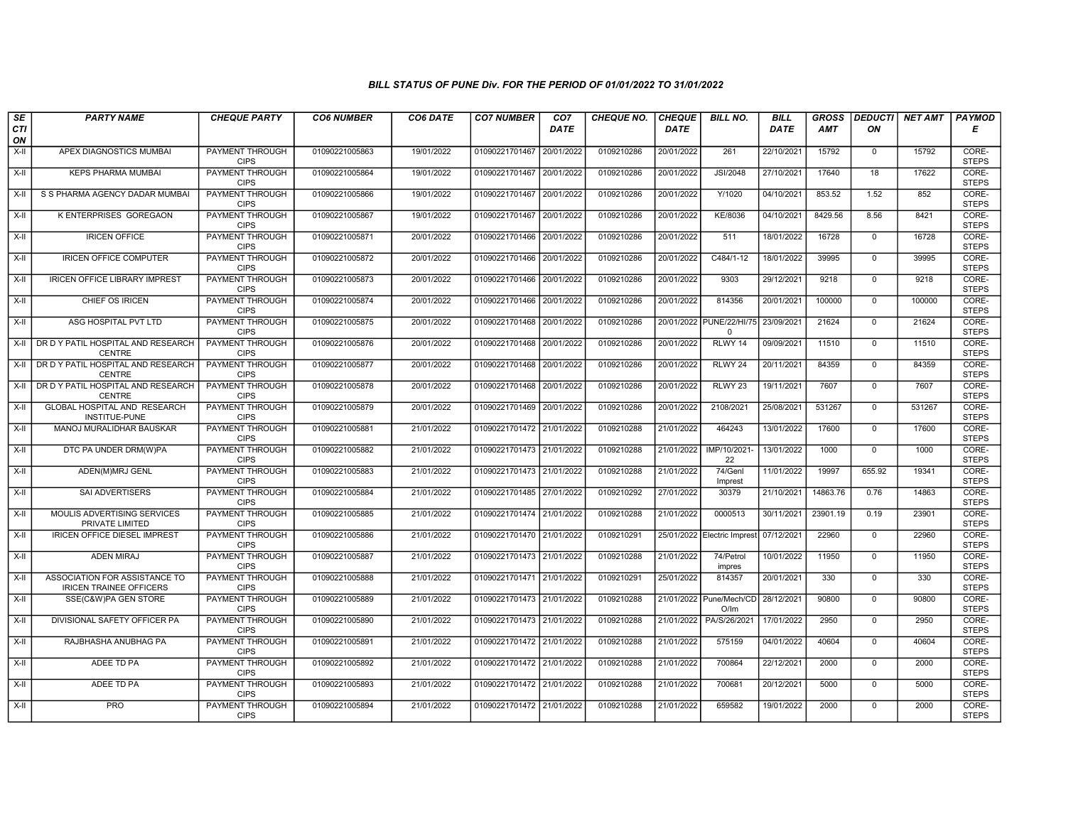## BILL STATUS OF PUNE Div. FOR THE PERIOD OF 01/01/2022 TO 31/01/2022

| SECTION | PARTY NAME | CHEQUE PARTY | CO6 NUMBER | CO6 DATE | CO7 NUMBER | CO7 DATE | CHEQUE NO. | CHEQUE DATE | BILL NO. | BILL DATE | GROSS AMT | DEDUCTION | NET AMT | PAYMODE |
|---|---|---|---|---|---|---|---|---|---|---|---|---|---|---|
| X-II | APEX DIAGNOSTICS MUMBAI | PAYMENT THROUGH CIPS | 01090221005863 | 19/01/2022 | 01090221701467 | 20/01/2022 | 0109210286 | 20/01/2022 | 261 | 22/10/2021 | 15792 | 0 | 15792 | CORE-STEPS |
| X-II | KEPS PHARMA MUMBAI | PAYMENT THROUGH CIPS | 01090221005864 | 19/01/2022 | 01090221701467 | 20/01/2022 | 0109210286 | 20/01/2022 | JSI/2048 | 27/10/2021 | 17640 | 18 | 17622 | CORE-STEPS |
| X-II | S S PHARMA AGENCY DADAR MUMBAI | PAYMENT THROUGH CIPS | 01090221005866 | 19/01/2022 | 01090221701467 | 20/01/2022 | 0109210286 | 20/01/2022 | Y/1020 | 04/10/2021 | 853.52 | 1.52 | 852 | CORE-STEPS |
| X-II | K ENTERPRISES GOREGAON | PAYMENT THROUGH CIPS | 01090221005867 | 19/01/2022 | 01090221701467 | 20/01/2022 | 0109210286 | 20/01/2022 | KE/8036 | 04/10/2021 | 8429.56 | 8.56 | 8421 | CORE-STEPS |
| X-II | IRICEN OFFICE | PAYMENT THROUGH CIPS | 01090221005871 | 20/01/2022 | 01090221701466 | 20/01/2022 | 0109210286 | 20/01/2022 | 511 | 18/01/2022 | 16728 | 0 | 16728 | CORE-STEPS |
| X-II | IRICEN OFFICE COMPUTER | PAYMENT THROUGH CIPS | 01090221005872 | 20/01/2022 | 01090221701466 | 20/01/2022 | 0109210286 | 20/01/2022 | C484/1-12 | 18/01/2022 | 39995 | 0 | 39995 | CORE-STEPS |
| X-II | IRICEN OFFICE LIBRARY IMPREST | PAYMENT THROUGH CIPS | 01090221005873 | 20/01/2022 | 01090221701466 | 20/01/2022 | 0109210286 | 20/01/2022 | 9303 | 29/12/2021 | 9218 | 0 | 9218 | CORE-STEPS |
| X-II | CHIEF OS IRICEN | PAYMENT THROUGH CIPS | 01090221005874 | 20/01/2022 | 01090221701466 | 20/01/2022 | 0109210286 | 20/01/2022 | 814356 | 20/01/2021 | 100000 | 0 | 100000 | CORE-STEPS |
| X-II | ASG HOSPITAL PVT LTD | PAYMENT THROUGH CIPS | 01090221005875 | 20/01/2022 | 01090221701468 | 20/01/2022 | 0109210286 | 20/01/2022 | PUNE/22/HI/750 | 23/09/2021 | 21624 | 0 | 21624 | CORE-STEPS |
| X-II | DR D Y PATIL HOSPITAL AND RESEARCH CENTRE | PAYMENT THROUGH CIPS | 01090221005876 | 20/01/2022 | 01090221701468 | 20/01/2022 | 0109210286 | 20/01/2022 | RLWY 14 | 09/09/2021 | 11510 | 0 | 11510 | CORE-STEPS |
| X-II | DR D Y PATIL HOSPITAL AND RESEARCH CENTRE | PAYMENT THROUGH CIPS | 01090221005877 | 20/01/2022 | 01090221701468 | 20/01/2022 | 0109210286 | 20/01/2022 | RLWY 24 | 20/11/2021 | 84359 | 0 | 84359 | CORE-STEPS |
| X-II | DR D Y PATIL HOSPITAL AND RESEARCH CENTRE | PAYMENT THROUGH CIPS | 01090221005878 | 20/01/2022 | 01090221701468 | 20/01/2022 | 0109210286 | 20/01/2022 | RLWY 23 | 19/11/2021 | 7607 | 0 | 7607 | CORE-STEPS |
| X-II | GLOBAL HOSPITAL AND RESEARCH INSTITUE-PUNE | PAYMENT THROUGH CIPS | 01090221005879 | 20/01/2022 | 01090221701469 | 20/01/2022 | 0109210286 | 20/01/2022 | 2108/2021 | 25/08/2021 | 531267 | 0 | 531267 | CORE-STEPS |
| X-II | MANOJ MURALIDHAR BAUSKAR | PAYMENT THROUGH CIPS | 01090221005881 | 21/01/2022 | 01090221701472 | 21/01/2022 | 0109210288 | 21/01/2022 | 464243 | 13/01/2022 | 17600 | 0 | 17600 | CORE-STEPS |
| X-II | DTC PA UNDER DRM(W)PA | PAYMENT THROUGH CIPS | 01090221005882 | 21/01/2022 | 01090221701473 | 21/01/2022 | 0109210288 | 21/01/2022 | IMP/10/2021-22 | 13/01/2022 | 1000 | 0 | 1000 | CORE-STEPS |
| X-II | ADEN(M)MRJ GENL | PAYMENT THROUGH CIPS | 01090221005883 | 21/01/2022 | 01090221701473 | 21/01/2022 | 0109210288 | 21/01/2022 | 74/Genl Imprest | 11/01/2022 | 19997 | 655.92 | 19341 | CORE-STEPS |
| X-II | SAI ADVERTISERS | PAYMENT THROUGH CIPS | 01090221005884 | 21/01/2022 | 01090221701485 | 27/01/2022 | 0109210292 | 27/01/2022 | 30379 | 21/10/2021 | 14863.76 | 0.76 | 14863 | CORE-STEPS |
| X-II | MOULIS ADVERTISING SERVICES PRIVATE LIMITED | PAYMENT THROUGH CIPS | 01090221005885 | 21/01/2022 | 01090221701474 | 21/01/2022 | 0109210288 | 21/01/2022 | 0000513 | 30/11/2021 | 23901.19 | 0.19 | 23901 | CORE-STEPS |
| X-II | IRICEN OFFICE DIESEL IMPREST | PAYMENT THROUGH CIPS | 01090221005886 | 21/01/2022 | 01090221701470 | 21/01/2022 | 0109210291 | 25/01/2022 | Electric Imprest | 07/12/2021 | 22960 | 0 | 22960 | CORE-STEPS |
| X-II | ADEN MIRAJ | PAYMENT THROUGH CIPS | 01090221005887 | 21/01/2022 | 01090221701473 | 21/01/2022 | 0109210288 | 21/01/2022 | 74/Petrol impres | 10/01/2022 | 11950 | 0 | 11950 | CORE-STEPS |
| X-II | ASSOCIATION FOR ASSISTANCE TO IRICEN TRAINEE OFFICERS | PAYMENT THROUGH CIPS | 01090221005888 | 21/01/2022 | 01090221701471 | 21/01/2022 | 0109210291 | 25/01/2022 | 814357 | 20/01/2021 | 330 | 0 | 330 | CORE-STEPS |
| X-II | SSE(C&W)PA GEN STORE | PAYMENT THROUGH CIPS | 01090221005889 | 21/01/2022 | 01090221701473 | 21/01/2022 | 0109210288 | 21/01/2022 | Pune/Mech/CD O/Im | 28/12/2021 | 90800 | 0 | 90800 | CORE-STEPS |
| X-II | DIVISIONAL SAFETY OFFICER PA | PAYMENT THROUGH CIPS | 01090221005890 | 21/01/2022 | 01090221701473 | 21/01/2022 | 0109210288 | 21/01/2022 | PA/S/26/2021 | 17/01/2022 | 2950 | 0 | 2950 | CORE-STEPS |
| X-II | RAJBHASHA ANUBHAG PA | PAYMENT THROUGH CIPS | 01090221005891 | 21/01/2022 | 01090221701472 | 21/01/2022 | 0109210288 | 21/01/2022 | 575159 | 04/01/2022 | 40604 | 0 | 40604 | CORE-STEPS |
| X-II | ADEE TD PA | PAYMENT THROUGH CIPS | 01090221005892 | 21/01/2022 | 01090221701472 | 21/01/2022 | 0109210288 | 21/01/2022 | 700864 | 22/12/2021 | 2000 | 0 | 2000 | CORE-STEPS |
| X-II | ADEE TD PA | PAYMENT THROUGH CIPS | 01090221005893 | 21/01/2022 | 01090221701472 | 21/01/2022 | 0109210288 | 21/01/2022 | 700681 | 20/12/2021 | 5000 | 0 | 5000 | CORE-STEPS |
| X-II | PRO | PAYMENT THROUGH CIPS | 01090221005894 | 21/01/2022 | 01090221701472 | 21/01/2022 | 0109210288 | 21/01/2022 | 659582 | 19/01/2022 | 2000 | 0 | 2000 | CORE-STEPS |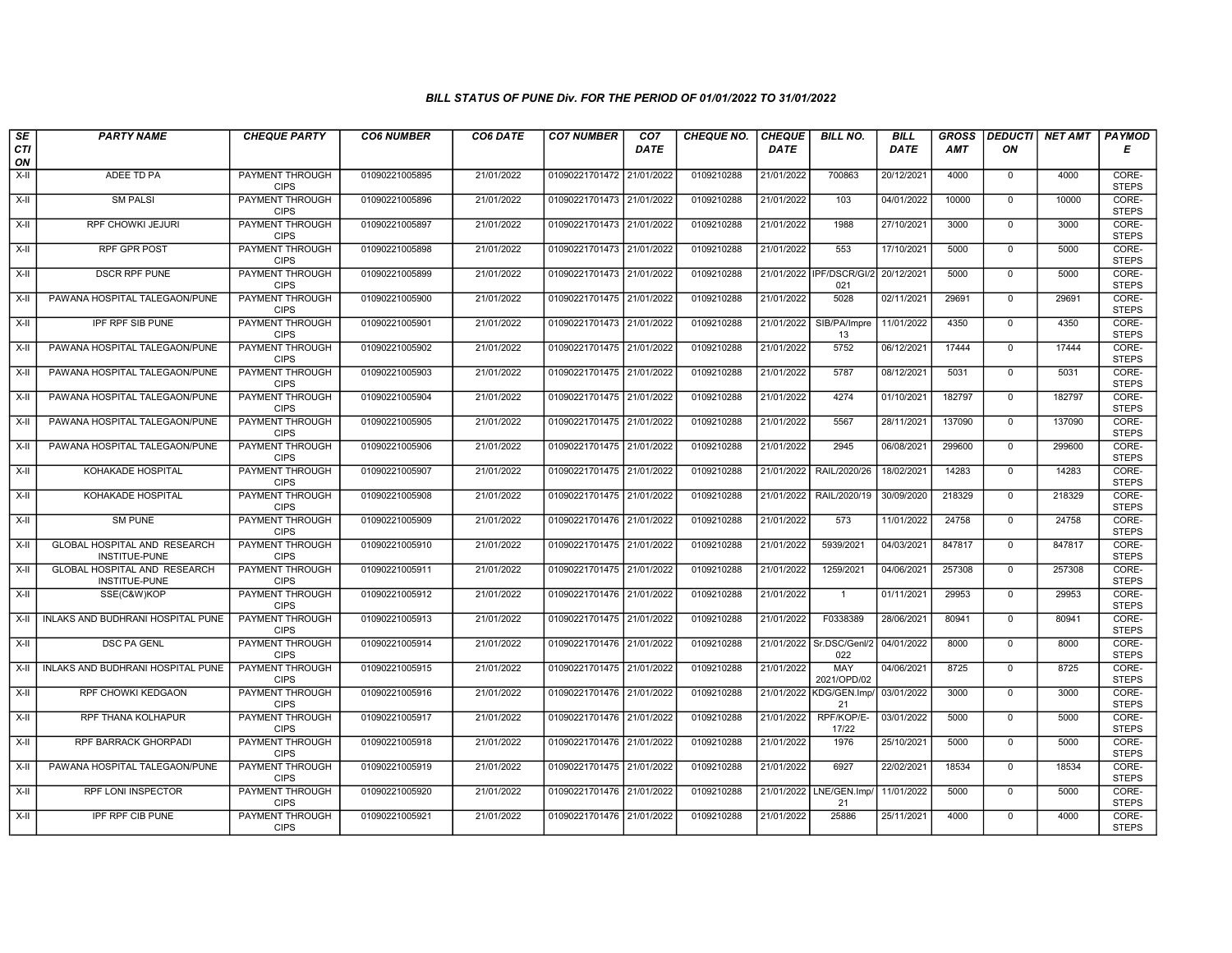# BILL STATUS OF PUNE Div. FOR THE PERIOD OF 01/01/2022 TO 31/01/2022

| SECTION | PARTY NAME | CHEQUE PARTY | CO6 NUMBER | CO6 DATE | CO7 NUMBER | CO7 DATE | CHEQUE NO. | CHEQUE DATE | BILL NO. | BILL DATE | GROSS AMT | DEDUCTION | NET AMT | PAYMODE |
|---|---|---|---|---|---|---|---|---|---|---|---|---|---|---|
| X-II | ADEE TD PA | PAYMENT THROUGH CIPS | 01090221005895 | 21/01/2022 | 01090221701472 | 21/01/2022 | 0109210288 | 21/01/2022 | 700863 | 20/12/2021 | 4000 | 0 | 4000 | CORE-STEPS |
| X-II | SM PALSI | PAYMENT THROUGH CIPS | 01090221005896 | 21/01/2022 | 01090221701473 | 21/01/2022 | 0109210288 | 21/01/2022 | 103 | 04/01/2022 | 10000 | 0 | 10000 | CORE-STEPS |
| X-II | RPF CHOWKI JEJURI | PAYMENT THROUGH CIPS | 01090221005897 | 21/01/2022 | 01090221701473 | 21/01/2022 | 0109210288 | 21/01/2022 | 1988 | 27/10/2021 | 3000 | 0 | 3000 | CORE-STEPS |
| X-II | RPF GPR POST | PAYMENT THROUGH CIPS | 01090221005898 | 21/01/2022 | 01090221701473 | 21/01/2022 | 0109210288 | 21/01/2022 | 553 | 17/10/2021 | 5000 | 0 | 5000 | CORE-STEPS |
| X-II | DSCR RPF PUNE | PAYMENT THROUGH CIPS | 01090221005899 | 21/01/2022 | 01090221701473 | 21/01/2022 | 0109210288 | 21/01/2022 | IPF/DSCR/GI/2021 | 20/12/2021 | 5000 | 0 | 5000 | CORE-STEPS |
| X-II | PAWANA HOSPITAL TALEGAON/PUNE | PAYMENT THROUGH CIPS | 01090221005900 | 21/01/2022 | 01090221701475 | 21/01/2022 | 0109210288 | 21/01/2022 | 5028 | 02/11/2021 | 29691 | 0 | 29691 | CORE-STEPS |
| X-II | IPF RPF SIB PUNE | PAYMENT THROUGH CIPS | 01090221005901 | 21/01/2022 | 01090221701473 | 21/01/2022 | 0109210288 | 21/01/2022 | SIB/PA/Impre 13 | 11/01/2022 | 4350 | 0 | 4350 | CORE-STEPS |
| X-II | PAWANA HOSPITAL TALEGAON/PUNE | PAYMENT THROUGH CIPS | 01090221005902 | 21/01/2022 | 01090221701475 | 21/01/2022 | 0109210288 | 21/01/2022 | 5752 | 06/12/2021 | 17444 | 0 | 17444 | CORE-STEPS |
| X-II | PAWANA HOSPITAL TALEGAON/PUNE | PAYMENT THROUGH CIPS | 01090221005903 | 21/01/2022 | 01090221701475 | 21/01/2022 | 0109210288 | 21/01/2022 | 5787 | 08/12/2021 | 5031 | 0 | 5031 | CORE-STEPS |
| X-II | PAWANA HOSPITAL TALEGAON/PUNE | PAYMENT THROUGH CIPS | 01090221005904 | 21/01/2022 | 01090221701475 | 21/01/2022 | 0109210288 | 21/01/2022 | 4274 | 01/10/2021 | 182797 | 0 | 182797 | CORE-STEPS |
| X-II | PAWANA HOSPITAL TALEGAON/PUNE | PAYMENT THROUGH CIPS | 01090221005905 | 21/01/2022 | 01090221701475 | 21/01/2022 | 0109210288 | 21/01/2022 | 5567 | 28/11/2021 | 137090 | 0 | 137090 | CORE-STEPS |
| X-II | PAWANA HOSPITAL TALEGAON/PUNE | PAYMENT THROUGH CIPS | 01090221005906 | 21/01/2022 | 01090221701475 | 21/01/2022 | 0109210288 | 21/01/2022 | 2945 | 06/08/2021 | 299600 | 0 | 299600 | CORE-STEPS |
| X-II | KOHAKADE HOSPITAL | PAYMENT THROUGH CIPS | 01090221005907 | 21/01/2022 | 01090221701475 | 21/01/2022 | 0109210288 | 21/01/2022 | RAIL/2020/26 | 18/02/2021 | 14283 | 0 | 14283 | CORE-STEPS |
| X-II | KOHAKADE HOSPITAL | PAYMENT THROUGH CIPS | 01090221005908 | 21/01/2022 | 01090221701475 | 21/01/2022 | 0109210288 | 21/01/2022 | RAIL/2020/19 | 30/09/2020 | 218329 | 0 | 218329 | CORE-STEPS |
| X-II | SM PUNE | PAYMENT THROUGH CIPS | 01090221005909 | 21/01/2022 | 01090221701476 | 21/01/2022 | 0109210288 | 21/01/2022 | 573 | 11/01/2022 | 24758 | 0 | 24758 | CORE-STEPS |
| X-II | GLOBAL HOSPITAL AND RESEARCH INSTITUE-PUNE | PAYMENT THROUGH CIPS | 01090221005910 | 21/01/2022 | 01090221701475 | 21/01/2022 | 0109210288 | 21/01/2022 | 5939/2021 | 04/03/2021 | 847817 | 0 | 847817 | CORE-STEPS |
| X-II | GLOBAL HOSPITAL AND RESEARCH INSTITUE-PUNE | PAYMENT THROUGH CIPS | 01090221005911 | 21/01/2022 | 01090221701475 | 21/01/2022 | 0109210288 | 21/01/2022 | 1259/2021 | 04/06/2021 | 257308 | 0 | 257308 | CORE-STEPS |
| X-II | SSE(C&W)KOP | PAYMENT THROUGH CIPS | 01090221005912 | 21/01/2022 | 01090221701476 | 21/01/2022 | 0109210288 | 21/01/2022 | 1 | 01/11/2021 | 29953 | 0 | 29953 | CORE-STEPS |
| X-II | INLAKS AND BUDHRANI HOSPITAL PUNE | PAYMENT THROUGH CIPS | 01090221005913 | 21/01/2022 | 01090221701475 | 21/01/2022 | 0109210288 | 21/01/2022 | F0338389 | 28/06/2021 | 80941 | 0 | 80941 | CORE-STEPS |
| X-II | DSC PA GENL | PAYMENT THROUGH CIPS | 01090221005914 | 21/01/2022 | 01090221701476 | 21/01/2022 | 0109210288 | 21/01/2022 | Sr.DSC/Genl/2022 | 04/01/2022 | 8000 | 0 | 8000 | CORE-STEPS |
| X-II | INLAKS AND BUDHRANI HOSPITAL PUNE | PAYMENT THROUGH CIPS | 01090221005915 | 21/01/2022 | 01090221701475 | 21/01/2022 | 0109210288 | 21/01/2022 | MAY 2021/OPD/02 | 04/06/2021 | 8725 | 0 | 8725 | CORE-STEPS |
| X-II | RPF CHOWKI KEDGAON | PAYMENT THROUGH CIPS | 01090221005916 | 21/01/2022 | 01090221701476 | 21/01/2022 | 0109210288 | 21/01/2022 | KDG/GEN.Imp/21 | 03/01/2022 | 3000 | 0 | 3000 | CORE-STEPS |
| X-II | RPF THANA KOLHAPUR | PAYMENT THROUGH CIPS | 01090221005917 | 21/01/2022 | 01090221701476 | 21/01/2022 | 0109210288 | 21/01/2022 | RPF/KOP/E-17/22 | 03/01/2022 | 5000 | 0 | 5000 | CORE-STEPS |
| X-II | RPF BARRACK GHORPADI | PAYMENT THROUGH CIPS | 01090221005918 | 21/01/2022 | 01090221701476 | 21/01/2022 | 0109210288 | 21/01/2022 | 1976 | 25/10/2021 | 5000 | 0 | 5000 | CORE-STEPS |
| X-II | PAWANA HOSPITAL TALEGAON/PUNE | PAYMENT THROUGH CIPS | 01090221005919 | 21/01/2022 | 01090221701475 | 21/01/2022 | 0109210288 | 21/01/2022 | 6927 | 22/02/2021 | 18534 | 0 | 18534 | CORE-STEPS |
| X-II | RPF LONI INSPECTOR | PAYMENT THROUGH CIPS | 01090221005920 | 21/01/2022 | 01090221701476 | 21/01/2022 | 0109210288 | 21/01/2022 | LNE/GEN.Imp/21 | 11/01/2022 | 5000 | 0 | 5000 | CORE-STEPS |
| X-II | IPF RPF CIB PUNE | PAYMENT THROUGH CIPS | 01090221005921 | 21/01/2022 | 01090221701476 | 21/01/2022 | 0109210288 | 21/01/2022 | 25886 | 25/11/2021 | 4000 | 0 | 4000 | CORE-STEPS |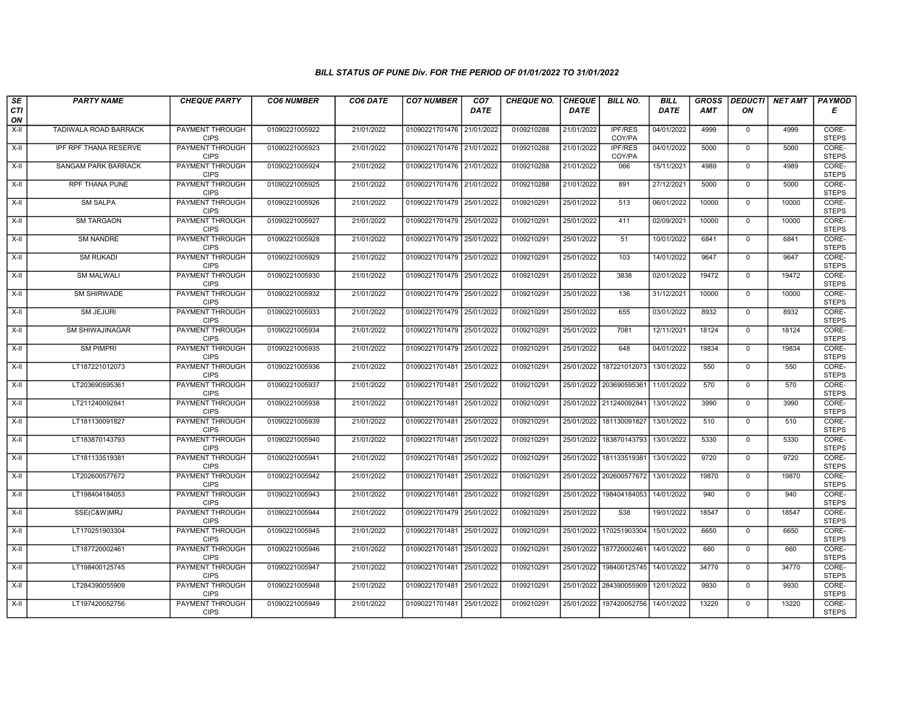### BILL STATUS OF PUNE Div. FOR THE PERIOD OF 01/01/2022 TO 31/01/2022

| SECTION | PARTY NAME | CHEQUE PARTY | CO6 NUMBER | CO6 DATE | CO7 NUMBER | CO7 DATE | CHEQUE NO. | CHEQUE DATE | BILL NO. | BILL DATE | GROSS AMT | DEDUCTION | NET AMT | PAYMODE |
|---|---|---|---|---|---|---|---|---|---|---|---|---|---|---|
| X-II | TADIWALA ROAD BARRACK | PAYMENT THROUGH CIPS | 01090221005922 | 21/01/2022 | 01090221701476 | 21/01/2022 | 0109210288 | 21/01/2022 | IPF/RES COY/PA | 04/01/2022 | 4999 | 0 | 4999 | CORE-STEPS |
| X-II | IPF RPF THANA RESERVE | PAYMENT THROUGH CIPS | 01090221005923 | 21/01/2022 | 01090221701476 | 21/01/2022 | 0109210288 | 21/01/2022 | IPF/RES COY/PA | 04/01/2022 | 5000 | 0 | 5000 | CORE-STEPS |
| X-II | SANGAM PARK BARRACK | PAYMENT THROUGH CIPS | 01090221005924 | 21/01/2022 | 01090221701476 | 21/01/2022 | 0109210288 | 21/01/2022 | 066 | 15/11/2021 | 4989 | 0 | 4989 | CORE-STEPS |
| X-II | RPF THANA PUNE | PAYMENT THROUGH CIPS | 01090221005925 | 21/01/2022 | 01090221701476 | 21/01/2022 | 0109210288 | 21/01/2022 | 891 | 27/12/2021 | 5000 | 0 | 5000 | CORE-STEPS |
| X-II | SM SALPA | PAYMENT THROUGH CIPS | 01090221005926 | 21/01/2022 | 01090221701479 | 25/01/2022 | 0109210291 | 25/01/2022 | 513 | 06/01/2022 | 10000 | 0 | 10000 | CORE-STEPS |
| X-II | SM TARGAON | PAYMENT THROUGH CIPS | 01090221005927 | 21/01/2022 | 01090221701479 | 25/01/2022 | 0109210291 | 25/01/2022 | 411 | 02/09/2021 | 10000 | 0 | 10000 | CORE-STEPS |
| X-II | SM NANDRE | PAYMENT THROUGH CIPS | 01090221005928 | 21/01/2022 | 01090221701479 | 25/01/2022 | 0109210291 | 25/01/2022 | 51 | 10/01/2022 | 6841 | 0 | 6841 | CORE-STEPS |
| X-II | SM RUKADI | PAYMENT THROUGH CIPS | 01090221005929 | 21/01/2022 | 01090221701479 | 25/01/2022 | 0109210291 | 25/01/2022 | 103 | 14/01/2022 | 9647 | 0 | 9647 | CORE-STEPS |
| X-II | SM MALWALI | PAYMENT THROUGH CIPS | 01090221005930 | 21/01/2022 | 01090221701479 | 25/01/2022 | 0109210291 | 25/01/2022 | 3838 | 02/01/2022 | 19472 | 0 | 19472 | CORE-STEPS |
| X-II | SM SHIRWADE | PAYMENT THROUGH CIPS | 01090221005932 | 21/01/2022 | 01090221701479 | 25/01/2022 | 0109210291 | 25/01/2022 | 136 | 31/12/2021 | 10000 | 0 | 10000 | CORE-STEPS |
| X-II | SM JEJURI | PAYMENT THROUGH CIPS | 01090221005933 | 21/01/2022 | 01090221701479 | 25/01/2022 | 0109210291 | 25/01/2022 | 655 | 03/01/2022 | 8932 | 0 | 8932 | CORE-STEPS |
| X-II | SM SHIWAJINAGAR | PAYMENT THROUGH CIPS | 01090221005934 | 21/01/2022 | 01090221701479 | 25/01/2022 | 0109210291 | 25/01/2022 | 7081 | 12/11/2021 | 18124 | 0 | 18124 | CORE-STEPS |
| X-II | SM PIMPRI | PAYMENT THROUGH CIPS | 01090221005935 | 21/01/2022 | 01090221701479 | 25/01/2022 | 0109210291 | 25/01/2022 | 648 | 04/01/2022 | 19834 | 0 | 19834 | CORE-STEPS |
| X-II | LT187221012073 | PAYMENT THROUGH CIPS | 01090221005936 | 21/01/2022 | 01090221701481 | 25/01/2022 | 0109210291 | 25/01/2022 | 187221012073 | 13/01/2022 | 550 | 0 | 550 | CORE-STEPS |
| X-II | LT203690595361 | PAYMENT THROUGH CIPS | 01090221005937 | 21/01/2022 | 01090221701481 | 25/01/2022 | 0109210291 | 25/01/2022 | 203690595361 | 11/01/2022 | 570 | 0 | 570 | CORE-STEPS |
| X-II | LT211240092841 | PAYMENT THROUGH CIPS | 01090221005938 | 21/01/2022 | 01090221701481 | 25/01/2022 | 0109210291 | 25/01/2022 | 211240092841 | 13/01/2022 | 3990 | 0 | 3990 | CORE-STEPS |
| X-II | LT181130091827 | PAYMENT THROUGH CIPS | 01090221005939 | 21/01/2022 | 01090221701481 | 25/01/2022 | 0109210291 | 25/01/2022 | 181130091827 | 13/01/2022 | 510 | 0 | 510 | CORE-STEPS |
| X-II | LT183870143793 | PAYMENT THROUGH CIPS | 01090221005940 | 21/01/2022 | 01090221701481 | 25/01/2022 | 0109210291 | 25/01/2022 | 183870143793 | 13/01/2022 | 5330 | 0 | 5330 | CORE-STEPS |
| X-II | LT181133519381 | PAYMENT THROUGH CIPS | 01090221005941 | 21/01/2022 | 01090221701481 | 25/01/2022 | 0109210291 | 25/01/2022 | 181133519381 | 13/01/2022 | 9720 | 0 | 9720 | CORE-STEPS |
| X-II | LT202600577672 | PAYMENT THROUGH CIPS | 01090221005942 | 21/01/2022 | 01090221701481 | 25/01/2022 | 0109210291 | 25/01/2022 | 202600577672 | 13/01/2022 | 19870 | 0 | 19870 | CORE-STEPS |
| X-II | LT198404184053 | PAYMENT THROUGH CIPS | 01090221005943 | 21/01/2022 | 01090221701481 | 25/01/2022 | 0109210291 | 25/01/2022 | 198404184053 | 14/01/2022 | 940 | 0 | 940 | CORE-STEPS |
| X-II | SSE(C&W)MRJ | PAYMENT THROUGH CIPS | 01090221005944 | 21/01/2022 | 01090221701479 | 25/01/2022 | 0109210291 | 25/01/2022 | S38 | 19/01/2022 | 18547 | 0 | 18547 | CORE-STEPS |
| X-II | LT170251903304 | PAYMENT THROUGH CIPS | 01090221005945 | 21/01/2022 | 01090221701481 | 25/01/2022 | 0109210291 | 25/01/2022 | 170251903304 | 15/01/2022 | 6650 | 0 | 6650 | CORE-STEPS |
| X-II | LT187720002461 | PAYMENT THROUGH CIPS | 01090221005946 | 21/01/2022 | 01090221701481 | 25/01/2022 | 0109210291 | 25/01/2022 | 187720002461 | 14/01/2022 | 660 | 0 | 660 | CORE-STEPS |
| X-II | LT198400125745 | PAYMENT THROUGH CIPS | 01090221005947 | 21/01/2022 | 01090221701481 | 25/01/2022 | 0109210291 | 25/01/2022 | 198400125745 | 14/01/2022 | 34770 | 0 | 34770 | CORE-STEPS |
| X-II | LT284390055909 | PAYMENT THROUGH CIPS | 01090221005948 | 21/01/2022 | 01090221701481 | 25/01/2022 | 0109210291 | 25/01/2022 | 284390055909 | 12/01/2022 | 9930 | 0 | 9930 | CORE-STEPS |
| X-II | LT197420052756 | PAYMENT THROUGH CIPS | 01090221005949 | 21/01/2022 | 01090221701481 | 25/01/2022 | 0109210291 | 25/01/2022 | 197420052756 | 14/01/2022 | 13220 | 0 | 13220 | CORE-STEPS |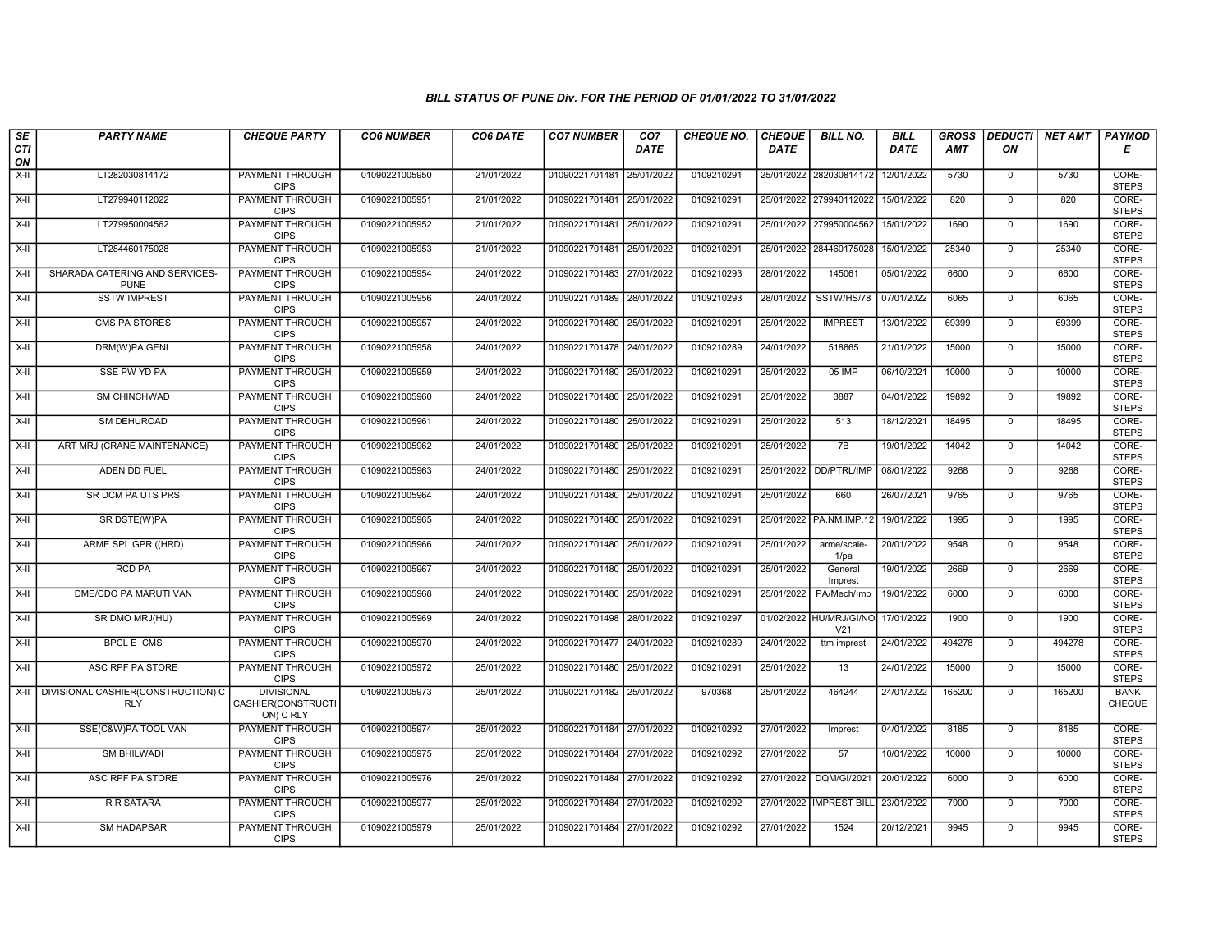# BILL STATUS OF PUNE Div. FOR THE PERIOD OF 01/01/2022 TO 31/01/2022

| SECTION | PARTY NAME | CHEQUE PARTY | CO6 NUMBER | CO6 DATE | CO7 NUMBER | CO7 DATE | CHEQUE NO. | CHEQUE DATE | BILL NO. | BILL DATE | GROSS AMT | DEDUCTION | NET AMT | PAYMODE |
|---|---|---|---|---|---|---|---|---|---|---|---|---|---|---|
| X-II | LT282030814172 | PAYMENT THROUGH CIPS | 01090221005950 | 21/01/2022 | 01090221701481 | 25/01/2022 | 0109210291 | 25/01/2022 | 282030814172 | 12/01/2022 | 5730 | 0 | 5730 | CORE-STEPS |
| X-II | LT279940112022 | PAYMENT THROUGH CIPS | 01090221005951 | 21/01/2022 | 01090221701481 | 25/01/2022 | 0109210291 | 25/01/2022 | 279940112022 | 15/01/2022 | 820 | 0 | 820 | CORE-STEPS |
| X-II | LT279950004562 | PAYMENT THROUGH CIPS | 01090221005952 | 21/01/2022 | 01090221701481 | 25/01/2022 | 0109210291 | 25/01/2022 | 279950004562 | 15/01/2022 | 1690 | 0 | 1690 | CORE-STEPS |
| X-II | LT284460175028 | PAYMENT THROUGH CIPS | 01090221005953 | 21/01/2022 | 01090221701481 | 25/01/2022 | 0109210291 | 25/01/2022 | 284460175028 | 15/01/2022 | 25340 | 0 | 25340 | CORE-STEPS |
| X-II | SHARADA CATERING AND SERVICES-PUNE | PAYMENT THROUGH CIPS | 01090221005954 | 24/01/2022 | 01090221701483 | 27/01/2022 | 0109210293 | 28/01/2022 | 145061 | 05/01/2022 | 6600 | 0 | 6600 | CORE-STEPS |
| X-II | SSTW IMPREST | PAYMENT THROUGH CIPS | 01090221005956 | 24/01/2022 | 01090221701489 | 28/01/2022 | 0109210293 | 28/01/2022 | SSTW/HS/78 | 07/01/2022 | 6065 | 0 | 6065 | CORE-STEPS |
| X-II | CMS PA STORES | PAYMENT THROUGH CIPS | 01090221005957 | 24/01/2022 | 01090221701480 | 25/01/2022 | 0109210291 | 25/01/2022 | IMPREST | 13/01/2022 | 69399 | 0 | 69399 | CORE-STEPS |
| X-II | DRM(W)PA GENL | PAYMENT THROUGH CIPS | 01090221005958 | 24/01/2022 | 01090221701478 | 24/01/2022 | 0109210289 | 24/01/2022 | 518665 | 21/01/2022 | 15000 | 0 | 15000 | CORE-STEPS |
| X-II | SSE PW YD PA | PAYMENT THROUGH CIPS | 01090221005959 | 24/01/2022 | 01090221701480 | 25/01/2022 | 0109210291 | 25/01/2022 | 05 IMP | 06/10/2021 | 10000 | 0 | 10000 | CORE-STEPS |
| X-II | SM CHINCHWAD | PAYMENT THROUGH CIPS | 01090221005960 | 24/01/2022 | 01090221701480 | 25/01/2022 | 0109210291 | 25/01/2022 | 3887 | 04/01/2022 | 19892 | 0 | 19892 | CORE-STEPS |
| X-II | SM DEHUROAD | PAYMENT THROUGH CIPS | 01090221005961 | 24/01/2022 | 01090221701480 | 25/01/2022 | 0109210291 | 25/01/2022 | 513 | 18/12/2021 | 18495 | 0 | 18495 | CORE-STEPS |
| X-II | ART MRJ (CRANE MAINTENANCE) | PAYMENT THROUGH CIPS | 01090221005962 | 24/01/2022 | 01090221701480 | 25/01/2022 | 0109210291 | 25/01/2022 | 7B | 19/01/2022 | 14042 | 0 | 14042 | CORE-STEPS |
| X-II | ADEN DD FUEL | PAYMENT THROUGH CIPS | 01090221005963 | 24/01/2022 | 01090221701480 | 25/01/2022 | 0109210291 | 25/01/2022 | DD/PTRL/IMP | 08/01/2022 | 9268 | 0 | 9268 | CORE-STEPS |
| X-II | SR DCM PA UTS PRS | PAYMENT THROUGH CIPS | 01090221005964 | 24/01/2022 | 01090221701480 | 25/01/2022 | 0109210291 | 25/01/2022 | 660 | 26/07/2021 | 9765 | 0 | 9765 | CORE-STEPS |
| X-II | SR DSTE(W)PA | PAYMENT THROUGH CIPS | 01090221005965 | 24/01/2022 | 01090221701480 | 25/01/2022 | 0109210291 | 25/01/2022 | PA.NM.IMP.12 | 19/01/2022 | 1995 | 0 | 1995 | CORE-STEPS |
| X-II | ARME SPL GPR ((HRD) | PAYMENT THROUGH CIPS | 01090221005966 | 24/01/2022 | 01090221701480 | 25/01/2022 | 0109210291 | 25/01/2022 | arme/scale-1/pa | 20/01/2022 | 9548 | 0 | 9548 | CORE-STEPS |
| X-II | RCD PA | PAYMENT THROUGH CIPS | 01090221005967 | 24/01/2022 | 01090221701480 | 25/01/2022 | 0109210291 | 25/01/2022 | General Imprest | 19/01/2022 | 2669 | 0 | 2669 | CORE-STEPS |
| X-II | DME/CDO PA MARUTI VAN | PAYMENT THROUGH CIPS | 01090221005968 | 24/01/2022 | 01090221701480 | 25/01/2022 | 0109210291 | 25/01/2022 | PA/Mech/Imp | 19/01/2022 | 6000 | 0 | 6000 | CORE-STEPS |
| X-II | SR DMO MRJ(HU) | PAYMENT THROUGH CIPS | 01090221005969 | 24/01/2022 | 01090221701498 | 28/01/2022 | 0109210297 | 01/02/2022 | HU/MRJ/GI/NOV21 | 17/01/2022 | 1900 | 0 | 1900 | CORE-STEPS |
| X-II | BPCL E CMS | PAYMENT THROUGH CIPS | 01090221005970 | 24/01/2022 | 01090221701477 | 24/01/2022 | 0109210289 | 24/01/2022 | ttm imprest | 24/01/2022 | 494278 | 0 | 494278 | CORE-STEPS |
| X-II | ASC RPF PA STORE | PAYMENT THROUGH CIPS | 01090221005972 | 25/01/2022 | 01090221701480 | 25/01/2022 | 0109210291 | 25/01/2022 | 13 | 24/01/2022 | 15000 | 0 | 15000 | CORE-STEPS |
| X-II | DIVISIONAL CASHIER(CONSTRUCTION) C RLY | DIVISIONAL CASHIER(CONSTRUCTION) C RLY | 01090221005973 | 25/01/2022 | 01090221701482 | 25/01/2022 | 970368 | 25/01/2022 | 464244 | 24/01/2022 | 165200 | 0 | 165200 | BANK CHEQUE |
| X-II | SSE(C&W)PA TOOL VAN | PAYMENT THROUGH CIPS | 01090221005974 | 25/01/2022 | 01090221701484 | 27/01/2022 | 0109210292 | 27/01/2022 | Imprest | 04/01/2022 | 8185 | 0 | 8185 | CORE-STEPS |
| X-II | SM BHILWADI | PAYMENT THROUGH CIPS | 01090221005975 | 25/01/2022 | 01090221701484 | 27/01/2022 | 0109210292 | 27/01/2022 | 57 | 10/01/2022 | 10000 | 0 | 10000 | CORE-STEPS |
| X-II | ASC RPF PA STORE | PAYMENT THROUGH CIPS | 01090221005976 | 25/01/2022 | 01090221701484 | 27/01/2022 | 0109210292 | 27/01/2022 | DQM/GI/2021 | 20/01/2022 | 6000 | 0 | 6000 | CORE-STEPS |
| X-II | R R SATARA | PAYMENT THROUGH CIPS | 01090221005977 | 25/01/2022 | 01090221701484 | 27/01/2022 | 0109210292 | 27/01/2022 | IMPREST BILL | 23/01/2022 | 7900 | 0 | 7900 | CORE-STEPS |
| X-II | SM HADAPSAR | PAYMENT THROUGH CIPS | 01090221005979 | 25/01/2022 | 01090221701484 | 27/01/2022 | 0109210292 | 27/01/2022 | 1524 | 20/12/2021 | 9945 | 0 | 9945 | CORE-STEPS |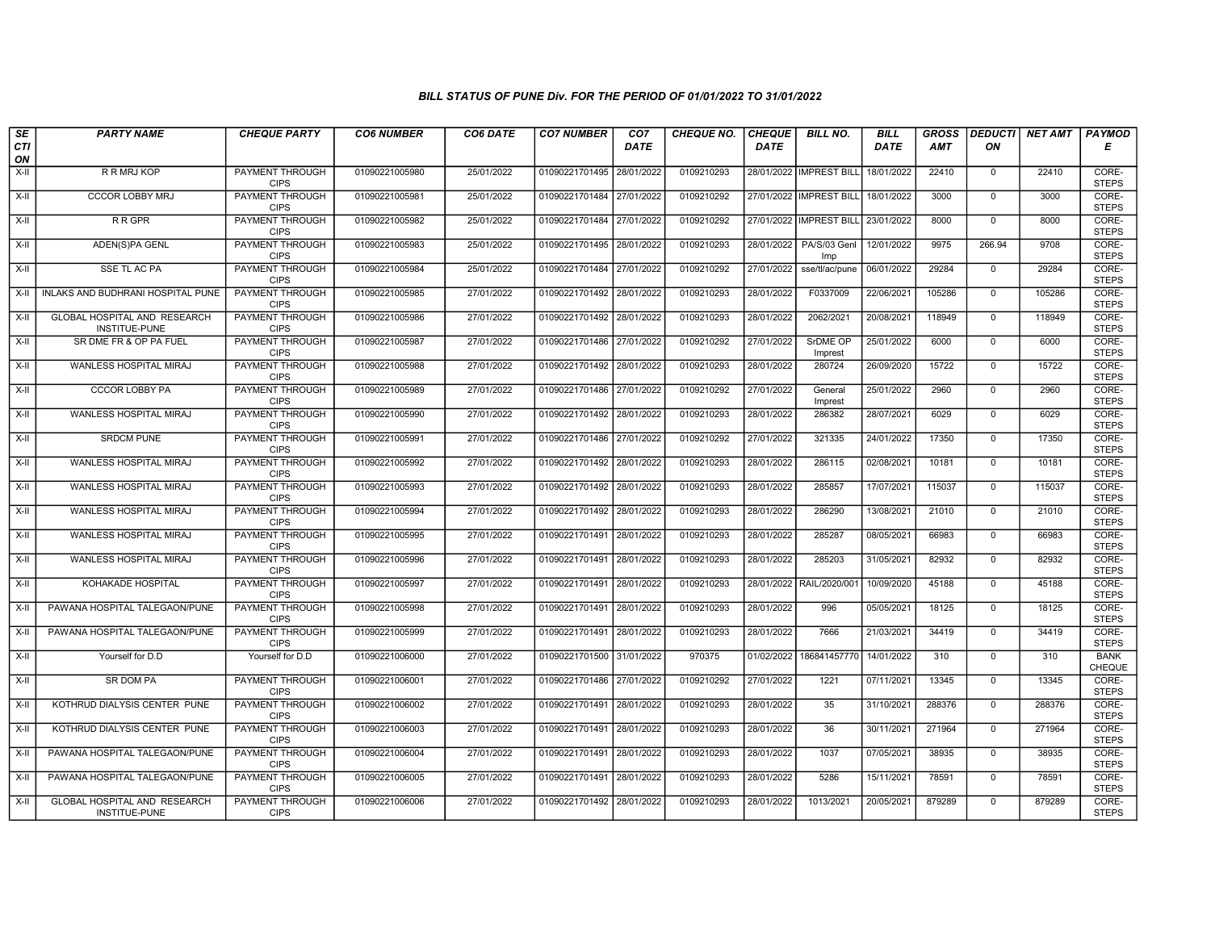### BILL STATUS OF PUNE Div. FOR THE PERIOD OF 01/01/2022 TO 31/01/2022

| SECTION | PARTY NAME | CHEQUE PARTY | CO6 NUMBER | CO6 DATE | CO7 NUMBER | CO7 DATE | CHEQUE NO. | CHEQUE DATE | BILL NO. | BILL DATE | GROSS AMT | DEDUCTION | NET AMT | PAYMODE |
|---|---|---|---|---|---|---|---|---|---|---|---|---|---|---|
| X-II | R R MRJ KOP | PAYMENT THROUGH CIPS | 01090221005980 | 25/01/2022 | 01090221701495 | 28/01/2022 | 0109210293 | 28/01/2022 | IMPREST BILL | 18/01/2022 | 22410 | 0 | 22410 | CORE-STEPS |
| X-II | CCCOR LOBBY MRJ | PAYMENT THROUGH CIPS | 01090221005981 | 25/01/2022 | 01090221701484 | 27/01/2022 | 0109210292 | 27/01/2022 | IMPREST BILL | 18/01/2022 | 3000 | 0 | 3000 | CORE-STEPS |
| X-II | R R GPR | PAYMENT THROUGH CIPS | 01090221005982 | 25/01/2022 | 01090221701484 | 27/01/2022 | 0109210292 | 27/01/2022 | IMPREST BILL | 23/01/2022 | 8000 | 0 | 8000 | CORE-STEPS |
| X-II | ADEN(S)PA GENL | PAYMENT THROUGH CIPS | 01090221005983 | 25/01/2022 | 01090221701495 | 28/01/2022 | 0109210293 | 28/01/2022 | PA/S/03 Genl Imp | 12/01/2022 | 9975 | 266.94 | 9708 | CORE-STEPS |
| X-II | SSE TL AC PA | PAYMENT THROUGH CIPS | 01090221005984 | 25/01/2022 | 01090221701484 | 27/01/2022 | 0109210292 | 27/01/2022 | sse/tl/ac/pune | 06/01/2022 | 29284 | 0 | 29284 | CORE-STEPS |
| X-II | INLAKS AND BUDHRANI HOSPITAL PUNE | PAYMENT THROUGH CIPS | 01090221005985 | 27/01/2022 | 01090221701492 | 28/01/2022 | 0109210293 | 28/01/2022 | F0337009 | 22/06/2021 | 105286 | 0 | 105286 | CORE-STEPS |
| X-II | GLOBAL HOSPITAL AND RESEARCH INSTITUE-PUNE | PAYMENT THROUGH CIPS | 01090221005986 | 27/01/2022 | 01090221701492 | 28/01/2022 | 0109210293 | 28/01/2022 | 2062/2021 | 20/08/2021 | 118949 | 0 | 118949 | CORE-STEPS |
| X-II | SR DME FR & OP PA FUEL | PAYMENT THROUGH CIPS | 01090221005987 | 27/01/2022 | 01090221701486 | 27/01/2022 | 0109210292 | 27/01/2022 | SrDME OP Imprest | 25/01/2022 | 6000 | 0 | 6000 | CORE-STEPS |
| X-II | WANLESS HOSPITAL MIRAJ | PAYMENT THROUGH CIPS | 01090221005988 | 27/01/2022 | 01090221701492 | 28/01/2022 | 0109210293 | 28/01/2022 | 280724 | 26/09/2020 | 15722 | 0 | 15722 | CORE-STEPS |
| X-II | CCCOR LOBBY PA | PAYMENT THROUGH CIPS | 01090221005989 | 27/01/2022 | 01090221701486 | 27/01/2022 | 0109210292 | 27/01/2022 | General Imprest | 25/01/2022 | 2960 | 0 | 2960 | CORE-STEPS |
| X-II | WANLESS HOSPITAL MIRAJ | PAYMENT THROUGH CIPS | 01090221005990 | 27/01/2022 | 01090221701492 | 28/01/2022 | 0109210293 | 28/01/2022 | 286382 | 28/07/2021 | 6029 | 0 | 6029 | CORE-STEPS |
| X-II | SRDCM PUNE | PAYMENT THROUGH CIPS | 01090221005991 | 27/01/2022 | 01090221701486 | 27/01/2022 | 0109210292 | 27/01/2022 | 321335 | 24/01/2022 | 17350 | 0 | 17350 | CORE-STEPS |
| X-II | WANLESS HOSPITAL MIRAJ | PAYMENT THROUGH CIPS | 01090221005992 | 27/01/2022 | 01090221701492 | 28/01/2022 | 0109210293 | 28/01/2022 | 286115 | 02/08/2021 | 10181 | 0 | 10181 | CORE-STEPS |
| X-II | WANLESS HOSPITAL MIRAJ | PAYMENT THROUGH CIPS | 01090221005993 | 27/01/2022 | 01090221701492 | 28/01/2022 | 0109210293 | 28/01/2022 | 285857 | 17/07/2021 | 115037 | 0 | 115037 | CORE-STEPS |
| X-II | WANLESS HOSPITAL MIRAJ | PAYMENT THROUGH CIPS | 01090221005994 | 27/01/2022 | 01090221701492 | 28/01/2022 | 0109210293 | 28/01/2022 | 286290 | 13/08/2021 | 21010 | 0 | 21010 | CORE-STEPS |
| X-II | WANLESS HOSPITAL MIRAJ | PAYMENT THROUGH CIPS | 01090221005995 | 27/01/2022 | 01090221701491 | 28/01/2022 | 0109210293 | 28/01/2022 | 285287 | 08/05/2021 | 66983 | 0 | 66983 | CORE-STEPS |
| X-II | WANLESS HOSPITAL MIRAJ | PAYMENT THROUGH CIPS | 01090221005996 | 27/01/2022 | 01090221701491 | 28/01/2022 | 0109210293 | 28/01/2022 | 285203 | 31/05/2021 | 82932 | 0 | 82932 | CORE-STEPS |
| X-II | KOHAKADE HOSPITAL | PAYMENT THROUGH CIPS | 01090221005997 | 27/01/2022 | 01090221701491 | 28/01/2022 | 0109210293 | 28/01/2022 | RAIL/2020/001 | 10/09/2020 | 45188 | 0 | 45188 | CORE-STEPS |
| X-II | PAWANA HOSPITAL TALEGAON/PUNE | PAYMENT THROUGH CIPS | 01090221005998 | 27/01/2022 | 01090221701491 | 28/01/2022 | 0109210293 | 28/01/2022 | 996 | 05/05/2021 | 18125 | 0 | 18125 | CORE-STEPS |
| X-II | PAWANA HOSPITAL TALEGAON/PUNE | PAYMENT THROUGH CIPS | 01090221005999 | 27/01/2022 | 01090221701491 | 28/01/2022 | 0109210293 | 28/01/2022 | 7666 | 21/03/2021 | 34419 | 0 | 34419 | CORE-STEPS |
| X-II | Yourself for D.D | Yourself for D.D | 01090221006000 | 27/01/2022 | 01090221701500 | 31/01/2022 | 970375 | 01/02/2022 | 186841457770 | 14/01/2022 | 310 | 0 | 310 | BANK CHEQUE |
| X-II | SR DOM PA | PAYMENT THROUGH CIPS | 01090221006001 | 27/01/2022 | 01090221701486 | 27/01/2022 | 0109210292 | 27/01/2022 | 1221 | 07/11/2021 | 13345 | 0 | 13345 | CORE-STEPS |
| X-II | KOTHRUD DIALYSIS CENTER PUNE | PAYMENT THROUGH CIPS | 01090221006002 | 27/01/2022 | 01090221701491 | 28/01/2022 | 0109210293 | 28/01/2022 | 35 | 31/10/2021 | 288376 | 0 | 288376 | CORE-STEPS |
| X-II | KOTHRUD DIALYSIS CENTER PUNE | PAYMENT THROUGH CIPS | 01090221006003 | 27/01/2022 | 01090221701491 | 28/01/2022 | 0109210293 | 28/01/2022 | 36 | 30/11/2021 | 271964 | 0 | 271964 | CORE-STEPS |
| X-II | PAWANA HOSPITAL TALEGAON/PUNE | PAYMENT THROUGH CIPS | 01090221006004 | 27/01/2022 | 01090221701491 | 28/01/2022 | 0109210293 | 28/01/2022 | 1037 | 07/05/2021 | 38935 | 0 | 38935 | CORE-STEPS |
| X-II | PAWANA HOSPITAL TALEGAON/PUNE | PAYMENT THROUGH CIPS | 01090221006005 | 27/01/2022 | 01090221701491 | 28/01/2022 | 0109210293 | 28/01/2022 | 5286 | 15/11/2021 | 78591 | 0 | 78591 | CORE-STEPS |
| X-II | GLOBAL HOSPITAL AND RESEARCH INSTITUE-PUNE | PAYMENT THROUGH CIPS | 01090221006006 | 27/01/2022 | 01090221701492 | 28/01/2022 | 0109210293 | 28/01/2022 | 1013/2021 | 20/05/2021 | 879289 | 0 | 879289 | CORE-STEPS |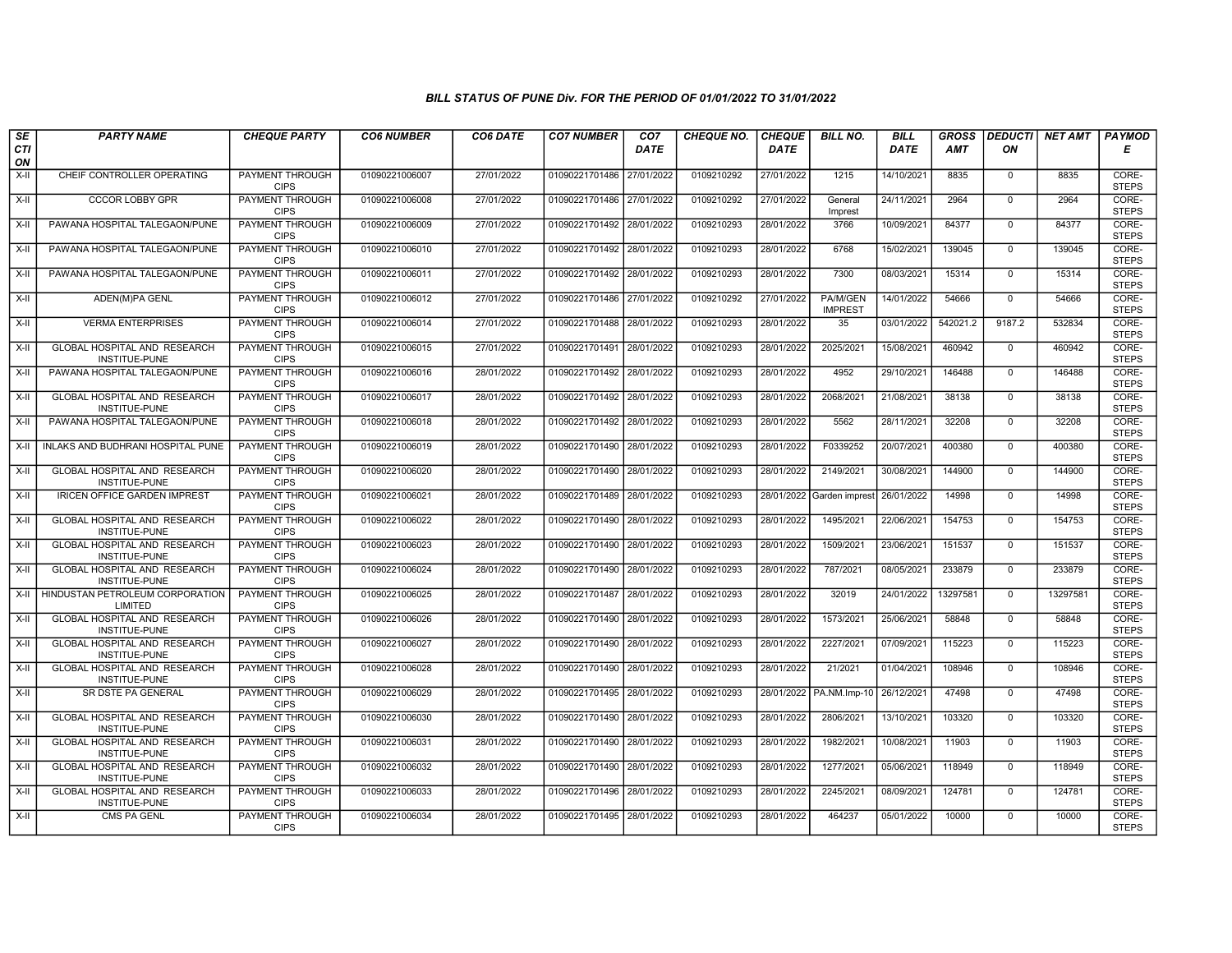### BILL STATUS OF PUNE Div. FOR THE PERIOD OF 01/01/2022 TO 31/01/2022

| SECTION | PARTY NAME | CHEQUE PARTY | CO6 NUMBER | CO6 DATE | CO7 NUMBER | CO7 DATE | CHEQUE NO. | CHEQUE DATE | BILL NO. | BILL DATE | GROSS AMT | DEDUCTION | NET AMT | PAYMODE |
|---|---|---|---|---|---|---|---|---|---|---|---|---|---|---|
| X-II | CHEIF CONTROLLER OPERATING | PAYMENT THROUGH CIPS | 01090221006007 | 27/01/2022 | 01090221701486 | 27/01/2022 | 0109210292 | 27/01/2022 | 1215 | 14/10/2021 | 8835 | 0 | 8835 | CORE-STEPS |
| X-II | CCCOR LOBBY GPR | PAYMENT THROUGH CIPS | 01090221006008 | 27/01/2022 | 01090221701486 | 27/01/2022 | 0109210292 | 27/01/2022 | General Imprest | 24/11/2021 | 2964 | 0 | 2964 | CORE-STEPS |
| X-II | PAWANA HOSPITAL TALEGAON/PUNE | PAYMENT THROUGH CIPS | 01090221006009 | 27/01/2022 | 01090221701492 | 28/01/2022 | 0109210293 | 28/01/2022 | 3766 | 10/09/2021 | 84377 | 0 | 84377 | CORE-STEPS |
| X-II | PAWANA HOSPITAL TALEGAON/PUNE | PAYMENT THROUGH CIPS | 01090221006010 | 27/01/2022 | 01090221701492 | 28/01/2022 | 0109210293 | 28/01/2022 | 6768 | 15/02/2021 | 139045 | 0 | 139045 | CORE-STEPS |
| X-II | PAWANA HOSPITAL TALEGAON/PUNE | PAYMENT THROUGH CIPS | 01090221006011 | 27/01/2022 | 01090221701492 | 28/01/2022 | 0109210293 | 28/01/2022 | 7300 | 08/03/2021 | 15314 | 0 | 15314 | CORE-STEPS |
| X-II | ADEN(M)PA GENL | PAYMENT THROUGH CIPS | 01090221006012 | 27/01/2022 | 01090221701486 | 27/01/2022 | 0109210292 | 27/01/2022 | PA/M/GEN IMPREST | 14/01/2022 | 54666 | 0 | 54666 | CORE-STEPS |
| X-II | VERMA ENTERPRISES | PAYMENT THROUGH CIPS | 01090221006014 | 27/01/2022 | 01090221701488 | 28/01/2022 | 0109210293 | 28/01/2022 | 35 | 03/01/2022 | 542021.2 | 9187.2 | 532834 | CORE-STEPS |
| X-II | GLOBAL HOSPITAL AND RESEARCH INSTITUE-PUNE | PAYMENT THROUGH CIPS | 01090221006015 | 27/01/2022 | 01090221701491 | 28/01/2022 | 0109210293 | 28/01/2022 | 2025/2021 | 15/08/2021 | 460942 | 0 | 460942 | CORE-STEPS |
| X-II | PAWANA HOSPITAL TALEGAON/PUNE | PAYMENT THROUGH CIPS | 01090221006016 | 28/01/2022 | 01090221701492 | 28/01/2022 | 0109210293 | 28/01/2022 | 4952 | 29/10/2021 | 146488 | 0 | 146488 | CORE-STEPS |
| X-II | GLOBAL HOSPITAL AND RESEARCH INSTITUE-PUNE | PAYMENT THROUGH CIPS | 01090221006017 | 28/01/2022 | 01090221701492 | 28/01/2022 | 0109210293 | 28/01/2022 | 2068/2021 | 21/08/2021 | 38138 | 0 | 38138 | CORE-STEPS |
| X-II | PAWANA HOSPITAL TALEGAON/PUNE | PAYMENT THROUGH CIPS | 01090221006018 | 28/01/2022 | 01090221701492 | 28/01/2022 | 0109210293 | 28/01/2022 | 5562 | 28/11/2021 | 32208 | 0 | 32208 | CORE-STEPS |
| X-II | INLAKS AND BUDHRANI HOSPITAL PUNE | PAYMENT THROUGH CIPS | 01090221006019 | 28/01/2022 | 01090221701490 | 28/01/2022 | 0109210293 | 28/01/2022 | F0339252 | 20/07/2021 | 400380 | 0 | 400380 | CORE-STEPS |
| X-II | GLOBAL HOSPITAL AND RESEARCH INSTITUE-PUNE | PAYMENT THROUGH CIPS | 01090221006020 | 28/01/2022 | 01090221701490 | 28/01/2022 | 0109210293 | 28/01/2022 | 2149/2021 | 30/08/2021 | 144900 | 0 | 144900 | CORE-STEPS |
| X-II | IRICEN OFFICE GARDEN IMPREST | PAYMENT THROUGH CIPS | 01090221006021 | 28/01/2022 | 01090221701489 | 28/01/2022 | 0109210293 | 28/01/2022 | Garden imprest | 26/01/2022 | 14998 | 0 | 14998 | CORE-STEPS |
| X-II | GLOBAL HOSPITAL AND RESEARCH INSTITUE-PUNE | PAYMENT THROUGH CIPS | 01090221006022 | 28/01/2022 | 01090221701490 | 28/01/2022 | 0109210293 | 28/01/2022 | 1495/2021 | 22/06/2021 | 154753 | 0 | 154753 | CORE-STEPS |
| X-II | GLOBAL HOSPITAL AND RESEARCH INSTITUE-PUNE | PAYMENT THROUGH CIPS | 01090221006023 | 28/01/2022 | 01090221701490 | 28/01/2022 | 0109210293 | 28/01/2022 | 1509/2021 | 23/06/2021 | 151537 | 0 | 151537 | CORE-STEPS |
| X-II | GLOBAL HOSPITAL AND RESEARCH INSTITUE-PUNE | PAYMENT THROUGH CIPS | 01090221006024 | 28/01/2022 | 01090221701490 | 28/01/2022 | 0109210293 | 28/01/2022 | 787/2021 | 08/05/2021 | 233879 | 0 | 233879 | CORE-STEPS |
| X-II | HINDUSTAN PETROLEUM CORPORATION LIMITED | PAYMENT THROUGH CIPS | 01090221006025 | 28/01/2022 | 01090221701487 | 28/01/2022 | 0109210293 | 28/01/2022 | 32019 | 24/01/2022 | 13297581 | 0 | 13297581 | CORE-STEPS |
| X-II | GLOBAL HOSPITAL AND RESEARCH INSTITUE-PUNE | PAYMENT THROUGH CIPS | 01090221006026 | 28/01/2022 | 01090221701490 | 28/01/2022 | 0109210293 | 28/01/2022 | 1573/2021 | 25/06/2021 | 58848 | 0 | 58848 | CORE-STEPS |
| X-II | GLOBAL HOSPITAL AND RESEARCH INSTITUE-PUNE | PAYMENT THROUGH CIPS | 01090221006027 | 28/01/2022 | 01090221701490 | 28/01/2022 | 0109210293 | 28/01/2022 | 2227/2021 | 07/09/2021 | 115223 | 0 | 115223 | CORE-STEPS |
| X-II | GLOBAL HOSPITAL AND RESEARCH INSTITUE-PUNE | PAYMENT THROUGH CIPS | 01090221006028 | 28/01/2022 | 01090221701490 | 28/01/2022 | 0109210293 | 28/01/2022 | 21/2021 | 01/04/2021 | 108946 | 0 | 108946 | CORE-STEPS |
| X-II | SR DSTE PA GENERAL | PAYMENT THROUGH CIPS | 01090221006029 | 28/01/2022 | 01090221701495 | 28/01/2022 | 0109210293 | 28/01/2022 | PA.NM.Imp-10 | 26/12/2021 | 47498 | 0 | 47498 | CORE-STEPS |
| X-II | GLOBAL HOSPITAL AND RESEARCH INSTITUE-PUNE | PAYMENT THROUGH CIPS | 01090221006030 | 28/01/2022 | 01090221701490 | 28/01/2022 | 0109210293 | 28/01/2022 | 2806/2021 | 13/10/2021 | 103320 | 0 | 103320 | CORE-STEPS |
| X-II | GLOBAL HOSPITAL AND RESEARCH INSTITUE-PUNE | PAYMENT THROUGH CIPS | 01090221006031 | 28/01/2022 | 01090221701490 | 28/01/2022 | 0109210293 | 28/01/2022 | 1982/2021 | 10/08/2021 | 11903 | 0 | 11903 | CORE-STEPS |
| X-II | GLOBAL HOSPITAL AND RESEARCH INSTITUE-PUNE | PAYMENT THROUGH CIPS | 01090221006032 | 28/01/2022 | 01090221701490 | 28/01/2022 | 0109210293 | 28/01/2022 | 1277/2021 | 05/06/2021 | 118949 | 0 | 118949 | CORE-STEPS |
| X-II | GLOBAL HOSPITAL AND RESEARCH INSTITUE-PUNE | PAYMENT THROUGH CIPS | 01090221006033 | 28/01/2022 | 01090221701496 | 28/01/2022 | 0109210293 | 28/01/2022 | 2245/2021 | 08/09/2021 | 124781 | 0 | 124781 | CORE-STEPS |
| X-II | CMS PA GENL | PAYMENT THROUGH CIPS | 01090221006034 | 28/01/2022 | 01090221701495 | 28/01/2022 | 0109210293 | 28/01/2022 | 464237 | 05/01/2022 | 10000 | 0 | 10000 | CORE-STEPS |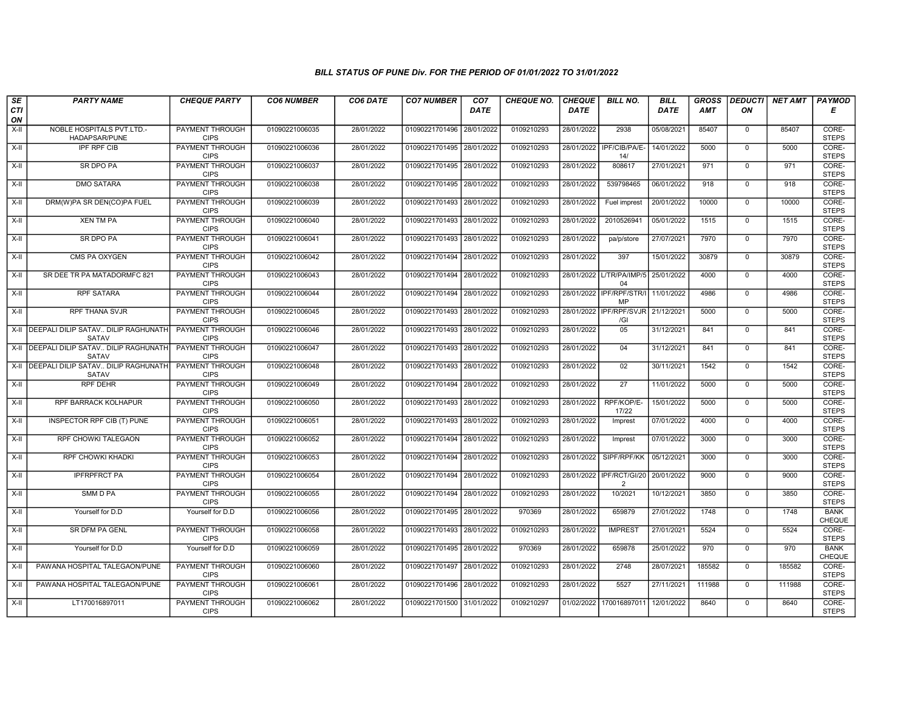### BILL STATUS OF PUNE Div. FOR THE PERIOD OF 01/01/2022 TO 31/01/2022

| SECTION | PARTY NAME | CHEQUE PARTY | CO6 NUMBER | CO6 DATE | CO7 NUMBER | CO7 DATE | CHEQUE NO. | CHEQUE DATE | BILL NO. | BILL DATE | GROSS AMT | DEDUCTION | NET AMT | PAYMODE |
|---|---|---|---|---|---|---|---|---|---|---|---|---|---|---|
| X-II | NOBLE HOSPITALS PVT.LTD.-HADAPSAR/PUNE | PAYMENT THROUGH CIPS | 01090221006035 | 28/01/2022 | 01090221701496 | 28/01/2022 | 0109210293 | 28/01/2022 | 2938 | 05/08/2021 | 85407 | 0 | 85407 | CORE-STEPS |
| X-II | IPF RPF CIB | PAYMENT THROUGH CIPS | 01090221006036 | 28/01/2022 | 01090221701495 | 28/01/2022 | 0109210293 | 28/01/2022 | IPF/CIB/PA/E-14/ | 14/01/2022 | 5000 | 0 | 5000 | CORE-STEPS |
| X-II | SR DPO PA | PAYMENT THROUGH CIPS | 01090221006037 | 28/01/2022 | 01090221701495 | 28/01/2022 | 0109210293 | 28/01/2022 | 808617 | 27/01/2021 | 971 | 0 | 971 | CORE-STEPS |
| X-II | DMO SATARA | PAYMENT THROUGH CIPS | 01090221006038 | 28/01/2022 | 01090221701495 | 28/01/2022 | 0109210293 | 28/01/2022 | 539798465 | 06/01/2022 | 918 | 0 | 918 | CORE-STEPS |
| X-II | DRM(W)PA SR DEN(CO)PA FUEL | PAYMENT THROUGH CIPS | 01090221006039 | 28/01/2022 | 01090221701493 | 28/01/2022 | 0109210293 | 28/01/2022 | Fuel imprest | 20/01/2022 | 10000 | 0 | 10000 | CORE-STEPS |
| X-II | XEN TM PA | PAYMENT THROUGH CIPS | 01090221006040 | 28/01/2022 | 01090221701493 | 28/01/2022 | 0109210293 | 28/01/2022 | 2010526941 | 05/01/2022 | 1515 | 0 | 1515 | CORE-STEPS |
| X-II | SR DPO PA | PAYMENT THROUGH CIPS | 01090221006041 | 28/01/2022 | 01090221701493 | 28/01/2022 | 0109210293 | 28/01/2022 | pa/p/store | 27/07/2021 | 7970 | 0 | 7970 | CORE-STEPS |
| X-II | CMS PA OXYGEN | PAYMENT THROUGH CIPS | 01090221006042 | 28/01/2022 | 01090221701494 | 28/01/2022 | 0109210293 | 28/01/2022 | 397 | 15/01/2022 | 30879 | 0 | 30879 | CORE-STEPS |
| X-II | SR DEE TR PA MATADORMFC 821 | PAYMENT THROUGH CIPS | 01090221006043 | 28/01/2022 | 01090221701494 | 28/01/2022 | 0109210293 | 28/01/2022 | L/TR/PA/IMP/504 | 25/01/2022 | 4000 | 0 | 4000 | CORE-STEPS |
| X-II | RPF SATARA | PAYMENT THROUGH CIPS | 01090221006044 | 28/01/2022 | 01090221701494 | 28/01/2022 | 0109210293 | 28/01/2022 | IPF/RPF/STR/IMP | 11/01/2022 | 4986 | 0 | 4986 | CORE-STEPS |
| X-II | RPF THANA SVJR | PAYMENT THROUGH CIPS | 01090221006045 | 28/01/2022 | 01090221701493 | 28/01/2022 | 0109210293 | 28/01/2022 | IPF/RPF/SVJR/GI | 21/12/2021 | 5000 | 0 | 5000 | CORE-STEPS |
| X-II | DEEPALI DILIP SATAV.. DILIP RAGHUNATH SATAV | PAYMENT THROUGH CIPS | 01090221006046 | 28/01/2022 | 01090221701493 | 28/01/2022 | 0109210293 | 28/01/2022 | 05 | 31/12/2021 | 841 | 0 | 841 | CORE-STEPS |
| X-II | DEEPALI DILIP SATAV.. DILIP RAGHUNATH SATAV | PAYMENT THROUGH CIPS | 01090221006047 | 28/01/2022 | 01090221701493 | 28/01/2022 | 0109210293 | 28/01/2022 | 04 | 31/12/2021 | 841 | 0 | 841 | CORE-STEPS |
| X-II | DEEPALI DILIP SATAV.. DILIP RAGHUNATH SATAV | PAYMENT THROUGH CIPS | 01090221006048 | 28/01/2022 | 01090221701493 | 28/01/2022 | 0109210293 | 28/01/2022 | 02 | 30/11/2021 | 1542 | 0 | 1542 | CORE-STEPS |
| X-II | RPF DEHR | PAYMENT THROUGH CIPS | 01090221006049 | 28/01/2022 | 01090221701494 | 28/01/2022 | 0109210293 | 28/01/2022 | 27 | 11/01/2022 | 5000 | 0 | 5000 | CORE-STEPS |
| X-II | RPF BARRACK KOLHAPUR | PAYMENT THROUGH CIPS | 01090221006050 | 28/01/2022 | 01090221701493 | 28/01/2022 | 0109210293 | 28/01/2022 | RPF/KOP/E-17/22 | 15/01/2022 | 5000 | 0 | 5000 | CORE-STEPS |
| X-II | INSPECTOR RPF CIB (T) PUNE | PAYMENT THROUGH CIPS | 01090221006051 | 28/01/2022 | 01090221701493 | 28/01/2022 | 0109210293 | 28/01/2022 | Imprest | 07/01/2022 | 4000 | 0 | 4000 | CORE-STEPS |
| X-II | RPF CHOWKI TALEGAON | PAYMENT THROUGH CIPS | 01090221006052 | 28/01/2022 | 01090221701494 | 28/01/2022 | 0109210293 | 28/01/2022 | Imprest | 07/01/2022 | 3000 | 0 | 3000 | CORE-STEPS |
| X-II | RPF CHOWKI KHADKI | PAYMENT THROUGH CIPS | 01090221006053 | 28/01/2022 | 01090221701494 | 28/01/2022 | 0109210293 | 28/01/2022 | SIPF/RPF/KK | 05/12/2021 | 3000 | 0 | 3000 | CORE-STEPS |
| X-II | IPFRPFRCT PA | PAYMENT THROUGH CIPS | 01090221006054 | 28/01/2022 | 01090221701494 | 28/01/2022 | 0109210293 | 28/01/2022 | IPF/RCT/GI/202 | 20/01/2022 | 9000 | 0 | 9000 | CORE-STEPS |
| X-II | SMM D PA | PAYMENT THROUGH CIPS | 01090221006055 | 28/01/2022 | 01090221701494 | 28/01/2022 | 0109210293 | 28/01/2022 | 10/2021 | 10/12/2021 | 3850 | 0 | 3850 | CORE-STEPS |
| X-II | Yourself for D.D | Yourself for D.D | 01090221006056 | 28/01/2022 | 01090221701495 | 28/01/2022 | 970369 | 28/01/2022 | 659879 | 27/01/2022 | 1748 | 0 | 1748 | BANK CHEQUE |
| X-II | SR DFM PA GENL | PAYMENT THROUGH CIPS | 01090221006058 | 28/01/2022 | 01090221701493 | 28/01/2022 | 0109210293 | 28/01/2022 | IMPREST | 27/01/2022 | 5524 | 0 | 5524 | CORE-STEPS |
| X-II | Yourself for D.D | Yourself for D.D | 01090221006059 | 28/01/2022 | 01090221701495 | 28/01/2022 | 970369 | 28/01/2022 | 659878 | 25/01/2022 | 970 | 0 | 970 | BANK CHEQUE |
| X-II | PAWANA HOSPITAL TALEGAON/PUNE | PAYMENT THROUGH CIPS | 01090221006060 | 28/01/2022 | 01090221701497 | 28/01/2022 | 0109210293 | 28/01/2022 | 2748 | 28/07/2021 | 185582 | 0 | 185582 | CORE-STEPS |
| X-II | PAWANA HOSPITAL TALEGAON/PUNE | PAYMENT THROUGH CIPS | 01090221006061 | 28/01/2022 | 01090221701496 | 28/01/2022 | 0109210293 | 28/01/2022 | 5527 | 27/11/2021 | 111988 | 0 | 111988 | CORE-STEPS |
| X-II | LT170016897011 | PAYMENT THROUGH CIPS | 01090221006062 | 28/01/2022 | 01090221701500 | 31/01/2022 | 0109210297 | 01/02/2022 | 170016897011 | 12/01/2022 | 8640 | 0 | 8640 | CORE-STEPS |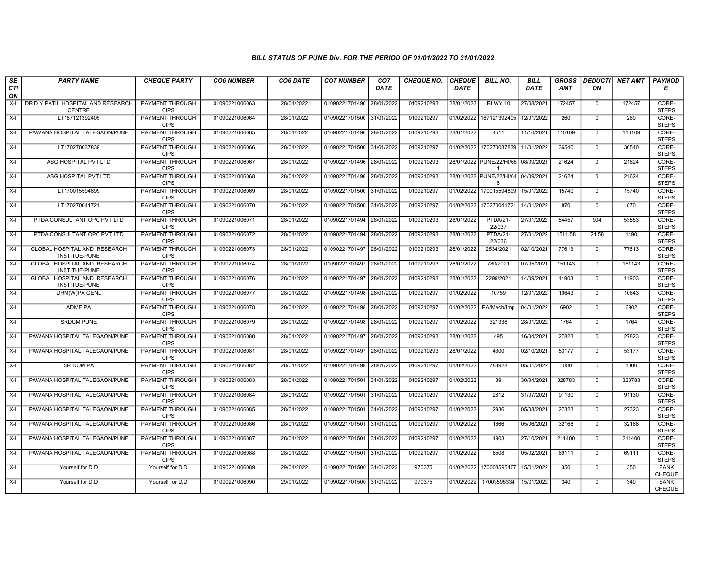# BILL STATUS OF PUNE Div. FOR THE PERIOD OF 01/01/2022 TO 31/01/2022

| SECTION | PARTY NAME | CHEQUE PARTY | CO6 NUMBER | CO6 DATE | CO7 NUMBER | CO7 DATE | CHEQUE NO. | CHEQUE DATE | BILL NO. | BILL DATE | GROSS AMT | DEDUCTION | NET AMT | PAYMODE |
|---|---|---|---|---|---|---|---|---|---|---|---|---|---|---|
| X-II | DR D Y PATIL HOSPITAL AND RESEARCH CENTRE | PAYMENT THROUGH CIPS | 01090221006063 | 28/01/2022 | 01090221701496 | 28/01/2022 | 0109210293 | 28/01/2022 | RLWY 10 | 27/08/2021 | 172457 | 0 | 172457 | CORE-STEPS |
| X-II | LT187121392405 | PAYMENT THROUGH CIPS | 01090221006064 | 28/01/2022 | 01090221701500 | 31/01/2022 | 0109210297 | 01/02/2022 | 187121392405 | 12/01/2022 | 260 | 0 | 260 | CORE-STEPS |
| X-II | PAWANA HOSPITAL TALEGAON/PUNE | PAYMENT THROUGH CIPS | 01090221006065 | 28/01/2022 | 01090221701496 | 28/01/2022 | 0109210293 | 28/01/2022 | 4511 | 11/10/2021 | 110109 | 0 | 110109 | CORE-STEPS |
| X-II | LT170270037839 | PAYMENT THROUGH CIPS | 01090221006066 | 28/01/2022 | 01090221701500 | 31/01/2022 | 0109210297 | 01/02/2022 | 170270037839 | 11/01/2022 | 36540 | 0 | 36540 | CORE-STEPS |
| X-II | ASG HOSPITAL PVT LTD | PAYMENT THROUGH CIPS | 01090221006067 | 28/01/2022 | 01090221701496 | 28/01/2022 | 0109210293 | 28/01/2022 | PUNE/22/HI/681 | 08/09/2021 | 21624 | 0 | 21624 | CORE-STEPS |
| X-II | ASG HOSPITAL PVT LTD | PAYMENT THROUGH CIPS | 01090221006068 | 28/01/2022 | 01090221701496 | 28/01/2022 | 0109210293 | 28/01/2022 | PUNE/22/HI/648 | 04/09/2021 | 21624 | 0 | 21624 | CORE-STEPS |
| X-II | LT170015594899 | PAYMENT THROUGH CIPS | 01090221006069 | 28/01/2022 | 01090221701500 | 31/01/2022 | 0109210297 | 01/02/2022 | 170015594899 | 15/01/2022 | 15740 | 0 | 15740 | CORE-STEPS |
| X-II | LT170270041721 | PAYMENT THROUGH CIPS | 01090221006070 | 28/01/2022 | 01090221701500 | 31/01/2022 | 0109210297 | 01/02/2022 | 170270041721 | 14/01/2022 | 870 | 0 | 870 | CORE-STEPS |
| X-II | PTDA CONSULTANT OPC PVT LTD | PAYMENT THROUGH CIPS | 01090221006071 | 28/01/2022 | 01090221701494 | 28/01/2022 | 0109210293 | 28/01/2022 | PTDA/21-22/037 | 27/01/2022 | 54457 | 904 | 53553 | CORE-STEPS |
| X-II | PTDA CONSULTANT OPC PVT LTD | PAYMENT THROUGH CIPS | 01090221006072 | 28/01/2022 | 01090221701494 | 28/01/2022 | 0109210293 | 28/01/2022 | PTDA/21-22/036 | 27/01/2022 | 1511.58 | 21.58 | 1490 | CORE-STEPS |
| X-II | GLOBAL HOSPITAL AND RESEARCH INSTITUE-PUNE | PAYMENT THROUGH CIPS | 01090221006073 | 28/01/2022 | 01090221701497 | 28/01/2022 | 0109210293 | 28/01/2022 | 2534/2021 | 02/10/2021 | 77613 | 0 | 77613 | CORE-STEPS |
| X-II | GLOBAL HOSPITAL AND RESEARCH INSTITUE-PUNE | PAYMENT THROUGH CIPS | 01090221006074 | 28/01/2022 | 01090221701497 | 28/01/2022 | 0109210293 | 28/01/2022 | 780/2021 | 07/05/2021 | 151143 | 0 | 151143 | CORE-STEPS |
| X-II | GLOBAL HOSPITAL AND RESEARCH INSTITUE-PUNE | PAYMENT THROUGH CIPS | 01090221006076 | 28/01/2022 | 01090221701497 | 28/01/2022 | 0109210293 | 28/01/2022 | 2299/2021 | 14/09/2021 | 11903 | 0 | 11903 | CORE-STEPS |
| X-II | DRM(W)PA GENL | PAYMENT THROUGH CIPS | 01090221006077 | 28/01/2022 | 01090221701498 | 28/01/2022 | 0109210297 | 01/02/2022 | 10759 | 12/01/2022 | 10643 | 0 | 10643 | CORE-STEPS |
| X-II | ADME PA | PAYMENT THROUGH CIPS | 01090221006078 | 28/01/2022 | 01090221701498 | 28/01/2022 | 0109210297 | 01/02/2022 | PA/Mech/Imp | 04/01/2022 | 6902 | 0 | 6902 | CORE-STEPS |
| X-II | SRDCM PUNE | PAYMENT THROUGH CIPS | 01090221006079 | 28/01/2022 | 01090221701498 | 28/01/2022 | 0109210297 | 01/02/2022 | 321336 | 28/01/2022 | 1764 | 0 | 1764 | CORE-STEPS |
| X-II | PAWANA HOSPITAL TALEGAON/PUNE | PAYMENT THROUGH CIPS | 01090221006080 | 28/01/2022 | 01090221701497 | 28/01/2022 | 0109210293 | 28/01/2022 | 495 | 16/04/2021 | 27823 | 0 | 27823 | CORE-STEPS |
| X-II | PAWANA HOSPITAL TALEGAON/PUNE | PAYMENT THROUGH CIPS | 01090221006081 | 28/01/2022 | 01090221701497 | 28/01/2022 | 0109210293 | 28/01/2022 | 4300 | 02/10/2021 | 53177 | 0 | 53177 | CORE-STEPS |
| X-II | SR DOM PA | PAYMENT THROUGH CIPS | 01090221006082 | 28/01/2022 | 01090221701498 | 28/01/2022 | 0109210297 | 01/02/2022 | 788928 | 05/01/2022 | 1000 | 0 | 1000 | CORE-STEPS |
| X-II | PAWANA HOSPITAL TALEGAON/PUNE | PAYMENT THROUGH CIPS | 01090221006083 | 28/01/2022 | 01090221701501 | 31/01/2022 | 0109210297 | 01/02/2022 | 89 | 30/04/2021 | 328783 | 0 | 328783 | CORE-STEPS |
| X-II | PAWANA HOSPITAL TALEGAON/PUNE | PAYMENT THROUGH CIPS | 01090221006084 | 28/01/2022 | 01090221701501 | 31/01/2022 | 0109210297 | 01/02/2022 | 2812 | 31/07/2021 | 91130 | 0 | 91130 | CORE-STEPS |
| X-II | PAWANA HOSPITAL TALEGAON/PUNE | PAYMENT THROUGH CIPS | 01090221006085 | 28/01/2022 | 01090221701501 | 31/01/2022 | 0109210297 | 01/02/2022 | 2936 | 05/08/2021 | 27323 | 0 | 27323 | CORE-STEPS |
| X-II | PAWANA HOSPITAL TALEGAON/PUNE | PAYMENT THROUGH CIPS | 01090221006086 | 28/01/2022 | 01090221701501 | 31/01/2022 | 0109210297 | 01/02/2022 | 1666 | 05/06/2021 | 32168 | 0 | 32168 | CORE-STEPS |
| X-II | PAWANA HOSPITAL TALEGAON/PUNE | PAYMENT THROUGH CIPS | 01090221006087 | 28/01/2022 | 01090221701501 | 31/01/2022 | 0109210297 | 01/02/2022 | 4903 | 27/10/2021 | 211400 | 0 | 211400 | CORE-STEPS |
| X-II | PAWANA HOSPITAL TALEGAON/PUNE | PAYMENT THROUGH CIPS | 01090221006088 | 28/01/2022 | 01090221701501 | 31/01/2022 | 0109210297 | 01/02/2022 | 6508 | 05/02/2021 | 69111 | 0 | 69111 | CORE-STEPS |
| X-II | Yourself for D.D | Yourself for D.D | 01090221006089 | 29/01/2022 | 01090221701500 | 31/01/2022 | 970375 | 01/02/2022 | 170003595407 | 15/01/2022 | 350 | 0 | 350 | BANK CHEQUE |
| X-II | Yourself for D.D | Yourself for D.D | 01090221006090 | 29/01/2022 | 01090221701500 | 31/01/2022 | 970375 | 01/02/2022 | 17003595334 | 15/01/2022 | 340 | 0 | 340 | BANK CHEQUE |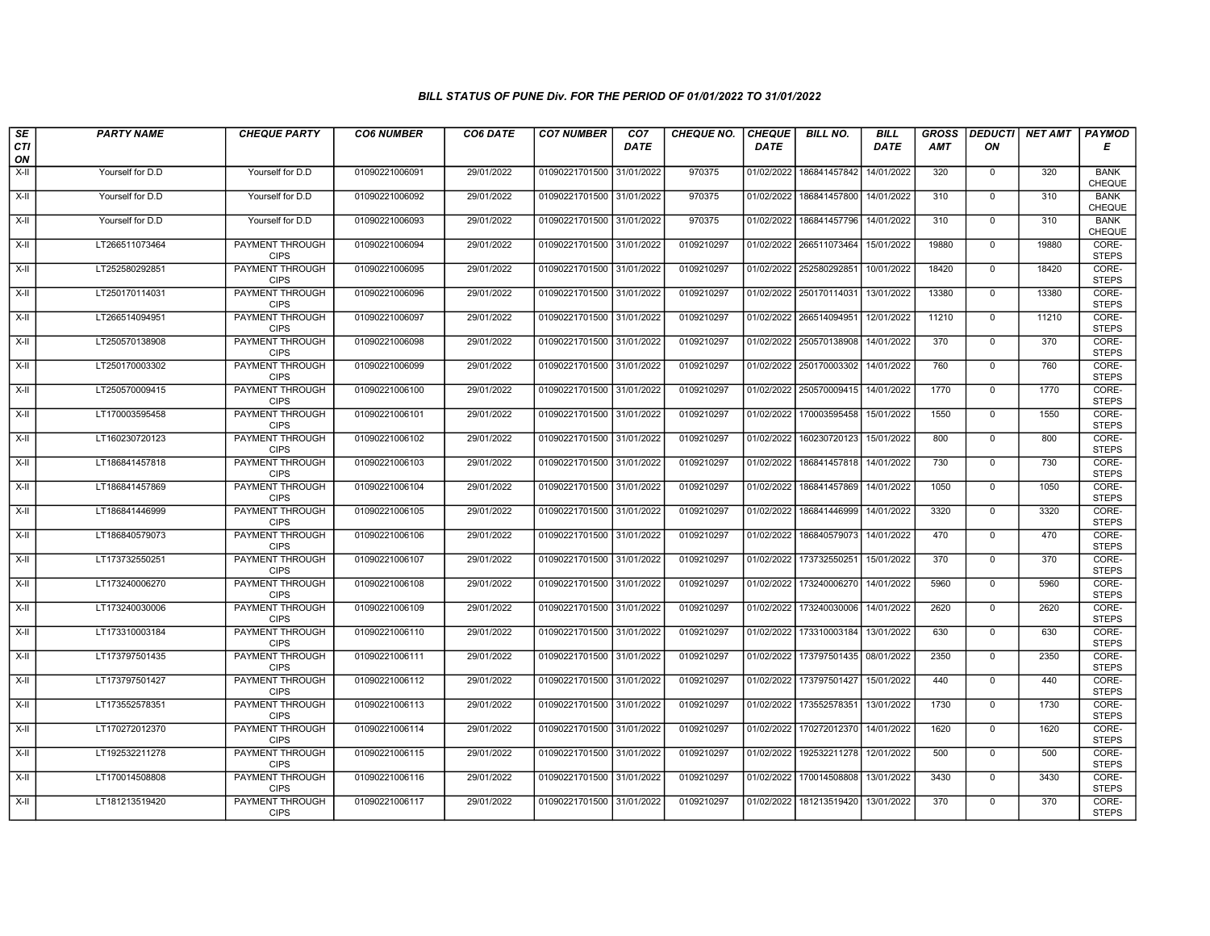### BILL STATUS OF PUNE Div. FOR THE PERIOD OF 01/01/2022 TO 31/01/2022

| SECTION | PARTY NAME | CHEQUE PARTY | CO6 NUMBER | CO6 DATE | CO7 NUMBER | CO7 DATE | CHEQUE NO. | CHEQUE DATE | BILL NO. | BILL DATE | GROSS AMT | DEDUCTION | NET AMT | PAYMODE |
|---|---|---|---|---|---|---|---|---|---|---|---|---|---|---|
| X-II | Yourself for D.D | Yourself for D.D | 01090221006091 | 29/01/2022 | 01090221701500 | 31/01/2022 | 970375 | 01/02/2022 | 186841457842 | 14/01/2022 | 320 | 0 | 320 | BANK CHEQUE |
| X-II | Yourself for D.D | Yourself for D.D | 01090221006092 | 29/01/2022 | 01090221701500 | 31/01/2022 | 970375 | 01/02/2022 | 186841457800 | 14/01/2022 | 310 | 0 | 310 | BANK CHEQUE |
| X-II | Yourself for D.D | Yourself for D.D | 01090221006093 | 29/01/2022 | 01090221701500 | 31/01/2022 | 970375 | 01/02/2022 | 186841457796 | 14/01/2022 | 310 | 0 | 310 | BANK CHEQUE |
| X-II | LT266511073464 | PAYMENT THROUGH CIPS | 01090221006094 | 29/01/2022 | 01090221701500 | 31/01/2022 | 0109210297 | 01/02/2022 | 266511073464 | 15/01/2022 | 19880 | 0 | 19880 | CORE-STEPS |
| X-II | LT252580292851 | PAYMENT THROUGH CIPS | 01090221006095 | 29/01/2022 | 01090221701500 | 31/01/2022 | 0109210297 | 01/02/2022 | 252580292851 | 10/01/2022 | 18420 | 0 | 18420 | CORE-STEPS |
| X-II | LT250170114031 | PAYMENT THROUGH CIPS | 01090221006096 | 29/01/2022 | 01090221701500 | 31/01/2022 | 0109210297 | 01/02/2022 | 250170114031 | 13/01/2022 | 13380 | 0 | 13380 | CORE-STEPS |
| X-II | LT266514094951 | PAYMENT THROUGH CIPS | 01090221006097 | 29/01/2022 | 01090221701500 | 31/01/2022 | 0109210297 | 01/02/2022 | 266514094951 | 12/01/2022 | 11210 | 0 | 11210 | CORE-STEPS |
| X-II | LT250570138908 | PAYMENT THROUGH CIPS | 01090221006098 | 29/01/2022 | 01090221701500 | 31/01/2022 | 0109210297 | 01/02/2022 | 250570138908 | 14/01/2022 | 370 | 0 | 370 | CORE-STEPS |
| X-II | LT250170003302 | PAYMENT THROUGH CIPS | 01090221006099 | 29/01/2022 | 01090221701500 | 31/01/2022 | 0109210297 | 01/02/2022 | 250170003302 | 14/01/2022 | 760 | 0 | 760 | CORE-STEPS |
| X-II | LT250570009415 | PAYMENT THROUGH CIPS | 01090221006100 | 29/01/2022 | 01090221701500 | 31/01/2022 | 0109210297 | 01/02/2022 | 250570009415 | 14/01/2022 | 1770 | 0 | 1770 | CORE-STEPS |
| X-II | LT170003595458 | PAYMENT THROUGH CIPS | 01090221006101 | 29/01/2022 | 01090221701500 | 31/01/2022 | 0109210297 | 01/02/2022 | 170003595458 | 15/01/2022 | 1550 | 0 | 1550 | CORE-STEPS |
| X-II | LT160230720123 | PAYMENT THROUGH CIPS | 01090221006102 | 29/01/2022 | 01090221701500 | 31/01/2022 | 0109210297 | 01/02/2022 | 160230720123 | 15/01/2022 | 800 | 0 | 800 | CORE-STEPS |
| X-II | LT186841457818 | PAYMENT THROUGH CIPS | 01090221006103 | 29/01/2022 | 01090221701500 | 31/01/2022 | 0109210297 | 01/02/2022 | 186841457818 | 14/01/2022 | 730 | 0 | 730 | CORE-STEPS |
| X-II | LT186841457869 | PAYMENT THROUGH CIPS | 01090221006104 | 29/01/2022 | 01090221701500 | 31/01/2022 | 0109210297 | 01/02/2022 | 186841457869 | 14/01/2022 | 1050 | 0 | 1050 | CORE-STEPS |
| X-II | LT186841446999 | PAYMENT THROUGH CIPS | 01090221006105 | 29/01/2022 | 01090221701500 | 31/01/2022 | 0109210297 | 01/02/2022 | 186841446999 | 14/01/2022 | 3320 | 0 | 3320 | CORE-STEPS |
| X-II | LT186840579073 | PAYMENT THROUGH CIPS | 01090221006106 | 29/01/2022 | 01090221701500 | 31/01/2022 | 0109210297 | 01/02/2022 | 186840579073 | 14/01/2022 | 470 | 0 | 470 | CORE-STEPS |
| X-II | LT173732550251 | PAYMENT THROUGH CIPS | 01090221006107 | 29/01/2022 | 01090221701500 | 31/01/2022 | 0109210297 | 01/02/2022 | 173732550251 | 15/01/2022 | 370 | 0 | 370 | CORE-STEPS |
| X-II | LT173240006270 | PAYMENT THROUGH CIPS | 01090221006108 | 29/01/2022 | 01090221701500 | 31/01/2022 | 0109210297 | 01/02/2022 | 173240006270 | 14/01/2022 | 5960 | 0 | 5960 | CORE-STEPS |
| X-II | LT173240030006 | PAYMENT THROUGH CIPS | 01090221006109 | 29/01/2022 | 01090221701500 | 31/01/2022 | 0109210297 | 01/02/2022 | 173240030006 | 14/01/2022 | 2620 | 0 | 2620 | CORE-STEPS |
| X-II | LT173310003184 | PAYMENT THROUGH CIPS | 01090221006110 | 29/01/2022 | 01090221701500 | 31/01/2022 | 0109210297 | 01/02/2022 | 173310003184 | 13/01/2022 | 630 | 0 | 630 | CORE-STEPS |
| X-II | LT173797501435 | PAYMENT THROUGH CIPS | 01090221006111 | 29/01/2022 | 01090221701500 | 31/01/2022 | 0109210297 | 01/02/2022 | 173797501435 | 08/01/2022 | 2350 | 0 | 2350 | CORE-STEPS |
| X-II | LT173797501427 | PAYMENT THROUGH CIPS | 01090221006112 | 29/01/2022 | 01090221701500 | 31/01/2022 | 0109210297 | 01/02/2022 | 173797501427 | 15/01/2022 | 440 | 0 | 440 | CORE-STEPS |
| X-II | LT173552578351 | PAYMENT THROUGH CIPS | 01090221006113 | 29/01/2022 | 01090221701500 | 31/01/2022 | 0109210297 | 01/02/2022 | 173552578351 | 13/01/2022 | 1730 | 0 | 1730 | CORE-STEPS |
| X-II | LT170272012370 | PAYMENT THROUGH CIPS | 01090221006114 | 29/01/2022 | 01090221701500 | 31/01/2022 | 0109210297 | 01/02/2022 | 170272012370 | 14/01/2022 | 1620 | 0 | 1620 | CORE-STEPS |
| X-II | LT192532211278 | PAYMENT THROUGH CIPS | 01090221006115 | 29/01/2022 | 01090221701500 | 31/01/2022 | 0109210297 | 01/02/2022 | 192532211278 | 12/01/2022 | 500 | 0 | 500 | CORE-STEPS |
| X-II | LT170014508808 | PAYMENT THROUGH CIPS | 01090221006116 | 29/01/2022 | 01090221701500 | 31/01/2022 | 0109210297 | 01/02/2022 | 170014508808 | 13/01/2022 | 3430 | 0 | 3430 | CORE-STEPS |
| X-II | LT181213519420 | PAYMENT THROUGH CIPS | 01090221006117 | 29/01/2022 | 01090221701500 | 31/01/2022 | 0109210297 | 01/02/2022 | 181213519420 | 13/01/2022 | 370 | 0 | 370 | CORE-STEPS |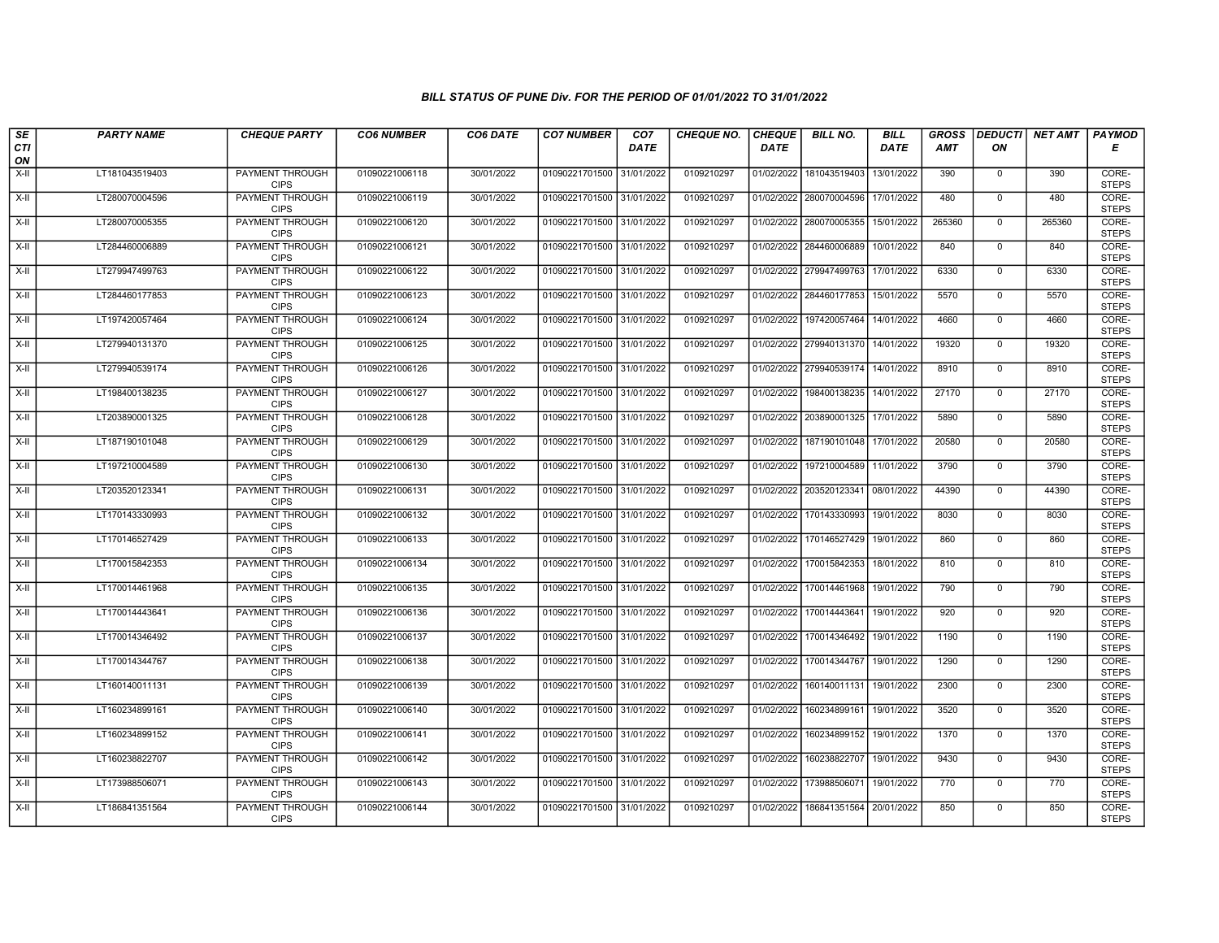### BILL STATUS OF PUNE Div. FOR THE PERIOD OF 01/01/2022 TO 31/01/2022

| SECTION | PARTY NAME | CHEQUE PARTY | CO6 NUMBER | CO6 DATE | CO7 NUMBER | CO7 DATE | CHEQUE NO. | CHEQUE DATE | BILL NO. | BILL DATE | GROSS AMT | DEDUCTION | NET AMT | PAYMODE |
|---|---|---|---|---|---|---|---|---|---|---|---|---|---|---|
| X-II | LT181043519403 | PAYMENT THROUGH CIPS | 01090221006118 | 30/01/2022 | 01090221701500 | 31/01/2022 | 0109210297 | 01/02/2022 | 181043519403 | 13/01/2022 | 390 | 0 | 390 | CORE-STEPS |
| X-II | LT280070004596 | PAYMENT THROUGH CIPS | 01090221006119 | 30/01/2022 | 01090221701500 | 31/01/2022 | 0109210297 | 01/02/2022 | 280070004596 | 17/01/2022 | 480 | 0 | 480 | CORE-STEPS |
| X-II | LT280070005355 | PAYMENT THROUGH CIPS | 01090221006120 | 30/01/2022 | 01090221701500 | 31/01/2022 | 0109210297 | 01/02/2022 | 280070005355 | 15/01/2022 | 265360 | 0 | 265360 | CORE-STEPS |
| X-II | LT284460006889 | PAYMENT THROUGH CIPS | 01090221006121 | 30/01/2022 | 01090221701500 | 31/01/2022 | 0109210297 | 01/02/2022 | 284460006889 | 10/01/2022 | 840 | 0 | 840 | CORE-STEPS |
| X-II | LT279947499763 | PAYMENT THROUGH CIPS | 01090221006122 | 30/01/2022 | 01090221701500 | 31/01/2022 | 0109210297 | 01/02/2022 | 279947499763 | 17/01/2022 | 6330 | 0 | 6330 | CORE-STEPS |
| X-II | LT284460177853 | PAYMENT THROUGH CIPS | 01090221006123 | 30/01/2022 | 01090221701500 | 31/01/2022 | 0109210297 | 01/02/2022 | 284460177853 | 15/01/2022 | 5570 | 0 | 5570 | CORE-STEPS |
| X-II | LT197420057464 | PAYMENT THROUGH CIPS | 01090221006124 | 30/01/2022 | 01090221701500 | 31/01/2022 | 0109210297 | 01/02/2022 | 197420057464 | 14/01/2022 | 4660 | 0 | 4660 | CORE-STEPS |
| X-II | LT279940131370 | PAYMENT THROUGH CIPS | 01090221006125 | 30/01/2022 | 01090221701500 | 31/01/2022 | 0109210297 | 01/02/2022 | 279940131370 | 14/01/2022 | 19320 | 0 | 19320 | CORE-STEPS |
| X-II | LT279940539174 | PAYMENT THROUGH CIPS | 01090221006126 | 30/01/2022 | 01090221701500 | 31/01/2022 | 0109210297 | 01/02/2022 | 279940539174 | 14/01/2022 | 8910 | 0 | 8910 | CORE-STEPS |
| X-II | LT198400138235 | PAYMENT THROUGH CIPS | 01090221006127 | 30/01/2022 | 01090221701500 | 31/01/2022 | 0109210297 | 01/02/2022 | 198400138235 | 14/01/2022 | 27170 | 0 | 27170 | CORE-STEPS |
| X-II | LT203890001325 | PAYMENT THROUGH CIPS | 01090221006128 | 30/01/2022 | 01090221701500 | 31/01/2022 | 0109210297 | 01/02/2022 | 203890001325 | 17/01/2022 | 5890 | 0 | 5890 | CORE-STEPS |
| X-II | LT187190101048 | PAYMENT THROUGH CIPS | 01090221006129 | 30/01/2022 | 01090221701500 | 31/01/2022 | 0109210297 | 01/02/2022 | 187190101048 | 17/01/2022 | 20580 | 0 | 20580 | CORE-STEPS |
| X-II | LT197210004589 | PAYMENT THROUGH CIPS | 01090221006130 | 30/01/2022 | 01090221701500 | 31/01/2022 | 0109210297 | 01/02/2022 | 197210004589 | 11/01/2022 | 3790 | 0 | 3790 | CORE-STEPS |
| X-II | LT203520123341 | PAYMENT THROUGH CIPS | 01090221006131 | 30/01/2022 | 01090221701500 | 31/01/2022 | 0109210297 | 01/02/2022 | 203520123341 | 08/01/2022 | 44390 | 0 | 44390 | CORE-STEPS |
| X-II | LT170143330993 | PAYMENT THROUGH CIPS | 01090221006132 | 30/01/2022 | 01090221701500 | 31/01/2022 | 0109210297 | 01/02/2022 | 170143330993 | 19/01/2022 | 8030 | 0 | 8030 | CORE-STEPS |
| X-II | LT170146527429 | PAYMENT THROUGH CIPS | 01090221006133 | 30/01/2022 | 01090221701500 | 31/01/2022 | 0109210297 | 01/02/2022 | 170146527429 | 19/01/2022 | 860 | 0 | 860 | CORE-STEPS |
| X-II | LT170015842353 | PAYMENT THROUGH CIPS | 01090221006134 | 30/01/2022 | 01090221701500 | 31/01/2022 | 0109210297 | 01/02/2022 | 170015842353 | 18/01/2022 | 810 | 0 | 810 | CORE-STEPS |
| X-II | LT170014461968 | PAYMENT THROUGH CIPS | 01090221006135 | 30/01/2022 | 01090221701500 | 31/01/2022 | 0109210297 | 01/02/2022 | 170014461968 | 19/01/2022 | 790 | 0 | 790 | CORE-STEPS |
| X-II | LT170014443641 | PAYMENT THROUGH CIPS | 01090221006136 | 30/01/2022 | 01090221701500 | 31/01/2022 | 0109210297 | 01/02/2022 | 170014443641 | 19/01/2022 | 920 | 0 | 920 | CORE-STEPS |
| X-II | LT170014346492 | PAYMENT THROUGH CIPS | 01090221006137 | 30/01/2022 | 01090221701500 | 31/01/2022 | 0109210297 | 01/02/2022 | 170014346492 | 19/01/2022 | 1190 | 0 | 1190 | CORE-STEPS |
| X-II | LT170014344767 | PAYMENT THROUGH CIPS | 01090221006138 | 30/01/2022 | 01090221701500 | 31/01/2022 | 0109210297 | 01/02/2022 | 170014344767 | 19/01/2022 | 1290 | 0 | 1290 | CORE-STEPS |
| X-II | LT160140011131 | PAYMENT THROUGH CIPS | 01090221006139 | 30/01/2022 | 01090221701500 | 31/01/2022 | 0109210297 | 01/02/2022 | 160140011131 | 19/01/2022 | 2300 | 0 | 2300 | CORE-STEPS |
| X-II | LT160234899161 | PAYMENT THROUGH CIPS | 01090221006140 | 30/01/2022 | 01090221701500 | 31/01/2022 | 0109210297 | 01/02/2022 | 160234899161 | 19/01/2022 | 3520 | 0 | 3520 | CORE-STEPS |
| X-II | LT160234899152 | PAYMENT THROUGH CIPS | 01090221006141 | 30/01/2022 | 01090221701500 | 31/01/2022 | 0109210297 | 01/02/2022 | 160234899152 | 19/01/2022 | 1370 | 0 | 1370 | CORE-STEPS |
| X-II | LT160238822707 | PAYMENT THROUGH CIPS | 01090221006142 | 30/01/2022 | 01090221701500 | 31/01/2022 | 0109210297 | 01/02/2022 | 160238822707 | 19/01/2022 | 9430 | 0 | 9430 | CORE-STEPS |
| X-II | LT173988506071 | PAYMENT THROUGH CIPS | 01090221006143 | 30/01/2022 | 01090221701500 | 31/01/2022 | 0109210297 | 01/02/2022 | 173988506071 | 19/01/2022 | 770 | 0 | 770 | CORE-STEPS |
| X-II | LT186841351564 | PAYMENT THROUGH CIPS | 01090221006144 | 30/01/2022 | 01090221701500 | 31/01/2022 | 0109210297 | 01/02/2022 | 186841351564 | 20/01/2022 | 850 | 0 | 850 | CORE-STEPS |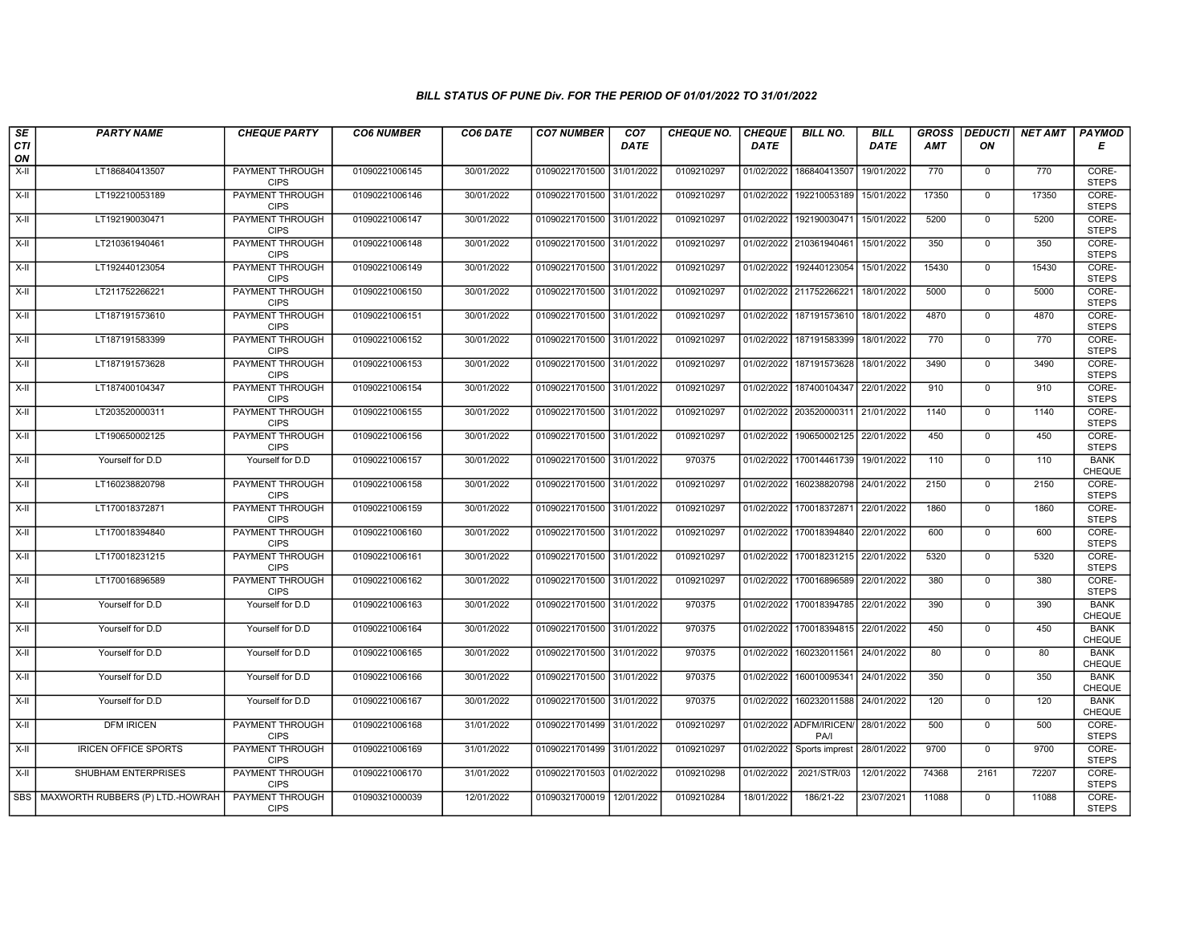### BILL STATUS OF PUNE Div. FOR THE PERIOD OF 01/01/2022 TO 31/01/2022

| SECTION | PARTY NAME | CHEQUE PARTY | CO6 NUMBER | CO6 DATE | CO7 NUMBER | CO7 DATE | CHEQUE NO. | CHEQUE DATE | BILL NO. | BILL DATE | GROSS AMT | DEDUCTION | NET AMT | PAYMODE |
|---|---|---|---|---|---|---|---|---|---|---|---|---|---|---|
| X-II | LT186840413507 | PAYMENT THROUGH CIPS | 01090221006145 | 30/01/2022 | 01090221701500 | 31/01/2022 | 0109210297 | 01/02/2022 | 186840413507 | 19/01/2022 | 770 | 0 | 770 | CORE-STEPS |
| X-II | LT192210053189 | PAYMENT THROUGH CIPS | 01090221006146 | 30/01/2022 | 01090221701500 | 31/01/2022 | 0109210297 | 01/02/2022 | 192210053189 | 15/01/2022 | 17350 | 0 | 17350 | CORE-STEPS |
| X-II | LT192190030471 | PAYMENT THROUGH CIPS | 01090221006147 | 30/01/2022 | 01090221701500 | 31/01/2022 | 0109210297 | 01/02/2022 | 192190030471 | 15/01/2022 | 5200 | 0 | 5200 | CORE-STEPS |
| X-II | LT210361940461 | PAYMENT THROUGH CIPS | 01090221006148 | 30/01/2022 | 01090221701500 | 31/01/2022 | 0109210297 | 01/02/2022 | 210361940461 | 15/01/2022 | 350 | 0 | 350 | CORE-STEPS |
| X-II | LT192440123054 | PAYMENT THROUGH CIPS | 01090221006149 | 30/01/2022 | 01090221701500 | 31/01/2022 | 0109210297 | 01/02/2022 | 192440123054 | 15/01/2022 | 15430 | 0 | 15430 | CORE-STEPS |
| X-II | LT211752266221 | PAYMENT THROUGH CIPS | 01090221006150 | 30/01/2022 | 01090221701500 | 31/01/2022 | 0109210297 | 01/02/2022 | 211752266221 | 18/01/2022 | 5000 | 0 | 5000 | CORE-STEPS |
| X-II | LT187191573610 | PAYMENT THROUGH CIPS | 01090221006151 | 30/01/2022 | 01090221701500 | 31/01/2022 | 0109210297 | 01/02/2022 | 187191573610 | 18/01/2022 | 4870 | 0 | 4870 | CORE-STEPS |
| X-II | LT187191583399 | PAYMENT THROUGH CIPS | 01090221006152 | 30/01/2022 | 01090221701500 | 31/01/2022 | 0109210297 | 01/02/2022 | 187191583399 | 18/01/2022 | 770 | 0 | 770 | CORE-STEPS |
| X-II | LT187191573628 | PAYMENT THROUGH CIPS | 01090221006153 | 30/01/2022 | 01090221701500 | 31/01/2022 | 0109210297 | 01/02/2022 | 187191573628 | 18/01/2022 | 3490 | 0 | 3490 | CORE-STEPS |
| X-II | LT187400104347 | PAYMENT THROUGH CIPS | 01090221006154 | 30/01/2022 | 01090221701500 | 31/01/2022 | 0109210297 | 01/02/2022 | 187400104347 | 22/01/2022 | 910 | 0 | 910 | CORE-STEPS |
| X-II | LT203520000311 | PAYMENT THROUGH CIPS | 01090221006155 | 30/01/2022 | 01090221701500 | 31/01/2022 | 0109210297 | 01/02/2022 | 203520000311 | 21/01/2022 | 1140 | 0 | 1140 | CORE-STEPS |
| X-II | LT190650002125 | PAYMENT THROUGH CIPS | 01090221006156 | 30/01/2022 | 01090221701500 | 31/01/2022 | 0109210297 | 01/02/2022 | 190650002125 | 22/01/2022 | 450 | 0 | 450 | CORE-STEPS |
| X-II | Yourself for D.D | Yourself for D.D | 01090221006157 | 30/01/2022 | 01090221701500 | 31/01/2022 | 970375 | 01/02/2022 | 170014461739 | 19/01/2022 | 110 | 0 | 110 | BANK CHEQUE |
| X-II | LT160238820798 | PAYMENT THROUGH CIPS | 01090221006158 | 30/01/2022 | 01090221701500 | 31/01/2022 | 0109210297 | 01/02/2022 | 160238820798 | 24/01/2022 | 2150 | 0 | 2150 | CORE-STEPS |
| X-II | LT170018372871 | PAYMENT THROUGH CIPS | 01090221006159 | 30/01/2022 | 01090221701500 | 31/01/2022 | 0109210297 | 01/02/2022 | 170018372871 | 22/01/2022 | 1860 | 0 | 1860 | CORE-STEPS |
| X-II | LT170018394840 | PAYMENT THROUGH CIPS | 01090221006160 | 30/01/2022 | 01090221701500 | 31/01/2022 | 0109210297 | 01/02/2022 | 170018394840 | 22/01/2022 | 600 | 0 | 600 | CORE-STEPS |
| X-II | LT170018231215 | PAYMENT THROUGH CIPS | 01090221006161 | 30/01/2022 | 01090221701500 | 31/01/2022 | 0109210297 | 01/02/2022 | 170018231215 | 22/01/2022 | 5320 | 0 | 5320 | CORE-STEPS |
| X-II | LT170016896589 | PAYMENT THROUGH CIPS | 01090221006162 | 30/01/2022 | 01090221701500 | 31/01/2022 | 0109210297 | 01/02/2022 | 170016896589 | 22/01/2022 | 380 | 0 | 380 | CORE-STEPS |
| X-II | Yourself for D.D | Yourself for D.D | 01090221006163 | 30/01/2022 | 01090221701500 | 31/01/2022 | 970375 | 01/02/2022 | 170018394785 | 22/01/2022 | 390 | 0 | 390 | BANK CHEQUE |
| X-II | Yourself for D.D | Yourself for D.D | 01090221006164 | 30/01/2022 | 01090221701500 | 31/01/2022 | 970375 | 01/02/2022 | 170018394815 | 22/01/2022 | 450 | 0 | 450 | BANK CHEQUE |
| X-II | Yourself for D.D | Yourself for D.D | 01090221006165 | 30/01/2022 | 01090221701500 | 31/01/2022 | 970375 | 01/02/2022 | 160232011561 | 24/01/2022 | 80 | 0 | 80 | BANK CHEQUE |
| X-II | Yourself for D.D | Yourself for D.D | 01090221006166 | 30/01/2022 | 01090221701500 | 31/01/2022 | 970375 | 01/02/2022 | 160010095341 | 24/01/2022 | 350 | 0 | 350 | BANK CHEQUE |
| X-II | Yourself for D.D | Yourself for D.D | 01090221006167 | 30/01/2022 | 01090221701500 | 31/01/2022 | 970375 | 01/02/2022 | 160232011588 | 24/01/2022 | 120 | 0 | 120 | BANK CHEQUE |
| X-II | DFM IRICEN | PAYMENT THROUGH CIPS | 01090221006168 | 31/01/2022 | 01090221701499 | 31/01/2022 | 0109210297 | 01/02/2022 | ADFM/IRICEN/PA/I | 28/01/2022 | 500 | 0 | 500 | CORE-STEPS |
| X-II | IRICEN OFFICE SPORTS | PAYMENT THROUGH CIPS | 01090221006169 | 31/01/2022 | 01090221701499 | 31/01/2022 | 0109210297 | 01/02/2022 | Sports imprest | 28/01/2022 | 9700 | 0 | 9700 | CORE-STEPS |
| X-II | SHUBHAM ENTERPRISES | PAYMENT THROUGH CIPS | 01090221006170 | 31/01/2022 | 01090221701503 | 01/02/2022 | 0109210298 | 01/02/2022 | 2021/STR/03 | 12/01/2022 | 74368 | 2161 | 72207 | CORE-STEPS |
| SBS | MAXWORTH RUBBERS (P) LTD.-HOWRAH | PAYMENT THROUGH CIPS | 01090321000039 | 12/01/2022 | 01090321700019 | 12/01/2022 | 0109210284 | 18/01/2022 | 186/21-22 | 23/07/2021 | 11088 | 0 | 11088 | CORE-STEPS |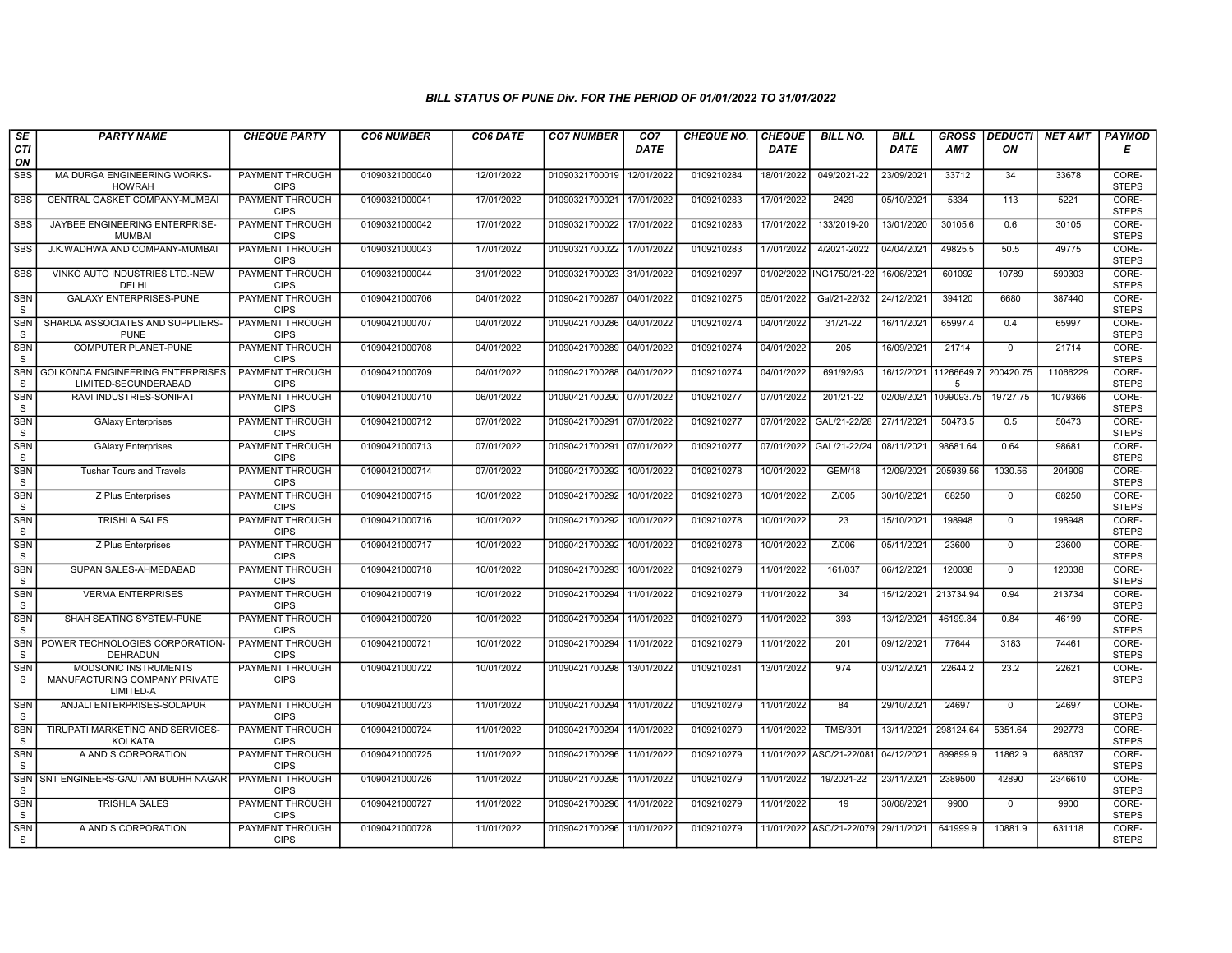## BILL STATUS OF PUNE Div. FOR THE PERIOD OF 01/01/2022 TO 31/01/2022

| SECTION | PARTY NAME | CHEQUE PARTY | CO6 NUMBER | CO6 DATE | CO7 NUMBER | CO7 DATE | CHEQUE NO. | CHEQUE DATE | BILL NO. | BILL DATE | GROSS AMT | DEDUCTION | NET AMT | PAYMODE |
|---|---|---|---|---|---|---|---|---|---|---|---|---|---|---|
| SBS | MA DURGA ENGINEERING WORKS-HOWRAH | PAYMENT THROUGH CIPS | 01090321000040 | 12/01/2022 | 01090321700019 | 12/01/2022 | 0109210284 | 18/01/2022 | 049/2021-22 | 23/09/2021 | 33712 | 34 | 33678 | CORE-STEPS |
| SBS | CENTRAL GASKET COMPANY-MUMBAI | PAYMENT THROUGH CIPS | 01090321000041 | 17/01/2022 | 01090321700021 | 17/01/2022 | 0109210283 | 17/01/2022 | 2429 | 05/10/2021 | 5334 | 113 | 5221 | CORE-STEPS |
| SBS | JAYBEE ENGINEERING ENTERPRISE-MUMBAI | PAYMENT THROUGH CIPS | 01090321000042 | 17/01/2022 | 01090321700022 | 17/01/2022 | 0109210283 | 17/01/2022 | 133/2019-20 | 13/01/2020 | 30105.6 | 0.6 | 30105 | CORE-STEPS |
| SBS | J.K.WADHWA AND COMPANY-MUMBAI | PAYMENT THROUGH CIPS | 01090321000043 | 17/01/2022 | 01090321700022 | 17/01/2022 | 0109210283 | 17/01/2022 | 4/2021-2022 | 04/04/2021 | 49825.5 | 50.5 | 49775 | CORE-STEPS |
| SBS | VINKO AUTO INDUSTRIES LTD.-NEW DELHI | PAYMENT THROUGH CIPS | 01090321000044 | 31/01/2022 | 01090321700023 | 31/01/2022 | 0109210297 | 01/02/2022 | ING1750/21-22 | 16/06/2021 | 601092 | 10789 | 590303 | CORE-STEPS |
| SBNS | GALAXY ENTERPRISES-PUNE | PAYMENT THROUGH CIPS | 01090421000706 | 04/01/2022 | 01090421700287 | 04/01/2022 | 0109210275 | 05/01/2022 | Gal/21-22/32 | 24/12/2021 | 394120 | 6680 | 387440 | CORE-STEPS |
| SBNS | SHARDA ASSOCIATES AND SUPPLIERS-PUNE | PAYMENT THROUGH CIPS | 01090421000707 | 04/01/2022 | 01090421700286 | 04/01/2022 | 0109210274 | 04/01/2022 | 31/21-22 | 16/11/2021 | 65997.4 | 0.4 | 65997 | CORE-STEPS |
| SBNS | COMPUTER PLANET-PUNE | PAYMENT THROUGH CIPS | 01090421000708 | 04/01/2022 | 01090421700289 | 04/01/2022 | 0109210274 | 04/01/2022 | 205 | 16/09/2021 | 21714 | 0 | 21714 | CORE-STEPS |
| SBNS | GOLKONDA ENGINEERING ENTERPRISES LIMITED-SECUNDERABAD | PAYMENT THROUGH CIPS | 01090421000709 | 04/01/2022 | 01090421700288 | 04/01/2022 | 0109210274 | 04/01/2022 | 691/92/93 | 16/12/2021 | 11266649.75 | 200420.75 | 11066229 | CORE-STEPS |
| SBNS | RAVI INDUSTRIES-SONIPAT | PAYMENT THROUGH CIPS | 01090421000710 | 06/01/2022 | 01090421700290 | 07/01/2022 | 0109210277 | 07/01/2022 | 201/21-22 | 02/09/2021 | 1099093.75 | 19727.75 | 1079366 | CORE-STEPS |
| SBNS | GAlaxy Enterprises | PAYMENT THROUGH CIPS | 01090421000712 | 07/01/2022 | 01090421700291 | 07/01/2022 | 0109210277 | 07/01/2022 | GAL/21-22/28 | 27/11/2021 | 50473.5 | 0.5 | 50473 | CORE-STEPS |
| SBNS | GAlaxy Enterprises | PAYMENT THROUGH CIPS | 01090421000713 | 07/01/2022 | 01090421700291 | 07/01/2022 | 0109210277 | 07/01/2022 | GAL/21-22/24 | 08/11/2021 | 98681.64 | 0.64 | 98681 | CORE-STEPS |
| SBNS | Tushar Tours and Travels | PAYMENT THROUGH CIPS | 01090421000714 | 07/01/2022 | 01090421700292 | 10/01/2022 | 0109210278 | 10/01/2022 | GEM/18 | 12/09/2021 | 205939.56 | 1030.56 | 204909 | CORE-STEPS |
| SBNS | Z Plus Enterprises | PAYMENT THROUGH CIPS | 01090421000715 | 10/01/2022 | 01090421700292 | 10/01/2022 | 0109210278 | 10/01/2022 | Z/005 | 30/10/2021 | 68250 | 0 | 68250 | CORE-STEPS |
| SBNS | TRISHLA SALES | PAYMENT THROUGH CIPS | 01090421000716 | 10/01/2022 | 01090421700292 | 10/01/2022 | 0109210278 | 10/01/2022 | 23 | 15/10/2021 | 198948 | 0 | 198948 | CORE-STEPS |
| SBNS | Z Plus Enterprises | PAYMENT THROUGH CIPS | 01090421000717 | 10/01/2022 | 01090421700292 | 10/01/2022 | 0109210278 | 10/01/2022 | Z/006 | 05/11/2021 | 23600 | 0 | 23600 | CORE-STEPS |
| SBNS | SUPAN SALES-AHMEDABAD | PAYMENT THROUGH CIPS | 01090421000718 | 10/01/2022 | 01090421700293 | 10/01/2022 | 0109210279 | 11/01/2022 | 161/037 | 06/12/2021 | 120038 | 0 | 120038 | CORE-STEPS |
| SBNS | VERMA ENTERPRISES | PAYMENT THROUGH CIPS | 01090421000719 | 10/01/2022 | 01090421700294 | 11/01/2022 | 0109210279 | 11/01/2022 | 34 | 15/12/2021 | 213734.94 | 0.94 | 213734 | CORE-STEPS |
| SBNS | SHAH SEATING SYSTEM-PUNE | PAYMENT THROUGH CIPS | 01090421000720 | 10/01/2022 | 01090421700294 | 11/01/2022 | 0109210279 | 11/01/2022 | 393 | 13/12/2021 | 46199.84 | 0.84 | 46199 | CORE-STEPS |
| SBNS | POWER TECHNOLOGIES CORPORATION-DEHRADUN | PAYMENT THROUGH CIPS | 01090421000721 | 10/01/2022 | 01090421700294 | 11/01/2022 | 0109210279 | 11/01/2022 | 201 | 09/12/2021 | 77644 | 3183 | 74461 | CORE-STEPS |
| SBNS | MODSONIC INSTRUMENTS MANUFACTURING COMPANY PRIVATE LIMITED-A | PAYMENT THROUGH CIPS | 01090421000722 | 10/01/2022 | 01090421700298 | 13/01/2022 | 0109210281 | 13/01/2022 | 974 | 03/12/2021 | 22644.2 | 23.2 | 22621 | CORE-STEPS |
| SBNS | ANJALI ENTERPRISES-SOLAPUR | PAYMENT THROUGH CIPS | 01090421000723 | 11/01/2022 | 01090421700294 | 11/01/2022 | 0109210279 | 11/01/2022 | 84 | 29/10/2021 | 24697 | 0 | 24697 | CORE-STEPS |
| SBNS | TIRUPATI MARKETING AND SERVICES-KOLKATA | PAYMENT THROUGH CIPS | 01090421000724 | 11/01/2022 | 01090421700294 | 11/01/2022 | 0109210279 | 11/01/2022 | TMS/301 | 13/11/2021 | 298124.64 | 5351.64 | 292773 | CORE-STEPS |
| SBNS | A AND S CORPORATION | PAYMENT THROUGH CIPS | 01090421000725 | 11/01/2022 | 01090421700296 | 11/01/2022 | 0109210279 | 11/01/2022 | ASC/21-22/081 | 04/12/2021 | 699899.9 | 11862.9 | 688037 | CORE-STEPS |
| SBNS | SNT ENGINEERS-GAUTAM BUDHH NAGAR | PAYMENT THROUGH CIPS | 01090421000726 | 11/01/2022 | 01090421700295 | 11/01/2022 | 0109210279 | 11/01/2022 | 19/2021-22 | 23/11/2021 | 2389500 | 42890 | 2346610 | CORE-STEPS |
| SBNS | TRISHLA SALES | PAYMENT THROUGH CIPS | 01090421000727 | 11/01/2022 | 01090421700296 | 11/01/2022 | 0109210279 | 11/01/2022 | 19 | 30/08/2021 | 9900 | 0 | 9900 | CORE-STEPS |
| SBNS | A AND S CORPORATION | PAYMENT THROUGH CIPS | 01090421000728 | 11/01/2022 | 01090421700296 | 11/01/2022 | 0109210279 | 11/01/2022 | ASC/21-22/079 | 29/11/2021 | 641999.9 | 10881.9 | 631118 | CORE-STEPS |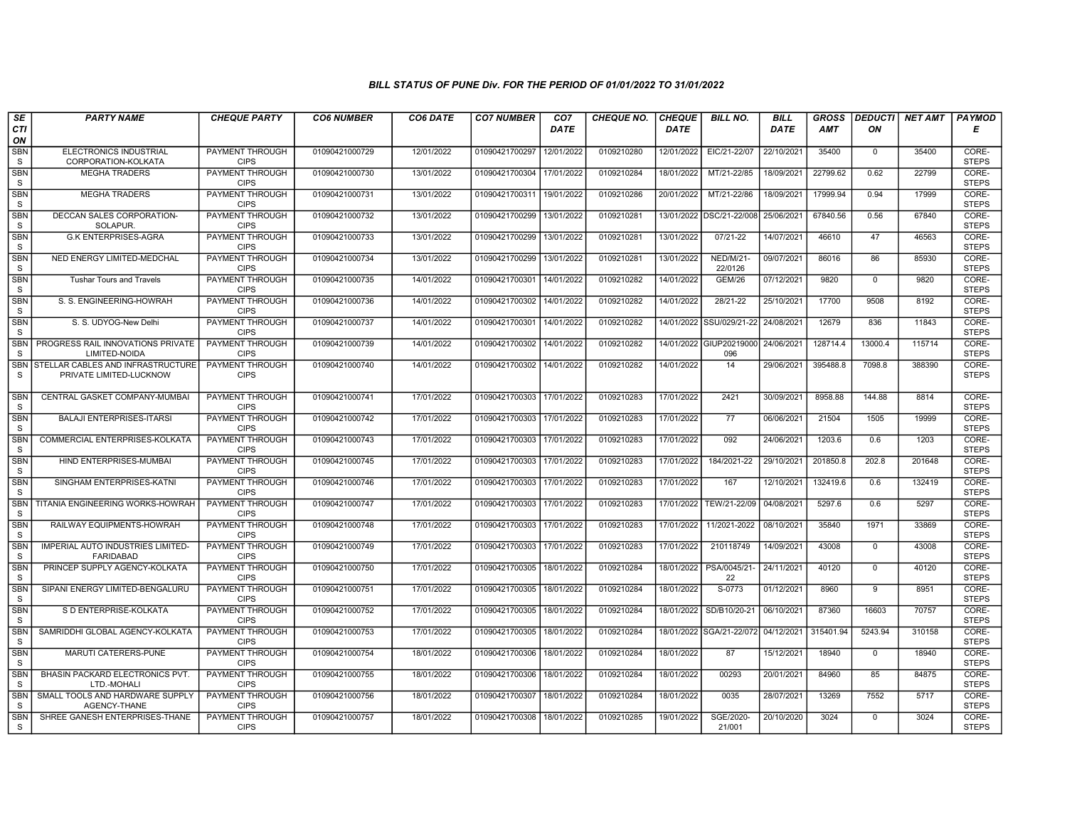### BILL STATUS OF PUNE Div. FOR THE PERIOD OF 01/01/2022 TO 31/01/2022

| SECTION | PARTY NAME | CHEQUE PARTY | CO6 NUMBER | CO6 DATE | CO7 NUMBER | CO7 DATE | CHEQUE NO. | CHEQUE DATE | BILL NO. | BILL DATE | GROSS AMT | DEDUCTION | NET AMT | PAYMODE |
|---|---|---|---|---|---|---|---|---|---|---|---|---|---|---|
| SBNS | ELECTRONICS INDUSTRIAL CORPORATION-KOLKATA | PAYMENT THROUGH CIPS | 01090421000729 | 12/01/2022 | 01090421700297 | 12/01/2022 | 0109210280 | 12/01/2022 | EIC/21-22/07 | 22/10/2021 | 35400 | 0 | 35400 | CORE-STEPS |
| SBNS | MEGHA TRADERS | PAYMENT THROUGH CIPS | 01090421000730 | 13/01/2022 | 01090421700304 | 17/01/2022 | 0109210284 | 18/01/2022 | MT/21-22/85 | 18/09/2021 | 22799.62 | 0.62 | 22799 | CORE-STEPS |
| SBNS | MEGHA TRADERS | PAYMENT THROUGH CIPS | 01090421000731 | 13/01/2022 | 01090421700311 | 19/01/2022 | 0109210286 | 20/01/2022 | MT/21-22/86 | 18/09/2021 | 17999.94 | 0.94 | 17999 | CORE-STEPS |
| SBNS | DECCAN SALES CORPORATION-SOLAPUR. | PAYMENT THROUGH CIPS | 01090421000732 | 13/01/2022 | 01090421700299 | 13/01/2022 | 0109210281 | 13/01/2022 | DSC/21-22/008 | 25/06/2021 | 67840.56 | 0.56 | 67840 | CORE-STEPS |
| SBNS | G.K ENTERPRISES-AGRA | PAYMENT THROUGH CIPS | 01090421000733 | 13/01/2022 | 01090421700299 | 13/01/2022 | 0109210281 | 13/01/2022 | 07/21-22 | 14/07/2021 | 46610 | 47 | 46563 | CORE-STEPS |
| SBNS | NED ENERGY LIMITED-MEDCHAL | PAYMENT THROUGH CIPS | 01090421000734 | 13/01/2022 | 01090421700299 | 13/01/2022 | 0109210281 | 13/01/2022 | NED/M/21-22/0126 | 09/07/2021 | 86016 | 86 | 85930 | CORE-STEPS |
| SBNS | Tushar Tours and Travels | PAYMENT THROUGH CIPS | 01090421000735 | 14/01/2022 | 01090421700301 | 14/01/2022 | 0109210282 | 14/01/2022 | GEM/26 | 07/12/2021 | 9820 | 0 | 9820 | CORE-STEPS |
| SBNS | S. S. ENGINEERING-HOWRAH | PAYMENT THROUGH CIPS | 01090421000736 | 14/01/2022 | 01090421700302 | 14/01/2022 | 0109210282 | 14/01/2022 | 28/21-22 | 25/10/2021 | 17700 | 9508 | 8192 | CORE-STEPS |
| SBNS | S. S. UDYOG-New Delhi | PAYMENT THROUGH CIPS | 01090421000737 | 14/01/2022 | 01090421700301 | 14/01/2022 | 0109210282 | 14/01/2022 | SSU/029/21-22 | 24/08/2021 | 12679 | 836 | 11843 | CORE-STEPS |
| SBNS | PROGRESS RAIL INNOVATIONS PRIVATE LIMITED-NOIDA | PAYMENT THROUGH CIPS | 01090421000739 | 14/01/2022 | 01090421700302 | 14/01/2022 | 0109210282 | 14/01/2022 | GIUP20219000096 | 24/06/2021 | 128714.4 | 13000.4 | 115714 | CORE-STEPS |
| SBNS | STELLAR CABLES AND INFRASTRUCTURE PRIVATE LIMITED-LUCKNOW | PAYMENT THROUGH CIPS | 01090421000740 | 14/01/2022 | 01090421700302 | 14/01/2022 | 0109210282 | 14/01/2022 | 14 | 29/06/2021 | 395488.8 | 7098.8 | 388390 | CORE-STEPS |
| SBNS | CENTRAL GASKET COMPANY-MUMBAI | PAYMENT THROUGH CIPS | 01090421000741 | 17/01/2022 | 01090421700303 | 17/01/2022 | 0109210283 | 17/01/2022 | 2421 | 30/09/2021 | 8958.88 | 144.88 | 8814 | CORE-STEPS |
| SBNS | BALAJI ENTERPRISES-ITARSI | PAYMENT THROUGH CIPS | 01090421000742 | 17/01/2022 | 01090421700303 | 17/01/2022 | 0109210283 | 17/01/2022 | 77 | 06/06/2021 | 21504 | 1505 | 19999 | CORE-STEPS |
| SBNS | COMMERCIAL ENTERPRISES-KOLKATA | PAYMENT THROUGH CIPS | 01090421000743 | 17/01/2022 | 01090421700303 | 17/01/2022 | 0109210283 | 17/01/2022 | 092 | 24/06/2021 | 1203.6 | 0.6 | 1203 | CORE-STEPS |
| SBNS | HIND ENTERPRISES-MUMBAI | PAYMENT THROUGH CIPS | 01090421000745 | 17/01/2022 | 01090421700303 | 17/01/2022 | 0109210283 | 17/01/2022 | 184/2021-22 | 29/10/2021 | 201850.8 | 202.8 | 201648 | CORE-STEPS |
| SBNS | SINGHAM ENTERPRISES-KATNI | PAYMENT THROUGH CIPS | 01090421000746 | 17/01/2022 | 01090421700303 | 17/01/2022 | 0109210283 | 17/01/2022 | 167 | 12/10/2021 | 132419.6 | 0.6 | 132419 | CORE-STEPS |
| SBNS | TITANIA ENGINEERING WORKS-HOWRAH | PAYMENT THROUGH CIPS | 01090421000747 | 17/01/2022 | 01090421700303 | 17/01/2022 | 0109210283 | 17/01/2022 | TEW/21-22/09 | 04/08/2021 | 5297.6 | 0.6 | 5297 | CORE-STEPS |
| SBNS | RAILWAY EQUIPMENTS-HOWRAH | PAYMENT THROUGH CIPS | 01090421000748 | 17/01/2022 | 01090421700303 | 17/01/2022 | 0109210283 | 17/01/2022 | 11/2021-2022 | 08/10/2021 | 35840 | 1971 | 33869 | CORE-STEPS |
| SBNS | IMPERIAL AUTO INDUSTRIES LIMITED-FARIDABAD | PAYMENT THROUGH CIPS | 01090421000749 | 17/01/2022 | 01090421700303 | 17/01/2022 | 0109210283 | 17/01/2022 | 210118749 | 14/09/2021 | 43008 | 0 | 43008 | CORE-STEPS |
| SBNS | PRINCEP SUPPLY AGENCY-KOLKATA | PAYMENT THROUGH CIPS | 01090421000750 | 17/01/2022 | 01090421700305 | 18/01/2022 | 0109210284 | 18/01/2022 | PSA/0045/21-22 | 24/11/2021 | 40120 | 0 | 40120 | CORE-STEPS |
| SBNS | SIPANI ENERGY LIMITED-BENGALURU | PAYMENT THROUGH CIPS | 01090421000751 | 17/01/2022 | 01090421700305 | 18/01/2022 | 0109210284 | 18/01/2022 | S-0773 | 01/12/2021 | 8960 | 9 | 8951 | CORE-STEPS |
| SBNS | S D ENTERPRISE-KOLKATA | PAYMENT THROUGH CIPS | 01090421000752 | 17/01/2022 | 01090421700305 | 18/01/2022 | 0109210284 | 18/01/2022 | SD/B10/20-21 | 06/10/2021 | 87360 | 16603 | 70757 | CORE-STEPS |
| SBNS | SAMRIDDHI GLOBAL AGENCY-KOLKATA | PAYMENT THROUGH CIPS | 01090421000753 | 17/01/2022 | 01090421700305 | 18/01/2022 | 0109210284 | 18/01/2022 | SGA/21-22/072 | 04/12/2021 | 315401.94 | 5243.94 | 310158 | CORE-STEPS |
| SBNS | MARUTI CATERERS-PUNE | PAYMENT THROUGH CIPS | 01090421000754 | 18/01/2022 | 01090421700306 | 18/01/2022 | 0109210284 | 18/01/2022 | 87 | 15/12/2021 | 18940 | 0 | 18940 | CORE-STEPS |
| SBNS | BHASIN PACKARD ELECTRONICS PVT. LTD.-MOHALI | PAYMENT THROUGH CIPS | 01090421000755 | 18/01/2022 | 01090421700306 | 18/01/2022 | 0109210284 | 18/01/2022 | 00293 | 20/01/2021 | 84960 | 85 | 84875 | CORE-STEPS |
| SBNS | SMALL TOOLS AND HARDWARE SUPPLY AGENCY-THANE | PAYMENT THROUGH CIPS | 01090421000756 | 18/01/2022 | 01090421700307 | 18/01/2022 | 0109210284 | 18/01/2022 | 0035 | 28/07/2021 | 13269 | 7552 | 5717 | CORE-STEPS |
| SBNS | SHREE GANESH ENTERPRISES-THANE | PAYMENT THROUGH CIPS | 01090421000757 | 18/01/2022 | 01090421700308 | 18/01/2022 | 0109210285 | 19/01/2022 | SGE/2020-21/001 | 20/10/2020 | 3024 | 0 | 3024 | CORE-STEPS |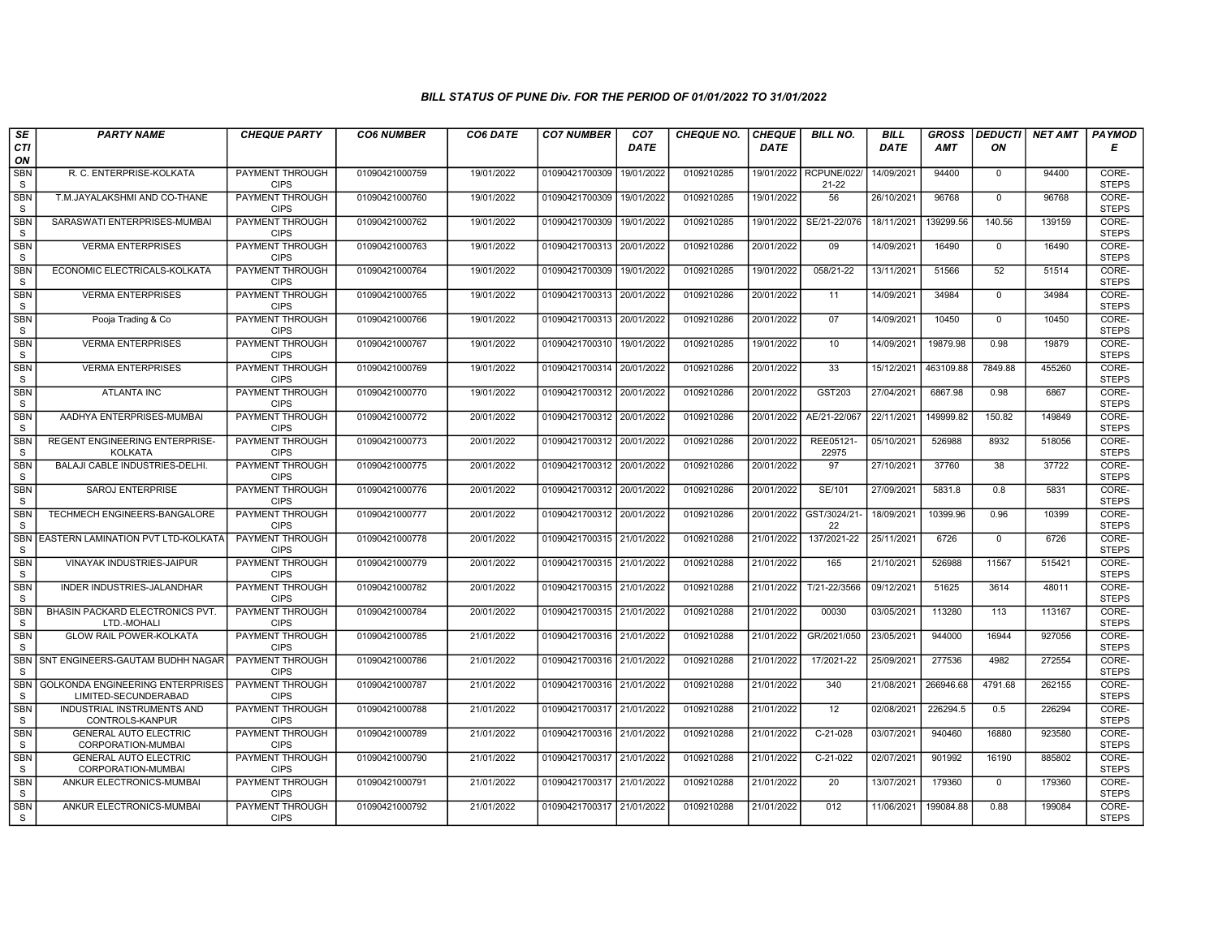### BILL STATUS OF PUNE Div. FOR THE PERIOD OF 01/01/2022 TO 31/01/2022

| SECTION | PARTY NAME | CHEQUE PARTY | CO6 NUMBER | CO6 DATE | CO7 NUMBER | CO7 DATE | CHEQUE NO. | CHEQUE DATE | BILL NO. | BILL DATE | GROSS AMT | DEDUCTION | NET AMT | PAYMODE |
|---|---|---|---|---|---|---|---|---|---|---|---|---|---|---|
| SBNS | R. C. ENTERPRISE-KOLKATA | PAYMENT THROUGH CIPS | 01090421000759 | 19/01/2022 | 01090421700309 | 19/01/2022 | 0109210285 | 19/01/2022 | RCPUNE/022/ 21-22 | 14/09/2021 | 94400 | 0 | 94400 | CORE-STEPS |
| SBNS | T.M.JAYALAKSHMI AND CO-THANE | PAYMENT THROUGH CIPS | 01090421000760 | 19/01/2022 | 01090421700309 | 19/01/2022 | 0109210285 | 19/01/2022 | 56 | 26/10/2021 | 96768 | 0 | 96768 | CORE-STEPS |
| SBNS | SARASWATI ENTERPRISES-MUMBAI | PAYMENT THROUGH CIPS | 01090421000762 | 19/01/2022 | 01090421700309 | 19/01/2022 | 0109210285 | 19/01/2022 | SE/21-22/076 | 18/11/2021 | 139299.56 | 140.56 | 139159 | CORE-STEPS |
| SBNS | VERMA ENTERPRISES | PAYMENT THROUGH CIPS | 01090421000763 | 19/01/2022 | 01090421700313 | 20/01/2022 | 0109210286 | 20/01/2022 | 09 | 14/09/2021 | 16490 | 0 | 16490 | CORE-STEPS |
| SBNS | ECONOMIC ELECTRICALS-KOLKATA | PAYMENT THROUGH CIPS | 01090421000764 | 19/01/2022 | 01090421700309 | 19/01/2022 | 0109210285 | 19/01/2022 | 058/21-22 | 13/11/2021 | 51566 | 52 | 51514 | CORE-STEPS |
| SBNS | VERMA ENTERPRISES | PAYMENT THROUGH CIPS | 01090421000765 | 19/01/2022 | 01090421700313 | 20/01/2022 | 0109210286 | 20/01/2022 | 11 | 14/09/2021 | 34984 | 0 | 34984 | CORE-STEPS |
| SBNS | Pooja Trading & Co | PAYMENT THROUGH CIPS | 01090421000766 | 19/01/2022 | 01090421700313 | 20/01/2022 | 0109210286 | 20/01/2022 | 07 | 14/09/2021 | 10450 | 0 | 10450 | CORE-STEPS |
| SBNS | VERMA ENTERPRISES | PAYMENT THROUGH CIPS | 01090421000767 | 19/01/2022 | 01090421700310 | 19/01/2022 | 0109210285 | 19/01/2022 | 10 | 14/09/2021 | 19879.98 | 0.98 | 19879 | CORE-STEPS |
| SBNS | VERMA ENTERPRISES | PAYMENT THROUGH CIPS | 01090421000769 | 19/01/2022 | 01090421700314 | 20/01/2022 | 0109210286 | 20/01/2022 | 33 | 15/12/2021 | 463109.88 | 7849.88 | 455260 | CORE-STEPS |
| SBNS | ATLANTA INC | PAYMENT THROUGH CIPS | 01090421000770 | 19/01/2022 | 01090421700312 | 20/01/2022 | 0109210286 | 20/01/2022 | GST203 | 27/04/2021 | 6867.98 | 0.98 | 6867 | CORE-STEPS |
| SBNS | AADHYA ENTERPRISES-MUMBAI | PAYMENT THROUGH CIPS | 01090421000772 | 20/01/2022 | 01090421700312 | 20/01/2022 | 0109210286 | 20/01/2022 | AE/21-22/067 | 22/11/2021 | 149999.82 | 150.82 | 149849 | CORE-STEPS |
| SBNS | REGENT ENGINEERING ENTERPRISE-KOLKATA | PAYMENT THROUGH CIPS | 01090421000773 | 20/01/2022 | 01090421700312 | 20/01/2022 | 0109210286 | 20/01/2022 | REE05121-22975 | 05/10/2021 | 526988 | 8932 | 518056 | CORE-STEPS |
| SBNS | BALAJI CABLE INDUSTRIES-DELHI. | PAYMENT THROUGH CIPS | 01090421000775 | 20/01/2022 | 01090421700312 | 20/01/2022 | 0109210286 | 20/01/2022 | 97 | 27/10/2021 | 37760 | 38 | 37722 | CORE-STEPS |
| SBNS | SAROJ ENTERPRISE | PAYMENT THROUGH CIPS | 01090421000776 | 20/01/2022 | 01090421700312 | 20/01/2022 | 0109210286 | 20/01/2022 | SE/101 | 27/09/2021 | 5831.8 | 0.8 | 5831 | CORE-STEPS |
| SBNS | TECHMECH ENGINEERS-BANGALORE | PAYMENT THROUGH CIPS | 01090421000777 | 20/01/2022 | 01090421700312 | 20/01/2022 | 0109210286 | 20/01/2022 | GST/3024/21-22 | 18/09/2021 | 10399.96 | 0.96 | 10399 | CORE-STEPS |
| SBNS | EASTERN LAMINATION PVT LTD-KOLKATA | PAYMENT THROUGH CIPS | 01090421000778 | 20/01/2022 | 01090421700315 | 21/01/2022 | 0109210288 | 21/01/2022 | 137/2021-22 | 25/11/2021 | 6726 | 0 | 6726 | CORE-STEPS |
| SBNS | VINAYAK INDUSTRIES-JAIPUR | PAYMENT THROUGH CIPS | 01090421000779 | 20/01/2022 | 01090421700315 | 21/01/2022 | 0109210288 | 21/01/2022 | 165 | 21/10/2021 | 526988 | 11567 | 515421 | CORE-STEPS |
| SBNS | INDER INDUSTRIES-JALANDHAR | PAYMENT THROUGH CIPS | 01090421000782 | 20/01/2022 | 01090421700315 | 21/01/2022 | 0109210288 | 21/01/2022 | T/21-22/3566 | 09/12/2021 | 51625 | 3614 | 48011 | CORE-STEPS |
| SBNS | BHASIN PACKARD ELECTRONICS PVT. LTD.-MOHALI | PAYMENT THROUGH CIPS | 01090421000784 | 20/01/2022 | 01090421700315 | 21/01/2022 | 0109210288 | 21/01/2022 | 00030 | 03/05/2021 | 113280 | 113 | 113167 | CORE-STEPS |
| SBNS | GLOW RAIL POWER-KOLKATA | PAYMENT THROUGH CIPS | 01090421000785 | 21/01/2022 | 01090421700316 | 21/01/2022 | 0109210288 | 21/01/2022 | GR/2021/050 | 23/05/2021 | 944000 | 16944 | 927056 | CORE-STEPS |
| SBNS | SNT ENGINEERS-GAUTAM BUDHH NAGAR | PAYMENT THROUGH CIPS | 01090421000786 | 21/01/2022 | 01090421700316 | 21/01/2022 | 0109210288 | 21/01/2022 | 17/2021-22 | 25/09/2021 | 277536 | 4982 | 272554 | CORE-STEPS |
| SBNS | GOLKONDA ENGINEERING ENTERPRISES LIMITED-SECUNDERABAD | PAYMENT THROUGH CIPS | 01090421000787 | 21/01/2022 | 01090421700316 | 21/01/2022 | 0109210288 | 21/01/2022 | 340 | 21/08/2021 | 266946.68 | 4791.68 | 262155 | CORE-STEPS |
| SBNS | INDUSTRIAL INSTRUMENTS AND CONTROLS-KANPUR | PAYMENT THROUGH CIPS | 01090421000788 | 21/01/2022 | 01090421700317 | 21/01/2022 | 0109210288 | 21/01/2022 | 12 | 02/08/2021 | 226294.5 | 0.5 | 226294 | CORE-STEPS |
| SBNS | GENERAL AUTO ELECTRIC CORPORATION-MUMBAI | PAYMENT THROUGH CIPS | 01090421000789 | 21/01/2022 | 01090421700316 | 21/01/2022 | 0109210288 | 21/01/2022 | C-21-028 | 03/07/2021 | 940460 | 16880 | 923580 | CORE-STEPS |
| SBNS | GENERAL AUTO ELECTRIC CORPORATION-MUMBAI | PAYMENT THROUGH CIPS | 01090421000790 | 21/01/2022 | 01090421700317 | 21/01/2022 | 0109210288 | 21/01/2022 | C-21-022 | 02/07/2021 | 901992 | 16190 | 885802 | CORE-STEPS |
| SBNS | ANKUR ELECTRONICS-MUMBAI | PAYMENT THROUGH CIPS | 01090421000791 | 21/01/2022 | 01090421700317 | 21/01/2022 | 0109210288 | 21/01/2022 | 20 | 13/07/2021 | 179360 | 0 | 179360 | CORE-STEPS |
| SBNS | ANKUR ELECTRONICS-MUMBAI | PAYMENT THROUGH CIPS | 01090421000792 | 21/01/2022 | 01090421700317 | 21/01/2022 | 0109210288 | 21/01/2022 | 012 | 11/06/2021 | 199084.88 | 0.88 | 199084 | CORE-STEPS |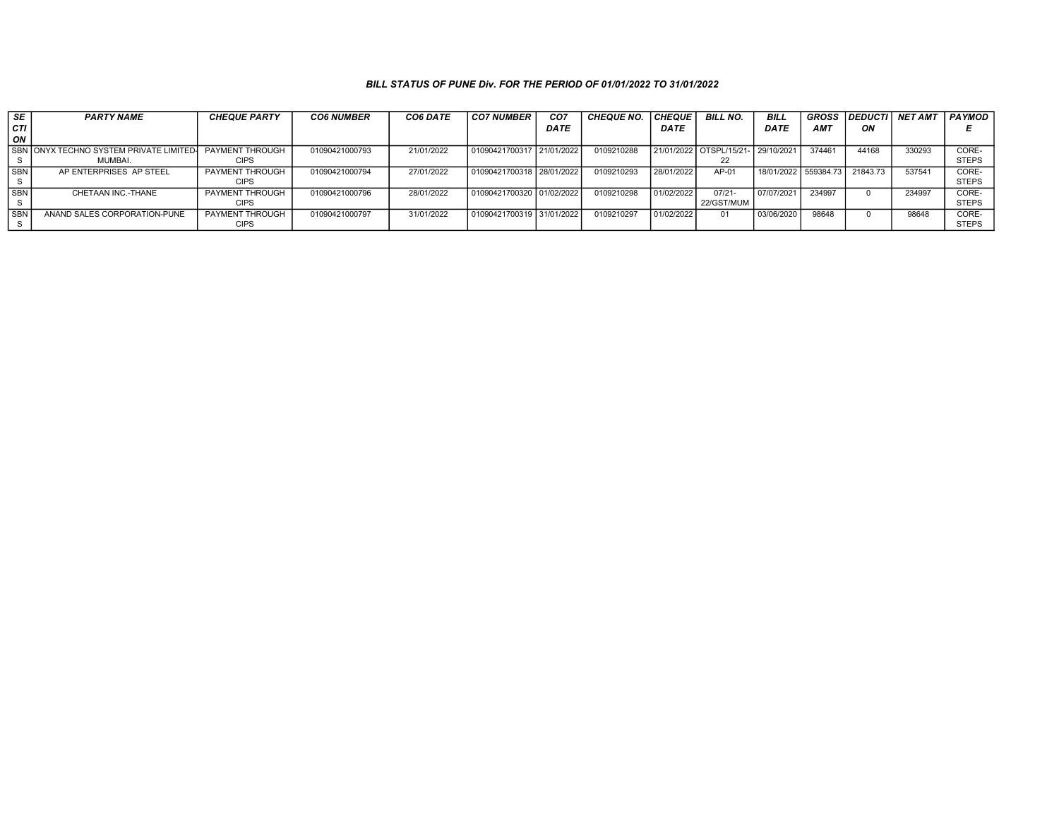### BILL STATUS OF PUNE Div. FOR THE PERIOD OF 01/01/2022 TO 31/01/2022

| SECTION | PARTY NAME | CHEQUE PARTY | CO6 NUMBER | CO6 DATE | CO7 NUMBER | CO7 DATE | CHEQUE NO. | CHEQUE DATE | BILL NO. | BILL DATE | GROSS AMT | DEDUCTION | NET AMT | PAYMODE |
|---|---|---|---|---|---|---|---|---|---|---|---|---|---|---|
| SBNS | ONYX TECHNO SYSTEM PRIVATE LIMITED-MUMBAI. | PAYMENT THROUGH CIPS | 01090421000793 | 21/01/2022 | 01090421700317 | 21/01/2022 | 0109210288 | 21/01/2022 | OTSPL/15/21-22 | 29/10/2021 | 374461 | 44168 | 330293 | CORE-STEPS |
| SBNS | AP ENTERPRISES AP STEEL | PAYMENT THROUGH CIPS | 01090421000794 | 27/01/2022 | 01090421700318 | 28/01/2022 | 0109210293 | 28/01/2022 | AP-01 | 18/01/2022 | 559384.73 | 21843.73 | 537541 | CORE-STEPS |
| SBNS | CHETAAN INC.-THANE | PAYMENT THROUGH CIPS | 01090421000796 | 28/01/2022 | 01090421700320 | 01/02/2022 | 0109210298 | 01/02/2022 | 07/21-22/GST/MUM | 07/07/2021 | 234997 | 0 | 234997 | CORE-STEPS |
| SBNS | ANAND SALES CORPORATION-PUNE | PAYMENT THROUGH CIPS | 01090421000797 | 31/01/2022 | 01090421700319 | 31/01/2022 | 0109210297 | 01/02/2022 | 01 | 03/06/2020 | 98648 | 0 | 98648 | CORE-STEPS |